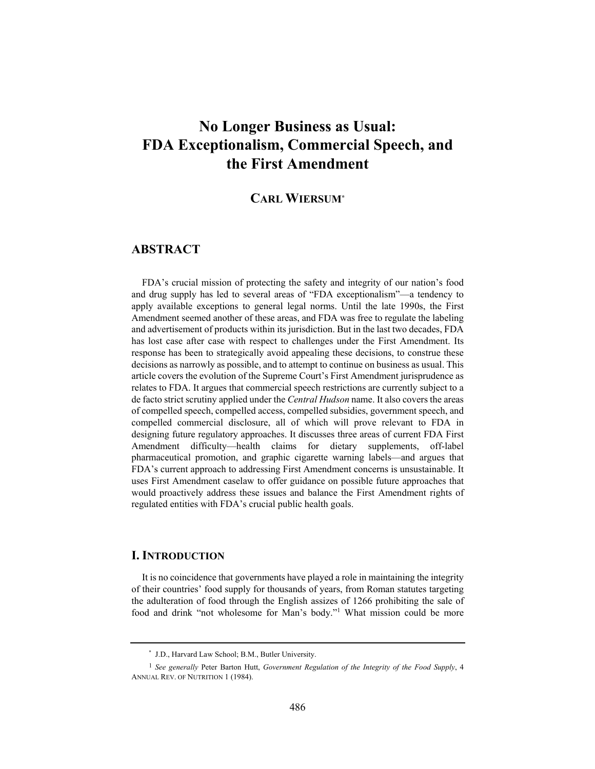# No Longer Business as Usual: FDA Exceptionalism, Commercial Speech, and the First Amendment

**CARL WIERSUM**[*]

## ABSTRACT

FDA's crucial mission of protecting the safety and integrity of our nation's food and drug supply has led to several areas of "FDA exceptionalism"—a tendency to apply available exceptions to general legal norms. Until the late 1990s, the First Amendment seemed another of these areas, and FDA was free to regulate the labeling and advertisement of products within its jurisdiction. But in the last two decades, FDA has lost case after case with respect to challenges under the First Amendment. Its response has been to strategically avoid appealing these decisions, to construe these decisions as narrowly as possible, and to attempt to continue on business as usual. This article covers the evolution of the Supreme Court's First Amendment jurisprudence as relates to FDA. It argues that commercial speech restrictions are currently subject to a de facto strict scrutiny applied under the *Central Hudson* name. It also covers the areas of compelled speech, compelled access, compelled subsidies, government speech, and compelled commercial disclosure, all of which will prove relevant to FDA in designing future regulatory approaches. It discusses three areas of current FDA First Amendment difficulty—health claims for dietary supplements, off-label pharmaceutical promotion, and graphic cigarette warning labels—and argues that FDA's current approach to addressing First Amendment concerns is unsustainable. It uses First Amendment caselaw to offer guidance on possible future approaches that would proactively address these issues and balance the First Amendment rights of regulated entities with FDA's crucial public health goals.

## I. INTRODUCTION

It is no coincidence that governments have played a role in maintaining the integrity of their countries' food supply for thousands of years, from Roman statutes targeting the adulteration of food through the English assizes of 1266 prohibiting the sale of food and drink "not wholesome for Man's body."[1] What mission could be more

---

[*] J.D., Harvard Law School; B.M., Butler University.

[1] *See generally* Peter Barton Hutt, *Government Regulation of the Integrity of the Food Supply*, 4 ANNUAL REV. OF NUTRITION 1 (1984).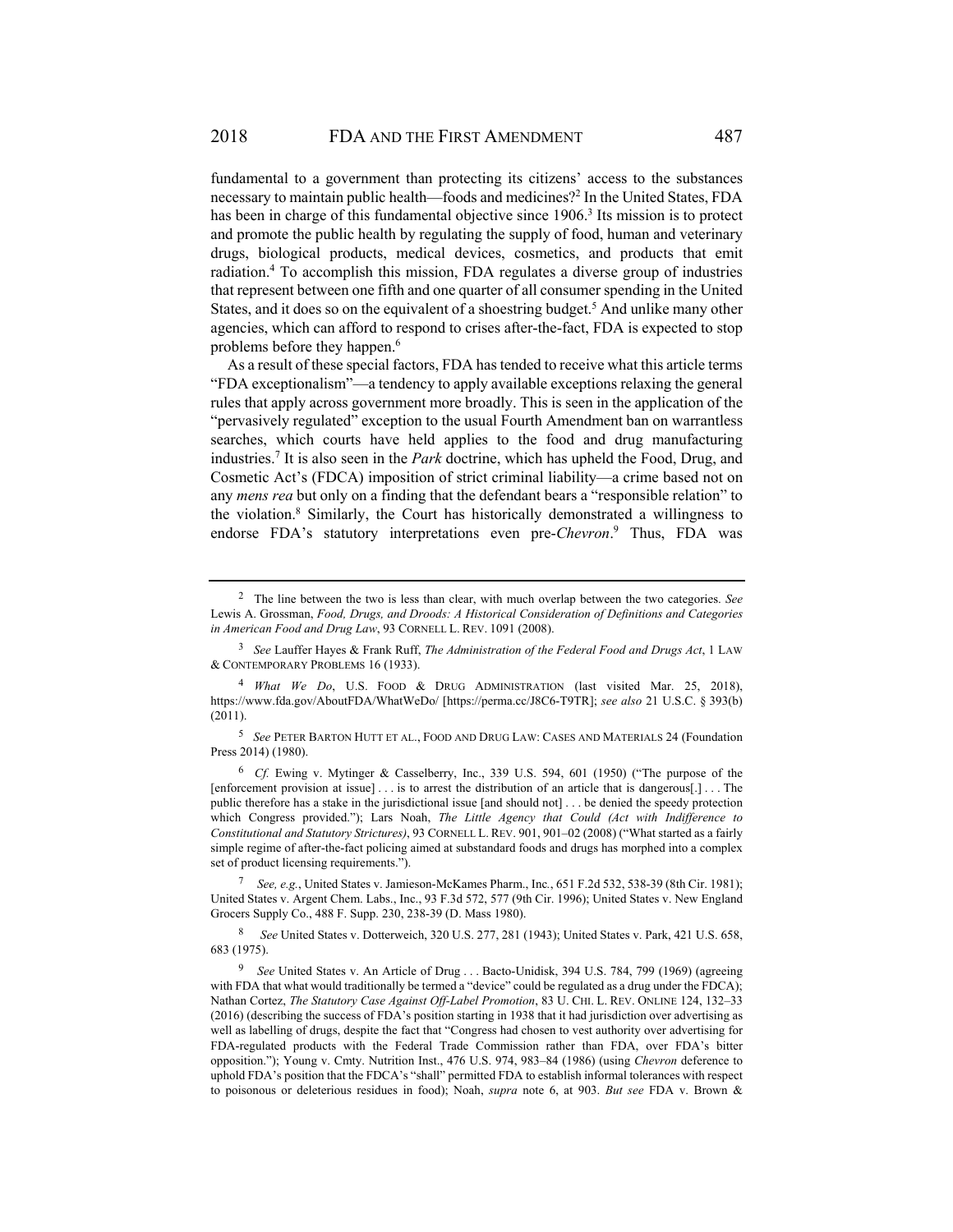fundamental to a government than protecting its citizens' access to the substances necessary to maintain public health—foods and medicines?[2] In the United States, FDA has been in charge of this fundamental objective since 1906.[3] Its mission is to protect and promote the public health by regulating the supply of food, human and veterinary drugs, biological products, medical devices, cosmetics, and products that emit radiation.[4] To accomplish this mission, FDA regulates a diverse group of industries that represent between one fifth and one quarter of all consumer spending in the United States, and it does so on the equivalent of a shoestring budget.[5] And unlike many other agencies, which can afford to respond to crises after-the-fact, FDA is expected to stop problems before they happen.[6]

As a result of these special factors, FDA has tended to receive what this article terms "FDA exceptionalism"—a tendency to apply available exceptions relaxing the general rules that apply across government more broadly. This is seen in the application of the "pervasively regulated" exception to the usual Fourth Amendment ban on warrantless searches, which courts have held applies to the food and drug manufacturing industries.[7] It is also seen in the *Park* doctrine, which has upheld the Food, Drug, and Cosmetic Act's (FDCA) imposition of strict criminal liability—a crime based not on any *mens rea* but only on a finding that the defendant bears a "responsible relation" to the violation.[8] Similarly, the Court has historically demonstrated a willingness to endorse FDA's statutory interpretations even pre-*Chevron*.[9] Thus, FDA was

---

[2] The line between the two is less than clear, with much overlap between the two categories. *See* Lewis A. Grossman, *Food, Drugs, and Droods: A Historical Consideration of Definitions and Categories in American Food and Drug Law*, 93 CORNELL L. REV. 1091 (2008).

[3] *See* Lauffer Hayes & Frank Ruff, *The Administration of the Federal Food and Drugs Act*, 1 LAW & CONTEMPORARY PROBLEMS 16 (1933).

[4] *What We Do*, U.S. FOOD & DRUG ADMINISTRATION (last visited Mar. 25, 2018), https://www.fda.gov/AboutFDA/WhatWeDo/ [https://perma.cc/J8C6-T9TR]; *see also* 21 U.S.C. § 393(b) (2011).

[5] *See* PETER BARTON HUTT ET AL., FOOD AND DRUG LAW: CASES AND MATERIALS 24 (Foundation Press 2014) (1980).

[6] *Cf.* Ewing v. Mytinger & Casselberry, Inc., 339 U.S. 594, 601 (1950) ("The purpose of the [enforcement provision at issue] . . . is to arrest the distribution of an article that is dangerous[.] . . . The public therefore has a stake in the jurisdictional issue [and should not] . . . be denied the speedy protection which Congress provided."); Lars Noah, *The Little Agency that Could (Act with Indifference to Constitutional and Statutory Strictures)*, 93 CORNELL L. REV. 901, 901–02 (2008) ("What started as a fairly simple regime of after-the-fact policing aimed at substandard foods and drugs has morphed into a complex set of product licensing requirements.").

[7] *See, e.g.*, United States v. Jamieson-McKames Pharm., Inc., 651 F.2d 532, 538-39 (8th Cir. 1981); United States v. Argent Chem. Labs., Inc., 93 F.3d 572, 577 (9th Cir. 1996); United States v. New England Grocers Supply Co., 488 F. Supp. 230, 238-39 (D. Mass 1980).

[8] *See* United States v. Dotterweich, 320 U.S. 277, 281 (1943); United States v. Park, 421 U.S. 658, 683 (1975).

[9] *See* United States v. An Article of Drug . . . Bacto-Unidisk, 394 U.S. 784, 799 (1969) (agreeing with FDA that what would traditionally be termed a "device" could be regulated as a drug under the FDCA); Nathan Cortez, *The Statutory Case Against Off-Label Promotion*, 83 U. CHI. L. REV. ONLINE 124, 132–33 (2016) (describing the success of FDA's position starting in 1938 that it had jurisdiction over advertising as well as labelling of drugs, despite the fact that "Congress had chosen to vest authority over advertising for FDA-regulated products with the Federal Trade Commission rather than FDA, over FDA's bitter opposition."); Young v. Cmty. Nutrition Inst., 476 U.S. 974, 983–84 (1986) (using *Chevron* deference to uphold FDA's position that the FDCA's "shall" permitted FDA to establish informal tolerances with respect to poisonous or deleterious residues in food); Noah, *supra* note 6, at 903. *But see* FDA v. Brown &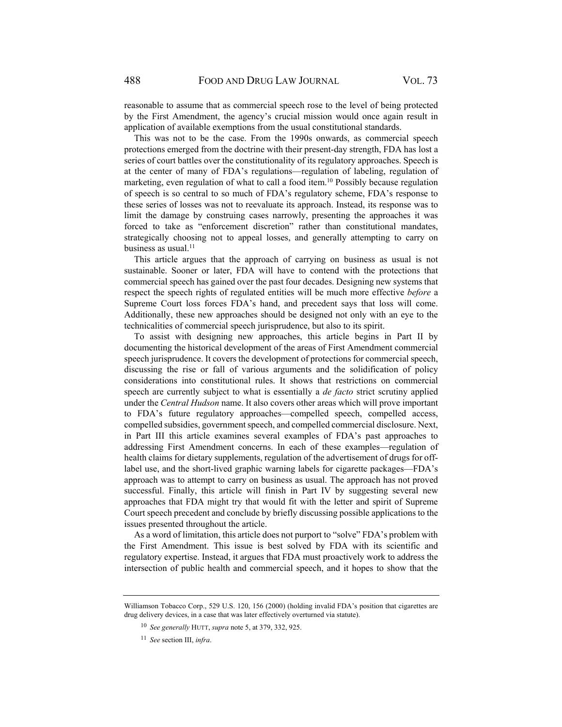reasonable to assume that as commercial speech rose to the level of being protected by the First Amendment, the agency's crucial mission would once again result in application of available exemptions from the usual constitutional standards.

This was not to be the case. From the 1990s onwards, as commercial speech protections emerged from the doctrine with their present-day strength, FDA has lost a series of court battles over the constitutionality of its regulatory approaches. Speech is at the center of many of FDA's regulations—regulation of labeling, regulation of marketing, even regulation of what to call a food item.[10] Possibly because regulation of speech is so central to so much of FDA's regulatory scheme, FDA's response to these series of losses was not to reevaluate its approach. Instead, its response was to limit the damage by construing cases narrowly, presenting the approaches it was forced to take as "enforcement discretion" rather than constitutional mandates, strategically choosing not to appeal losses, and generally attempting to carry on business as usual.[11]

This article argues that the approach of carrying on business as usual is not sustainable. Sooner or later, FDA will have to contend with the protections that commercial speech has gained over the past four decades. Designing new systems that respect the speech rights of regulated entities will be much more effective *before* a Supreme Court loss forces FDA's hand, and precedent says that loss will come. Additionally, these new approaches should be designed not only with an eye to the technicalities of commercial speech jurisprudence, but also to its spirit.

To assist with designing new approaches, this article begins in Part II by documenting the historical development of the areas of First Amendment commercial speech jurisprudence. It covers the development of protections for commercial speech, discussing the rise or fall of various arguments and the solidification of policy considerations into constitutional rules. It shows that restrictions on commercial speech are currently subject to what is essentially a *de facto* strict scrutiny applied under the *Central Hudson* name. It also covers other areas which will prove important to FDA's future regulatory approaches—compelled speech, compelled access, compelled subsidies, government speech, and compelled commercial disclosure. Next, in Part III this article examines several examples of FDA's past approaches to addressing First Amendment concerns. In each of these examples—regulation of health claims for dietary supplements, regulation of the advertisement of drugs for off-label use, and the short-lived graphic warning labels for cigarette packages—FDA's approach was to attempt to carry on business as usual. The approach has not proved successful. Finally, this article will finish in Part IV by suggesting several new approaches that FDA might try that would fit with the letter and spirit of Supreme Court speech precedent and conclude by briefly discussing possible applications to the issues presented throughout the article.

As a word of limitation, this article does not purport to "solve" FDA's problem with the First Amendment. This issue is best solved by FDA with its scientific and regulatory expertise. Instead, it argues that FDA must proactively work to address the intersection of public health and commercial speech, and it hopes to show that the

---

Williamson Tobacco Corp., 529 U.S. 120, 156 (2000) (holding invalid FDA's position that cigarettes are drug delivery devices, in a case that was later effectively overturned via statute).

[10] *See generally* HUTT, *supra* note 5, at 379, 332, 925.

[11] *See* section III, *infra*.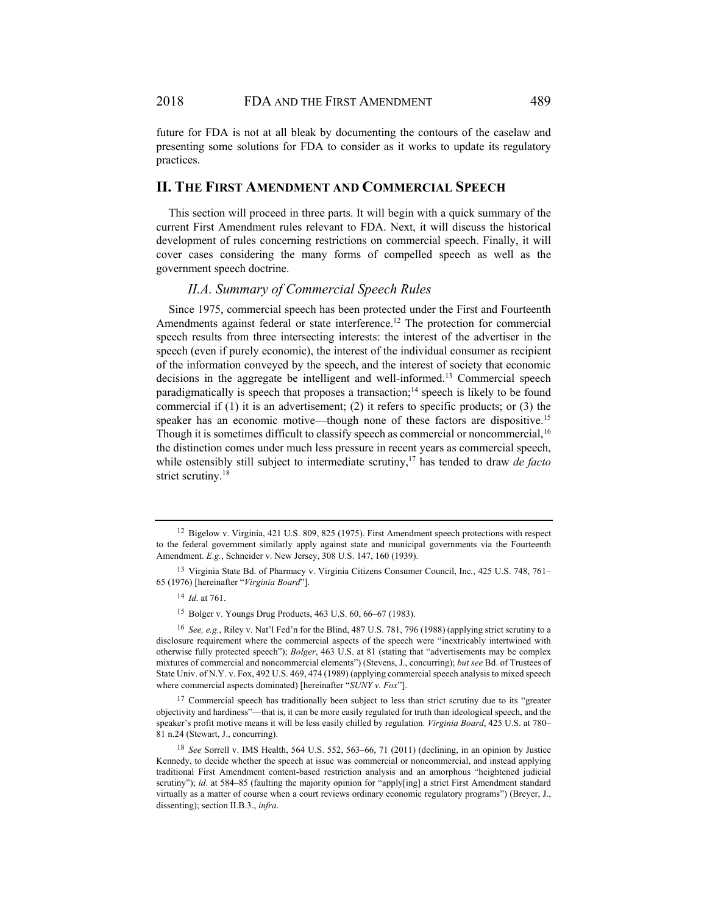future for FDA is not at all bleak by documenting the contours of the caselaw and presenting some solutions for FDA to consider as it works to update its regulatory practices.

## II. The First Amendment and Commercial Speech

This section will proceed in three parts. It will begin with a quick summary of the current First Amendment rules relevant to FDA. Next, it will discuss the historical development of rules concerning restrictions on commercial speech. Finally, it will cover cases considering the many forms of compelled speech as well as the government speech doctrine.

### *II.A. Summary of Commercial Speech Rules*

Since 1975, commercial speech has been protected under the First and Fourteenth Amendments against federal or state interference.[12] The protection for commercial speech results from three intersecting interests: the interest of the advertiser in the speech (even if purely economic), the interest of the individual consumer as recipient of the information conveyed by the speech, and the interest of society that economic decisions in the aggregate be intelligent and well-informed.[13] Commercial speech paradigmatically is speech that proposes a transaction;[14] speech is likely to be found commercial if (1) it is an advertisement; (2) it refers to specific products; or (3) the speaker has an economic motive—though none of these factors are dispositive.[15] Though it is sometimes difficult to classify speech as commercial or noncommercial,[16] the distinction comes under much less pressure in recent years as commercial speech, while ostensibly still subject to intermediate scrutiny,[17] has tended to draw *de facto* strict scrutiny.[18]

---

[12] Bigelow v. Virginia, 421 U.S. 809, 825 (1975). First Amendment speech protections with respect to the federal government similarly apply against state and municipal governments via the Fourteenth Amendment. *E.g.*, Schneider v. New Jersey, 308 U.S. 147, 160 (1939).

[13] Virginia State Bd. of Pharmacy v. Virginia Citizens Consumer Council, Inc., 425 U.S. 748, 761–65 (1976) [hereinafter "*Virginia Board*"].

[14] *Id.* at 761.

[15] Bolger v. Youngs Drug Products, 463 U.S. 60, 66–67 (1983).

[16] *See, e.g.*, Riley v. Nat'l Fed'n for the Blind, 487 U.S. 781, 796 (1988) (applying strict scrutiny to a disclosure requirement where the commercial aspects of the speech were "inextricably intertwined with otherwise fully protected speech"); *Bolger*, 463 U.S. at 81 (stating that "advertisements may be complex mixtures of commercial and noncommercial elements") (Stevens, J., concurring); *but see* Bd. of Trustees of State Univ. of N.Y. v. Fox, 492 U.S. 469, 474 (1989) (applying commercial speech analysis to mixed speech where commercial aspects dominated) [hereinafter "*SUNY v. Fox*"].

[17] Commercial speech has traditionally been subject to less than strict scrutiny due to its "greater objectivity and hardiness"—that is, it can be more easily regulated for truth than ideological speech, and the speaker's profit motive means it will be less easily chilled by regulation. *Virginia Board*, 425 U.S. at 780–81 n.24 (Stewart, J., concurring).

[18] *See* Sorrell v. IMS Health, 564 U.S. 552, 563–66, 71 (2011) (declining, in an opinion by Justice Kennedy, to decide whether the speech at issue was commercial or noncommercial, and instead applying traditional First Amendment content-based restriction analysis and an amorphous "heightened judicial scrutiny"); *id.* at 584–85 (faulting the majority opinion for "apply[ing] a strict First Amendment standard virtually as a matter of course when a court reviews ordinary economic regulatory programs") (Breyer, J., dissenting); section II.B.3., *infra*.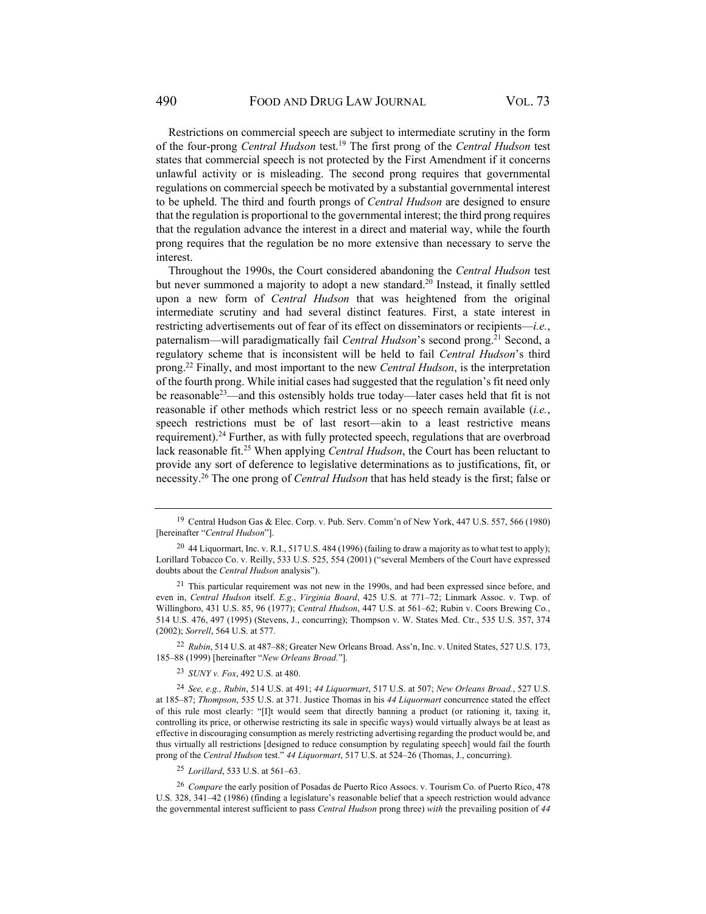Restrictions on commercial speech are subject to intermediate scrutiny in the form of the four-prong *Central Hudson* test.[19] The first prong of the *Central Hudson* test states that commercial speech is not protected by the First Amendment if it concerns unlawful activity or is misleading. The second prong requires that governmental regulations on commercial speech be motivated by a substantial governmental interest to be upheld. The third and fourth prongs of *Central Hudson* are designed to ensure that the regulation is proportional to the governmental interest; the third prong requires that the regulation advance the interest in a direct and material way, while the fourth prong requires that the regulation be no more extensive than necessary to serve the interest.

Throughout the 1990s, the Court considered abandoning the *Central Hudson* test but never summoned a majority to adopt a new standard.[20] Instead, it finally settled upon a new form of *Central Hudson* that was heightened from the original intermediate scrutiny and had several distinct features. First, a state interest in restricting advertisements out of fear of its effect on disseminators or recipients—*i.e.*, paternalism—will paradigmatically fail *Central Hudson*'s second prong.[21] Second, a regulatory scheme that is inconsistent will be held to fail *Central Hudson*'s third prong.[22] Finally, and most important to the new *Central Hudson*, is the interpretation of the fourth prong. While initial cases had suggested that the regulation's fit need only be reasonable[23]—and this ostensibly holds true today—later cases held that fit is not reasonable if other methods which restrict less or no speech remain available (*i.e.*, speech restrictions must be of last resort—akin to a least restrictive means requirement).[24] Further, as with fully protected speech, regulations that are overbroad lack reasonable fit.[25] When applying *Central Hudson*, the Court has been reluctant to provide any sort of deference to legislative determinations as to justifications, fit, or necessity.[26] The one prong of *Central Hudson* that has held steady is the first; false or

---

[19] Central Hudson Gas & Elec. Corp. v. Pub. Serv. Comm'n of New York, 447 U.S. 557, 566 (1980) [hereinafter "*Central Hudson*"].

[20] 44 Liquormart, Inc. v. R.I., 517 U.S. 484 (1996) (failing to draw a majority as to what test to apply); Lorillard Tobacco Co. v. Reilly, 533 U.S. 525, 554 (2001) ("several Members of the Court have expressed doubts about the *Central Hudson* analysis").

[21] This particular requirement was not new in the 1990s, and had been expressed since before, and even in, *Central Hudson* itself. *E.g.*, *Virginia Board*, 425 U.S. at 771–72; Linmark Assoc. v. Twp. of Willingboro, 431 U.S. 85, 96 (1977); *Central Hudson*, 447 U.S. at 561–62; Rubin v. Coors Brewing Co., 514 U.S. 476, 497 (1995) (Stevens, J., concurring); Thompson v. W. States Med. Ctr., 535 U.S. 357, 374 (2002); *Sorrell*, 564 U.S. at 577.

[22] *Rubin*, 514 U.S. at 487–88; Greater New Orleans Broad. Ass'n, Inc. v. United States, 527 U.S. 173, 185–88 (1999) [hereinafter "*New Orleans Broad.*"].

[23] *SUNY v. Fox*, 492 U.S. at 480.

[24] *See, e.g., Rubin*, 514 U.S. at 491; *44 Liquormart*, 517 U.S. at 507; *New Orleans Broad.*, 527 U.S. at 185–87; *Thompson*, 535 U.S. at 371. Justice Thomas in his *44 Liquormart* concurrence stated the effect of this rule most clearly: "[I]t would seem that directly banning a product (or rationing it, taxing it, controlling its price, or otherwise restricting its sale in specific ways) would virtually always be at least as effective in discouraging consumption as merely restricting advertising regarding the product would be, and thus virtually all restrictions [designed to reduce consumption by regulating speech] would fail the fourth prong of the *Central Hudson* test." *44 Liquormart*, 517 U.S. at 524–26 (Thomas, J., concurring).

[25] *Lorillard*, 533 U.S. at 561–63.

[26] *Compare* the early position of Posadas de Puerto Rico Assocs. v. Tourism Co. of Puerto Rico, 478 U.S. 328, 341–42 (1986) (finding a legislature's reasonable belief that a speech restriction would advance the governmental interest sufficient to pass *Central Hudson* prong three) *with* the prevailing position of *44*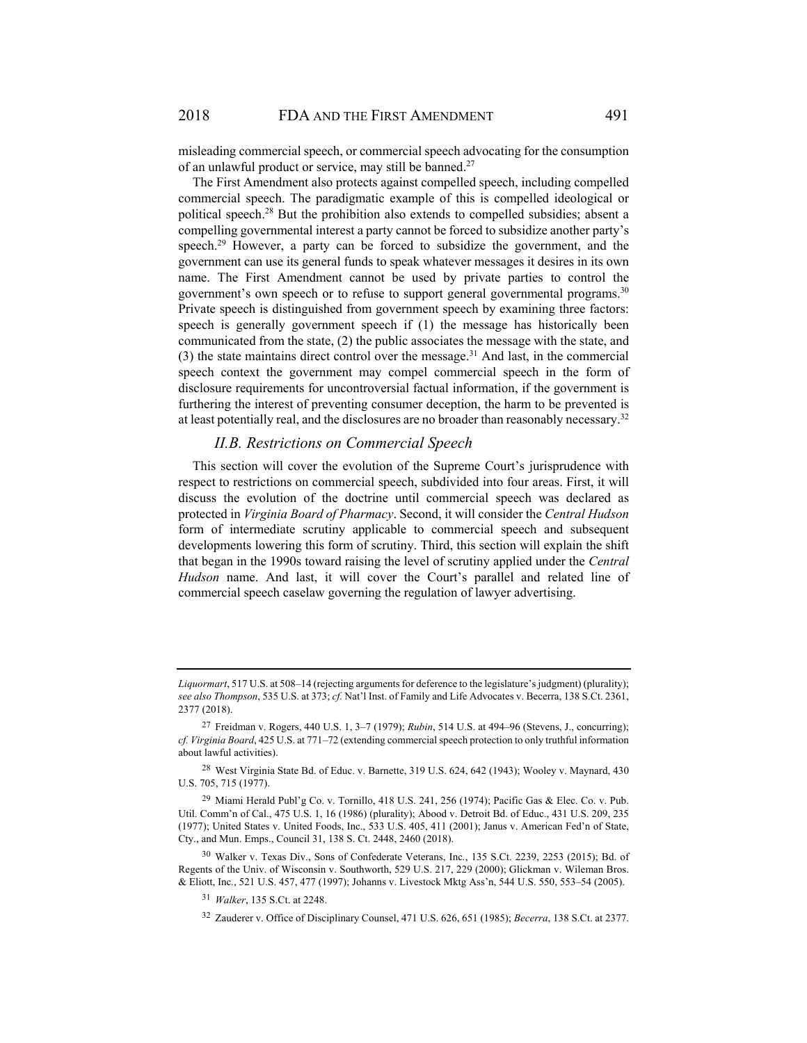misleading commercial speech, or commercial speech advocating for the consumption of an unlawful product or service, may still be banned.[27]

The First Amendment also protects against compelled speech, including compelled commercial speech. The paradigmatic example of this is compelled ideological or political speech.[28] But the prohibition also extends to compelled subsidies; absent a compelling governmental interest a party cannot be forced to subsidize another party's speech.[29] However, a party can be forced to subsidize the government, and the government can use its general funds to speak whatever messages it desires in its own name. The First Amendment cannot be used by private parties to control the government's own speech or to refuse to support general governmental programs.[30] Private speech is distinguished from government speech by examining three factors: speech is generally government speech if (1) the message has historically been communicated from the state, (2) the public associates the message with the state, and (3) the state maintains direct control over the message.[31] And last, in the commercial speech context the government may compel commercial speech in the form of disclosure requirements for uncontroversial factual information, if the government is furthering the interest of preventing consumer deception, the harm to be prevented is at least potentially real, and the disclosures are no broader than reasonably necessary.[32]

### *II.B. Restrictions on Commercial Speech*

This section will cover the evolution of the Supreme Court's jurisprudence with respect to restrictions on commercial speech, subdivided into four areas. First, it will discuss the evolution of the doctrine until commercial speech was declared as protected in *Virginia Board of Pharmacy*. Second, it will consider the *Central Hudson* form of intermediate scrutiny applicable to commercial speech and subsequent developments lowering this form of scrutiny. Third, this section will explain the shift that began in the 1990s toward raising the level of scrutiny applied under the *Central Hudson* name. And last, it will cover the Court's parallel and related line of commercial speech caselaw governing the regulation of lawyer advertising.

---

*Liquormart*, 517 U.S. at 508–14 (rejecting arguments for deference to the legislature's judgment) (plurality); *see also Thompson*, 535 U.S. at 373; *cf.* Nat'l Inst. of Family and Life Advocates v. Becerra, 138 S.Ct. 2361, 2377 (2018).

[27] Freidman v. Rogers, 440 U.S. 1, 3–7 (1979); *Rubin*, 514 U.S. at 494–96 (Stevens, J., concurring); *cf. Virginia Board*, 425 U.S. at 771–72 (extending commercial speech protection to only truthful information about lawful activities).

[28] West Virginia State Bd. of Educ. v. Barnette, 319 U.S. 624, 642 (1943); Wooley v. Maynard, 430 U.S. 705, 715 (1977).

[29] Miami Herald Publ'g Co. v. Tornillo, 418 U.S. 241, 256 (1974); Pacific Gas & Elec. Co. v. Pub. Util. Comm'n of Cal., 475 U.S. 1, 16 (1986) (plurality); Abood v. Detroit Bd. of Educ., 431 U.S. 209, 235 (1977); United States v. United Foods, Inc., 533 U.S. 405, 411 (2001); Janus v. American Fed'n of State, Cty., and Mun. Emps., Council 31, 138 S. Ct. 2448, 2460 (2018).

[30] Walker v. Texas Div., Sons of Confederate Veterans, Inc., 135 S.Ct. 2239, 2253 (2015); Bd. of Regents of the Univ. of Wisconsin v. Southworth, 529 U.S. 217, 229 (2000); Glickman v. Wileman Bros. & Eliott, Inc., 521 U.S. 457, 477 (1997); Johanns v. Livestock Mktg Ass'n, 544 U.S. 550, 553–54 (2005).

[31] *Walker*, 135 S.Ct. at 2248.

[32] Zauderer v. Office of Disciplinary Counsel, 471 U.S. 626, 651 (1985); *Becerra*, 138 S.Ct. at 2377.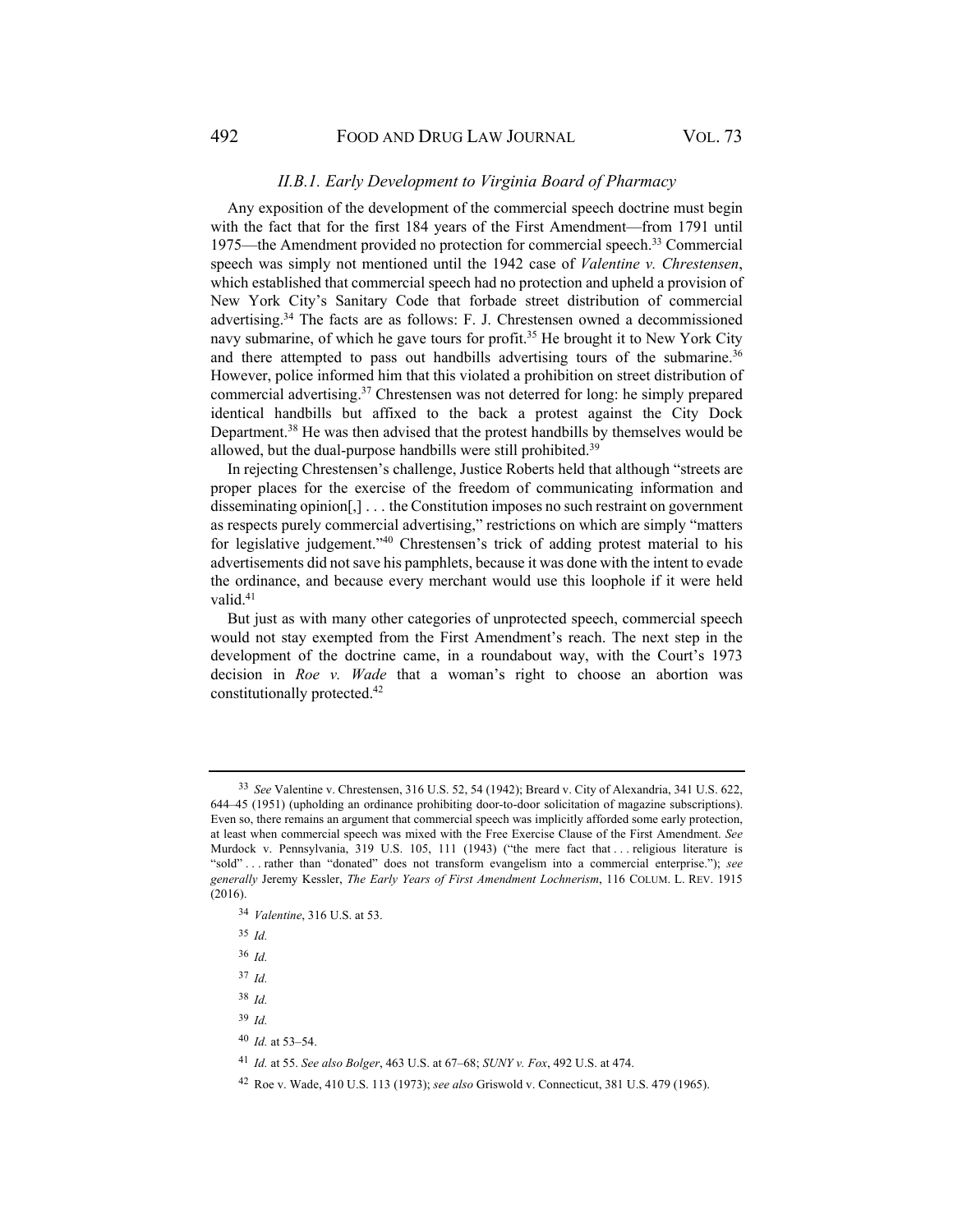### *II.B.1. Early Development to Virginia Board of Pharmacy*

Any exposition of the development of the commercial speech doctrine must begin with the fact that for the first 184 years of the First Amendment—from 1791 until 1975—the Amendment provided no protection for commercial speech.[33] Commercial speech was simply not mentioned until the 1942 case of *Valentine v. Chrestensen*, which established that commercial speech had no protection and upheld a provision of New York City's Sanitary Code that forbade street distribution of commercial advertising.[34] The facts are as follows: F. J. Chrestensen owned a decommissioned navy submarine, of which he gave tours for profit.[35] He brought it to New York City and there attempted to pass out handbills advertising tours of the submarine.[36] However, police informed him that this violated a prohibition on street distribution of commercial advertising.[37] Chrestensen was not deterred for long: he simply prepared identical handbills but affixed to the back a protest against the City Dock Department.[38] He was then advised that the protest handbills by themselves would be allowed, but the dual-purpose handbills were still prohibited.[39]

In rejecting Chrestensen's challenge, Justice Roberts held that although "streets are proper places for the exercise of the freedom of communicating information and disseminating opinion[,] . . . the Constitution imposes no such restraint on government as respects purely commercial advertising," restrictions on which are simply "matters for legislative judgement."[40] Chrestensen's trick of adding protest material to his advertisements did not save his pamphlets, because it was done with the intent to evade the ordinance, and because every merchant would use this loophole if it were held valid.[41]

But just as with many other categories of unprotected speech, commercial speech would not stay exempted from the First Amendment's reach. The next step in the development of the doctrine came, in a roundabout way, with the Court's 1973 decision in *Roe v. Wade* that a woman's right to choose an abortion was constitutionally protected.[42]

---

[33] *See* Valentine v. Chrestensen, 316 U.S. 52, 54 (1942); Breard v. City of Alexandria, 341 U.S. 622, 644–45 (1951) (upholding an ordinance prohibiting door-to-door solicitation of magazine subscriptions). Even so, there remains an argument that commercial speech was implicitly afforded some early protection, at least when commercial speech was mixed with the Free Exercise Clause of the First Amendment. *See* Murdock v. Pennsylvania, 319 U.S. 105, 111 (1943) ("the mere fact that . . . religious literature is "sold" . . . rather than "donated" does not transform evangelism into a commercial enterprise."); *see generally* Jeremy Kessler, *The Early Years of First Amendment Lochnerism*, 116 COLUM. L. REV. 1915 (2016).

[34] *Valentine*, 316 U.S. at 53.

[35] *Id.*

[36] *Id.*

[37] *Id.*

[38] *Id.*

[39] *Id.*

[40] *Id.* at 53–54.

[41] *Id.* at 55. *See also Bolger*, 463 U.S. at 67–68; *SUNY v. Fox*, 492 U.S. at 474.

[42] Roe v. Wade, 410 U.S. 113 (1973); *see also* Griswold v. Connecticut, 381 U.S. 479 (1965).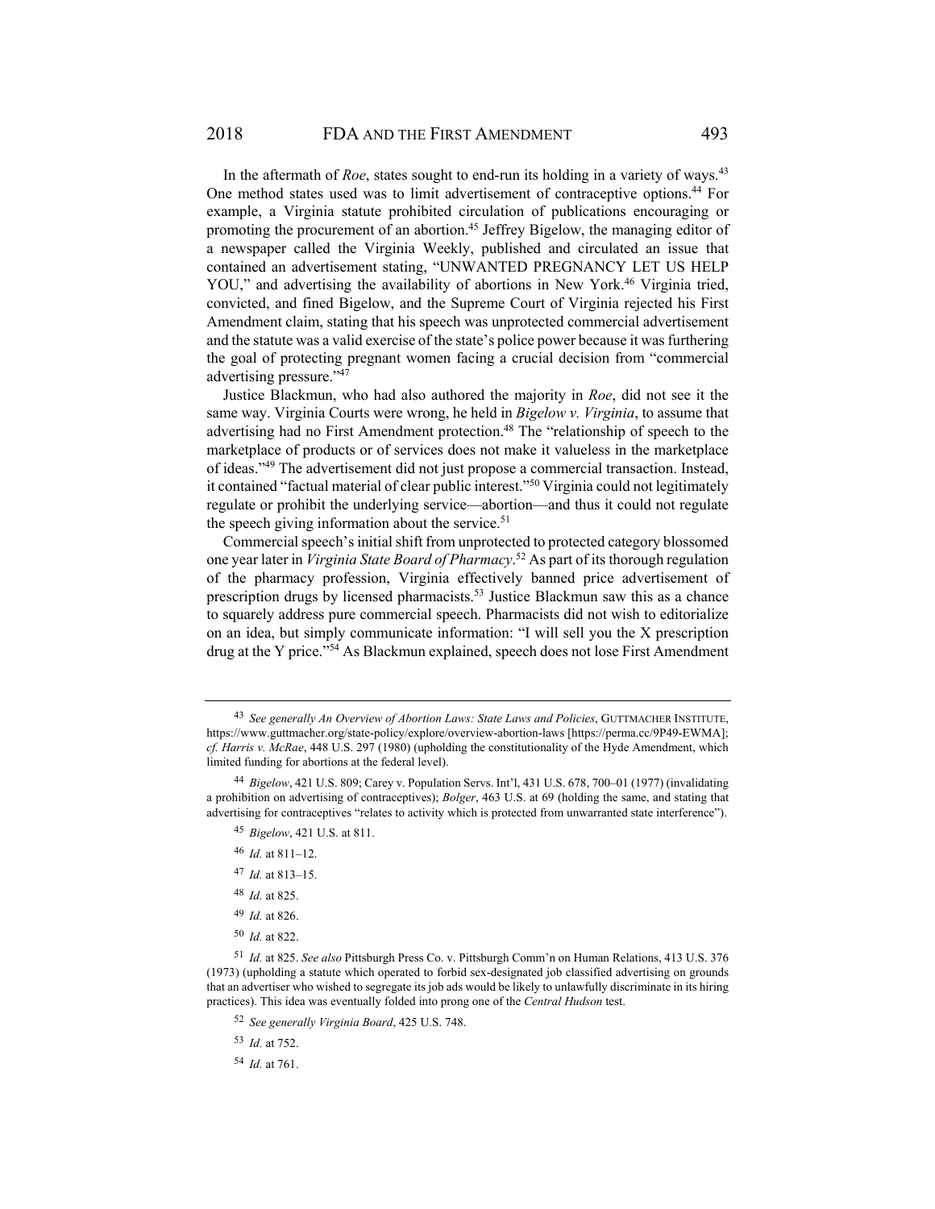In the aftermath of *Roe*, states sought to end-run its holding in a variety of ways.[43] One method states used was to limit advertisement of contraceptive options.[44] For example, a Virginia statute prohibited circulation of publications encouraging or promoting the procurement of an abortion.[45] Jeffrey Bigelow, the managing editor of a newspaper called the Virginia Weekly, published and circulated an issue that contained an advertisement stating, "UNWANTED PREGNANCY LET US HELP YOU," and advertising the availability of abortions in New York.[46] Virginia tried, convicted, and fined Bigelow, and the Supreme Court of Virginia rejected his First Amendment claim, stating that his speech was unprotected commercial advertisement and the statute was a valid exercise of the state's police power because it was furthering the goal of protecting pregnant women facing a crucial decision from "commercial advertising pressure."[47]

Justice Blackmun, who had also authored the majority in *Roe*, did not see it the same way. Virginia Courts were wrong, he held in *Bigelow v. Virginia*, to assume that advertising had no First Amendment protection.[48] The "relationship of speech to the marketplace of products or of services does not make it valueless in the marketplace of ideas."[49] The advertisement did not just propose a commercial transaction. Instead, it contained "factual material of clear public interest."[50] Virginia could not legitimately regulate or prohibit the underlying service—abortion—and thus it could not regulate the speech giving information about the service.[51]

Commercial speech's initial shift from unprotected to protected category blossomed one year later in *Virginia State Board of Pharmacy*.[52] As part of its thorough regulation of the pharmacy profession, Virginia effectively banned price advertisement of prescription drugs by licensed pharmacists.[53] Justice Blackmun saw this as a chance to squarely address pure commercial speech. Pharmacists did not wish to editorialize on an idea, but simply communicate information: "I will sell you the X prescription drug at the Y price."[54] As Blackmun explained, speech does not lose First Amendment

---

[43] *See generally An Overview of Abortion Laws: State Laws and Policies*, GUTTMACHER INSTITUTE, https://www.guttmacher.org/state-policy/explore/overview-abortion-laws [https://perma.cc/9P49-EWMA]; *cf. Harris v. McRae*, 448 U.S. 297 (1980) (upholding the constitutionality of the Hyde Amendment, which limited funding for abortions at the federal level).

[44] *Bigelow*, 421 U.S. 809; Carey v. Population Servs. Int'l, 431 U.S. 678, 700–01 (1977) (invalidating a prohibition on advertising of contraceptives); *Bolger*, 463 U.S. at 69 (holding the same, and stating that advertising for contraceptives "relates to activity which is protected from unwarranted state interference").

[45] *Bigelow*, 421 U.S. at 811.

[46] *Id.* at 811–12.

[47] *Id.* at 813–15.

[48] *Id.* at 825.

[49] *Id.* at 826.

[50] *Id.* at 822.

[51] *Id.* at 825. *See also* Pittsburgh Press Co. v. Pittsburgh Comm'n on Human Relations, 413 U.S. 376 (1973) (upholding a statute which operated to forbid sex-designated job classified advertising on grounds that an advertiser who wished to segregate its job ads would be likely to unlawfully discriminate in its hiring practices). This idea was eventually folded into prong one of the *Central Hudson* test.

[52] *See generally Virginia Board*, 425 U.S. 748.

[53] *Id.* at 752.

[54] *Id.* at 761.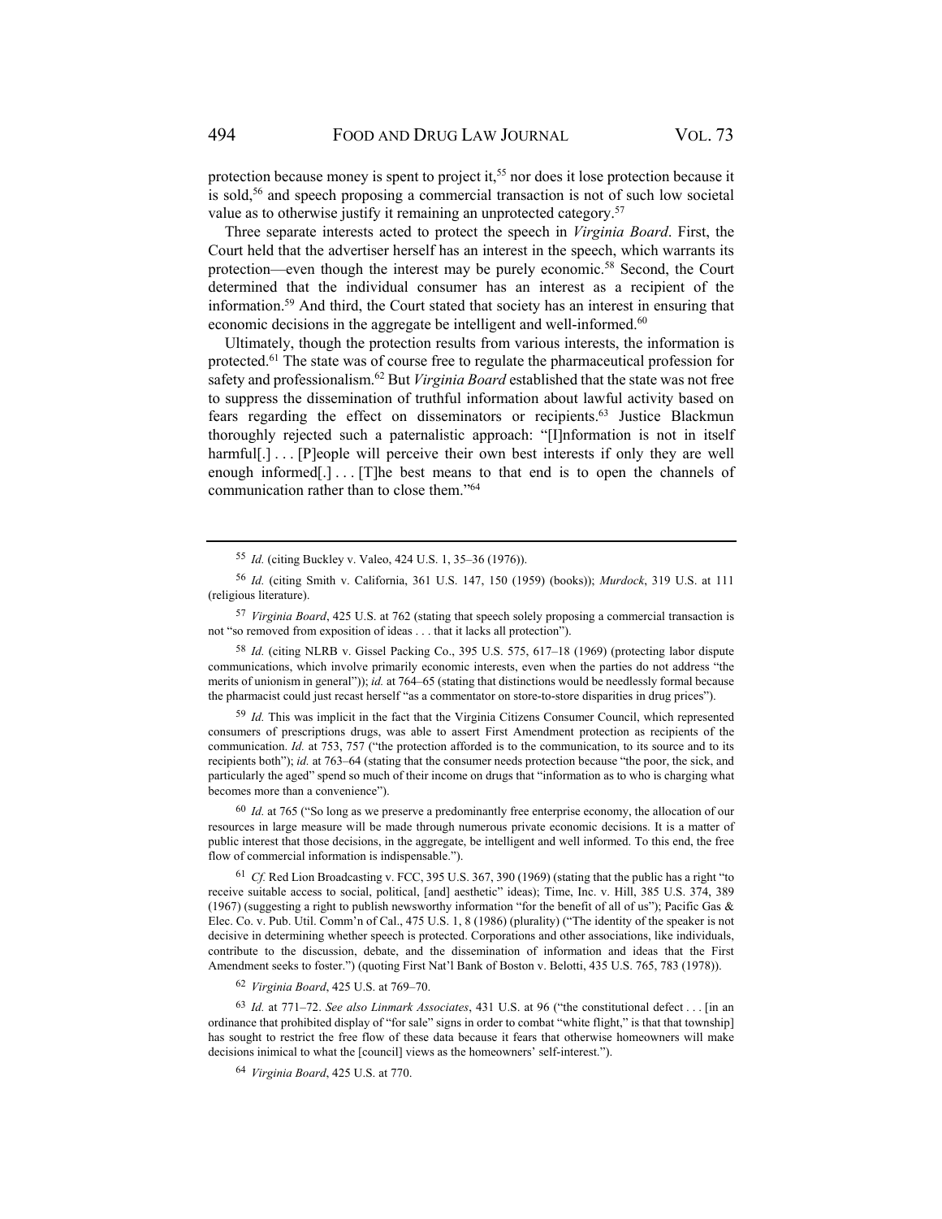protection because money is spent to project it,[55] nor does it lose protection because it is sold,[56] and speech proposing a commercial transaction is not of such low societal value as to otherwise justify it remaining an unprotected category.[57]

Three separate interests acted to protect the speech in *Virginia Board*. First, the Court held that the advertiser herself has an interest in the speech, which warrants its protection—even though the interest may be purely economic.[58] Second, the Court determined that the individual consumer has an interest as a recipient of the information.[59] And third, the Court stated that society has an interest in ensuring that economic decisions in the aggregate be intelligent and well-informed.[60]

Ultimately, though the protection results from various interests, the information is protected.[61] The state was of course free to regulate the pharmaceutical profession for safety and professionalism.[62] But *Virginia Board* established that the state was not free to suppress the dissemination of truthful information about lawful activity based on fears regarding the effect on disseminators or recipients.[63] Justice Blackmun thoroughly rejected such a paternalistic approach: "[I]nformation is not in itself harmful[.] . . . [P]eople will perceive their own best interests if only they are well enough informed[.] . . . [T]he best means to that end is to open the channels of communication rather than to close them."[64]

---

55 *Id.* (citing Buckley v. Valeo, 424 U.S. 1, 35–36 (1976)).

56 *Id.* (citing Smith v. California, 361 U.S. 147, 150 (1959) (books)); *Murdock*, 319 U.S. at 111 (religious literature).

57 *Virginia Board*, 425 U.S. at 762 (stating that speech solely proposing a commercial transaction is not "so removed from exposition of ideas . . . that it lacks all protection").

58 *Id.* (citing NLRB v. Gissel Packing Co., 395 U.S. 575, 617–18 (1969) (protecting labor dispute communications, which involve primarily economic interests, even when the parties do not address "the merits of unionism in general")); *id.* at 764–65 (stating that distinctions would be needlessly formal because the pharmacist could just recast herself "as a commentator on store-to-store disparities in drug prices").

59 *Id.* This was implicit in the fact that the Virginia Citizens Consumer Council, which represented consumers of prescriptions drugs, was able to assert First Amendment protection as recipients of the communication. *Id.* at 753, 757 ("the protection afforded is to the communication, to its source and to its recipients both"); *id.* at 763–64 (stating that the consumer needs protection because "the poor, the sick, and particularly the aged" spend so much of their income on drugs that "information as to who is charging what becomes more than a convenience").

60 *Id.* at 765 ("So long as we preserve a predominantly free enterprise economy, the allocation of our resources in large measure will be made through numerous private economic decisions. It is a matter of public interest that those decisions, in the aggregate, be intelligent and well informed. To this end, the free flow of commercial information is indispensable.").

61 *Cf.* Red Lion Broadcasting v. FCC, 395 U.S. 367, 390 (1969) (stating that the public has a right "to receive suitable access to social, political, [and] aesthetic" ideas); Time, Inc. v. Hill, 385 U.S. 374, 389 (1967) (suggesting a right to publish newsworthy information "for the benefit of all of us"); Pacific Gas & Elec. Co. v. Pub. Util. Comm'n of Cal., 475 U.S. 1, 8 (1986) (plurality) ("The identity of the speaker is not decisive in determining whether speech is protected. Corporations and other associations, like individuals, contribute to the discussion, debate, and the dissemination of information and ideas that the First Amendment seeks to foster.") (quoting First Nat'l Bank of Boston v. Belotti, 435 U.S. 765, 783 (1978)).

62 *Virginia Board*, 425 U.S. at 769–70.

63 *Id.* at 771–72. *See also Linmark Associates*, 431 U.S. at 96 ("the constitutional defect . . . [in an ordinance that prohibited display of "for sale" signs in order to combat "white flight," is that that township] has sought to restrict the free flow of these data because it fears that otherwise homeowners will make decisions inimical to what the [council] views as the homeowners' self-interest.").

64 *Virginia Board*, 425 U.S. at 770.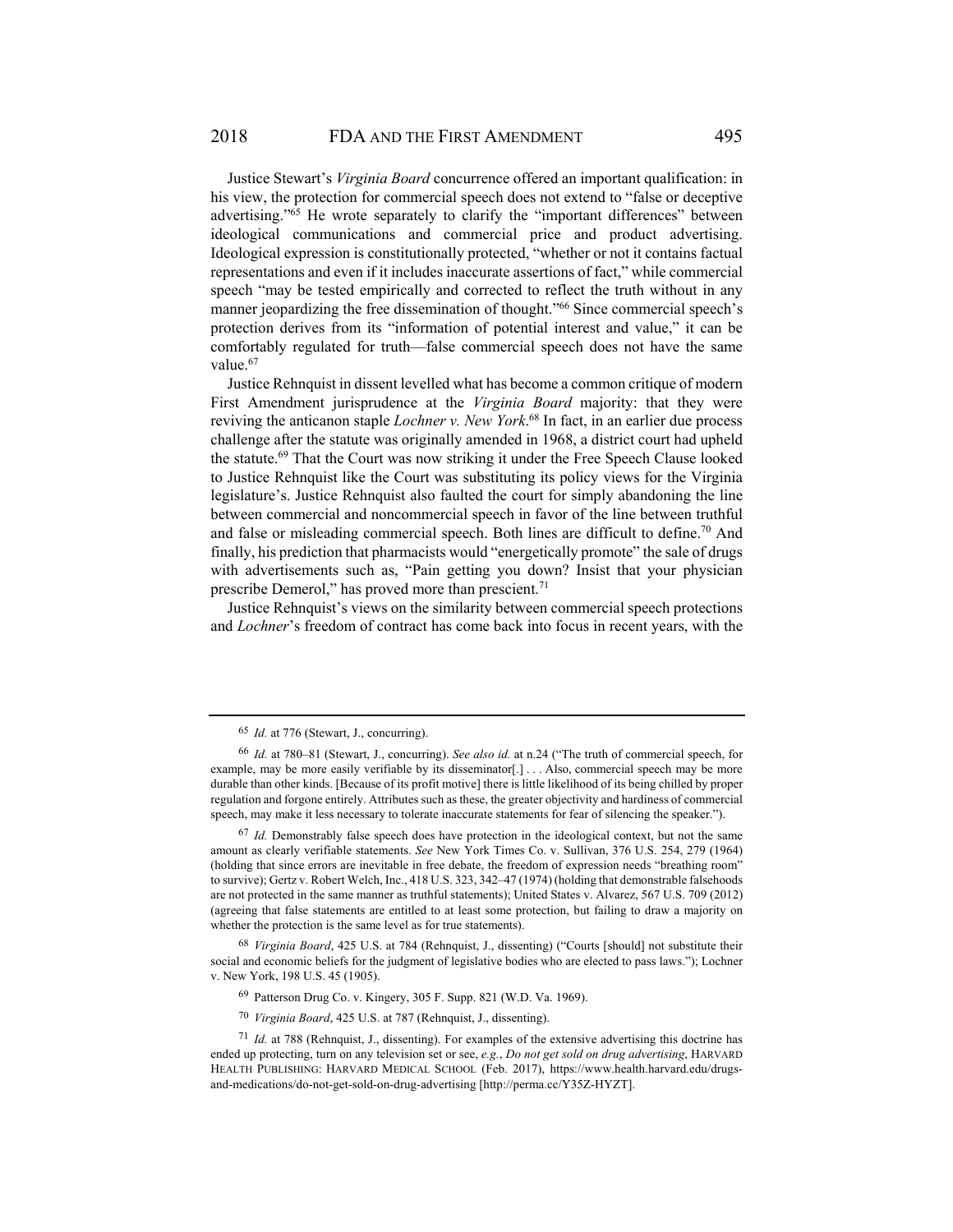Justice Stewart's *Virginia Board* concurrence offered an important qualification: in his view, the protection for commercial speech does not extend to "false or deceptive advertising."[65] He wrote separately to clarify the "important differences" between ideological communications and commercial price and product advertising. Ideological expression is constitutionally protected, "whether or not it contains factual representations and even if it includes inaccurate assertions of fact," while commercial speech "may be tested empirically and corrected to reflect the truth without in any manner jeopardizing the free dissemination of thought."[66] Since commercial speech's protection derives from its "information of potential interest and value," it can be comfortably regulated for truth—false commercial speech does not have the same value.[67]

Justice Rehnquist in dissent levelled what has become a common critique of modern First Amendment jurisprudence at the *Virginia Board* majority: that they were reviving the anticanon staple *Lochner v. New York*.[68] In fact, in an earlier due process challenge after the statute was originally amended in 1968, a district court had upheld the statute.[69] That the Court was now striking it under the Free Speech Clause looked to Justice Rehnquist like the Court was substituting its policy views for the Virginia legislature's. Justice Rehnquist also faulted the court for simply abandoning the line between commercial and noncommercial speech in favor of the line between truthful and false or misleading commercial speech. Both lines are difficult to define.[70] And finally, his prediction that pharmacists would "energetically promote" the sale of drugs with advertisements such as, "Pain getting you down? Insist that your physician prescribe Demerol," has proved more than prescient.[71]

Justice Rehnquist's views on the similarity between commercial speech protections and *Lochner*'s freedom of contract has come back into focus in recent years, with the

---

[65] *Id.* at 776 (Stewart, J., concurring).

[66] *Id.* at 780–81 (Stewart, J., concurring). *See also id.* at n.24 ("The truth of commercial speech, for example, may be more easily verifiable by its disseminator[.] . . . Also, commercial speech may be more durable than other kinds. [Because of its profit motive] there is little likelihood of its being chilled by proper regulation and forgone entirely. Attributes such as these, the greater objectivity and hardiness of commercial speech, may make it less necessary to tolerate inaccurate statements for fear of silencing the speaker.").

[67] *Id.* Demonstrably false speech does have protection in the ideological context, but not the same amount as clearly verifiable statements. *See* New York Times Co. v. Sullivan, 376 U.S. 254, 279 (1964) (holding that since errors are inevitable in free debate, the freedom of expression needs "breathing room" to survive); Gertz v. Robert Welch, Inc., 418 U.S. 323, 342–47 (1974) (holding that demonstrable falsehoods are not protected in the same manner as truthful statements); United States v. Alvarez, 567 U.S. 709 (2012) (agreeing that false statements are entitled to at least some protection, but failing to draw a majority on whether the protection is the same level as for true statements).

[68] *Virginia Board*, 425 U.S. at 784 (Rehnquist, J., dissenting) ("Courts [should] not substitute their social and economic beliefs for the judgment of legislative bodies who are elected to pass laws."); Lochner v. New York, 198 U.S. 45 (1905).

[69] Patterson Drug Co. v. Kingery, 305 F. Supp. 821 (W.D. Va. 1969).

[70] *Virginia Board*, 425 U.S. at 787 (Rehnquist, J., dissenting).

[71] *Id.* at 788 (Rehnquist, J., dissenting). For examples of the extensive advertising this doctrine has ended up protecting, turn on any television set or see, *e.g.*, *Do not get sold on drug advertising*, HARVARD HEALTH PUBLISHING: HARVARD MEDICAL SCHOOL (Feb. 2017), https://www.health.harvard.edu/drugs-and-medications/do-not-get-sold-on-drug-advertising [http://perma.cc/Y35Z-HYZT].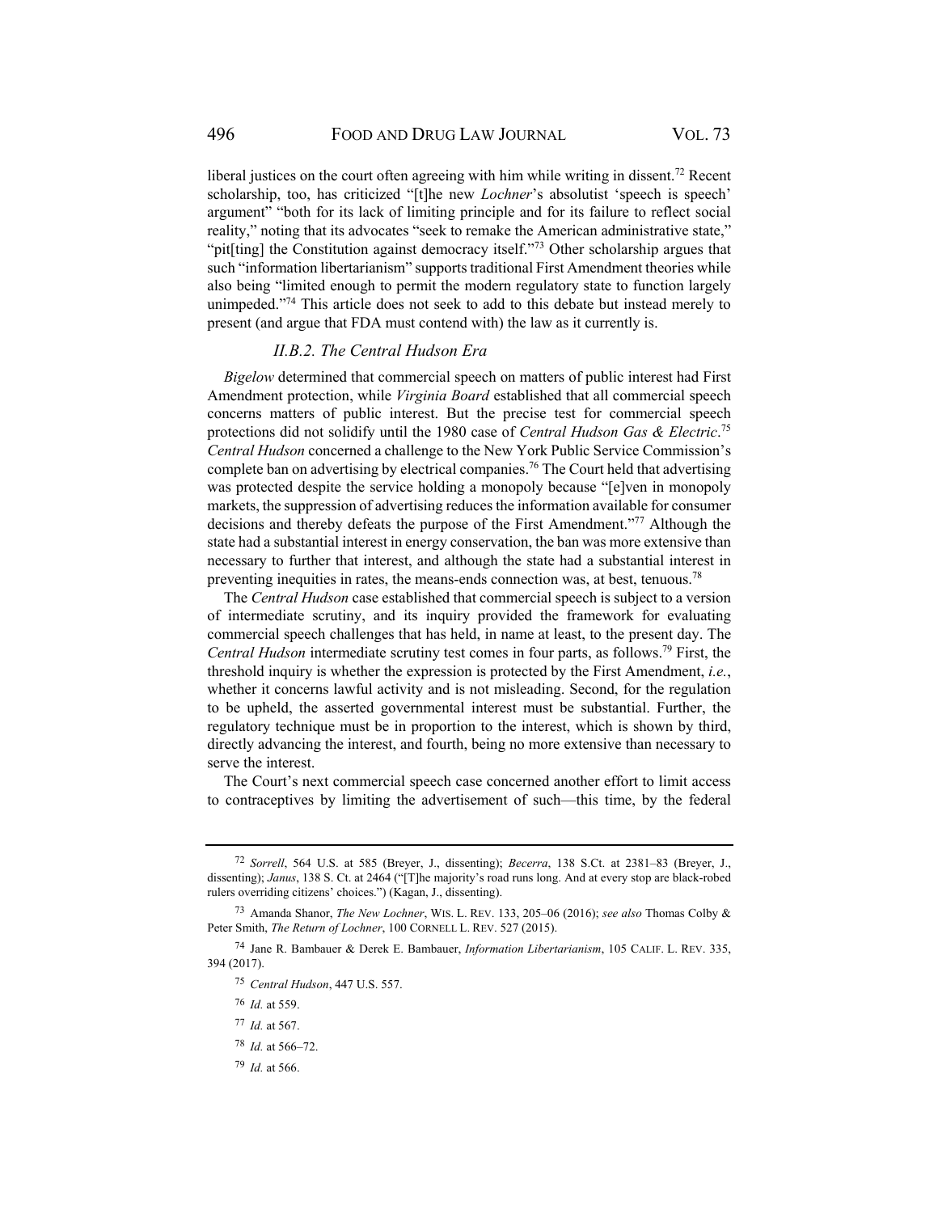liberal justices on the court often agreeing with him while writing in dissent.[72] Recent scholarship, too, has criticized "[t]he new *Lochner*'s absolutist 'speech is speech' argument" "both for its lack of limiting principle and for its failure to reflect social reality," noting that its advocates "seek to remake the American administrative state," "pit[ting] the Constitution against democracy itself."[73] Other scholarship argues that such "information libertarianism" supports traditional First Amendment theories while also being "limited enough to permit the modern regulatory state to function largely unimpeded."[74] This article does not seek to add to this debate but instead merely to present (and argue that FDA must contend with) the law as it currently is.

### *II.B.2. The Central Hudson Era*

*Bigelow* determined that commercial speech on matters of public interest had First Amendment protection, while *Virginia Board* established that all commercial speech concerns matters of public interest. But the precise test for commercial speech protections did not solidify until the 1980 case of *Central Hudson Gas & Electric*.[75] *Central Hudson* concerned a challenge to the New York Public Service Commission's complete ban on advertising by electrical companies.[76] The Court held that advertising was protected despite the service holding a monopoly because "[e]ven in monopoly markets, the suppression of advertising reduces the information available for consumer decisions and thereby defeats the purpose of the First Amendment."[77] Although the state had a substantial interest in energy conservation, the ban was more extensive than necessary to further that interest, and although the state had a substantial interest in preventing inequities in rates, the means-ends connection was, at best, tenuous.[78]

The *Central Hudson* case established that commercial speech is subject to a version of intermediate scrutiny, and its inquiry provided the framework for evaluating commercial speech challenges that has held, in name at least, to the present day. The *Central Hudson* intermediate scrutiny test comes in four parts, as follows.[79] First, the threshold inquiry is whether the expression is protected by the First Amendment, *i.e.*, whether it concerns lawful activity and is not misleading. Second, for the regulation to be upheld, the asserted governmental interest must be substantial. Further, the regulatory technique must be in proportion to the interest, which is shown by third, directly advancing the interest, and fourth, being no more extensive than necessary to serve the interest.

The Court's next commercial speech case concerned another effort to limit access to contraceptives by limiting the advertisement of such—this time, by the federal

---

72 *Sorrell*, 564 U.S. at 585 (Breyer, J., dissenting); *Becerra*, 138 S.Ct. at 2381–83 (Breyer, J., dissenting); *Janus*, 138 S. Ct. at 2464 ("[T]he majority's road runs long. And at every stop are black-robed rulers overriding citizens' choices.") (Kagan, J., dissenting).

73 Amanda Shanor, *The New Lochner*, WIS. L. REV. 133, 205–06 (2016); *see also* Thomas Colby & Peter Smith, *The Return of Lochner*, 100 CORNELL L. REV. 527 (2015).

74 Jane R. Bambauer & Derek E. Bambauer, *Information Libertarianism*, 105 CALIF. L. REV. 335, 394 (2017).

75 *Central Hudson*, 447 U.S. 557.

76 *Id.* at 559.

77 *Id.* at 567.

78 *Id.* at 566–72.

79 *Id.* at 566.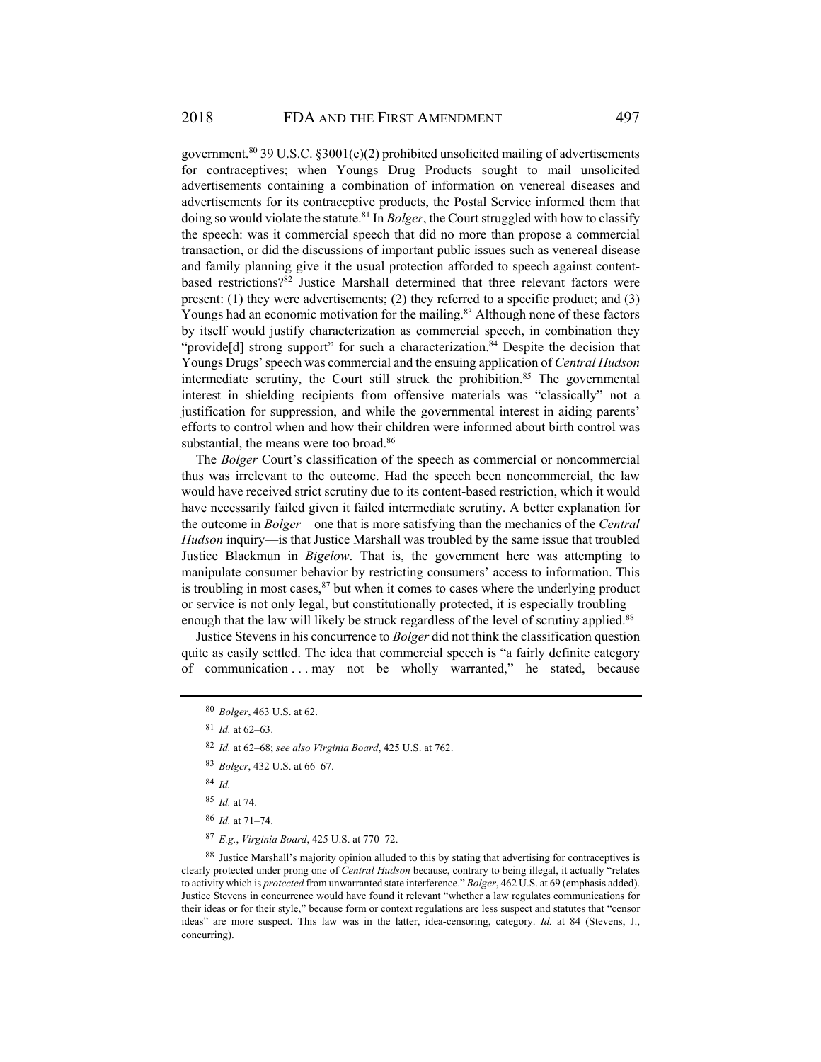government.[80] 39 U.S.C. §3001(e)(2) prohibited unsolicited mailing of advertisements for contraceptives; when Youngs Drug Products sought to mail unsolicited advertisements containing a combination of information on venereal diseases and advertisements for its contraceptive products, the Postal Service informed them that doing so would violate the statute.[81] In *Bolger*, the Court struggled with how to classify the speech: was it commercial speech that did no more than propose a commercial transaction, or did the discussions of important public issues such as venereal disease and family planning give it the usual protection afforded to speech against content-based restrictions?[82] Justice Marshall determined that three relevant factors were present: (1) they were advertisements; (2) they referred to a specific product; and (3) Youngs had an economic motivation for the mailing.[83] Although none of these factors by itself would justify characterization as commercial speech, in combination they "provide[d] strong support" for such a characterization.[84] Despite the decision that Youngs Drugs' speech was commercial and the ensuing application of *Central Hudson* intermediate scrutiny, the Court still struck the prohibition.[85] The governmental interest in shielding recipients from offensive materials was "classically" not a justification for suppression, and while the governmental interest in aiding parents' efforts to control when and how their children were informed about birth control was substantial, the means were too broad.[86]

The *Bolger* Court's classification of the speech as commercial or noncommercial thus was irrelevant to the outcome. Had the speech been noncommercial, the law would have received strict scrutiny due to its content-based restriction, which it would have necessarily failed given it failed intermediate scrutiny. A better explanation for the outcome in *Bolger*—one that is more satisfying than the mechanics of the *Central Hudson* inquiry—is that Justice Marshall was troubled by the same issue that troubled Justice Blackmun in *Bigelow*. That is, the government here was attempting to manipulate consumer behavior by restricting consumers' access to information. This is troubling in most cases,[87] but when it comes to cases where the underlying product or service is not only legal, but constitutionally protected, it is especially troubling—enough that the law will likely be struck regardless of the level of scrutiny applied.[88]

Justice Stevens in his concurrence to *Bolger* did not think the classification question quite as easily settled. The idea that commercial speech is "a fairly definite category of communication . . . may not be wholly warranted," he stated, because

---

80 *Bolger*, 463 U.S. at 62.

81 *Id.* at 62–63.

82 *Id.* at 62–68; *see also Virginia Board*, 425 U.S. at 762.

83 *Bolger*, 432 U.S. at 66–67.

84 *Id.*

85 *Id.* at 74.

86 *Id.* at 71–74.

87 *E.g.*, *Virginia Board*, 425 U.S. at 770–72.

88 Justice Marshall's majority opinion alluded to this by stating that advertising for contraceptives is clearly protected under prong one of *Central Hudson* because, contrary to being illegal, it actually "relates to activity which is *protected* from unwarranted state interference." *Bolger*, 462 U.S. at 69 (emphasis added). Justice Stevens in concurrence would have found it relevant "whether a law regulates communications for their ideas or for their style," because form or context regulations are less suspect and statutes that "censor ideas" are more suspect. This law was in the latter, idea-censoring, category. *Id.* at 84 (Stevens, J., concurring).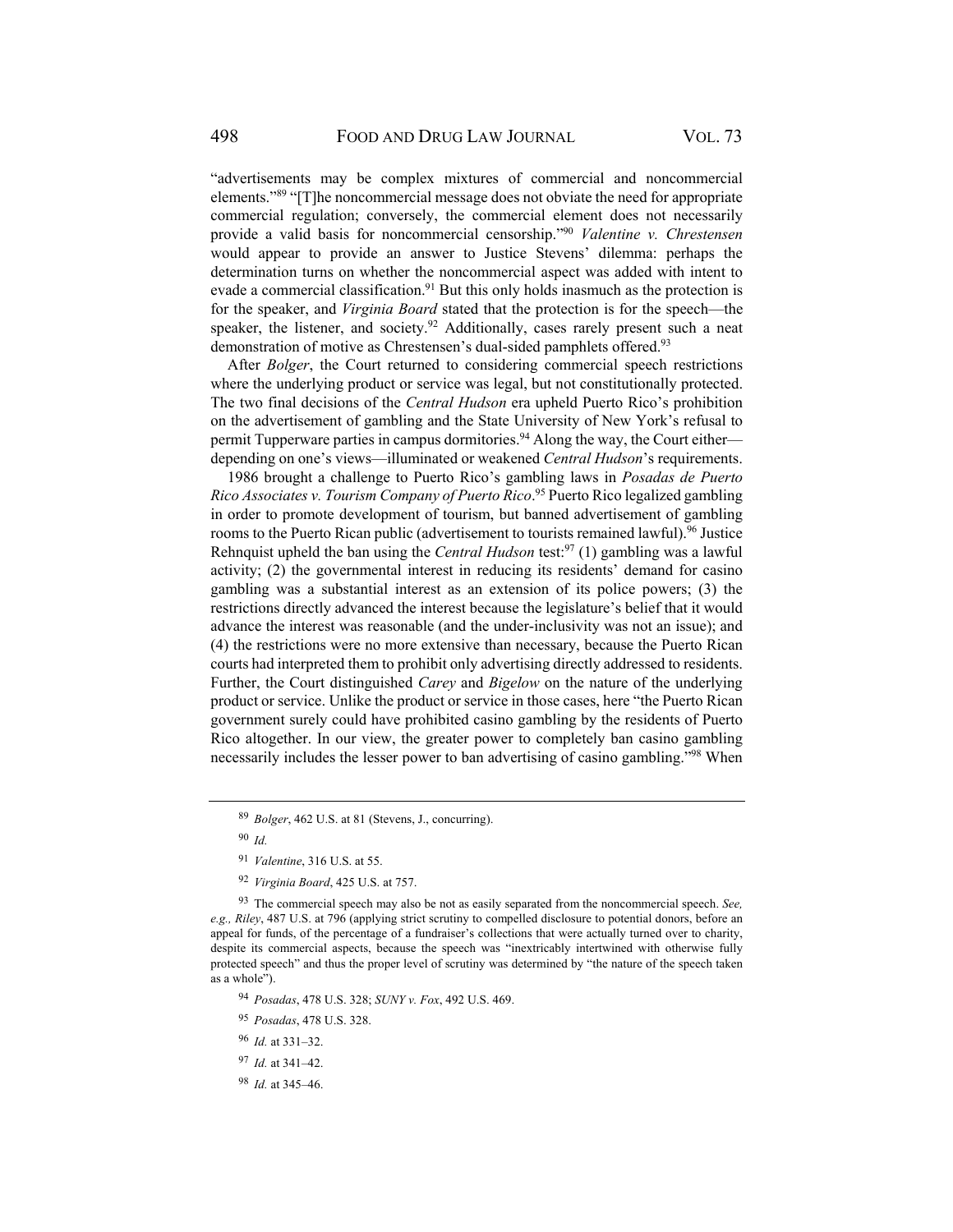"advertisements may be complex mixtures of commercial and noncommercial elements."[89] "[T]he noncommercial message does not obviate the need for appropriate commercial regulation; conversely, the commercial element does not necessarily provide a valid basis for noncommercial censorship."[90] *Valentine v. Chrestensen* would appear to provide an answer to Justice Stevens' dilemma: perhaps the determination turns on whether the noncommercial aspect was added with intent to evade a commercial classification.[91] But this only holds inasmuch as the protection is for the speaker, and *Virginia Board* stated that the protection is for the speech—the speaker, the listener, and society.[92] Additionally, cases rarely present such a neat demonstration of motive as Chrestensen's dual-sided pamphlets offered.[93]

After *Bolger*, the Court returned to considering commercial speech restrictions where the underlying product or service was legal, but not constitutionally protected. The two final decisions of the *Central Hudson* era upheld Puerto Rico's prohibition on the advertisement of gambling and the State University of New York's refusal to permit Tupperware parties in campus dormitories.[94] Along the way, the Court either—depending on one's views—illuminated or weakened *Central Hudson*'s requirements.

1986 brought a challenge to Puerto Rico's gambling laws in *Posadas de Puerto Rico Associates v. Tourism Company of Puerto Rico*.[95] Puerto Rico legalized gambling in order to promote development of tourism, but banned advertisement of gambling rooms to the Puerto Rican public (advertisement to tourists remained lawful).[96] Justice Rehnquist upheld the ban using the *Central Hudson* test:[97] (1) gambling was a lawful activity; (2) the governmental interest in reducing its residents' demand for casino gambling was a substantial interest as an extension of its police powers; (3) the restrictions directly advanced the interest because the legislature's belief that it would advance the interest was reasonable (and the under-inclusivity was not an issue); and (4) the restrictions were no more extensive than necessary, because the Puerto Rican courts had interpreted them to prohibit only advertising directly addressed to residents. Further, the Court distinguished *Carey* and *Bigelow* on the nature of the underlying product or service. Unlike the product or service in those cases, here "the Puerto Rican government surely could have prohibited casino gambling by the residents of Puerto Rico altogether. In our view, the greater power to completely ban casino gambling necessarily includes the lesser power to ban advertising of casino gambling."[98] When

---

[89] *Bolger*, 462 U.S. at 81 (Stevens, J., concurring).

[90] *Id.*

[91] *Valentine*, 316 U.S. at 55.

[92] *Virginia Board*, 425 U.S. at 757.

[93] The commercial speech may also be not as easily separated from the noncommercial speech. *See, e.g., Riley*, 487 U.S. at 796 (applying strict scrutiny to compelled disclosure to potential donors, before an appeal for funds, of the percentage of a fundraiser's collections that were actually turned over to charity, despite its commercial aspects, because the speech was "inextricably intertwined with otherwise fully protected speech" and thus the proper level of scrutiny was determined by "the nature of the speech taken as a whole").

[94] *Posadas*, 478 U.S. 328; *SUNY v. Fox*, 492 U.S. 469.

[95] *Posadas*, 478 U.S. 328.

[96] *Id.* at 331–32.

[97] *Id.* at 341–42.

[98] *Id.* at 345–46.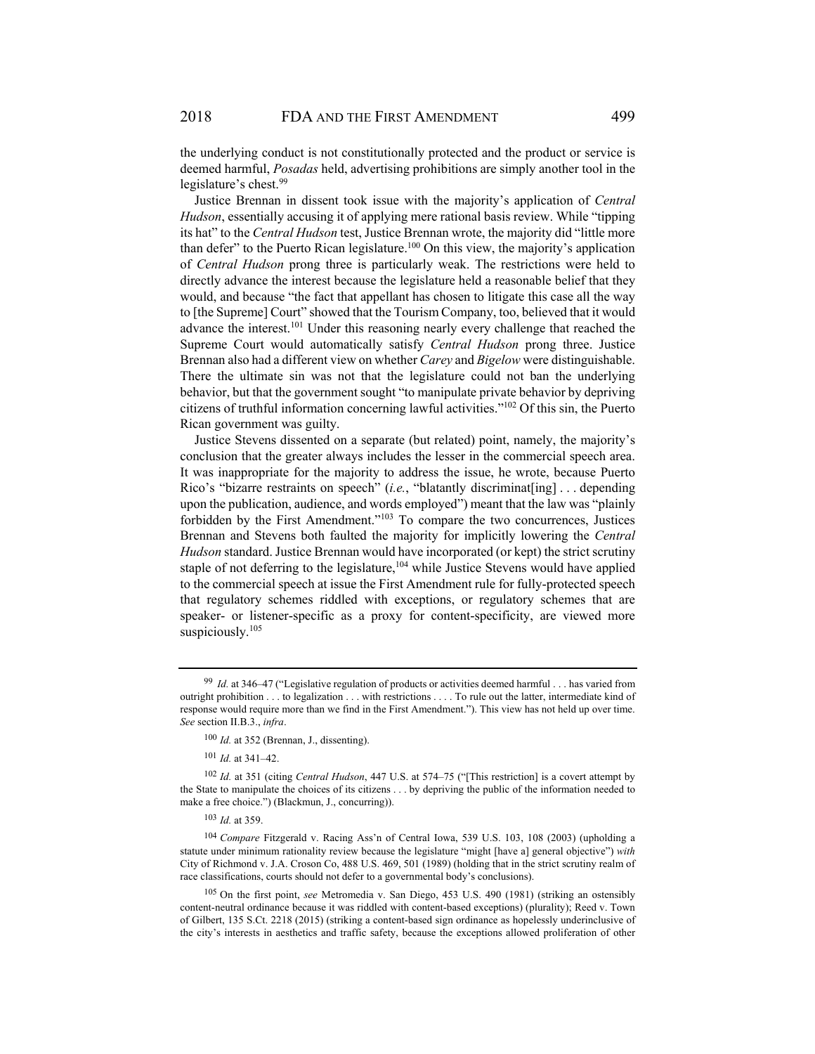the underlying conduct is not constitutionally protected and the product or service is deemed harmful, *Posadas* held, advertising prohibitions are simply another tool in the legislature's chest.[99]

Justice Brennan in dissent took issue with the majority's application of *Central Hudson*, essentially accusing it of applying mere rational basis review. While "tipping its hat" to the *Central Hudson* test, Justice Brennan wrote, the majority did "little more than defer" to the Puerto Rican legislature.[100] On this view, the majority's application of *Central Hudson* prong three is particularly weak. The restrictions were held to directly advance the interest because the legislature held a reasonable belief that they would, and because "the fact that appellant has chosen to litigate this case all the way to [the Supreme] Court" showed that the Tourism Company, too, believed that it would advance the interest.[101] Under this reasoning nearly every challenge that reached the Supreme Court would automatically satisfy *Central Hudson* prong three. Justice Brennan also had a different view on whether *Carey* and *Bigelow* were distinguishable. There the ultimate sin was not that the legislature could not ban the underlying behavior, but that the government sought "to manipulate private behavior by depriving citizens of truthful information concerning lawful activities."[102] Of this sin, the Puerto Rican government was guilty.

Justice Stevens dissented on a separate (but related) point, namely, the majority's conclusion that the greater always includes the lesser in the commercial speech area. It was inappropriate for the majority to address the issue, he wrote, because Puerto Rico's "bizarre restraints on speech" (*i.e.*, "blatantly discriminat[ing] . . . depending upon the publication, audience, and words employed") meant that the law was "plainly forbidden by the First Amendment."[103] To compare the two concurrences, Justices Brennan and Stevens both faulted the majority for implicitly lowering the *Central Hudson* standard. Justice Brennan would have incorporated (or kept) the strict scrutiny staple of not deferring to the legislature,[104] while Justice Stevens would have applied to the commercial speech at issue the First Amendment rule for fully-protected speech that regulatory schemes riddled with exceptions, or regulatory schemes that are speaker- or listener-specific as a proxy for content-specificity, are viewed more suspiciously.[105]

---

[99] *Id.* at 346–47 ("Legislative regulation of products or activities deemed harmful . . . has varied from outright prohibition . . . to legalization . . . with restrictions . . . . To rule out the latter, intermediate kind of response would require more than we find in the First Amendment."). This view has not held up over time. *See* section II.B.3., *infra*.

[100] *Id.* at 352 (Brennan, J., dissenting).

[101] *Id.* at 341–42.

[102] *Id.* at 351 (citing *Central Hudson*, 447 U.S. at 574–75 ("[This restriction] is a covert attempt by the State to manipulate the choices of its citizens . . . by depriving the public of the information needed to make a free choice.") (Blackmun, J., concurring)).

[103] *Id.* at 359.

[104] *Compare* Fitzgerald v. Racing Ass'n of Central Iowa, 539 U.S. 103, 108 (2003) (upholding a statute under minimum rationality review because the legislature "might [have a] general objective") *with* City of Richmond v. J.A. Croson Co, 488 U.S. 469, 501 (1989) (holding that in the strict scrutiny realm of race classifications, courts should not defer to a governmental body's conclusions).

[105] On the first point, *see* Metromedia v. San Diego, 453 U.S. 490 (1981) (striking an ostensibly content-neutral ordinance because it was riddled with content-based exceptions) (plurality); Reed v. Town of Gilbert, 135 S.Ct. 2218 (2015) (striking a content-based sign ordinance as hopelessly underinclusive of the city's interests in aesthetics and traffic safety, because the exceptions allowed proliferation of other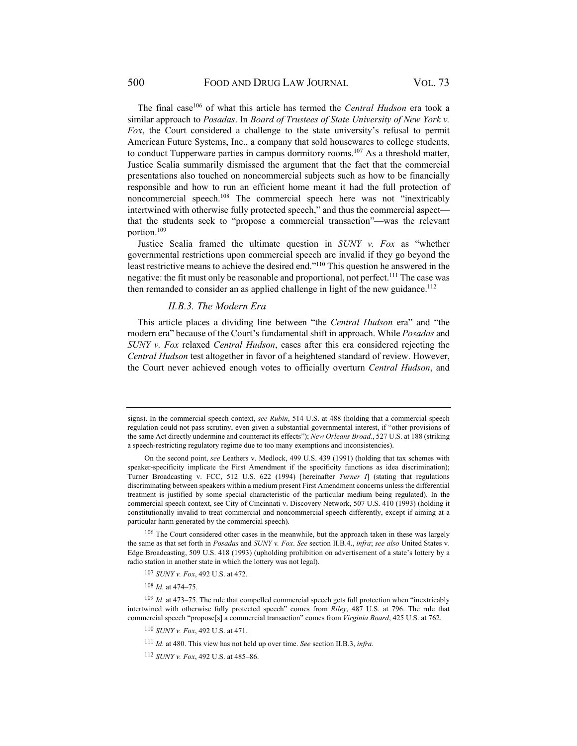The final case[106] of what this article has termed the *Central Hudson* era took a similar approach to *Posadas*. In *Board of Trustees of State University of New York v. Fox*, the Court considered a challenge to the state university's refusal to permit American Future Systems, Inc., a company that sold housewares to college students, to conduct Tupperware parties in campus dormitory rooms.[107] As a threshold matter, Justice Scalia summarily dismissed the argument that the fact that the commercial presentations also touched on noncommercial subjects such as how to be financially responsible and how to run an efficient home meant it had the full protection of noncommercial speech.[108] The commercial speech here was not "inextricably intertwined with otherwise fully protected speech," and thus the commercial aspect—that the students seek to "propose a commercial transaction"—was the relevant portion.[109]

Justice Scalia framed the ultimate question in *SUNY v. Fox* as "whether governmental restrictions upon commercial speech are invalid if they go beyond the least restrictive means to achieve the desired end."[110] This question he answered in the negative: the fit must only be reasonable and proportional, not perfect.[111] The case was then remanded to consider an as applied challenge in light of the new guidance.[112]

### *II.B.3. The Modern Era*

This article places a dividing line between "the *Central Hudson* era" and "the modern era" because of the Court's fundamental shift in approach. While *Posadas* and *SUNY v. Fox* relaxed *Central Hudson*, cases after this era considered rejecting the *Central Hudson* test altogether in favor of a heightened standard of review. However, the Court never achieved enough votes to officially overturn *Central Hudson*, and

---

signs). In the commercial speech context, *see Rubin*, 514 U.S. at 488 (holding that a commercial speech regulation could not pass scrutiny, even given a substantial governmental interest, if "other provisions of the same Act directly undermine and counteract its effects"); *New Orleans Broad.*, 527 U.S. at 188 (striking a speech-restricting regulatory regime due to too many exemptions and inconsistencies).

On the second point, *see* Leathers v. Medlock, 499 U.S. 439 (1991) (holding that tax schemes with speaker-specificity implicate the First Amendment if the specificity functions as idea discrimination); Turner Broadcasting v. FCC, 512 U.S. 622 (1994) [hereinafter *Turner I*] (stating that regulations discriminating between speakers within a medium present First Amendment concerns unless the differential treatment is justified by some special characteristic of the particular medium being regulated). In the commercial speech context, see City of Cincinnati v. Discovery Network, 507 U.S. 410 (1993) (holding it constitutionally invalid to treat commercial and noncommercial speech differently, except if aiming at a particular harm generated by the commercial speech).

[106] The Court considered other cases in the meanwhile, but the approach taken in these was largely the same as that set forth in *Posadas* and *SUNY v. Fox*. *See* section II.B.4., *infra*; *see also* United States v. Edge Broadcasting, 509 U.S. 418 (1993) (upholding prohibition on advertisement of a state's lottery by a radio station in another state in which the lottery was not legal).

[107] *SUNY v. Fox*, 492 U.S. at 472.

[108] *Id.* at 474–75.

[109] *Id.* at 473–75. The rule that compelled commercial speech gets full protection when "inextricably intertwined with otherwise fully protected speech" comes from *Riley*, 487 U.S. at 796. The rule that commercial speech "propose[s] a commercial transaction" comes from *Virginia Board*, 425 U.S. at 762.

[110] *SUNY v. Fox*, 492 U.S. at 471.

[111] *Id.* at 480. This view has not held up over time. *See* section II.B.3, *infra*.

[112] *SUNY v. Fox*, 492 U.S. at 485–86.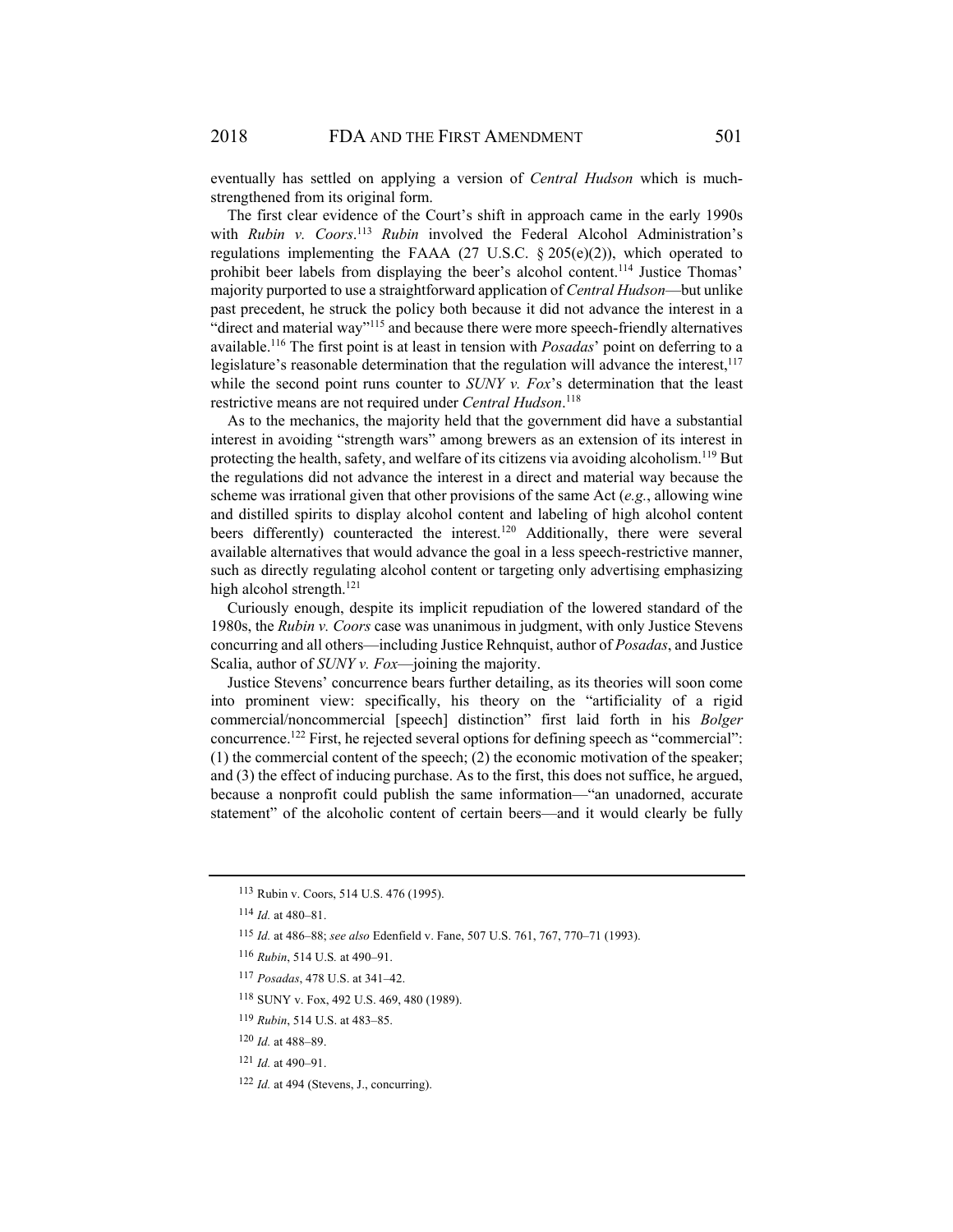eventually has settled on applying a version of *Central Hudson* which is much-strengthened from its original form.

The first clear evidence of the Court's shift in approach came in the early 1990s with *Rubin v. Coors*.[113] *Rubin* involved the Federal Alcohol Administration's regulations implementing the FAAA (27 U.S.C. § 205(e)(2)), which operated to prohibit beer labels from displaying the beer's alcohol content.[114] Justice Thomas' majority purported to use a straightforward application of *Central Hudson*—but unlike past precedent, he struck the policy both because it did not advance the interest in a "direct and material way"[115] and because there were more speech-friendly alternatives available.[116] The first point is at least in tension with *Posadas*' point on deferring to a legislature's reasonable determination that the regulation will advance the interest,[117] while the second point runs counter to *SUNY v. Fox*'s determination that the least restrictive means are not required under *Central Hudson*.[118]

As to the mechanics, the majority held that the government did have a substantial interest in avoiding "strength wars" among brewers as an extension of its interest in protecting the health, safety, and welfare of its citizens via avoiding alcoholism.[119] But the regulations did not advance the interest in a direct and material way because the scheme was irrational given that other provisions of the same Act (*e.g.*, allowing wine and distilled spirits to display alcohol content and labeling of high alcohol content beers differently) counteracted the interest.[120] Additionally, there were several available alternatives that would advance the goal in a less speech-restrictive manner, such as directly regulating alcohol content or targeting only advertising emphasizing high alcohol strength.[121]

Curiously enough, despite its implicit repudiation of the lowered standard of the 1980s, the *Rubin v. Coors* case was unanimous in judgment, with only Justice Stevens concurring and all others—including Justice Rehnquist, author of *Posadas*, and Justice Scalia, author of *SUNY v. Fox*—joining the majority.

Justice Stevens' concurrence bears further detailing, as its theories will soon come into prominent view: specifically, his theory on the "artificiality of a rigid commercial/noncommercial [speech] distinction" first laid forth in his *Bolger* concurrence.[122] First, he rejected several options for defining speech as "commercial": (1) the commercial content of the speech; (2) the economic motivation of the speaker; and (3) the effect of inducing purchase. As to the first, this does not suffice, he argued, because a nonprofit could publish the same information—"an unadorned, accurate statement" of the alcoholic content of certain beers—and it would clearly be fully

---

[113] Rubin v. Coors, 514 U.S. 476 (1995).

[114] *Id.* at 480–81.

[115] *Id.* at 486–88; *see also* Edenfield v. Fane, 507 U.S. 761, 767, 770–71 (1993).

[116] *Rubin*, 514 U.S. at 490–91.

[117] *Posadas*, 478 U.S. at 341–42.

[118] SUNY v. Fox, 492 U.S. 469, 480 (1989).

[119] *Rubin*, 514 U.S. at 483–85.

[120] *Id.* at 488–89.

[121] *Id.* at 490–91.

[122] *Id.* at 494 (Stevens, J., concurring).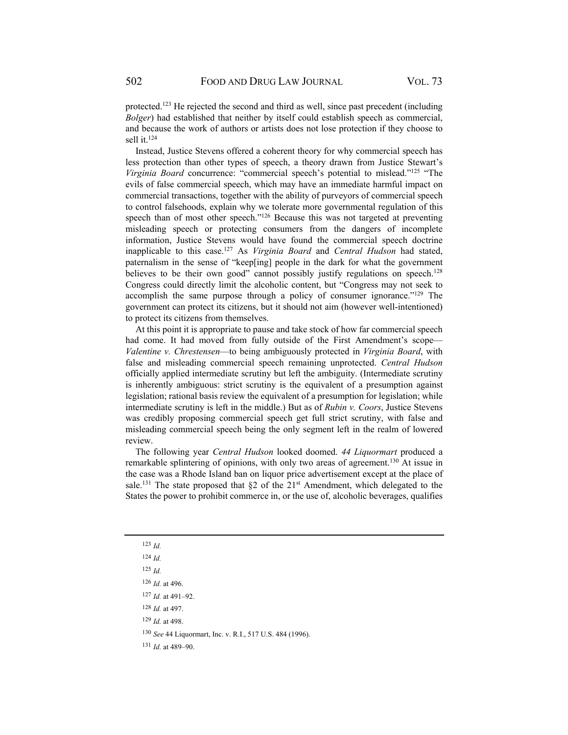protected.[123] He rejected the second and third as well, since past precedent (including *Bolger*) had established that neither by itself could establish speech as commercial, and because the work of authors or artists does not lose protection if they choose to sell it.[124]

Instead, Justice Stevens offered a coherent theory for why commercial speech has less protection than other types of speech, a theory drawn from Justice Stewart's *Virginia Board* concurrence: "commercial speech's potential to mislead."[125] "The evils of false commercial speech, which may have an immediate harmful impact on commercial transactions, together with the ability of purveyors of commercial speech to control falsehoods, explain why we tolerate more governmental regulation of this speech than of most other speech."[126] Because this was not targeted at preventing misleading speech or protecting consumers from the dangers of incomplete information, Justice Stevens would have found the commercial speech doctrine inapplicable to this case.[127] As *Virginia Board* and *Central Hudson* had stated, paternalism in the sense of "keep[ing] people in the dark for what the government believes to be their own good" cannot possibly justify regulations on speech.[128] Congress could directly limit the alcoholic content, but "Congress may not seek to accomplish the same purpose through a policy of consumer ignorance."[129] The government can protect its citizens, but it should not aim (however well-intentioned) to protect its citizens from themselves.

At this point it is appropriate to pause and take stock of how far commercial speech had come. It had moved from fully outside of the First Amendment's scope—*Valentine v. Chrestensen*—to being ambiguously protected in *Virginia Board*, with false and misleading commercial speech remaining unprotected. *Central Hudson* officially applied intermediate scrutiny but left the ambiguity. (Intermediate scrutiny is inherently ambiguous: strict scrutiny is the equivalent of a presumption against legislation; rational basis review the equivalent of a presumption for legislation; while intermediate scrutiny is left in the middle.) But as of *Rubin v. Coors*, Justice Stevens was credibly proposing commercial speech get full strict scrutiny, with false and misleading commercial speech being the only segment left in the realm of lowered review.

The following year *Central Hudson* looked doomed. *44 Liquormart* produced a remarkable splintering of opinions, with only two areas of agreement.[130] At issue in the case was a Rhode Island ban on liquor price advertisement except at the place of sale.[131] The state proposed that §2 of the 21st Amendment, which delegated to the States the power to prohibit commerce in, or the use of, alcoholic beverages, qualifies

---

[123] *Id.*

[124] *Id.*

[125] *Id.*

[126] *Id.* at 496.

[127] *Id.* at 491–92.

[128] *Id.* at 497.

[129] *Id.* at 498.

[130] *See* 44 Liquormart, Inc. v. R.I., 517 U.S. 484 (1996).

[131] *Id.* at 489–90.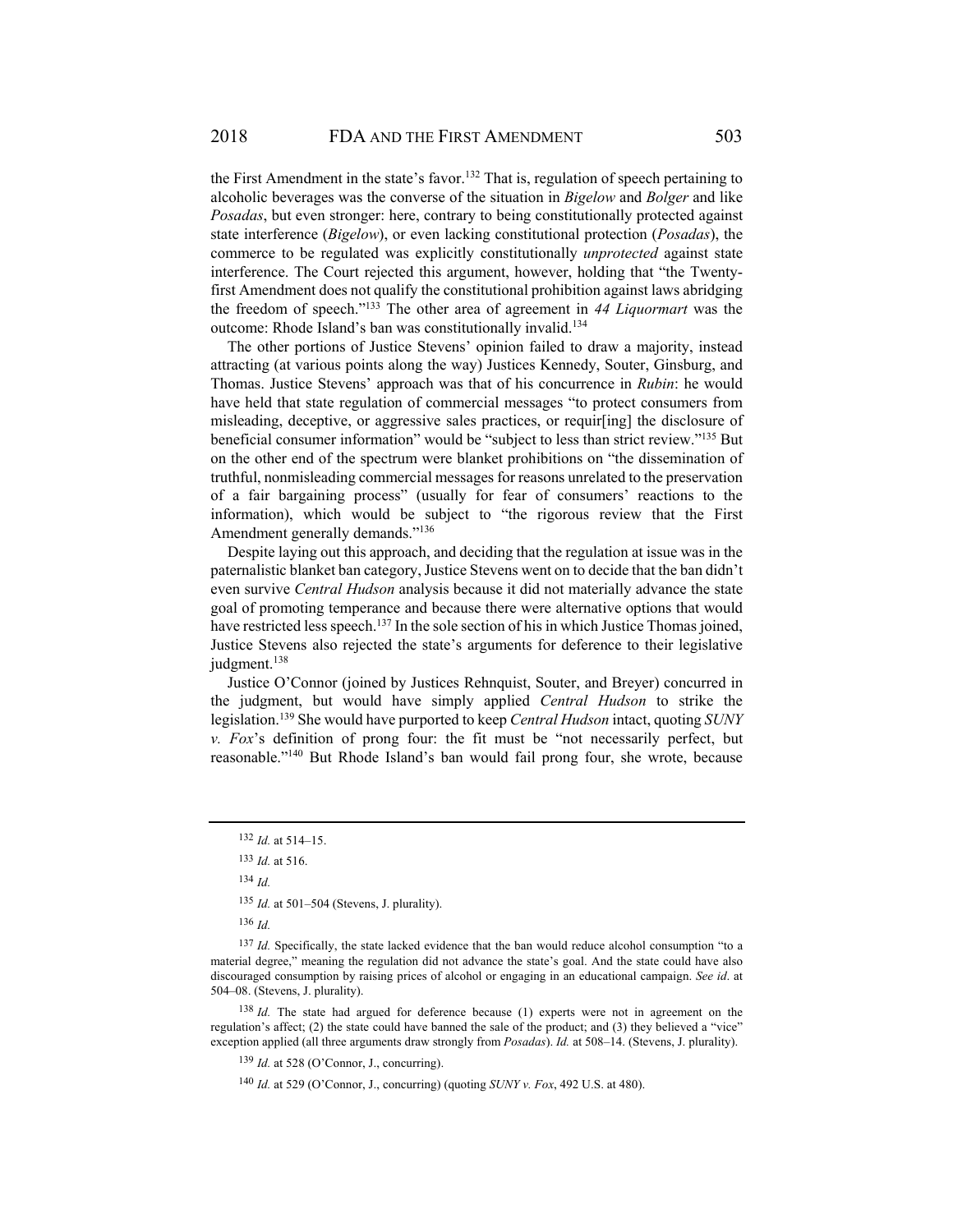the First Amendment in the state's favor.[132] That is, regulation of speech pertaining to alcoholic beverages was the converse of the situation in *Bigelow* and *Bolger* and like *Posadas*, but even stronger: here, contrary to being constitutionally protected against state interference (*Bigelow*), or even lacking constitutional protection (*Posadas*), the commerce to be regulated was explicitly constitutionally *unprotected* against state interference. The Court rejected this argument, however, holding that "the Twenty-first Amendment does not qualify the constitutional prohibition against laws abridging the freedom of speech."[133] The other area of agreement in *44 Liquormart* was the outcome: Rhode Island's ban was constitutionally invalid.[134]

The other portions of Justice Stevens' opinion failed to draw a majority, instead attracting (at various points along the way) Justices Kennedy, Souter, Ginsburg, and Thomas. Justice Stevens' approach was that of his concurrence in *Rubin*: he would have held that state regulation of commercial messages "to protect consumers from misleading, deceptive, or aggressive sales practices, or requir[ing] the disclosure of beneficial consumer information" would be "subject to less than strict review."[135] But on the other end of the spectrum were blanket prohibitions on "the dissemination of truthful, nonmisleading commercial messages for reasons unrelated to the preservation of a fair bargaining process" (usually for fear of consumers' reactions to the information), which would be subject to "the rigorous review that the First Amendment generally demands."[136]

Despite laying out this approach, and deciding that the regulation at issue was in the paternalistic blanket ban category, Justice Stevens went on to decide that the ban didn't even survive *Central Hudson* analysis because it did not materially advance the state goal of promoting temperance and because there were alternative options that would have restricted less speech.[137] In the sole section of his in which Justice Thomas joined, Justice Stevens also rejected the state's arguments for deference to their legislative judgment.[138]

Justice O'Connor (joined by Justices Rehnquist, Souter, and Breyer) concurred in the judgment, but would have simply applied *Central Hudson* to strike the legislation.[139] She would have purported to keep *Central Hudson* intact, quoting *SUNY v. Fox*'s definition of prong four: the fit must be "not necessarily perfect, but reasonable."[140] But Rhode Island's ban would fail prong four, she wrote, because

---

[132] *Id.* at 514–15.

[133] *Id.* at 516.

[134] *Id.*

[135] *Id.* at 501–504 (Stevens, J. plurality).

[136] *Id.*

[137] *Id.* Specifically, the state lacked evidence that the ban would reduce alcohol consumption "to a material degree," meaning the regulation did not advance the state's goal. And the state could have also discouraged consumption by raising prices of alcohol or engaging in an educational campaign. *See id*. at 504–08. (Stevens, J. plurality).

[138] *Id.* The state had argued for deference because (1) experts were not in agreement on the regulation's affect; (2) the state could have banned the sale of the product; and (3) they believed a "vice" exception applied (all three arguments draw strongly from *Posadas*). *Id.* at 508–14. (Stevens, J. plurality).

[139] *Id.* at 528 (O'Connor, J., concurring).

[140] *Id.* at 529 (O'Connor, J., concurring) (quoting *SUNY v. Fox*, 492 U.S. at 480).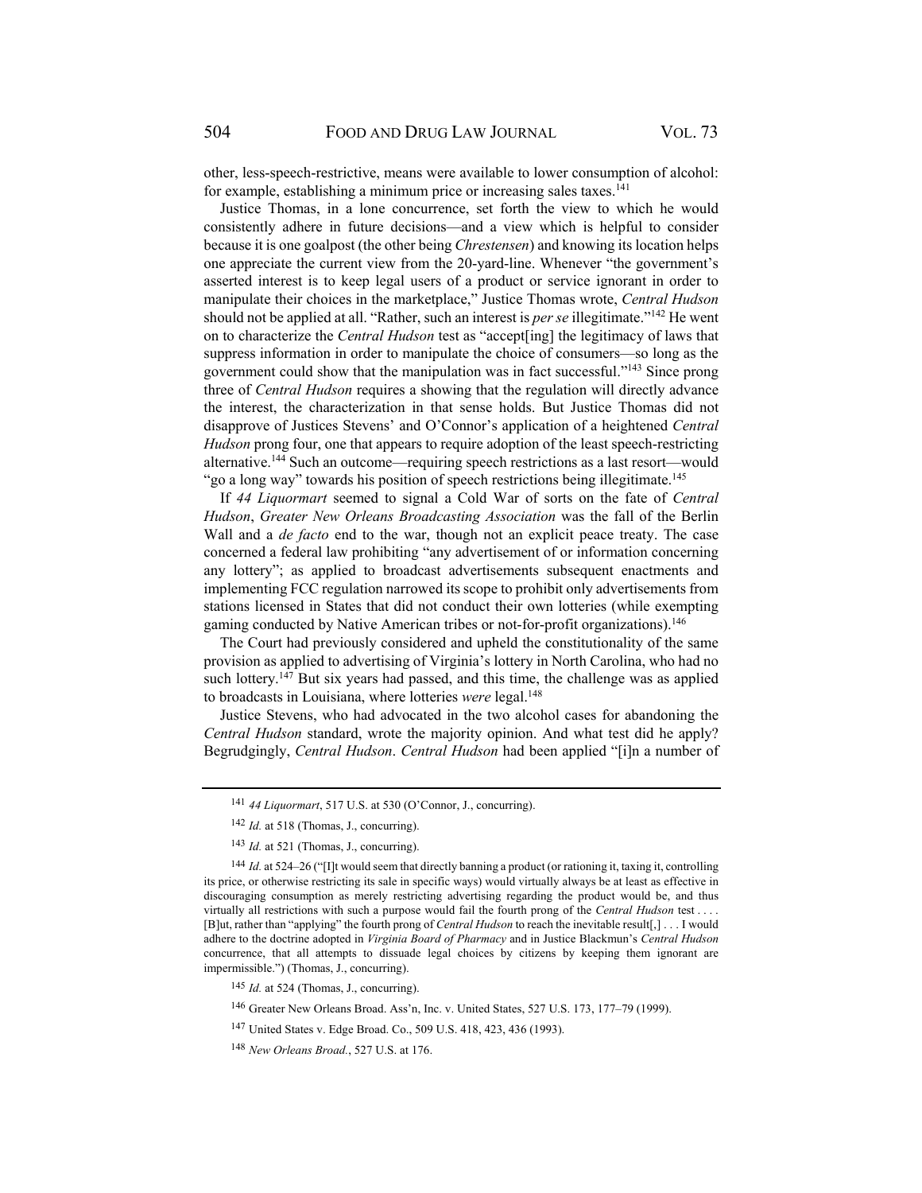other, less-speech-restrictive, means were available to lower consumption of alcohol: for example, establishing a minimum price or increasing sales taxes.[141]

Justice Thomas, in a lone concurrence, set forth the view to which he would consistently adhere in future decisions—and a view which is helpful to consider because it is one goalpost (the other being *Chrestensen*) and knowing its location helps one appreciate the current view from the 20-yard-line. Whenever "the government's asserted interest is to keep legal users of a product or service ignorant in order to manipulate their choices in the marketplace," Justice Thomas wrote, *Central Hudson* should not be applied at all. "Rather, such an interest is *per se* illegitimate."[142] He went on to characterize the *Central Hudson* test as "accept[ing] the legitimacy of laws that suppress information in order to manipulate the choice of consumers—so long as the government could show that the manipulation was in fact successful."[143] Since prong three of *Central Hudson* requires a showing that the regulation will directly advance the interest, the characterization in that sense holds. But Justice Thomas did not disapprove of Justices Stevens' and O'Connor's application of a heightened *Central Hudson* prong four, one that appears to require adoption of the least speech-restricting alternative.[144] Such an outcome—requiring speech restrictions as a last resort—would "go a long way" towards his position of speech restrictions being illegitimate.[145]

If *44 Liquormart* seemed to signal a Cold War of sorts on the fate of *Central Hudson*, *Greater New Orleans Broadcasting Association* was the fall of the Berlin Wall and a *de facto* end to the war, though not an explicit peace treaty. The case concerned a federal law prohibiting "any advertisement of or information concerning any lottery"; as applied to broadcast advertisements subsequent enactments and implementing FCC regulation narrowed its scope to prohibit only advertisements from stations licensed in States that did not conduct their own lotteries (while exempting gaming conducted by Native American tribes or not-for-profit organizations).[146]

The Court had previously considered and upheld the constitutionality of the same provision as applied to advertising of Virginia's lottery in North Carolina, who had no such lottery.[147] But six years had passed, and this time, the challenge was as applied to broadcasts in Louisiana, where lotteries *were* legal.[148]

Justice Stevens, who had advocated in the two alcohol cases for abandoning the *Central Hudson* standard, wrote the majority opinion. And what test did he apply? Begrudgingly, *Central Hudson*. *Central Hudson* had been applied "[i]n a number of

---

[141] *44 Liquormart*, 517 U.S. at 530 (O'Connor, J., concurring).

[142] *Id.* at 518 (Thomas, J., concurring).

[143] *Id.* at 521 (Thomas, J., concurring).

[144] *Id.* at 524–26 ("[I]t would seem that directly banning a product (or rationing it, taxing it, controlling its price, or otherwise restricting its sale in specific ways) would virtually always be at least as effective in discouraging consumption as merely restricting advertising regarding the product would be, and thus virtually all restrictions with such a purpose would fail the fourth prong of the *Central Hudson* test . . . . [B]ut, rather than "applying" the fourth prong of *Central Hudson* to reach the inevitable result[,] . . . I would adhere to the doctrine adopted in *Virginia Board of Pharmacy* and in Justice Blackmun's *Central Hudson* concurrence, that all attempts to dissuade legal choices by citizens by keeping them ignorant are impermissible.") (Thomas, J., concurring).

[145] *Id.* at 524 (Thomas, J., concurring).

[146] Greater New Orleans Broad. Ass'n, Inc. v. United States, 527 U.S. 173, 177–79 (1999).

[147] United States v. Edge Broad. Co., 509 U.S. 418, 423, 436 (1993).

[148] *New Orleans Broad.*, 527 U.S. at 176.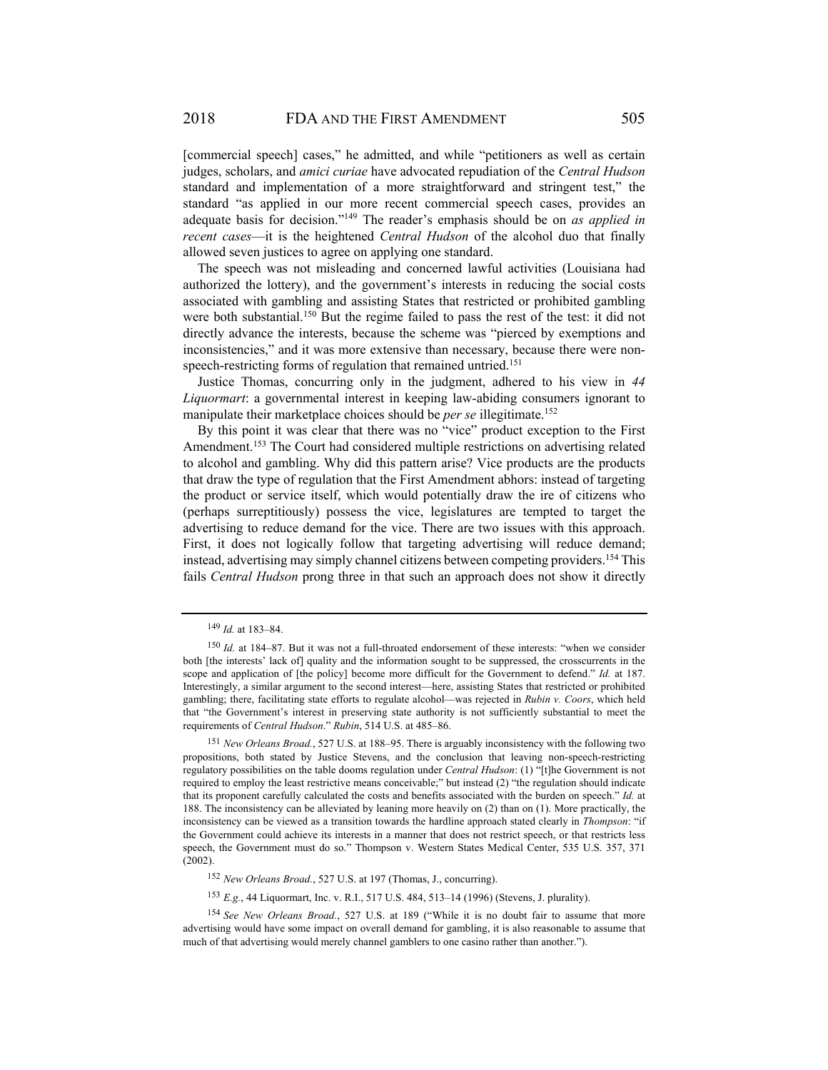[commercial speech] cases," he admitted, and while "petitioners as well as certain judges, scholars, and *amici curiae* have advocated repudiation of the *Central Hudson* standard and implementation of a more straightforward and stringent test," the standard "as applied in our more recent commercial speech cases, provides an adequate basis for decision."[149] The reader's emphasis should be on *as applied in recent cases*—it is the heightened *Central Hudson* of the alcohol duo that finally allowed seven justices to agree on applying one standard.

The speech was not misleading and concerned lawful activities (Louisiana had authorized the lottery), and the government's interests in reducing the social costs associated with gambling and assisting States that restricted or prohibited gambling were both substantial.[150] But the regime failed to pass the rest of the test: it did not directly advance the interests, because the scheme was "pierced by exemptions and inconsistencies," and it was more extensive than necessary, because there were non-speech-restricting forms of regulation that remained untried.[151]

Justice Thomas, concurring only in the judgment, adhered to his view in *44 Liquormart*: a governmental interest in keeping law-abiding consumers ignorant to manipulate their marketplace choices should be *per se* illegitimate.[152]

By this point it was clear that there was no "vice" product exception to the First Amendment.[153] The Court had considered multiple restrictions on advertising related to alcohol and gambling. Why did this pattern arise? Vice products are the products that draw the type of regulation that the First Amendment abhors: instead of targeting the product or service itself, which would potentially draw the ire of citizens who (perhaps surreptitiously) possess the vice, legislatures are tempted to target the advertising to reduce demand for the vice. There are two issues with this approach. First, it does not logically follow that targeting advertising will reduce demand; instead, advertising may simply channel citizens between competing providers.[154] This fails *Central Hudson* prong three in that such an approach does not show it directly

---

[149] *Id.* at 183–84.

[150] *Id.* at 184–87. But it was not a full-throated endorsement of these interests: "when we consider both [the interests' lack of] quality and the information sought to be suppressed, the crosscurrents in the scope and application of [the policy] become more difficult for the Government to defend." *Id.* at 187. Interestingly, a similar argument to the second interest—here, assisting States that restricted or prohibited gambling; there, facilitating state efforts to regulate alcohol—was rejected in *Rubin v. Coors*, which held that "the Government's interest in preserving state authority is not sufficiently substantial to meet the requirements of *Central Hudson*." *Rubin*, 514 U.S. at 485–86.

[151] *New Orleans Broad.*, 527 U.S. at 188–95. There is arguably inconsistency with the following two propositions, both stated by Justice Stevens, and the conclusion that leaving non-speech-restricting regulatory possibilities on the table dooms regulation under *Central Hudson*: (1) "[t]he Government is not required to employ the least restrictive means conceivable;" but instead (2) "the regulation should indicate that its proponent carefully calculated the costs and benefits associated with the burden on speech." *Id.* at 188. The inconsistency can be alleviated by leaning more heavily on (2) than on (1). More practically, the inconsistency can be viewed as a transition towards the hardline approach stated clearly in *Thompson*: "if the Government could achieve its interests in a manner that does not restrict speech, or that restricts less speech, the Government must do so." Thompson v. Western States Medical Center, 535 U.S. 357, 371 (2002).

[152] *New Orleans Broad.*, 527 U.S. at 197 (Thomas, J., concurring).

[153] *E.g.*, 44 Liquormart, Inc. v. R.I., 517 U.S. 484, 513–14 (1996) (Stevens, J. plurality).

[154] *See New Orleans Broad.*, 527 U.S. at 189 ("While it is no doubt fair to assume that more advertising would have some impact on overall demand for gambling, it is also reasonable to assume that much of that advertising would merely channel gamblers to one casino rather than another.").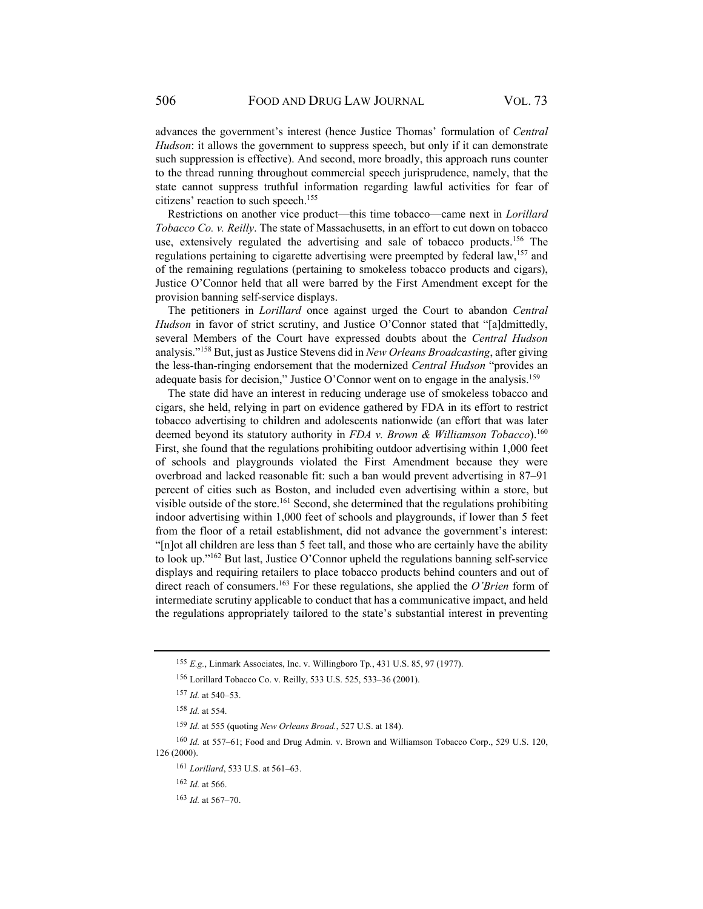advances the government's interest (hence Justice Thomas' formulation of *Central Hudson*: it allows the government to suppress speech, but only if it can demonstrate such suppression is effective). And second, more broadly, this approach runs counter to the thread running throughout commercial speech jurisprudence, namely, that the state cannot suppress truthful information regarding lawful activities for fear of citizens' reaction to such speech.[155]

Restrictions on another vice product—this time tobacco—came next in *Lorillard Tobacco Co. v. Reilly*. The state of Massachusetts, in an effort to cut down on tobacco use, extensively regulated the advertising and sale of tobacco products.[156] The regulations pertaining to cigarette advertising were preempted by federal law,[157] and of the remaining regulations (pertaining to smokeless tobacco products and cigars), Justice O'Connor held that all were barred by the First Amendment except for the provision banning self-service displays.

The petitioners in *Lorillard* once against urged the Court to abandon *Central Hudson* in favor of strict scrutiny, and Justice O'Connor stated that "[a]dmittedly, several Members of the Court have expressed doubts about the *Central Hudson* analysis."[158] But, just as Justice Stevens did in *New Orleans Broadcasting*, after giving the less-than-ringing endorsement that the modernized *Central Hudson* "provides an adequate basis for decision," Justice O'Connor went on to engage in the analysis.[159]

The state did have an interest in reducing underage use of smokeless tobacco and cigars, she held, relying in part on evidence gathered by FDA in its effort to restrict tobacco advertising to children and adolescents nationwide (an effort that was later deemed beyond its statutory authority in *FDA v. Brown & Williamson Tobacco*).[160] First, she found that the regulations prohibiting outdoor advertising within 1,000 feet of schools and playgrounds violated the First Amendment because they were overbroad and lacked reasonable fit: such a ban would prevent advertising in 87–91 percent of cities such as Boston, and included even advertising within a store, but visible outside of the store.[161] Second, she determined that the regulations prohibiting indoor advertising within 1,000 feet of schools and playgrounds, if lower than 5 feet from the floor of a retail establishment, did not advance the government's interest: "[n]ot all children are less than 5 feet tall, and those who are certainly have the ability to look up."[162] But last, Justice O'Connor upheld the regulations banning self-service displays and requiring retailers to place tobacco products behind counters and out of direct reach of consumers.[163] For these regulations, she applied the *O'Brien* form of intermediate scrutiny applicable to conduct that has a communicative impact, and held the regulations appropriately tailored to the state's substantial interest in preventing

---

[155] *E.g.*, Linmark Associates, Inc. v. Willingboro Tp., 431 U.S. 85, 97 (1977).

[156] Lorillard Tobacco Co. v. Reilly, 533 U.S. 525, 533–36 (2001).

[157] *Id.* at 540–53.

[158] *Id.* at 554.

[159] *Id.* at 555 (quoting *New Orleans Broad.*, 527 U.S. at 184).

[160] *Id.* at 557–61; Food and Drug Admin. v. Brown and Williamson Tobacco Corp., 529 U.S. 120, 126 (2000).

[161] *Lorillard*, 533 U.S. at 561–63.

[162] *Id.* at 566.

[163] *Id.* at 567–70.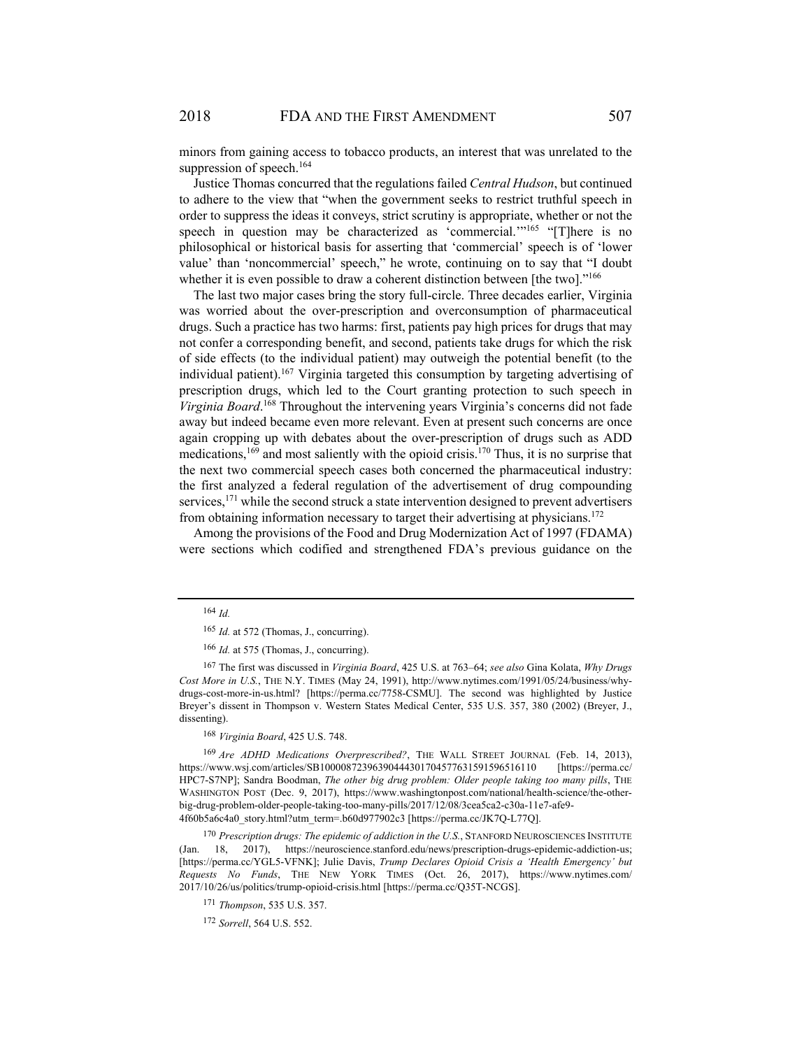minors from gaining access to tobacco products, an interest that was unrelated to the suppression of speech.[164]

Justice Thomas concurred that the regulations failed *Central Hudson*, but continued to adhere to the view that "when the government seeks to restrict truthful speech in order to suppress the ideas it conveys, strict scrutiny is appropriate, whether or not the speech in question may be characterized as 'commercial.'"[165] "[T]here is no philosophical or historical basis for asserting that 'commercial' speech is of 'lower value' than 'noncommercial' speech," he wrote, continuing on to say that "I doubt whether it is even possible to draw a coherent distinction between [the two]."[166]

The last two major cases bring the story full-circle. Three decades earlier, Virginia was worried about the over-prescription and overconsumption of pharmaceutical drugs. Such a practice has two harms: first, patients pay high prices for drugs that may not confer a corresponding benefit, and second, patients take drugs for which the risk of side effects (to the individual patient) may outweigh the potential benefit (to the individual patient).[167] Virginia targeted this consumption by targeting advertising of prescription drugs, which led to the Court granting protection to such speech in *Virginia Board*.[168] Throughout the intervening years Virginia's concerns did not fade away but indeed became even more relevant. Even at present such concerns are once again cropping up with debates about the over-prescription of drugs such as ADD medications,[169] and most saliently with the opioid crisis.[170] Thus, it is no surprise that the next two commercial speech cases both concerned the pharmaceutical industry: the first analyzed a federal regulation of the advertisement of drug compounding services,[171] while the second struck a state intervention designed to prevent advertisers from obtaining information necessary to target their advertising at physicians.[172]

Among the provisions of the Food and Drug Modernization Act of 1997 (FDAMA) were sections which codified and strengthened FDA's previous guidance on the

---

[164] *Id.*

[165] *Id.* at 572 (Thomas, J., concurring).

[166] *Id.* at 575 (Thomas, J., concurring).

[167] The first was discussed in *Virginia Board*, 425 U.S. at 763–64; *see also* Gina Kolata, *Why Drugs Cost More in U.S.*, THE N.Y. TIMES (May 24, 1991), http://www.nytimes.com/1991/05/24/business/why-drugs-cost-more-in-us.html? [https://perma.cc/7758-CSMU]. The second was highlighted by Justice Breyer's dissent in Thompson v. Western States Medical Center, 535 U.S. 357, 380 (2002) (Breyer, J., dissenting).

[168] *Virginia Board*, 425 U.S. 748.

[169] *Are ADHD Medications Overprescribed?*, THE WALL STREET JOURNAL (Feb. 14, 2013), https://www.wsj.com/articles/SB10000872396390444301704577631591596516110 [https://perma.cc/HPC7-S7NP]; Sandra Boodman, *The other big drug problem: Older people taking too many pills*, THE WASHINGTON POST (Dec. 9, 2017), https://www.washingtonpost.com/national/health-science/the-other-big-drug-problem-older-people-taking-too-many-pills/2017/12/08/3cea5ca2-c30a-11e7-afe9-4f60b5a6c4a0_story.html?utm_term=.b60d977902c3 [https://perma.cc/JK7Q-L77Q].

[170] *Prescription drugs: The epidemic of addiction in the U.S.*, STANFORD NEUROSCIENCES INSTITUTE (Jan. 18, 2017), https://neuroscience.stanford.edu/news/prescription-drugs-epidemic-addiction-us; [https://perma.cc/YGL5-VFNK]; Julie Davis, *Trump Declares Opioid Crisis a 'Health Emergency' but Requests No Funds*, THE NEW YORK TIMES (Oct. 26, 2017), https://www.nytimes.com/2017/10/26/us/politics/trump-opioid-crisis.html [https://perma.cc/Q35T-NCGS].

[171] *Thompson*, 535 U.S. 357.

[172] *Sorrell*, 564 U.S. 552.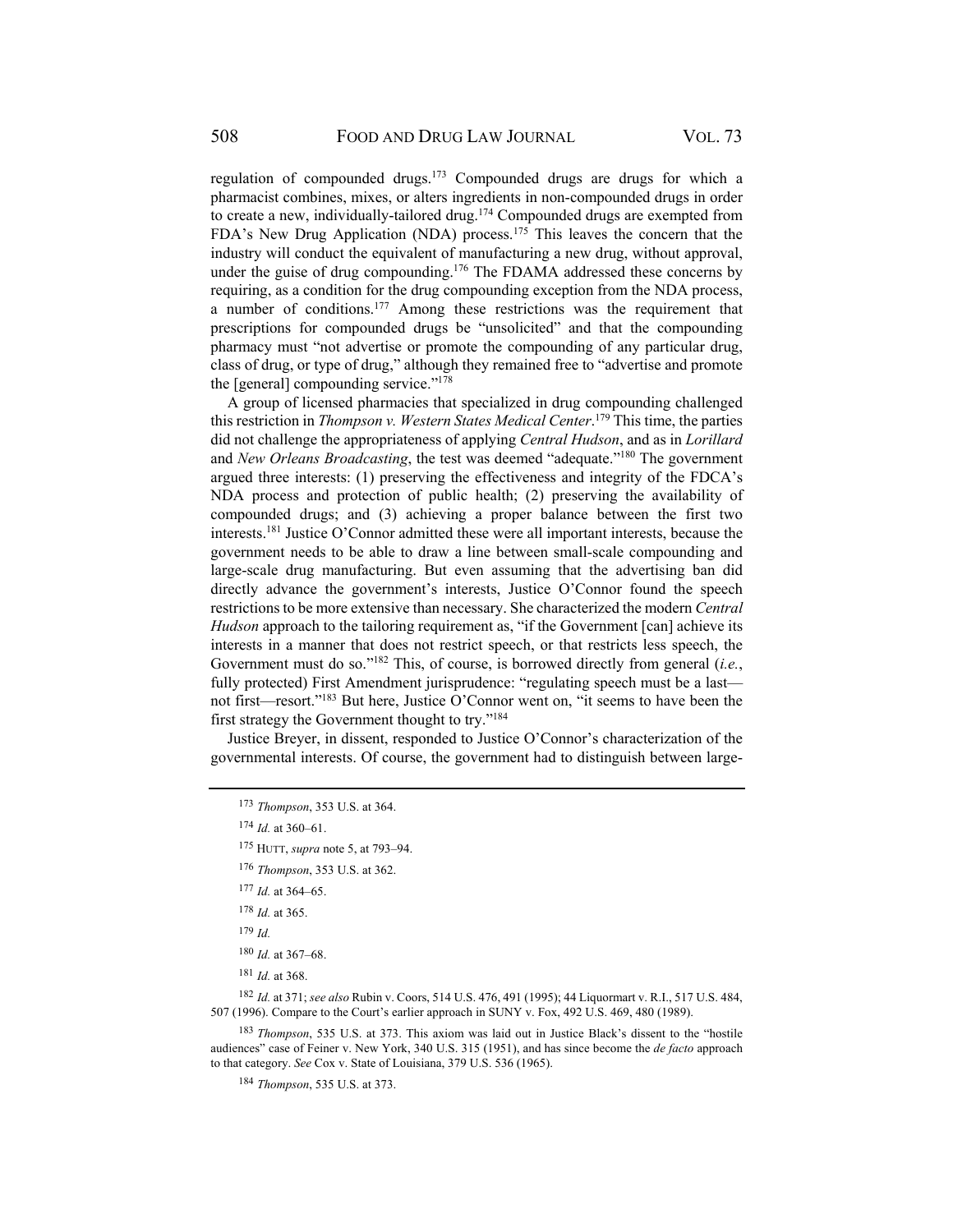regulation of compounded drugs.[173] Compounded drugs are drugs for which a pharmacist combines, mixes, or alters ingredients in non-compounded drugs in order to create a new, individually-tailored drug.[174] Compounded drugs are exempted from FDA's New Drug Application (NDA) process.[175] This leaves the concern that the industry will conduct the equivalent of manufacturing a new drug, without approval, under the guise of drug compounding.[176] The FDAMA addressed these concerns by requiring, as a condition for the drug compounding exception from the NDA process, a number of conditions.[177] Among these restrictions was the requirement that prescriptions for compounded drugs be "unsolicited" and that the compounding pharmacy must "not advertise or promote the compounding of any particular drug, class of drug, or type of drug," although they remained free to "advertise and promote the [general] compounding service."[178]

A group of licensed pharmacies that specialized in drug compounding challenged this restriction in *Thompson v. Western States Medical Center*.[179] This time, the parties did not challenge the appropriateness of applying *Central Hudson*, and as in *Lorillard* and *New Orleans Broadcasting*, the test was deemed "adequate."[180] The government argued three interests: (1) preserving the effectiveness and integrity of the FDCA's NDA process and protection of public health; (2) preserving the availability of compounded drugs; and (3) achieving a proper balance between the first two interests.[181] Justice O'Connor admitted these were all important interests, because the government needs to be able to draw a line between small-scale compounding and large-scale drug manufacturing. But even assuming that the advertising ban did directly advance the government's interests, Justice O'Connor found the speech restrictions to be more extensive than necessary. She characterized the modern *Central Hudson* approach to the tailoring requirement as, "if the Government [can] achieve its interests in a manner that does not restrict speech, or that restricts less speech, the Government must do so."[182] This, of course, is borrowed directly from general (*i.e.*, fully protected) First Amendment jurisprudence: "regulating speech must be a last—not first—resort."[183] But here, Justice O'Connor went on, "it seems to have been the first strategy the Government thought to try."[184]

Justice Breyer, in dissent, responded to Justice O'Connor's characterization of the governmental interests. Of course, the government had to distinguish between large-

---

[173] *Thompson*, 353 U.S. at 364.

[174] *Id.* at 360–61.

[175] HUTT, *supra* note 5, at 793–94.

[176] *Thompson*, 353 U.S. at 362.

[177] *Id.* at 364–65.

[178] *Id.* at 365.

[179] *Id.*

[180] *Id.* at 367–68.

[181] *Id.* at 368.

[182] *Id.* at 371; *see also* Rubin v. Coors, 514 U.S. 476, 491 (1995); 44 Liquormart v. R.I., 517 U.S. 484, 507 (1996). Compare to the Court's earlier approach in SUNY v. Fox, 492 U.S. 469, 480 (1989).

[183] *Thompson*, 535 U.S. at 373. This axiom was laid out in Justice Black's dissent to the "hostile audiences" case of Feiner v. New York, 340 U.S. 315 (1951), and has since become the *de facto* approach to that category. *See* Cox v. State of Louisiana, 379 U.S. 536 (1965).

[184] *Thompson*, 535 U.S. at 373.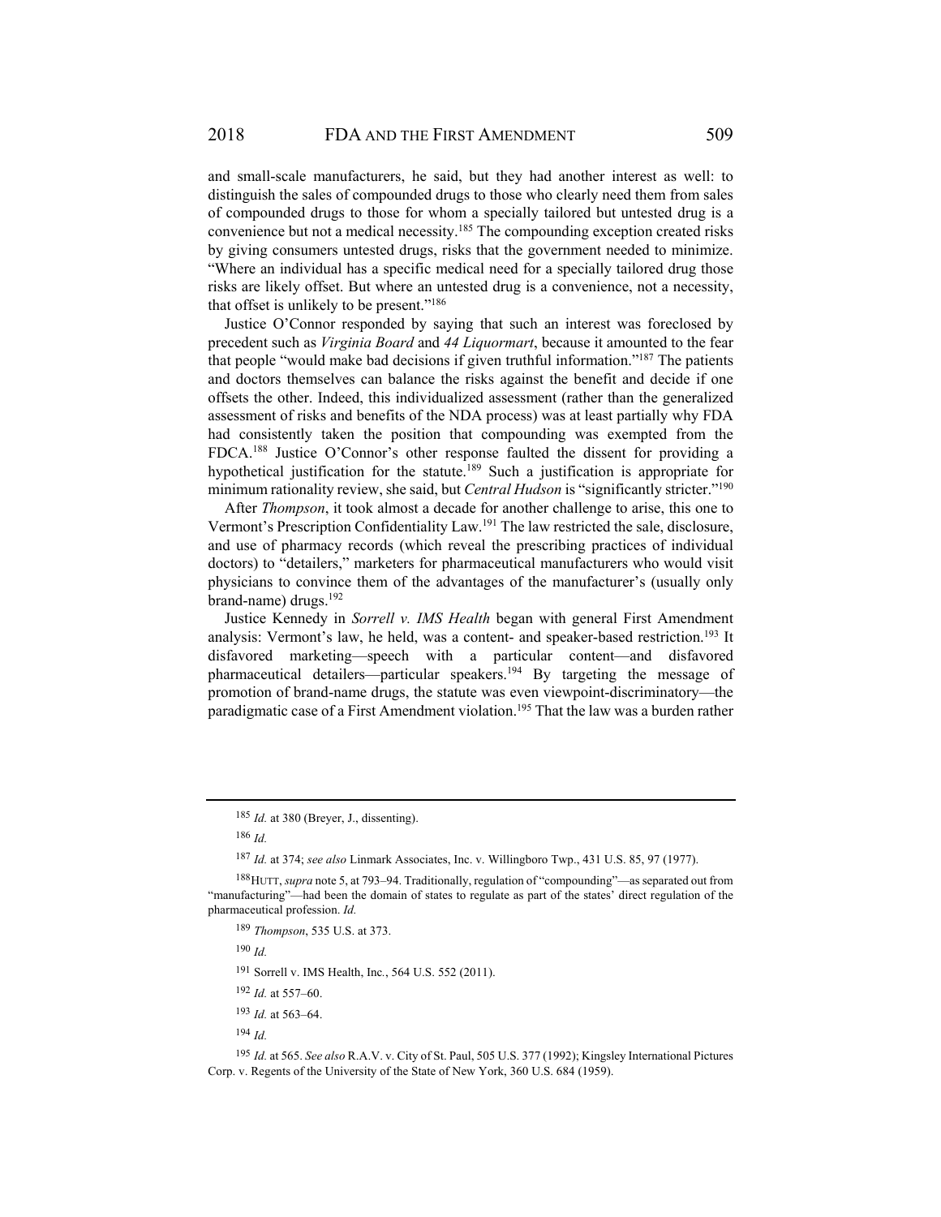and small-scale manufacturers, he said, but they had another interest as well: to distinguish the sales of compounded drugs to those who clearly need them from sales of compounded drugs to those for whom a specially tailored but untested drug is a convenience but not a medical necessity.[185] The compounding exception created risks by giving consumers untested drugs, risks that the government needed to minimize. "Where an individual has a specific medical need for a specially tailored drug those risks are likely offset. But where an untested drug is a convenience, not a necessity, that offset is unlikely to be present."[186]

Justice O'Connor responded by saying that such an interest was foreclosed by precedent such as *Virginia Board* and *44 Liquormart*, because it amounted to the fear that people "would make bad decisions if given truthful information."[187] The patients and doctors themselves can balance the risks against the benefit and decide if one offsets the other. Indeed, this individualized assessment (rather than the generalized assessment of risks and benefits of the NDA process) was at least partially why FDA had consistently taken the position that compounding was exempted from the FDCA.[188] Justice O'Connor's other response faulted the dissent for providing a hypothetical justification for the statute.[189] Such a justification is appropriate for minimum rationality review, she said, but *Central Hudson* is "significantly stricter."[190]

After *Thompson*, it took almost a decade for another challenge to arise, this one to Vermont's Prescription Confidentiality Law.[191] The law restricted the sale, disclosure, and use of pharmacy records (which reveal the prescribing practices of individual doctors) to "detailers," marketers for pharmaceutical manufacturers who would visit physicians to convince them of the advantages of the manufacturer's (usually only brand-name) drugs.[192]

Justice Kennedy in *Sorrell v. IMS Health* began with general First Amendment analysis: Vermont's law, he held, was a content- and speaker-based restriction.[193] It disfavored marketing—speech with a particular content—and disfavored pharmaceutical detailers—particular speakers.[194] By targeting the message of promotion of brand-name drugs, the statute was even viewpoint-discriminatory—the paradigmatic case of a First Amendment violation.[195] That the law was a burden rather

---

[185] *Id.* at 380 (Breyer, J., dissenting).

[186] *Id.*

[187] *Id.* at 374; *see also* Linmark Associates, Inc. v. Willingboro Twp., 431 U.S. 85, 97 (1977).

[188] HUTT, *supra* note 5, at 793–94. Traditionally, regulation of "compounding"—as separated out from "manufacturing"—had been the domain of states to regulate as part of the states' direct regulation of the pharmaceutical profession. *Id.*

[189] *Thompson*, 535 U.S. at 373.

[190] *Id.*

[191] Sorrell v. IMS Health, Inc., 564 U.S. 552 (2011).

[192] *Id.* at 557–60.

[193] *Id.* at 563–64.

[194] *Id.*

[195] *Id.* at 565. *See also* R.A.V. v. City of St. Paul, 505 U.S. 377 (1992); Kingsley International Pictures Corp. v. Regents of the University of the State of New York, 360 U.S. 684 (1959).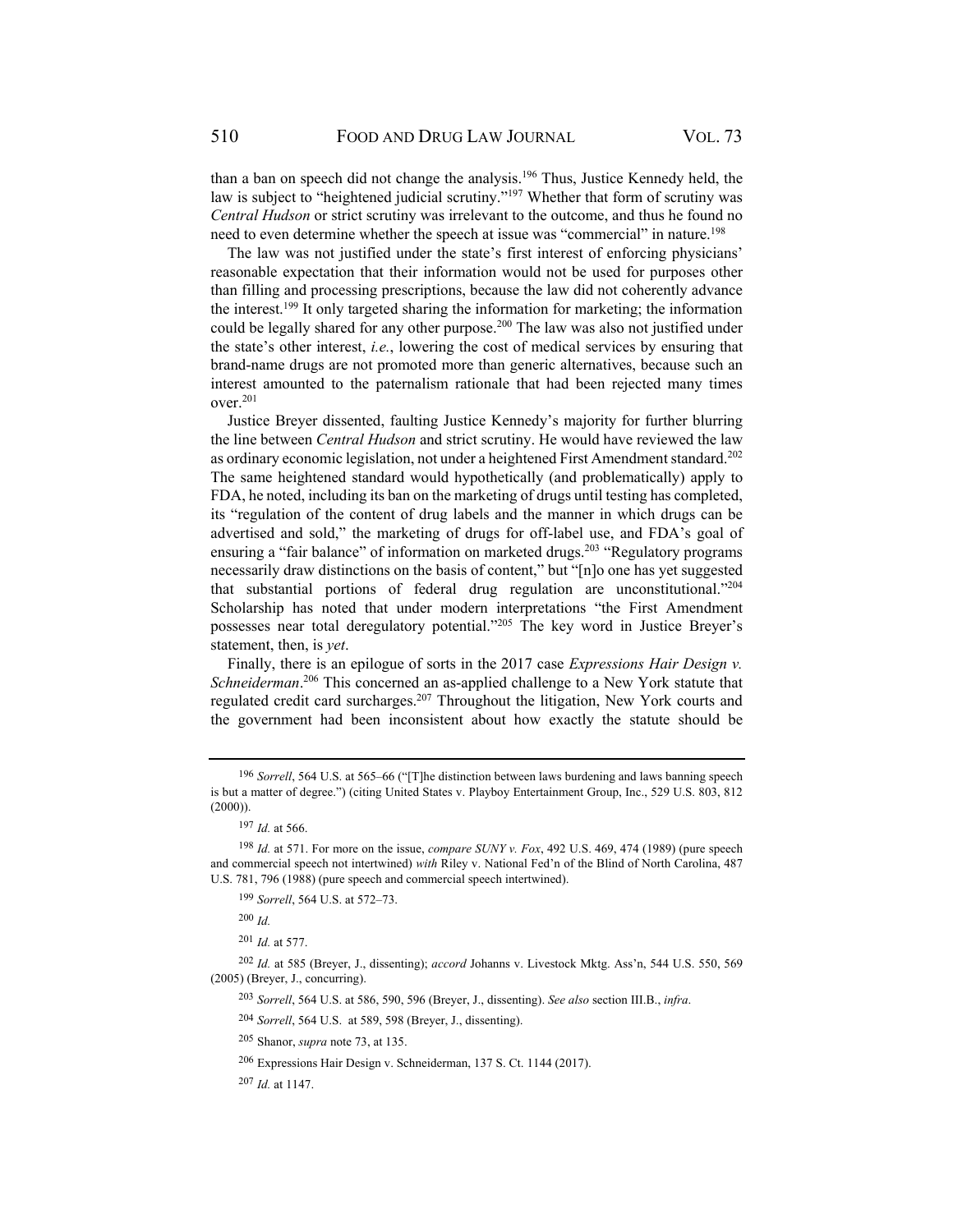than a ban on speech did not change the analysis.[196] Thus, Justice Kennedy held, the law is subject to "heightened judicial scrutiny."[197] Whether that form of scrutiny was *Central Hudson* or strict scrutiny was irrelevant to the outcome, and thus he found no need to even determine whether the speech at issue was "commercial" in nature.[198]

The law was not justified under the state's first interest of enforcing physicians' reasonable expectation that their information would not be used for purposes other than filling and processing prescriptions, because the law did not coherently advance the interest.[199] It only targeted sharing the information for marketing; the information could be legally shared for any other purpose.[200] The law was also not justified under the state's other interest, *i.e.*, lowering the cost of medical services by ensuring that brand-name drugs are not promoted more than generic alternatives, because such an interest amounted to the paternalism rationale that had been rejected many times over.[201]

Justice Breyer dissented, faulting Justice Kennedy's majority for further blurring the line between *Central Hudson* and strict scrutiny. He would have reviewed the law as ordinary economic legislation, not under a heightened First Amendment standard.[202] The same heightened standard would hypothetically (and problematically) apply to FDA, he noted, including its ban on the marketing of drugs until testing has completed, its "regulation of the content of drug labels and the manner in which drugs can be advertised and sold," the marketing of drugs for off-label use, and FDA's goal of ensuring a "fair balance" of information on marketed drugs.[203] "Regulatory programs necessarily draw distinctions on the basis of content," but "[n]o one has yet suggested that substantial portions of federal drug regulation are unconstitutional."[204] Scholarship has noted that under modern interpretations "the First Amendment possesses near total deregulatory potential."[205] The key word in Justice Breyer's statement, then, is *yet*.

Finally, there is an epilogue of sorts in the 2017 case *Expressions Hair Design v. Schneiderman*.[206] This concerned an as-applied challenge to a New York statute that regulated credit card surcharges.[207] Throughout the litigation, New York courts and the government had been inconsistent about how exactly the statute should be

---

[196] *Sorrell*, 564 U.S. at 565–66 ("[T]he distinction between laws burdening and laws banning speech is but a matter of degree.") (citing United States v. Playboy Entertainment Group, Inc., 529 U.S. 803, 812 (2000)).

[197] *Id.* at 566.

[198] *Id.* at 571. For more on the issue, *compare SUNY v. Fox*, 492 U.S. 469, 474 (1989) (pure speech and commercial speech not intertwined) *with* Riley v. National Fed'n of the Blind of North Carolina, 487 U.S. 781, 796 (1988) (pure speech and commercial speech intertwined).

[199] *Sorrell*, 564 U.S. at 572–73.

[200] *Id.*

[201] *Id.* at 577.

[202] *Id.* at 585 (Breyer, J., dissenting); *accord* Johanns v. Livestock Mktg. Ass'n, 544 U.S. 550, 569 (2005) (Breyer, J., concurring).

[203] *Sorrell*, 564 U.S. at 586, 590, 596 (Breyer, J., dissenting). *See also* section III.B., *infra*.

[204] *Sorrell*, 564 U.S. at 589, 598 (Breyer, J., dissenting).

[205] Shanor, *supra* note 73, at 135.

[206] Expressions Hair Design v. Schneiderman, 137 S. Ct. 1144 (2017).

[207] *Id.* at 1147.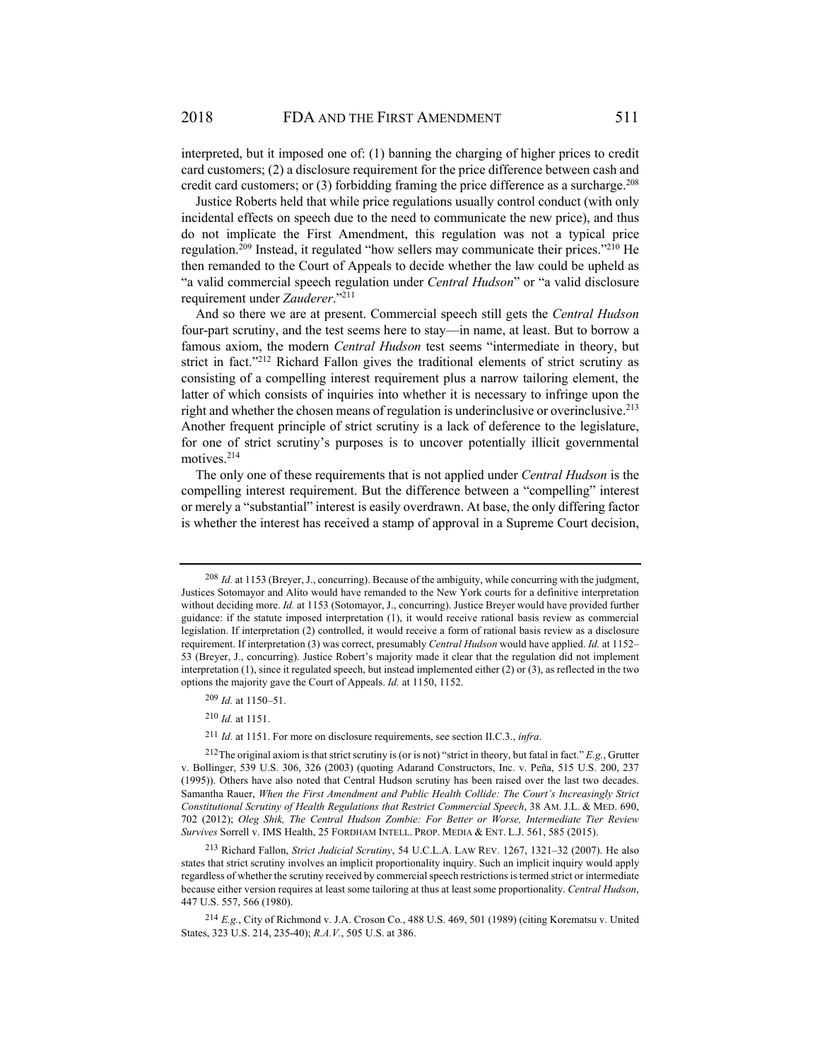interpreted, but it imposed one of: (1) banning the charging of higher prices to credit card customers; (2) a disclosure requirement for the price difference between cash and credit card customers; or (3) forbidding framing the price difference as a surcharge.[208]

Justice Roberts held that while price regulations usually control conduct (with only incidental effects on speech due to the need to communicate the new price), and thus do not implicate the First Amendment, this regulation was not a typical price regulation.[209] Instead, it regulated "how sellers may communicate their prices."[210] He then remanded to the Court of Appeals to decide whether the law could be upheld as "a valid commercial speech regulation under *Central Hudson*" or "a valid disclosure requirement under *Zauderer*."[211]

And so there we are at present. Commercial speech still gets the *Central Hudson* four-part scrutiny, and the test seems here to stay—in name, at least. But to borrow a famous axiom, the modern *Central Hudson* test seems "intermediate in theory, but strict in fact."[212] Richard Fallon gives the traditional elements of strict scrutiny as consisting of a compelling interest requirement plus a narrow tailoring element, the latter of which consists of inquiries into whether it is necessary to infringe upon the right and whether the chosen means of regulation is underinclusive or overinclusive.[213] Another frequent principle of strict scrutiny is a lack of deference to the legislature, for one of strict scrutiny's purposes is to uncover potentially illicit governmental motives.[214]

The only one of these requirements that is not applied under *Central Hudson* is the compelling interest requirement. But the difference between a "compelling" interest or merely a "substantial" interest is easily overdrawn. At base, the only differing factor is whether the interest has received a stamp of approval in a Supreme Court decision,

---

[208] *Id.* at 1153 (Breyer, J., concurring). Because of the ambiguity, while concurring with the judgment, Justices Sotomayor and Alito would have remanded to the New York courts for a definitive interpretation without deciding more. *Id.* at 1153 (Sotomayor, J., concurring). Justice Breyer would have provided further guidance: if the statute imposed interpretation (1), it would receive rational basis review as commercial legislation. If interpretation (2) controlled, it would receive a form of rational basis review as a disclosure requirement. If interpretation (3) was correct, presumably *Central Hudson* would have applied. *Id.* at 1152–53 (Breyer, J., concurring). Justice Robert's majority made it clear that the regulation did not implement interpretation (1), since it regulated speech, but instead implemented either (2) or (3), as reflected in the two options the majority gave the Court of Appeals. *Id.* at 1150, 1152.

[209] *Id.* at 1150–51.

[210] *Id.* at 1151.

[211] *Id.* at 1151. For more on disclosure requirements, see section II.C.3., *infra*.

[212] The original axiom is that strict scrutiny is (or is not) "strict in theory, but fatal in fact." *E.g.*, Grutter v. Bollinger, 539 U.S. 306, 326 (2003) (quoting Adarand Constructors, Inc. v. Peña, 515 U.S. 200, 237 (1995)). Others have also noted that Central Hudson scrutiny has been raised over the last two decades. Samantha Rauer, *When the First Amendment and Public Health Collide: The Court's Increasingly Strict Constitutional Scrutiny of Health Regulations that Restrict Commercial Speech*, 38 AM. J.L. & MED. 690, 702 (2012); *Oleg Shik, The Central Hudson Zombie: For Better or Worse, Intermediate Tier Review Survives* Sorrell v. IMS Health, 25 FORDHAM INTELL. PROP. MEDIA & ENT. L.J. 561, 585 (2015).

[213] Richard Fallon, *Strict Judicial Scrutiny*, 54 U.C.L.A. LAW REV. 1267, 1321–32 (2007). He also states that strict scrutiny involves an implicit proportionality inquiry. Such an implicit inquiry would apply regardless of whether the scrutiny received by commercial speech restrictions is termed strict or intermediate because either version requires at least some tailoring at thus at least some proportionality. *Central Hudson*, 447 U.S. 557, 566 (1980).

[214] *E.g.*, City of Richmond v. J.A. Croson Co., 488 U.S. 469, 501 (1989) (citing Korematsu v. United States, 323 U.S. 214, 235-40); *R.A.V.*, 505 U.S. at 386.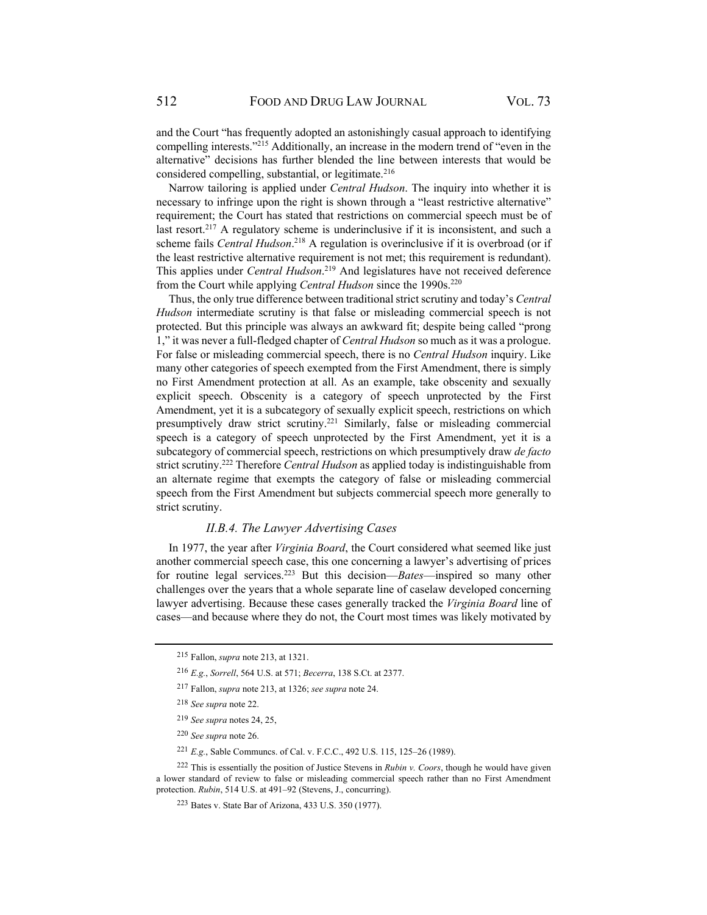and the Court "has frequently adopted an astonishingly casual approach to identifying compelling interests."[215] Additionally, an increase in the modern trend of "even in the alternative" decisions has further blended the line between interests that would be considered compelling, substantial, or legitimate.[216]

Narrow tailoring is applied under *Central Hudson*. The inquiry into whether it is necessary to infringe upon the right is shown through a "least restrictive alternative" requirement; the Court has stated that restrictions on commercial speech must be of last resort.[217] A regulatory scheme is underinclusive if it is inconsistent, and such a scheme fails *Central Hudson*.[218] A regulation is overinclusive if it is overbroad (or if the least restrictive alternative requirement is not met; this requirement is redundant). This applies under *Central Hudson*.[219] And legislatures have not received deference from the Court while applying *Central Hudson* since the 1990s.[220]

Thus, the only true difference between traditional strict scrutiny and today's *Central Hudson* intermediate scrutiny is that false or misleading commercial speech is not protected. But this principle was always an awkward fit; despite being called "prong 1," it was never a full-fledged chapter of *Central Hudson* so much as it was a prologue. For false or misleading commercial speech, there is no *Central Hudson* inquiry. Like many other categories of speech exempted from the First Amendment, there is simply no First Amendment protection at all. As an example, take obscenity and sexually explicit speech. Obscenity is a category of speech unprotected by the First Amendment, yet it is a subcategory of sexually explicit speech, restrictions on which presumptively draw strict scrutiny.[221] Similarly, false or misleading commercial speech is a category of speech unprotected by the First Amendment, yet it is a subcategory of commercial speech, restrictions on which presumptively draw *de facto* strict scrutiny.[222] Therefore *Central Hudson* as applied today is indistinguishable from an alternate regime that exempts the category of false or misleading commercial speech from the First Amendment but subjects commercial speech more generally to strict scrutiny.

### *II.B.4. The Lawyer Advertising Cases*

In 1977, the year after *Virginia Board*, the Court considered what seemed like just another commercial speech case, this one concerning a lawyer's advertising of prices for routine legal services.[223] But this decision—*Bates*—inspired so many other challenges over the years that a whole separate line of caselaw developed concerning lawyer advertising. Because these cases generally tracked the *Virginia Board* line of cases—and because where they do not, the Court most times was likely motivated by

---

[215] Fallon, *supra* note 213, at 1321.

[216] *E.g.*, *Sorrell*, 564 U.S. at 571; *Becerra*, 138 S.Ct. at 2377.

[217] Fallon, *supra* note 213, at 1326; *see supra* note 24.

[218] *See supra* note 22.

[219] *See supra* notes 24, 25,

[220] *See supra* note 26.

[221] *E.g.*, Sable Communcs. of Cal. v. F.C.C., 492 U.S. 115, 125–26 (1989).

[222] This is essentially the position of Justice Stevens in *Rubin v. Coors*, though he would have given a lower standard of review to false or misleading commercial speech rather than no First Amendment protection. *Rubin*, 514 U.S. at 491–92 (Stevens, J., concurring).

[223] Bates v. State Bar of Arizona, 433 U.S. 350 (1977).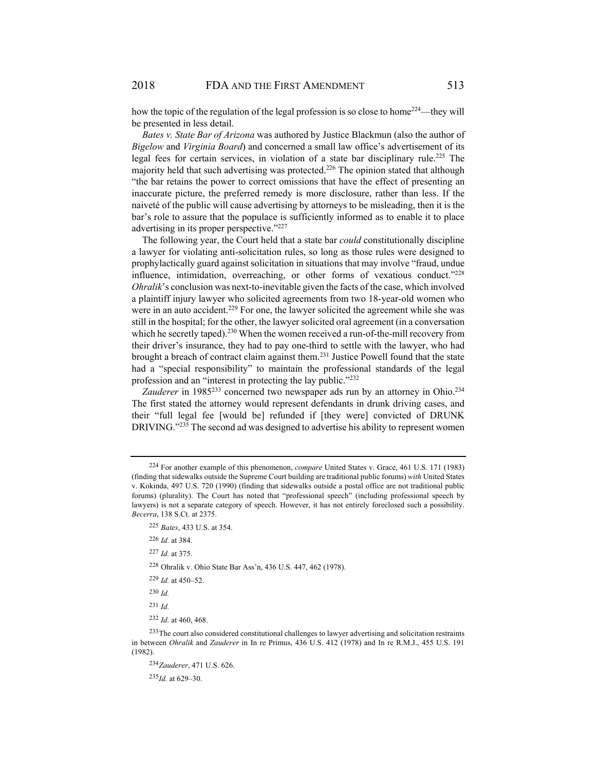how the topic of the regulation of the legal profession is so close to home[224]—they will be presented in less detail.

*Bates v. State Bar of Arizona* was authored by Justice Blackmun (also the author of *Bigelow* and *Virginia Board*) and concerned a small law office's advertisement of its legal fees for certain services, in violation of a state bar disciplinary rule.[225] The majority held that such advertising was protected.[226] The opinion stated that although "the bar retains the power to correct omissions that have the effect of presenting an inaccurate picture, the preferred remedy is more disclosure, rather than less. If the naiveté of the public will cause advertising by attorneys to be misleading, then it is the bar's role to assure that the populace is sufficiently informed as to enable it to place advertising in its proper perspective."[227]

The following year, the Court held that a state bar *could* constitutionally discipline a lawyer for violating anti-solicitation rules, so long as those rules were designed to prophylactically guard against solicitation in situations that may involve "fraud, undue influence, intimidation, overreaching, or other forms of vexatious conduct."[228] *Ohralik*'s conclusion was next-to-inevitable given the facts of the case, which involved a plaintiff injury lawyer who solicited agreements from two 18-year-old women who were in an auto accident.[229] For one, the lawyer solicited the agreement while she was still in the hospital; for the other, the lawyer solicited oral agreement (in a conversation which he secretly taped).[230] When the women received a run-of-the-mill recovery from their driver's insurance, they had to pay one-third to settle with the lawyer, who had brought a breach of contract claim against them.[231] Justice Powell found that the state had a "special responsibility" to maintain the professional standards of the legal profession and an "interest in protecting the lay public."[232]

*Zauderer* in 1985[233] concerned two newspaper ads run by an attorney in Ohio.[234] The first stated the attorney would represent defendants in drunk driving cases, and their "full legal fee [would be] refunded if [they were] convicted of DRUNK DRIVING."[235] The second ad was designed to advertise his ability to represent women

---

[224] For another example of this phenomenon, *compare* United States v. Grace, 461 U.S. 171 (1983) (finding that sidewalks outside the Supreme Court building are traditional public forums) *with* United States v. Kokinda, 497 U.S. 720 (1990) (finding that sidewalks outside a postal office are not traditional public forums) (plurality). The Court has noted that "professional speech" (including professional speech by lawyers) is not a separate category of speech. However, it has not entirely foreclosed such a possibility. *Becerra*, 138 S.Ct. at 2375.

[225] *Bates*, 433 U.S. at 354.

[226] *Id.* at 384.

[227] *Id.* at 375.

[228] Ohralik v. Ohio State Bar Ass'n, 436 U.S. 447, 462 (1978).

[229] *Id.* at 450–52.

[230] *Id.*

[231] *Id.*

[232] *Id.* at 460, 468.

[233] The court also considered constitutional challenges to lawyer advertising and solicitation restraints in between *Ohralik* and *Zauderer* in In re Primus, 436 U.S. 412 (1978) and In re R.M.J., 455 U.S. 191 (1982).

[234] *Zauderer*, 471 U.S. 626.

[235] *Id.* at 629–30.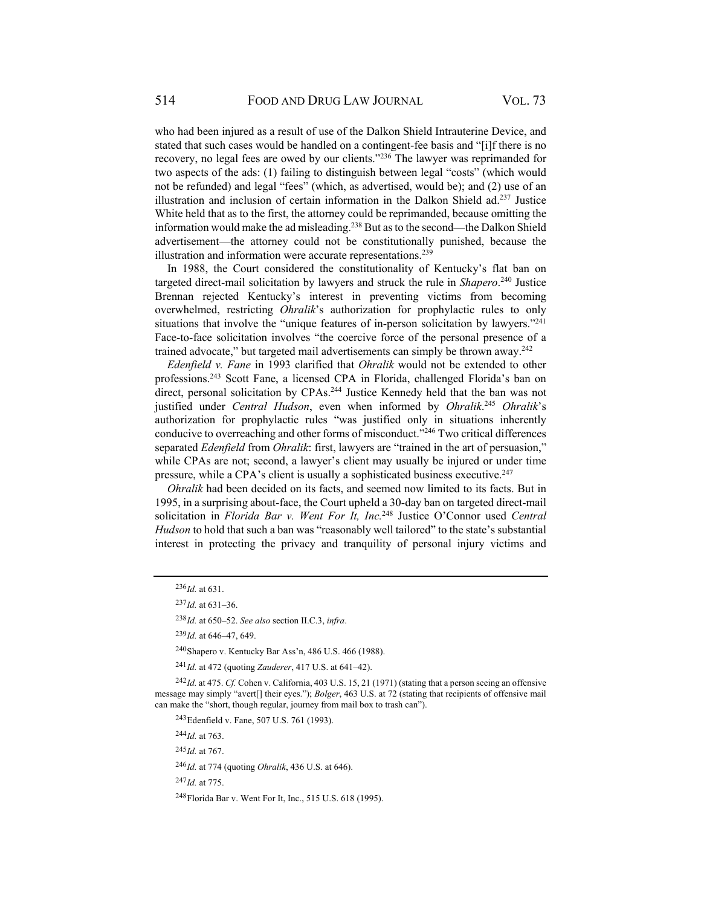who had been injured as a result of use of the Dalkon Shield Intrauterine Device, and stated that such cases would be handled on a contingent-fee basis and "[i]f there is no recovery, no legal fees are owed by our clients."[236] The lawyer was reprimanded for two aspects of the ads: (1) failing to distinguish between legal "costs" (which would not be refunded) and legal "fees" (which, as advertised, would be); and (2) use of an illustration and inclusion of certain information in the Dalkon Shield ad.[237] Justice White held that as to the first, the attorney could be reprimanded, because omitting the information would make the ad misleading.[238] But as to the second—the Dalkon Shield advertisement—the attorney could not be constitutionally punished, because the illustration and information were accurate representations.[239]

In 1988, the Court considered the constitutionality of Kentucky's flat ban on targeted direct-mail solicitation by lawyers and struck the rule in *Shapero*.[240] Justice Brennan rejected Kentucky's interest in preventing victims from becoming overwhelmed, restricting *Ohralik*'s authorization for prophylactic rules to only situations that involve the "unique features of in-person solicitation by lawyers."[241] Face-to-face solicitation involves "the coercive force of the personal presence of a trained advocate," but targeted mail advertisements can simply be thrown away.[242]

*Edenfield v. Fane* in 1993 clarified that *Ohralik* would not be extended to other professions.[243] Scott Fane, a licensed CPA in Florida, challenged Florida's ban on direct, personal solicitation by CPAs.[244] Justice Kennedy held that the ban was not justified under *Central Hudson*, even when informed by *Ohralik*.[245] *Ohralik*'s authorization for prophylactic rules "was justified only in situations inherently conducive to overreaching and other forms of misconduct."[246] Two critical differences separated *Edenfield* from *Ohralik*: first, lawyers are "trained in the art of persuasion," while CPAs are not; second, a lawyer's client may usually be injured or under time pressure, while a CPA's client is usually a sophisticated business executive.[247]

*Ohralik* had been decided on its facts, and seemed now limited to its facts. But in 1995, in a surprising about-face, the Court upheld a 30-day ban on targeted direct-mail solicitation in *Florida Bar v. Went For It, Inc.*[248] Justice O'Connor used *Central Hudson* to hold that such a ban was "reasonably well tailored" to the state's substantial interest in protecting the privacy and tranquility of personal injury victims and

---

[236] *Id.* at 631.

[237] *Id.* at 631–36.

[238] *Id.* at 650–52. *See also* section II.C.3, *infra*.

[239] *Id.* at 646–47, 649.

[240] Shapero v. Kentucky Bar Ass'n, 486 U.S. 466 (1988).

[241] *Id.* at 472 (quoting *Zauderer*, 417 U.S. at 641–42).

[242] *Id.* at 475. *Cf.* Cohen v. California, 403 U.S. 15, 21 (1971) (stating that a person seeing an offensive message may simply "avert[] their eyes."); *Bolger*, 463 U.S. at 72 (stating that recipients of offensive mail can make the "short, though regular, journey from mail box to trash can").

[243] Edenfield v. Fane, 507 U.S. 761 (1993).

[244] *Id.* at 763.

[245] *Id.* at 767.

[246] *Id.* at 774 (quoting *Ohralik*, 436 U.S. at 646).

[247] *Id.* at 775.

[248] Florida Bar v. Went For It, Inc., 515 U.S. 618 (1995).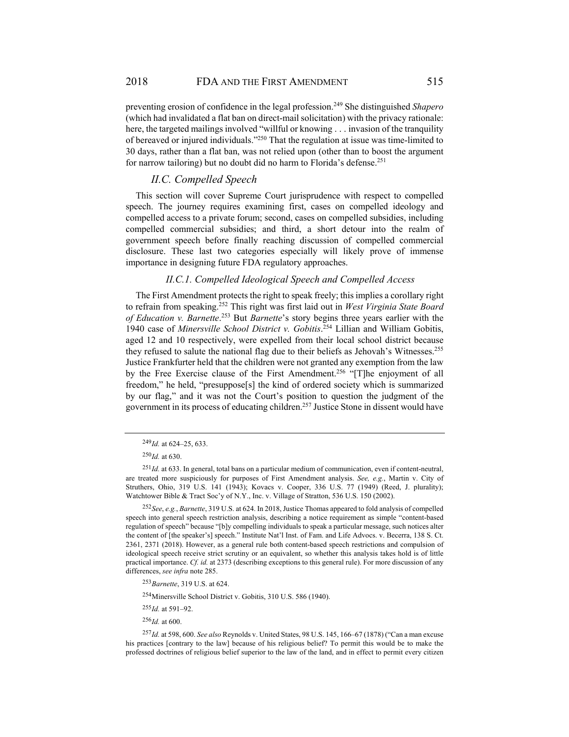preventing erosion of confidence in the legal profession.[249] She distinguished *Shapero* (which had invalidated a flat ban on direct-mail solicitation) with the privacy rationale: here, the targeted mailings involved "willful or knowing . . . invasion of the tranquility of bereaved or injured individuals."[250] That the regulation at issue was time-limited to 30 days, rather than a flat ban, was not relied upon (other than to boost the argument for narrow tailoring) but no doubt did no harm to Florida's defense.[251]

## *II.C. Compelled Speech*

This section will cover Supreme Court jurisprudence with respect to compelled speech. The journey requires examining first, cases on compelled ideology and compelled access to a private forum; second, cases on compelled subsidies, including compelled commercial subsidies; and third, a short detour into the realm of government speech before finally reaching discussion of compelled commercial disclosure. These last two categories especially will likely prove of immense importance in designing future FDA regulatory approaches.

### *II.C.1. Compelled Ideological Speech and Compelled Access*

The First Amendment protects the right to speak freely; this implies a corollary right to refrain from speaking.[252] This right was first laid out in *West Virginia State Board of Education v. Barnette*.[253] But *Barnette*'s story begins three years earlier with the 1940 case of *Minersville School District v. Gobitis*.[254] Lillian and William Gobitis, aged 12 and 10 respectively, were expelled from their local school district because they refused to salute the national flag due to their beliefs as Jehovah's Witnesses.[255] Justice Frankfurter held that the children were not granted any exemption from the law by the Free Exercise clause of the First Amendment.[256] "[T]he enjoyment of all freedom," he held, "presuppose[s] the kind of ordered society which is summarized by our flag," and it was not the Court's position to question the judgment of the government in its process of educating children.[257] Justice Stone in dissent would have

---

[249] *Id.* at 624–25, 633.

[250] *Id.* at 630.

[251] *Id.* at 633. In general, total bans on a particular medium of communication, even if content-neutral, are treated more suspiciously for purposes of First Amendment analysis. *See, e.g.*, Martin v. City of Struthers, Ohio, 319 U.S. 141 (1943); Kovacs v. Cooper, 336 U.S. 77 (1949) (Reed, J. plurality); Watchtower Bible & Tract Soc'y of N.Y., Inc. v. Village of Stratton, 536 U.S. 150 (2002).

[252] *See*, *e.g.*, *Barnette*, 319 U.S. at 624. In 2018, Justice Thomas appeared to fold analysis of compelled speech into general speech restriction analysis, describing a notice requirement as simple "content-based regulation of speech" because "[b]y compelling individuals to speak a particular message, such notices alter the content of [the speaker's] speech." Institute Nat'l Inst. of Fam. and Life Advocs. v. Becerra, 138 S. Ct. 2361, 2371 (2018). However, as a general rule both content-based speech restrictions and compulsion of ideological speech receive strict scrutiny or an equivalent, so whether this analysis takes hold is of little practical importance. *Cf. id.* at 2373 (describing exceptions to this general rule). For more discussion of any differences, *see infra* note 285.

[253] *Barnette*, 319 U.S. at 624.

[254] Minersville School District v. Gobitis, 310 U.S. 586 (1940).

[255] *Id.* at 591–92.

[256] *Id.* at 600.

[257] *Id.* at 598, 600. *See also* Reynolds v. United States, 98 U.S. 145, 166–67 (1878) ("Can a man excuse his practices [contrary to the law] because of his religious belief? To permit this would be to make the professed doctrines of religious belief superior to the law of the land, and in effect to permit every citizen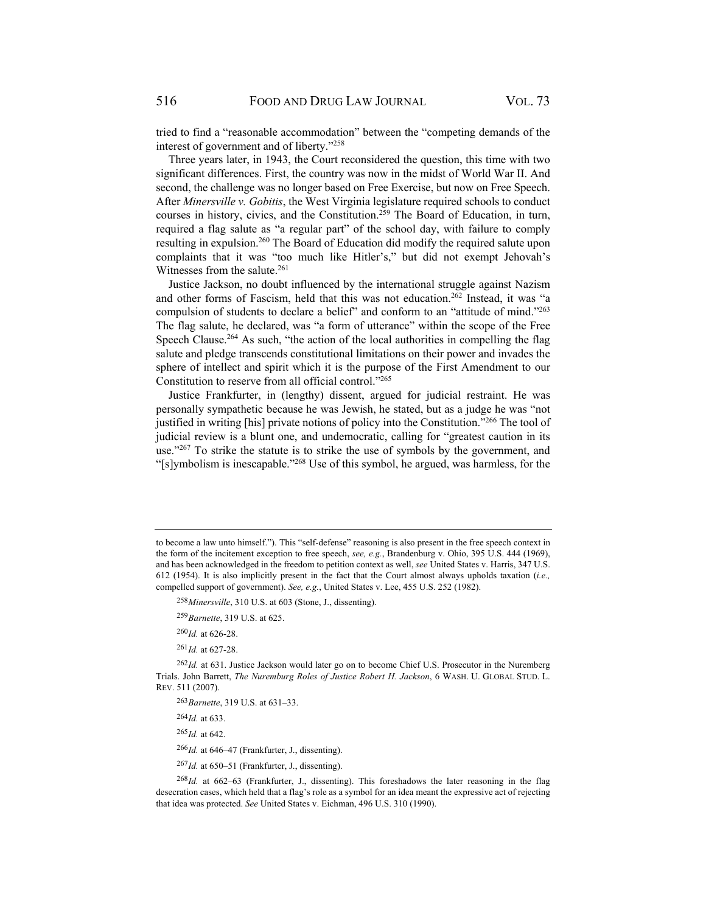tried to find a "reasonable accommodation" between the "competing demands of the interest of government and of liberty."[258]

Three years later, in 1943, the Court reconsidered the question, this time with two significant differences. First, the country was now in the midst of World War II. And second, the challenge was no longer based on Free Exercise, but now on Free Speech. After *Minersville v. Gobitis*, the West Virginia legislature required schools to conduct courses in history, civics, and the Constitution.[259] The Board of Education, in turn, required a flag salute as "a regular part" of the school day, with failure to comply resulting in expulsion.[260] The Board of Education did modify the required salute upon complaints that it was "too much like Hitler's," but did not exempt Jehovah's Witnesses from the salute.[261]

Justice Jackson, no doubt influenced by the international struggle against Nazism and other forms of Fascism, held that this was not education.[262] Instead, it was "a compulsion of students to declare a belief" and conform to an "attitude of mind."[263] The flag salute, he declared, was "a form of utterance" within the scope of the Free Speech Clause.[264] As such, "the action of the local authorities in compelling the flag salute and pledge transcends constitutional limitations on their power and invades the sphere of intellect and spirit which it is the purpose of the First Amendment to our Constitution to reserve from all official control."[265]

Justice Frankfurter, in (lengthy) dissent, argued for judicial restraint. He was personally sympathetic because he was Jewish, he stated, but as a judge he was "not justified in writing [his] private notions of policy into the Constitution."[266] The tool of judicial review is a blunt one, and undemocratic, calling for "greatest caution in its use."[267] To strike the statute is to strike the use of symbols by the government, and "[s]ymbolism is inescapable."[268] Use of this symbol, he argued, was harmless, for the

---

to become a law unto himself."). This "self-defense" reasoning is also present in the free speech context in the form of the incitement exception to free speech, *see, e.g.*, Brandenburg v. Ohio, 395 U.S. 444 (1969), and has been acknowledged in the freedom to petition context as well, *see* United States v. Harris, 347 U.S. 612 (1954). It is also implicitly present in the fact that the Court almost always upholds taxation (*i.e.,* compelled support of government). *See, e.g.*, United States v. Lee, 455 U.S. 252 (1982).

[258] *Minersville*, 310 U.S. at 603 (Stone, J., dissenting).

[259] *Barnette*, 319 U.S. at 625.

[260] *Id.* at 626-28.

[261] *Id.* at 627-28.

[262] *Id.* at 631. Justice Jackson would later go on to become Chief U.S. Prosecutor in the Nuremberg Trials. John Barrett, *The Nuremburg Roles of Justice Robert H. Jackson*, 6 WASH. U. GLOBAL STUD. L. REV. 511 (2007).

[263] *Barnette*, 319 U.S. at 631–33.

[264] *Id.* at 633.

[265] *Id.* at 642.

[266] *Id.* at 646–47 (Frankfurter, J., dissenting).

[267] *Id.* at 650–51 (Frankfurter, J., dissenting).

[268] *Id.* at 662–63 (Frankfurter, J., dissenting). This foreshadows the later reasoning in the flag desecration cases, which held that a flag's role as a symbol for an idea meant the expressive act of rejecting that idea was protected. *See* United States v. Eichman, 496 U.S. 310 (1990).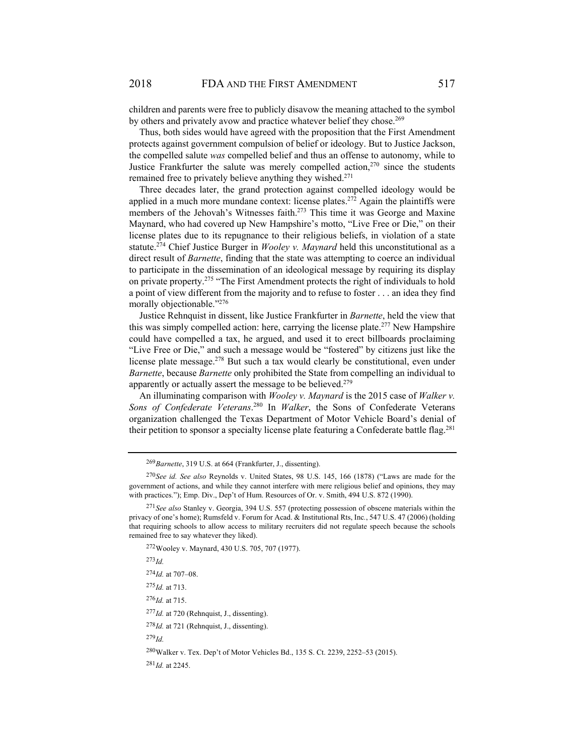children and parents were free to publicly disavow the meaning attached to the symbol by others and privately avow and practice whatever belief they chose.[269]

Thus, both sides would have agreed with the proposition that the First Amendment protects against government compulsion of belief or ideology. But to Justice Jackson, the compelled salute *was* compelled belief and thus an offense to autonomy, while to Justice Frankfurter the salute was merely compelled action,[270] since the students remained free to privately believe anything they wished.[271]

Three decades later, the grand protection against compelled ideology would be applied in a much more mundane context: license plates.[272] Again the plaintiffs were members of the Jehovah's Witnesses faith.[273] This time it was George and Maxine Maynard, who had covered up New Hampshire's motto, "Live Free or Die," on their license plates due to its repugnance to their religious beliefs, in violation of a state statute.[274] Chief Justice Burger in *Wooley v. Maynard* held this unconstitutional as a direct result of *Barnette*, finding that the state was attempting to coerce an individual to participate in the dissemination of an ideological message by requiring its display on private property.[275] "The First Amendment protects the right of individuals to hold a point of view different from the majority and to refuse to foster . . . an idea they find morally objectionable."[276]

Justice Rehnquist in dissent, like Justice Frankfurter in *Barnette*, held the view that this was simply compelled action: here, carrying the license plate.[277] New Hampshire could have compelled a tax, he argued, and used it to erect billboards proclaiming "Live Free or Die," and such a message would be "fostered" by citizens just like the license plate message.[278] But such a tax would clearly be constitutional, even under *Barnette*, because *Barnette* only prohibited the State from compelling an individual to apparently or actually assert the message to be believed.[279]

An illuminating comparison with *Wooley v. Maynard* is the 2015 case of *Walker v. Sons of Confederate Veterans*.[280] In *Walker*, the Sons of Confederate Veterans organization challenged the Texas Department of Motor Vehicle Board's denial of their petition to sponsor a specialty license plate featuring a Confederate battle flag.[281]

---

[269] *Barnette*, 319 U.S. at 664 (Frankfurter, J., dissenting).

[270] *See id. See also* Reynolds v. United States, 98 U.S. 145, 166 (1878) ("Laws are made for the government of actions, and while they cannot interfere with mere religious belief and opinions, they may with practices."); Emp. Div., Dep't of Hum. Resources of Or. v. Smith, 494 U.S. 872 (1990).

[271] *See also* Stanley v. Georgia, 394 U.S. 557 (protecting possession of obscene materials within the privacy of one's home); Rumsfeld v. Forum for Acad. & Institutional Rts, Inc., 547 U.S. 47 (2006) (holding that requiring schools to allow access to military recruiters did not regulate speech because the schools remained free to say whatever they liked).

[272] Wooley v. Maynard, 430 U.S. 705, 707 (1977).

[273] *Id.*

[274] *Id.* at 707–08.

[275] *Id.* at 713.

[276] *Id.* at 715.

[277] *Id.* at 720 (Rehnquist, J., dissenting).

[278] *Id.* at 721 (Rehnquist, J., dissenting).

[279] *Id.*

[280] Walker v. Tex. Dep't of Motor Vehicles Bd., 135 S. Ct. 2239, 2252–53 (2015).

[281] *Id.* at 2245.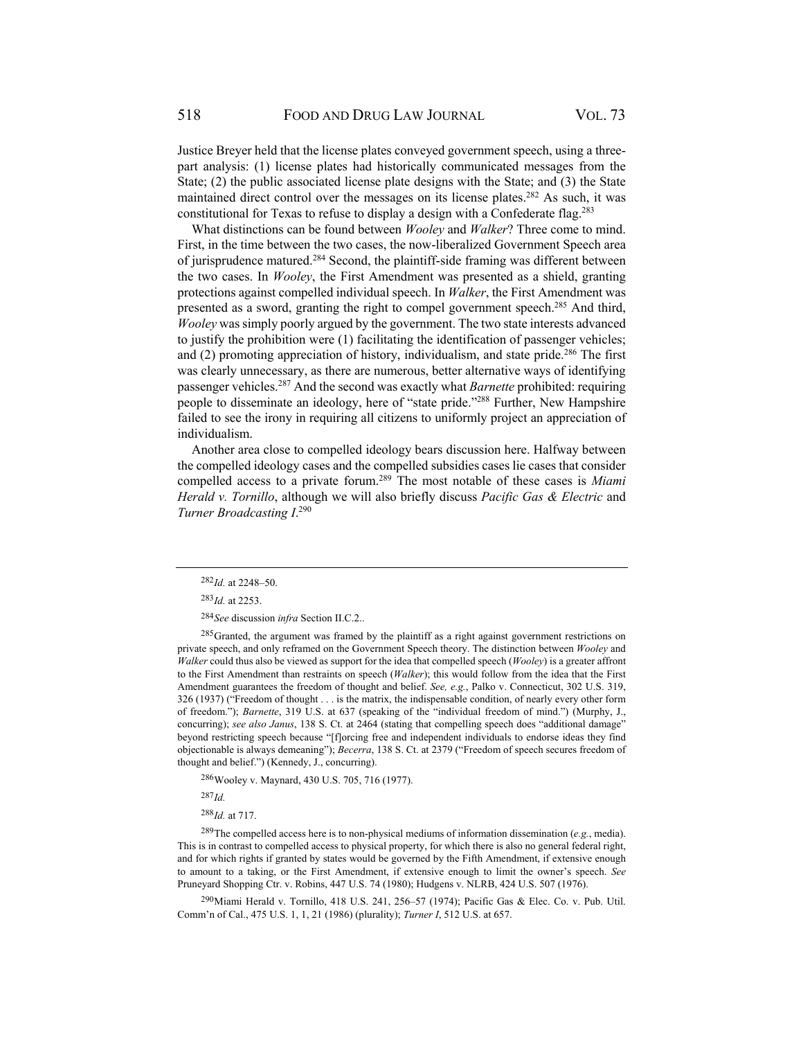Justice Breyer held that the license plates conveyed government speech, using a three-part analysis: (1) license plates had historically communicated messages from the State; (2) the public associated license plate designs with the State; and (3) the State maintained direct control over the messages on its license plates.[282] As such, it was constitutional for Texas to refuse to display a design with a Confederate flag.[283]

What distinctions can be found between *Wooley* and *Walker*? Three come to mind. First, in the time between the two cases, the now-liberalized Government Speech area of jurisprudence matured.[284] Second, the plaintiff-side framing was different between the two cases. In *Wooley*, the First Amendment was presented as a shield, granting protections against compelled individual speech. In *Walker*, the First Amendment was presented as a sword, granting the right to compel government speech.[285] And third, *Wooley* was simply poorly argued by the government. The two state interests advanced to justify the prohibition were (1) facilitating the identification of passenger vehicles; and (2) promoting appreciation of history, individualism, and state pride.[286] The first was clearly unnecessary, as there are numerous, better alternative ways of identifying passenger vehicles.[287] And the second was exactly what *Barnette* prohibited: requiring people to disseminate an ideology, here of "state pride."[288] Further, New Hampshire failed to see the irony in requiring all citizens to uniformly project an appreciation of individualism.

Another area close to compelled ideology bears discussion here. Halfway between the compelled ideology cases and the compelled subsidies cases lie cases that consider compelled access to a private forum.[289] The most notable of these cases is *Miami Herald v. Tornillo*, although we will also briefly discuss *Pacific Gas & Electric* and *Turner Broadcasting I*.[290]

---

[282] *Id.* at 2248–50.

[283] *Id.* at 2253.

[284] *See* discussion *infra* Section II.C.2..

[285] Granted, the argument was framed by the plaintiff as a right against government restrictions on private speech, and only reframed on the Government Speech theory. The distinction between *Wooley* and *Walker* could thus also be viewed as support for the idea that compelled speech (*Wooley*) is a greater affront to the First Amendment than restraints on speech (*Walker*); this would follow from the idea that the First Amendment guarantees the freedom of thought and belief. *See, e.g.*, Palko v. Connecticut, 302 U.S. 319, 326 (1937) ("Freedom of thought . . . is the matrix, the indispensable condition, of nearly every other form of freedom."); *Barnette*, 319 U.S. at 637 (speaking of the "individual freedom of mind.") (Murphy, J., concurring); *see also Janus*, 138 S. Ct. at 2464 (stating that compelling speech does "additional damage" beyond restricting speech because "[f]orcing free and independent individuals to endorse ideas they find objectionable is always demeaning"); *Becerra*, 138 S. Ct. at 2379 ("Freedom of speech secures freedom of thought and belief.") (Kennedy, J., concurring).

[286] Wooley v. Maynard, 430 U.S. 705, 716 (1977).

[287] *Id.*

[288] *Id.* at 717.

[289] The compelled access here is to non-physical mediums of information dissemination (*e.g.*, media). This is in contrast to compelled access to physical property, for which there is also no general federal right, and for which rights if granted by states would be governed by the Fifth Amendment, if extensive enough to amount to a taking, or the First Amendment, if extensive enough to limit the owner's speech. *See* Pruneyard Shopping Ctr. v. Robins, 447 U.S. 74 (1980); Hudgens v. NLRB, 424 U.S. 507 (1976).

[290] Miami Herald v. Tornillo, 418 U.S. 241, 256–57 (1974); Pacific Gas & Elec. Co. v. Pub. Util. Comm'n of Cal., 475 U.S. 1, 1, 21 (1986) (plurality); *Turner I*, 512 U.S. at 657.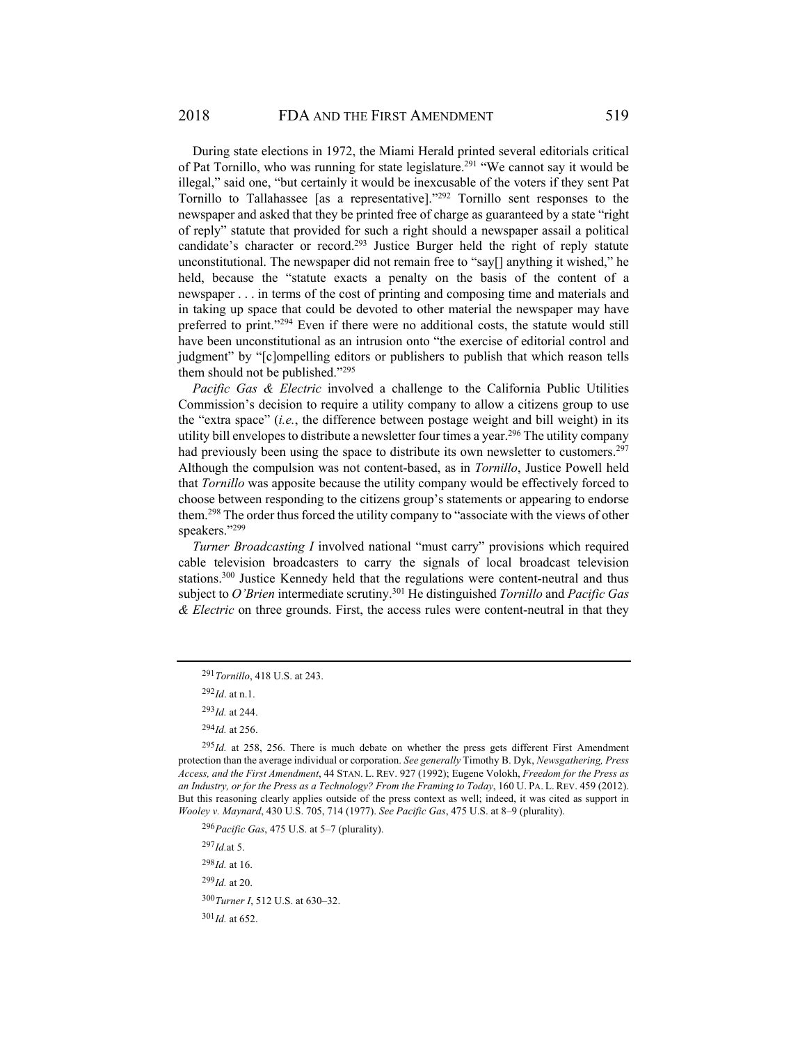During state elections in 1972, the Miami Herald printed several editorials critical of Pat Tornillo, who was running for state legislature.[291] "We cannot say it would be illegal," said one, "but certainly it would be inexcusable of the voters if they sent Pat Tornillo to Tallahassee [as a representative]."[292] Tornillo sent responses to the newspaper and asked that they be printed free of charge as guaranteed by a state "right of reply" statute that provided for such a right should a newspaper assail a political candidate's character or record.[293] Justice Burger held the right of reply statute unconstitutional. The newspaper did not remain free to "say[] anything it wished," he held, because the "statute exacts a penalty on the basis of the content of a newspaper . . . in terms of the cost of printing and composing time and materials and in taking up space that could be devoted to other material the newspaper may have preferred to print."[294] Even if there were no additional costs, the statute would still have been unconstitutional as an intrusion onto "the exercise of editorial control and judgment" by "[c]ompelling editors or publishers to publish that which reason tells them should not be published."[295]

*Pacific Gas & Electric* involved a challenge to the California Public Utilities Commission's decision to require a utility company to allow a citizens group to use the "extra space" (*i.e.*, the difference between postage weight and bill weight) in its utility bill envelopes to distribute a newsletter four times a year.[296] The utility company had previously been using the space to distribute its own newsletter to customers.[297] Although the compulsion was not content-based, as in *Tornillo*, Justice Powell held that *Tornillo* was apposite because the utility company would be effectively forced to choose between responding to the citizens group's statements or appearing to endorse them.[298] The order thus forced the utility company to "associate with the views of other speakers."[299]

*Turner Broadcasting I* involved national "must carry" provisions which required cable television broadcasters to carry the signals of local broadcast television stations.[300] Justice Kennedy held that the regulations were content-neutral and thus subject to *O'Brien* intermediate scrutiny.[301] He distinguished *Tornillo* and *Pacific Gas & Electric* on three grounds. First, the access rules were content-neutral in that they

---

[291] *Tornillo*, 418 U.S. at 243.

[292] *Id*. at n.1.

[293] *Id.* at 244.

[294] *Id.* at 256.

[295] *Id.* at 258, 256. There is much debate on whether the press gets different First Amendment protection than the average individual or corporation. *See generally* Timothy B. Dyk, *Newsgathering, Press Access, and the First Amendment*, 44 STAN. L. REV. 927 (1992); Eugene Volokh, *Freedom for the Press as an Industry, or for the Press as a Technology? From the Framing to Today*, 160 U. PA. L. REV. 459 (2012). But this reasoning clearly applies outside of the press context as well; indeed, it was cited as support in *Wooley v. Maynard*, 430 U.S. 705, 714 (1977). *See Pacific Gas*, 475 U.S. at 8–9 (plurality).

[296] *Pacific Gas*, 475 U.S. at 5–7 (plurality).

[297] *Id.*at 5.

[298] *Id.* at 16.

[299] *Id.* at 20.

[300] *Turner I*, 512 U.S. at 630–32.

[301] *Id.* at 652.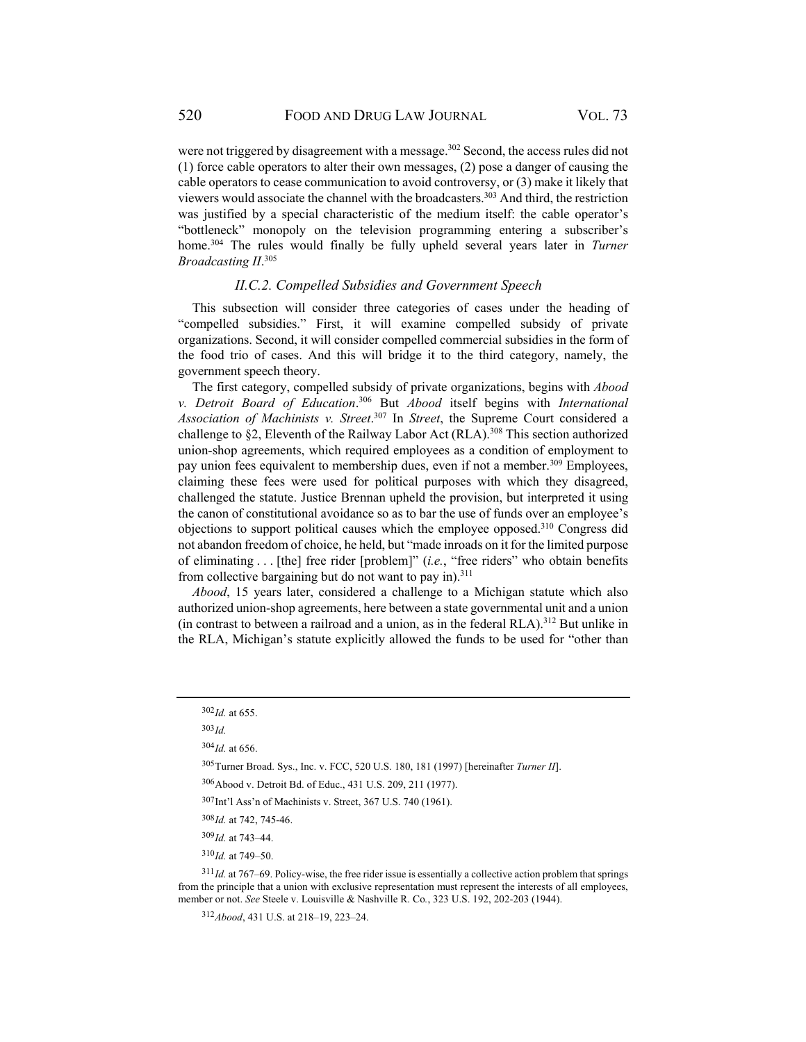were not triggered by disagreement with a message.[302] Second, the access rules did not (1) force cable operators to alter their own messages, (2) pose a danger of causing the cable operators to cease communication to avoid controversy, or (3) make it likely that viewers would associate the channel with the broadcasters.[303] And third, the restriction was justified by a special characteristic of the medium itself: the cable operator's "bottleneck" monopoly on the television programming entering a subscriber's home.[304] The rules would finally be fully upheld several years later in *Turner Broadcasting II*.[305]

### *II.C.2. Compelled Subsidies and Government Speech*

This subsection will consider three categories of cases under the heading of "compelled subsidies." First, it will examine compelled subsidy of private organizations. Second, it will consider compelled commercial subsidies in the form of the food trio of cases. And this will bridge it to the third category, namely, the government speech theory.

The first category, compelled subsidy of private organizations, begins with *Abood v. Detroit Board of Education*.[306] But *Abood* itself begins with *International Association of Machinists v. Street*.[307] In *Street*, the Supreme Court considered a challenge to §2, Eleventh of the Railway Labor Act (RLA).[308] This section authorized union-shop agreements, which required employees as a condition of employment to pay union fees equivalent to membership dues, even if not a member.[309] Employees, claiming these fees were used for political purposes with which they disagreed, challenged the statute. Justice Brennan upheld the provision, but interpreted it using the canon of constitutional avoidance so as to bar the use of funds over an employee's objections to support political causes which the employee opposed.[310] Congress did not abandon freedom of choice, he held, but "made inroads on it for the limited purpose of eliminating . . . [the] free rider [problem]" (*i.e.*, "free riders" who obtain benefits from collective bargaining but do not want to pay in).[311]

*Abood*, 15 years later, considered a challenge to a Michigan statute which also authorized union-shop agreements, here between a state governmental unit and a union (in contrast to between a railroad and a union, as in the federal RLA).[312] But unlike in the RLA, Michigan's statute explicitly allowed the funds to be used for "other than

---

[302] *Id.* at 655.

[303] *Id.*

[304] *Id.* at 656.

[305] Turner Broad. Sys., Inc. v. FCC, 520 U.S. 180, 181 (1997) [hereinafter *Turner II*].

[306] Abood v. Detroit Bd. of Educ., 431 U.S. 209, 211 (1977).

[307] Int'l Ass'n of Machinists v. Street, 367 U.S. 740 (1961).

[308] *Id.* at 742, 745-46.

[309] *Id.* at 743–44.

[310] *Id.* at 749–50.

[311] *Id.* at 767–69. Policy-wise, the free rider issue is essentially a collective action problem that springs from the principle that a union with exclusive representation must represent the interests of all employees, member or not. *See* Steele v. Louisville & Nashville R. Co., 323 U.S. 192, 202-203 (1944).

[312] *Abood*, 431 U.S. at 218–19, 223–24.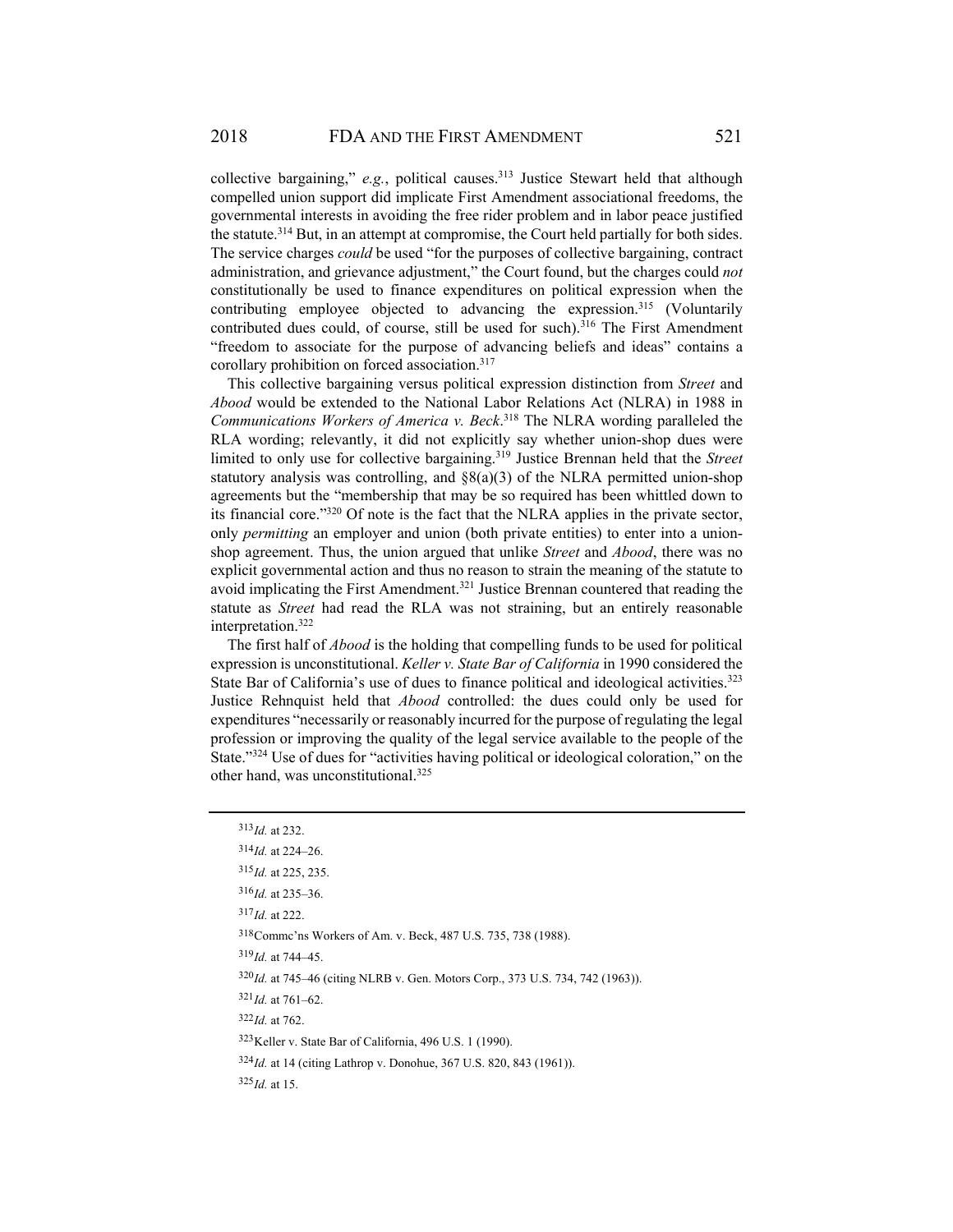collective bargaining," *e.g.*, political causes.[313] Justice Stewart held that although compelled union support did implicate First Amendment associational freedoms, the governmental interests in avoiding the free rider problem and in labor peace justified the statute.[314] But, in an attempt at compromise, the Court held partially for both sides. The service charges *could* be used "for the purposes of collective bargaining, contract administration, and grievance adjustment," the Court found, but the charges could *not* constitutionally be used to finance expenditures on political expression when the contributing employee objected to advancing the expression.[315] (Voluntarily contributed dues could, of course, still be used for such).[316] The First Amendment "freedom to associate for the purpose of advancing beliefs and ideas" contains a corollary prohibition on forced association.[317]

This collective bargaining versus political expression distinction from *Street* and *Abood* would be extended to the National Labor Relations Act (NLRA) in 1988 in *Communications Workers of America v. Beck*.[318] The NLRA wording paralleled the RLA wording; relevantly, it did not explicitly say whether union-shop dues were limited to only use for collective bargaining.[319] Justice Brennan held that the *Street* statutory analysis was controlling, and §8(a)(3) of the NLRA permitted union-shop agreements but the "membership that may be so required has been whittled down to its financial core."[320] Of note is the fact that the NLRA applies in the private sector, only *permitting* an employer and union (both private entities) to enter into a union-shop agreement. Thus, the union argued that unlike *Street* and *Abood*, there was no explicit governmental action and thus no reason to strain the meaning of the statute to avoid implicating the First Amendment.[321] Justice Brennan countered that reading the statute as *Street* had read the RLA was not straining, but an entirely reasonable interpretation.[322]

The first half of *Abood* is the holding that compelling funds to be used for political expression is unconstitutional. *Keller v. State Bar of California* in 1990 considered the State Bar of California's use of dues to finance political and ideological activities.[323] Justice Rehnquist held that *Abood* controlled: the dues could only be used for expenditures "necessarily or reasonably incurred for the purpose of regulating the legal profession or improving the quality of the legal service available to the people of the State."[324] Use of dues for "activities having political or ideological coloration," on the other hand, was unconstitutional.[325]

---

[313] *Id.* at 232.

[314] *Id.* at 224–26.

[315] *Id.* at 225, 235.

[316] *Id.* at 235–36.

[317] *Id.* at 222.

[318] Commc'ns Workers of Am. v. Beck, 487 U.S. 735, 738 (1988).

[319] *Id.* at 744–45.

[320] *Id.* at 745–46 (citing NLRB v. Gen. Motors Corp., 373 U.S. 734, 742 (1963)).

[321] *Id.* at 761–62.

[322] *Id.* at 762.

[323] Keller v. State Bar of California, 496 U.S. 1 (1990).

[324] *Id.* at 14 (citing Lathrop v. Donohue, 367 U.S. 820, 843 (1961)).

[325] *Id.* at 15.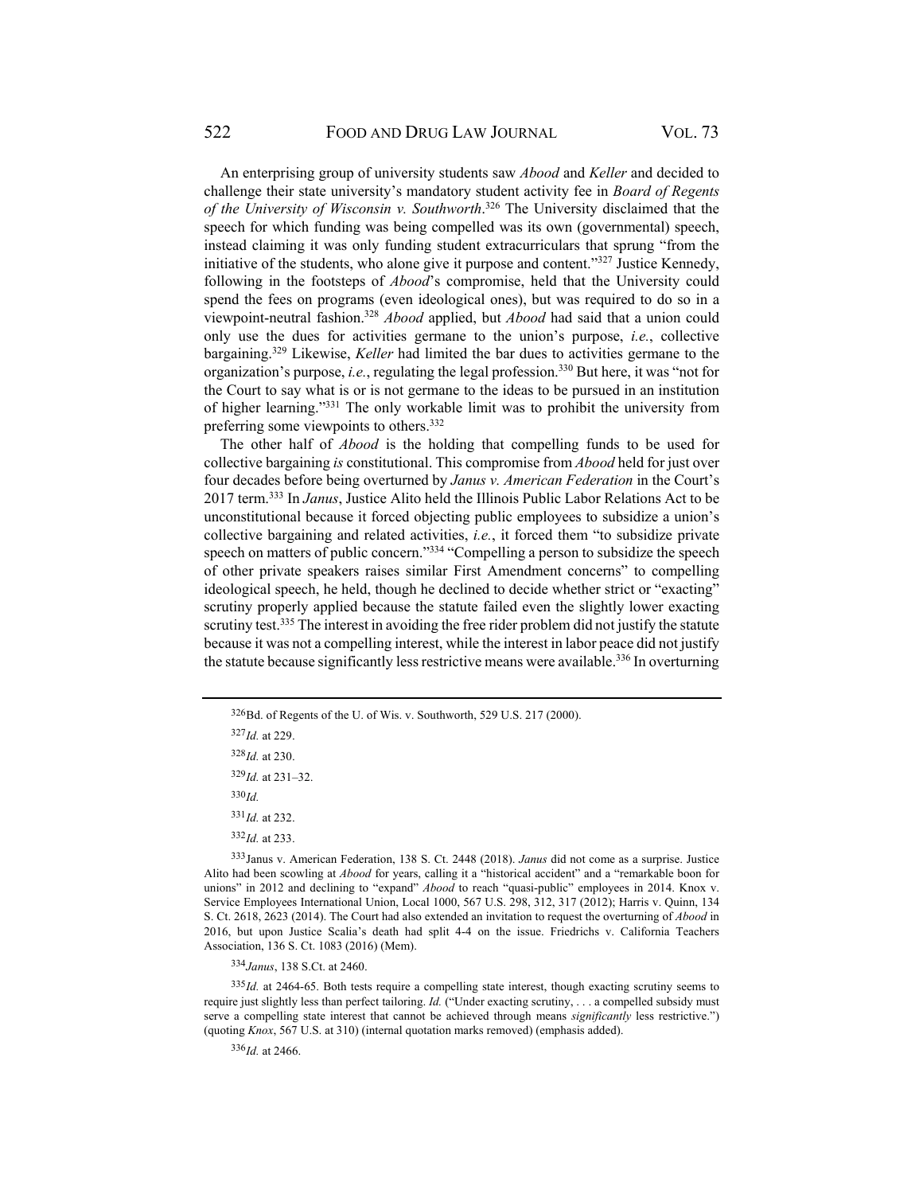An enterprising group of university students saw *Abood* and *Keller* and decided to challenge their state university's mandatory student activity fee in *Board of Regents of the University of Wisconsin v. Southworth*.[326] The University disclaimed that the speech for which funding was being compelled was its own (governmental) speech, instead claiming it was only funding student extracurriculars that sprung "from the initiative of the students, who alone give it purpose and content."[327] Justice Kennedy, following in the footsteps of *Abood*'s compromise, held that the University could spend the fees on programs (even ideological ones), but was required to do so in a viewpoint-neutral fashion.[328] *Abood* applied, but *Abood* had said that a union could only use the dues for activities germane to the union's purpose, *i.e.*, collective bargaining.[329] Likewise, *Keller* had limited the bar dues to activities germane to the organization's purpose, *i.e.*, regulating the legal profession.[330] But here, it was "not for the Court to say what is or is not germane to the ideas to be pursued in an institution of higher learning."[331] The only workable limit was to prohibit the university from preferring some viewpoints to others.[332]

The other half of *Abood* is the holding that compelling funds to be used for collective bargaining *is* constitutional. This compromise from *Abood* held for just over four decades before being overturned by *Janus v. American Federation* in the Court's 2017 term.[333] In *Janus*, Justice Alito held the Illinois Public Labor Relations Act to be unconstitutional because it forced objecting public employees to subsidize a union's collective bargaining and related activities, *i.e.*, it forced them "to subsidize private speech on matters of public concern."[334] "Compelling a person to subsidize the speech of other private speakers raises similar First Amendment concerns" to compelling ideological speech, he held, though he declined to decide whether strict or "exacting" scrutiny properly applied because the statute failed even the slightly lower exacting scrutiny test.[335] The interest in avoiding the free rider problem did not justify the statute because it was not a compelling interest, while the interest in labor peace did not justify the statute because significantly less restrictive means were available.[336] In overturning

---

[326] Bd. of Regents of the U. of Wis. v. Southworth, 529 U.S. 217 (2000).

[327] *Id.* at 229.

[328] *Id.* at 230.

[329] *Id.* at 231–32.

[330] *Id.*

[331] *Id.* at 232.

[332] *Id.* at 233.

[333] Janus v. American Federation, 138 S. Ct. 2448 (2018). *Janus* did not come as a surprise. Justice Alito had been scowling at *Abood* for years, calling it a "historical accident" and a "remarkable boon for unions" in 2012 and declining to "expand" *Abood* to reach "quasi-public" employees in 2014. Knox v. Service Employees International Union, Local 1000, 567 U.S. 298, 312, 317 (2012); Harris v. Quinn, 134 S. Ct. 2618, 2623 (2014). The Court had also extended an invitation to request the overturning of *Abood* in 2016, but upon Justice Scalia's death had split 4-4 on the issue. Friedrichs v. California Teachers Association, 136 S. Ct. 1083 (2016) (Mem).

[334] *Janus*, 138 S.Ct. at 2460.

[335] *Id.* at 2464-65. Both tests require a compelling state interest, though exacting scrutiny seems to require just slightly less than perfect tailoring. *Id.* ("Under exacting scrutiny, . . . a compelled subsidy must serve a compelling state interest that cannot be achieved through means *significantly* less restrictive.") (quoting *Knox*, 567 U.S. at 310) (internal quotation marks removed) (emphasis added).

[336] *Id.* at 2466.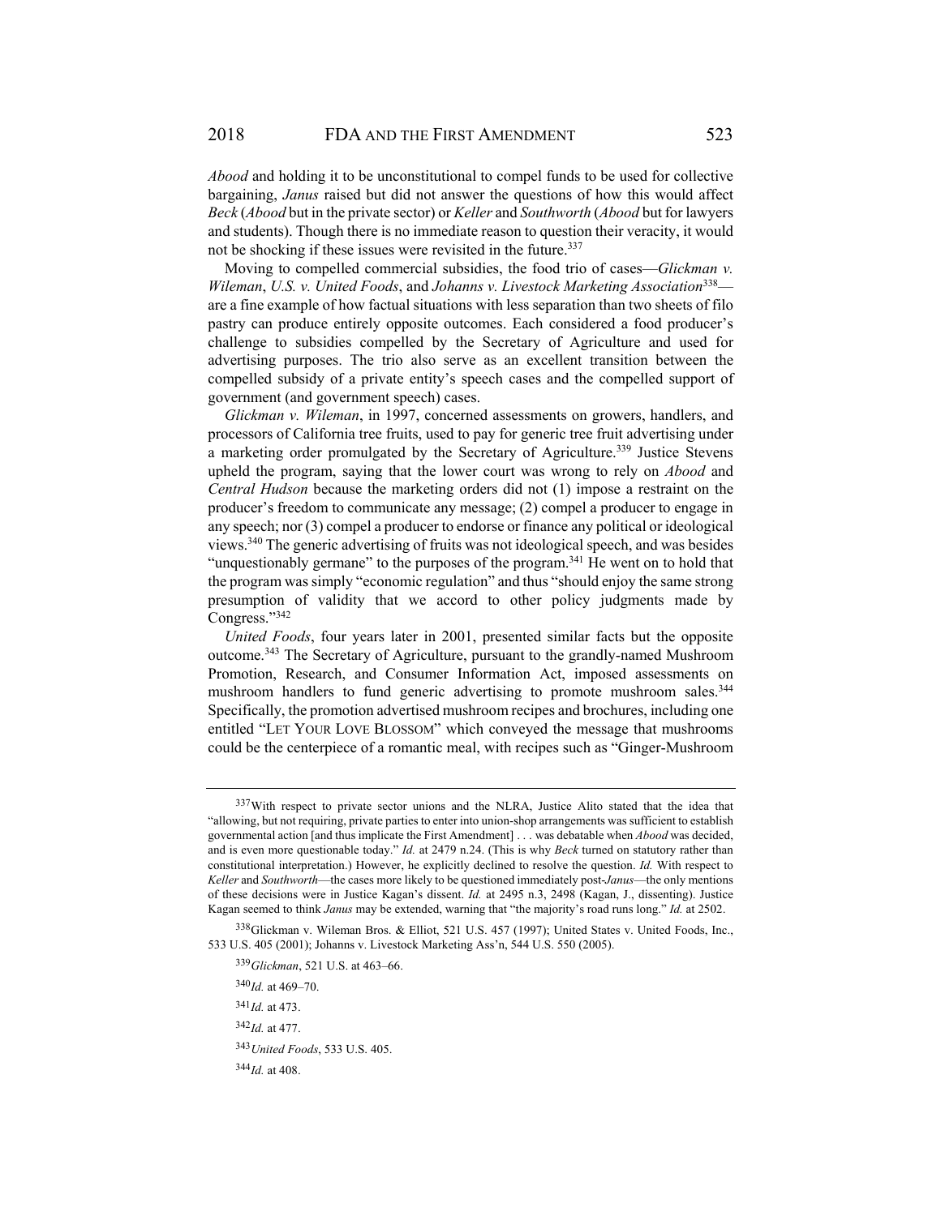*Abood* and holding it to be unconstitutional to compel funds to be used for collective bargaining, *Janus* raised but did not answer the questions of how this would affect *Beck* (*Abood* but in the private sector) or *Keller* and *Southworth* (*Abood* but for lawyers and students). Though there is no immediate reason to question their veracity, it would not be shocking if these issues were revisited in the future.[337]

Moving to compelled commercial subsidies, the food trio of cases—*Glickman v. Wileman*, *U.S. v. United Foods*, and *Johanns v. Livestock Marketing Association*[338]—are a fine example of how factual situations with less separation than two sheets of filo pastry can produce entirely opposite outcomes. Each considered a food producer's challenge to subsidies compelled by the Secretary of Agriculture and used for advertising purposes. The trio also serve as an excellent transition between the compelled subsidy of a private entity's speech cases and the compelled support of government (and government speech) cases.

*Glickman v. Wileman*, in 1997, concerned assessments on growers, handlers, and processors of California tree fruits, used to pay for generic tree fruit advertising under a marketing order promulgated by the Secretary of Agriculture.[339] Justice Stevens upheld the program, saying that the lower court was wrong to rely on *Abood* and *Central Hudson* because the marketing orders did not (1) impose a restraint on the producer's freedom to communicate any message; (2) compel a producer to engage in any speech; nor (3) compel a producer to endorse or finance any political or ideological views.[340] The generic advertising of fruits was not ideological speech, and was besides "unquestionably germane" to the purposes of the program.[341] He went on to hold that the program was simply "economic regulation" and thus "should enjoy the same strong presumption of validity that we accord to other policy judgments made by Congress."[342]

*United Foods*, four years later in 2001, presented similar facts but the opposite outcome.[343] The Secretary of Agriculture, pursuant to the grandly-named Mushroom Promotion, Research, and Consumer Information Act, imposed assessments on mushroom handlers to fund generic advertising to promote mushroom sales.[344] Specifically, the promotion advertised mushroom recipes and brochures, including one entitled "LET YOUR LOVE BLOSSOM" which conveyed the message that mushrooms could be the centerpiece of a romantic meal, with recipes such as "Ginger-Mushroom

---

[337] With respect to private sector unions and the NLRA, Justice Alito stated that the idea that "allowing, but not requiring, private parties to enter into union-shop arrangements was sufficient to establish governmental action [and thus implicate the First Amendment] . . . was debatable when *Abood* was decided, and is even more questionable today." *Id.* at 2479 n.24. (This is why *Beck* turned on statutory rather than constitutional interpretation.) However, he explicitly declined to resolve the question. *Id.* With respect to *Keller* and *Southworth*—the cases more likely to be questioned immediately post-*Janus*—the only mentions of these decisions were in Justice Kagan's dissent. *Id.* at 2495 n.3, 2498 (Kagan, J., dissenting). Justice Kagan seemed to think *Janus* may be extended, warning that "the majority's road runs long." *Id.* at 2502.

[338] Glickman v. Wileman Bros. & Elliot, 521 U.S. 457 (1997); United States v. United Foods, Inc., 533 U.S. 405 (2001); Johanns v. Livestock Marketing Ass'n, 544 U.S. 550 (2005).

[339] *Glickman*, 521 U.S. at 463–66.

[340] *Id.* at 469–70.

[341] *Id.* at 473.

[342] *Id.* at 477.

[343] *United Foods*, 533 U.S. 405.

[344] *Id.* at 408.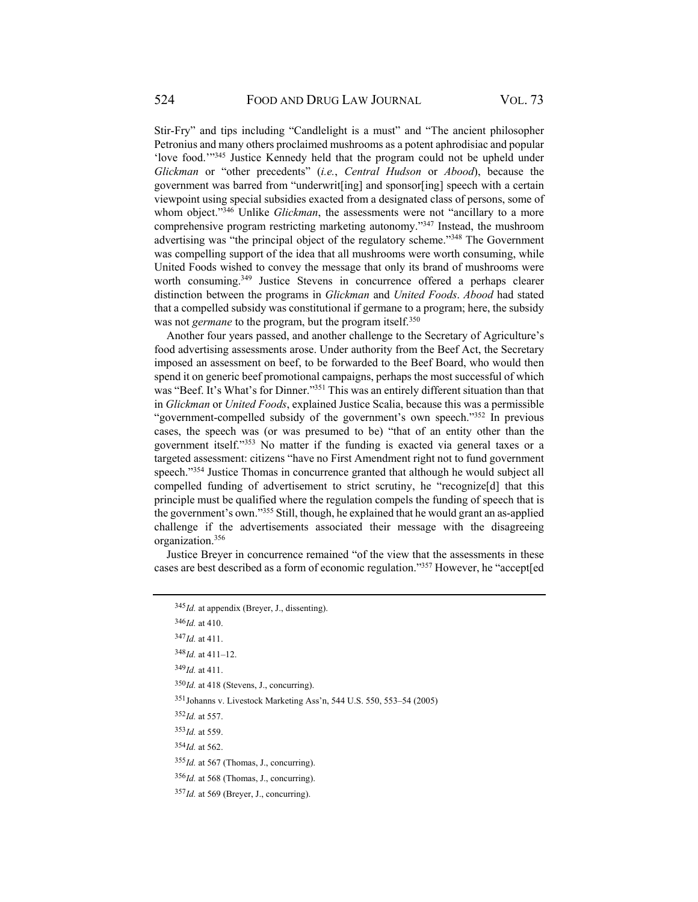Stir-Fry" and tips including "Candlelight is a must" and "The ancient philosopher Petronius and many others proclaimed mushrooms as a potent aphrodisiac and popular 'love food.'"[345] Justice Kennedy held that the program could not be upheld under *Glickman* or "other precedents" (*i.e.*, *Central Hudson* or *Abood*), because the government was barred from "underwrit[ing] and sponsor[ing] speech with a certain viewpoint using special subsidies exacted from a designated class of persons, some of whom object."[346] Unlike *Glickman*, the assessments were not "ancillary to a more comprehensive program restricting marketing autonomy."[347] Instead, the mushroom advertising was "the principal object of the regulatory scheme."[348] The Government was compelling support of the idea that all mushrooms were worth consuming, while United Foods wished to convey the message that only its brand of mushrooms were worth consuming.[349] Justice Stevens in concurrence offered a perhaps clearer distinction between the programs in *Glickman* and *United Foods*. *Abood* had stated that a compelled subsidy was constitutional if germane to a program; here, the subsidy was not *germane* to the program, but the program itself.[350]

Another four years passed, and another challenge to the Secretary of Agriculture's food advertising assessments arose. Under authority from the Beef Act, the Secretary imposed an assessment on beef, to be forwarded to the Beef Board, who would then spend it on generic beef promotional campaigns, perhaps the most successful of which was "Beef. It's What's for Dinner."[351] This was an entirely different situation than that in *Glickman* or *United Foods*, explained Justice Scalia, because this was a permissible "government-compelled subsidy of the government's own speech."[352] In previous cases, the speech was (or was presumed to be) "that of an entity other than the government itself."[353] No matter if the funding is exacted via general taxes or a targeted assessment: citizens "have no First Amendment right not to fund government speech."[354] Justice Thomas in concurrence granted that although he would subject all compelled funding of advertisement to strict scrutiny, he "recognize[d] that this principle must be qualified where the regulation compels the funding of speech that is the government's own."[355] Still, though, he explained that he would grant an as-applied challenge if the advertisements associated their message with the disagreeing organization.[356]

Justice Breyer in concurrence remained "of the view that the assessments in these cases are best described as a form of economic regulation."[357] However, he "accept[ed

---

[345] *Id.* at appendix (Breyer, J., dissenting).

[346] *Id.* at 410.

[347] *Id.* at 411.

[348] *Id.* at 411–12.

[349] *Id.* at 411.

[350] *Id.* at 418 (Stevens, J., concurring).

[351] Johanns v. Livestock Marketing Ass'n, 544 U.S. 550, 553–54 (2005)

[352] *Id.* at 557.

[353] *Id.* at 559.

[354] *Id.* at 562.

[355] *Id.* at 567 (Thomas, J., concurring).

[356] *Id.* at 568 (Thomas, J., concurring).

[357] *Id.* at 569 (Breyer, J., concurring).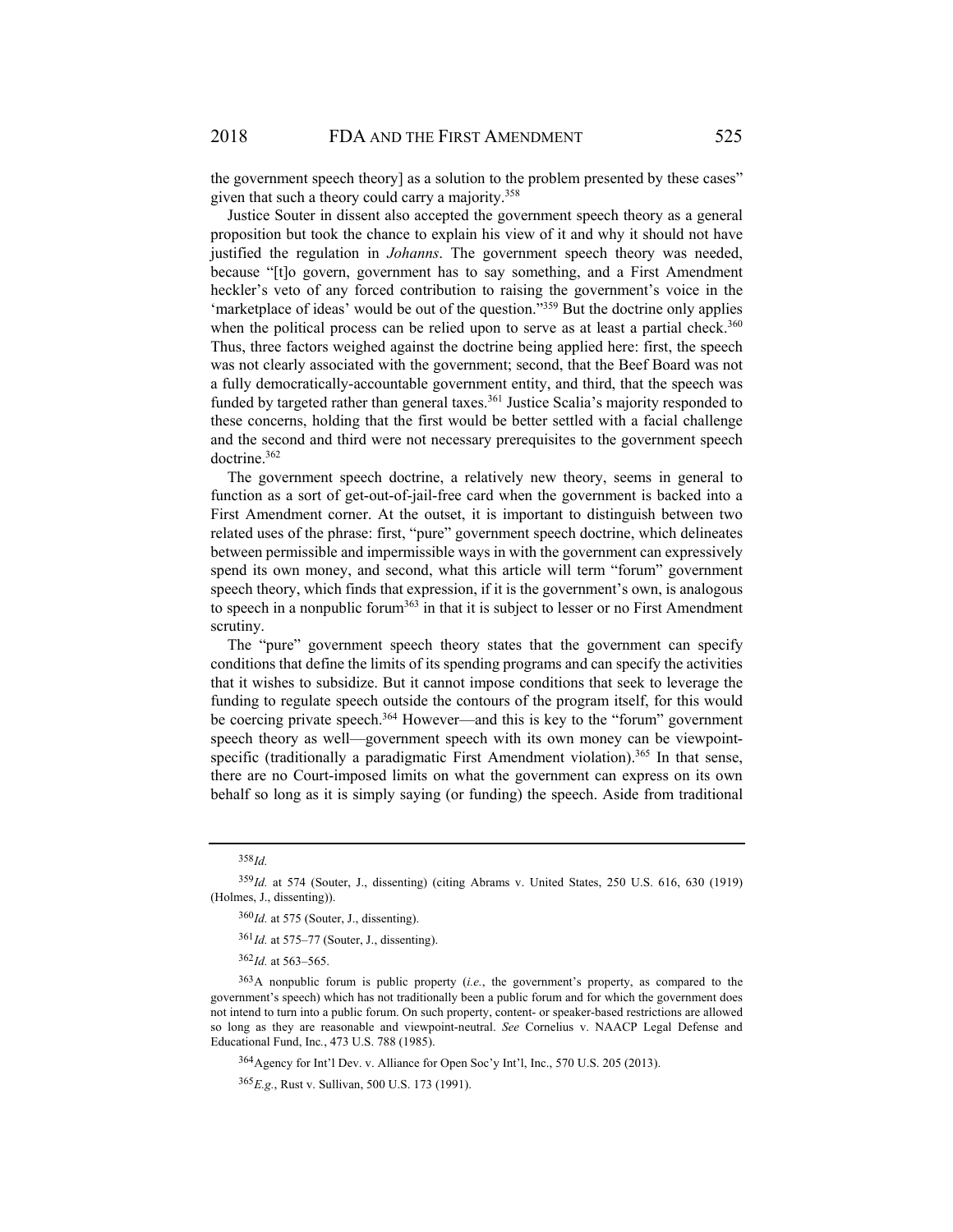the government speech theory] as a solution to the problem presented by these cases" given that such a theory could carry a majority.[358]

Justice Souter in dissent also accepted the government speech theory as a general proposition but took the chance to explain his view of it and why it should not have justified the regulation in *Johanns*. The government speech theory was needed, because "[t]o govern, government has to say something, and a First Amendment heckler's veto of any forced contribution to raising the government's voice in the 'marketplace of ideas' would be out of the question."[359] But the doctrine only applies when the political process can be relied upon to serve as at least a partial check.[360] Thus, three factors weighed against the doctrine being applied here: first, the speech was not clearly associated with the government; second, that the Beef Board was not a fully democratically-accountable government entity, and third, that the speech was funded by targeted rather than general taxes.[361] Justice Scalia's majority responded to these concerns, holding that the first would be better settled with a facial challenge and the second and third were not necessary prerequisites to the government speech doctrine.[362]

The government speech doctrine, a relatively new theory, seems in general to function as a sort of get-out-of-jail-free card when the government is backed into a First Amendment corner. At the outset, it is important to distinguish between two related uses of the phrase: first, "pure" government speech doctrine, which delineates between permissible and impermissible ways in with the government can expressively spend its own money, and second, what this article will term "forum" government speech theory, which finds that expression, if it is the government's own, is analogous to speech in a nonpublic forum[363] in that it is subject to lesser or no First Amendment scrutiny.

The "pure" government speech theory states that the government can specify conditions that define the limits of its spending programs and can specify the activities that it wishes to subsidize. But it cannot impose conditions that seek to leverage the funding to regulate speech outside the contours of the program itself, for this would be coercing private speech.[364] However—and this is key to the "forum" government speech theory as well—government speech with its own money can be viewpoint-specific (traditionally a paradigmatic First Amendment violation).[365] In that sense, there are no Court-imposed limits on what the government can express on its own behalf so long as it is simply saying (or funding) the speech. Aside from traditional

---

[358] *Id.*

[359] *Id.* at 574 (Souter, J., dissenting) (citing Abrams v. United States, 250 U.S. 616, 630 (1919) (Holmes, J., dissenting)).

[360] *Id.* at 575 (Souter, J., dissenting).

[361] *Id.* at 575–77 (Souter, J., dissenting).

[362] *Id.* at 563–565.

[363] A nonpublic forum is public property (*i.e.*, the government's property, as compared to the government's speech) which has not traditionally been a public forum and for which the government does not intend to turn into a public forum. On such property, content- or speaker-based restrictions are allowed so long as they are reasonable and viewpoint-neutral. *See* Cornelius v. NAACP Legal Defense and Educational Fund, Inc., 473 U.S. 788 (1985).

[364] Agency for Int'l Dev. v. Alliance for Open Soc'y Int'l, Inc., 570 U.S. 205 (2013).

[365] *E.g.*, Rust v. Sullivan, 500 U.S. 173 (1991).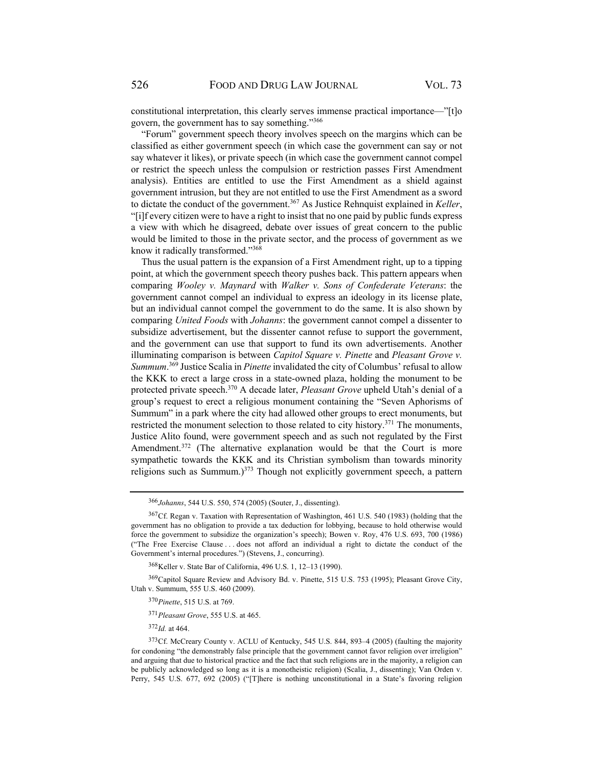constitutional interpretation, this clearly serves immense practical importance—"[t]o govern, the government has to say something."[366]

"Forum" government speech theory involves speech on the margins which can be classified as either government speech (in which case the government can say or not say whatever it likes), or private speech (in which case the government cannot compel or restrict the speech unless the compulsion or restriction passes First Amendment analysis). Entities are entitled to use the First Amendment as a shield against government intrusion, but they are not entitled to use the First Amendment as a sword to dictate the conduct of the government.[367] As Justice Rehnquist explained in *Keller*, "[i]f every citizen were to have a right to insist that no one paid by public funds express a view with which he disagreed, debate over issues of great concern to the public would be limited to those in the private sector, and the process of government as we know it radically transformed."[368]

Thus the usual pattern is the expansion of a First Amendment right, up to a tipping point, at which the government speech theory pushes back. This pattern appears when comparing *Wooley v. Maynard* with *Walker v. Sons of Confederate Veterans*: the government cannot compel an individual to express an ideology in its license plate, but an individual cannot compel the government to do the same. It is also shown by comparing *United Foods* with *Johanns*: the government cannot compel a dissenter to subsidize advertisement, but the dissenter cannot refuse to support the government, and the government can use that support to fund its own advertisements. Another illuminating comparison is between *Capitol Square v. Pinette* and *Pleasant Grove v. Summum*.[369] Justice Scalia in *Pinette* invalidated the city of Columbus' refusal to allow the KKK to erect a large cross in a state-owned plaza, holding the monument to be protected private speech.[370] A decade later, *Pleasant Grove* upheld Utah's denial of a group's request to erect a religious monument containing the "Seven Aphorisms of Summum" in a park where the city had allowed other groups to erect monuments, but restricted the monument selection to those related to city history.[371] The monuments, Justice Alito found, were government speech and as such not regulated by the First Amendment.[372] (The alternative explanation would be that the Court is more sympathetic towards the KKK and its Christian symbolism than towards minority religions such as Summum.)[373] Though not explicitly government speech, a pattern

---

[366] *Johanns*, 544 U.S. 550, 574 (2005) (Souter, J., dissenting).

[367] Cf. Regan v. Taxation with Representation of Washington, 461 U.S. 540 (1983) (holding that the government has no obligation to provide a tax deduction for lobbying, because to hold otherwise would force the government to subsidize the organization's speech); Bowen v. Roy, 476 U.S. 693, 700 (1986) ("The Free Exercise Clause . . . does not afford an individual a right to dictate the conduct of the Government's internal procedures.") (Stevens, J., concurring).

[368] Keller v. State Bar of California, 496 U.S. 1, 12–13 (1990).

[369] Capitol Square Review and Advisory Bd. v. Pinette, 515 U.S. 753 (1995); Pleasant Grove City, Utah v. Summum, 555 U.S. 460 (2009).

[370] *Pinette*, 515 U.S. at 769.

[371] *Pleasant Grove*, 555 U.S. at 465.

[372] *Id.* at 464.

[373] Cf. McCreary County v. ACLU of Kentucky, 545 U.S. 844, 893–4 (2005) (faulting the majority for condoning "the demonstrably false principle that the government cannot favor religion over irreligion" and arguing that due to historical practice and the fact that such religions are in the majority, a religion can be publicly acknowledged so long as it is a monotheistic religion) (Scalia, J., dissenting); Van Orden v. Perry, 545 U.S. 677, 692 (2005) ("[T]here is nothing unconstitutional in a State's favoring religion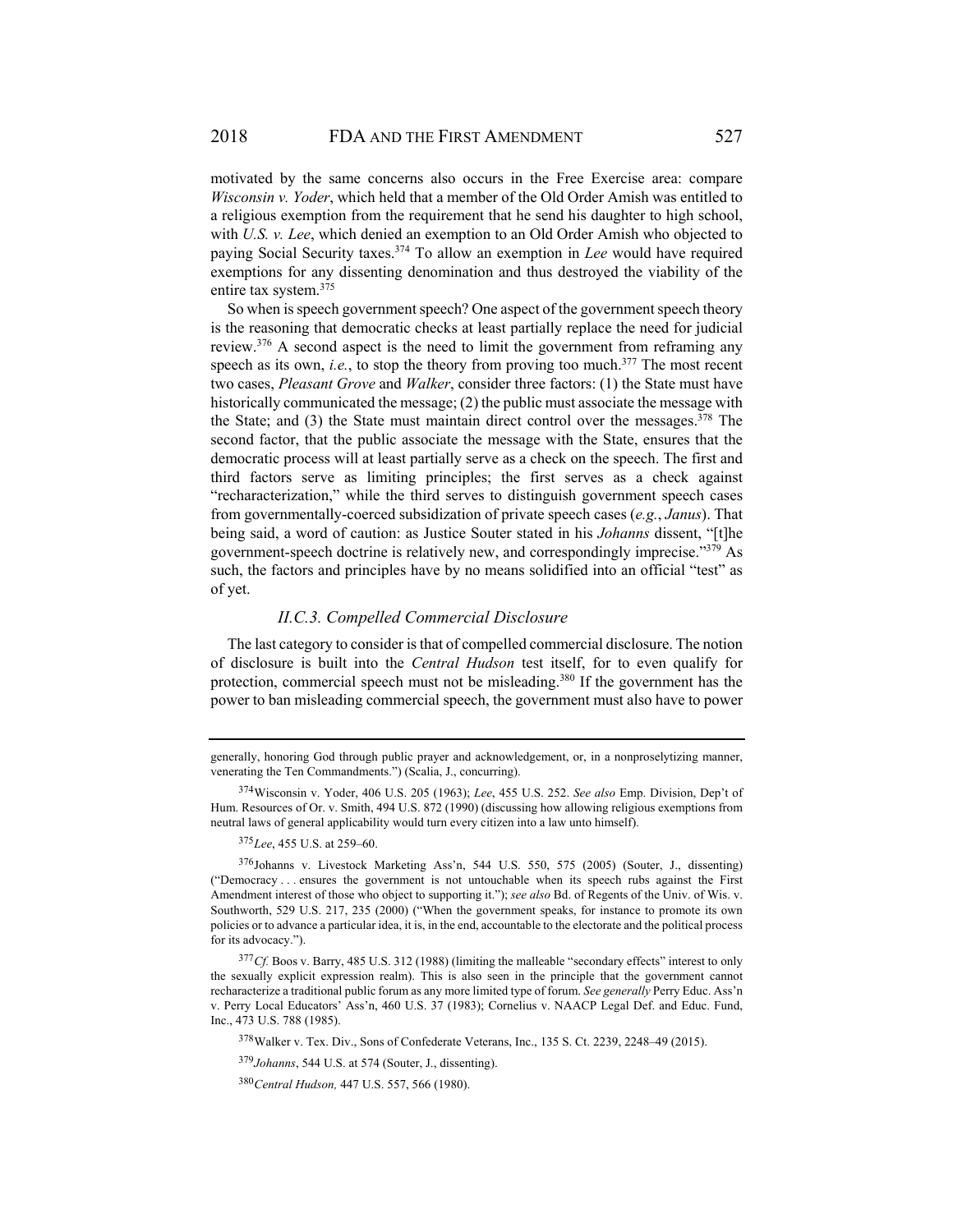motivated by the same concerns also occurs in the Free Exercise area: compare *Wisconsin v. Yoder*, which held that a member of the Old Order Amish was entitled to a religious exemption from the requirement that he send his daughter to high school, with *U.S. v. Lee*, which denied an exemption to an Old Order Amish who objected to paying Social Security taxes.[374] To allow an exemption in *Lee* would have required exemptions for any dissenting denomination and thus destroyed the viability of the entire tax system.[375]

So when is speech government speech? One aspect of the government speech theory is the reasoning that democratic checks at least partially replace the need for judicial review.[376] A second aspect is the need to limit the government from reframing any speech as its own, *i.e.*, to stop the theory from proving too much.[377] The most recent two cases, *Pleasant Grove* and *Walker*, consider three factors: (1) the State must have historically communicated the message; (2) the public must associate the message with the State; and (3) the State must maintain direct control over the messages.[378] The second factor, that the public associate the message with the State, ensures that the democratic process will at least partially serve as a check on the speech. The first and third factors serve as limiting principles; the first serves as a check against "recharacterization," while the third serves to distinguish government speech cases from governmentally-coerced subsidization of private speech cases (*e.g.*, *Janus*). That being said, a word of caution: as Justice Souter stated in his *Johanns* dissent, "[t]he government-speech doctrine is relatively new, and correspondingly imprecise."[379] As such, the factors and principles have by no means solidified into an official "test" as of yet.

### *II.C.3. Compelled Commercial Disclosure*

The last category to consider is that of compelled commercial disclosure. The notion of disclosure is built into the *Central Hudson* test itself, for to even qualify for protection, commercial speech must not be misleading.[380] If the government has the power to ban misleading commercial speech, the government must also have to power

---

generally, honoring God through public prayer and acknowledgement, or, in a nonproselytizing manner, venerating the Ten Commandments.") (Scalia, J., concurring).

[374] Wisconsin v. Yoder, 406 U.S. 205 (1963); *Lee*, 455 U.S. 252. *See also* Emp. Division, Dep't of Hum. Resources of Or. v. Smith, 494 U.S. 872 (1990) (discussing how allowing religious exemptions from neutral laws of general applicability would turn every citizen into a law unto himself).

[375] *Lee*, 455 U.S. at 259–60.

[376] Johanns v. Livestock Marketing Ass'n, 544 U.S. 550, 575 (2005) (Souter, J., dissenting) ("Democracy . . . ensures the government is not untouchable when its speech rubs against the First Amendment interest of those who object to supporting it."); *see also* Bd. of Regents of the Univ. of Wis. v. Southworth, 529 U.S. 217, 235 (2000) ("When the government speaks, for instance to promote its own policies or to advance a particular idea, it is, in the end, accountable to the electorate and the political process for its advocacy.").

[377] *Cf.* Boos v. Barry, 485 U.S. 312 (1988) (limiting the malleable "secondary effects" interest to only the sexually explicit expression realm). This is also seen in the principle that the government cannot recharacterize a traditional public forum as any more limited type of forum. *See generally* Perry Educ. Ass'n v. Perry Local Educators' Ass'n, 460 U.S. 37 (1983); Cornelius v. NAACP Legal Def. and Educ. Fund, Inc., 473 U.S. 788 (1985).

[378] Walker v. Tex. Div., Sons of Confederate Veterans, Inc., 135 S. Ct. 2239, 2248–49 (2015).

[379] *Johanns*, 544 U.S. at 574 (Souter, J., dissenting).

[380] *Central Hudson,* 447 U.S. 557, 566 (1980).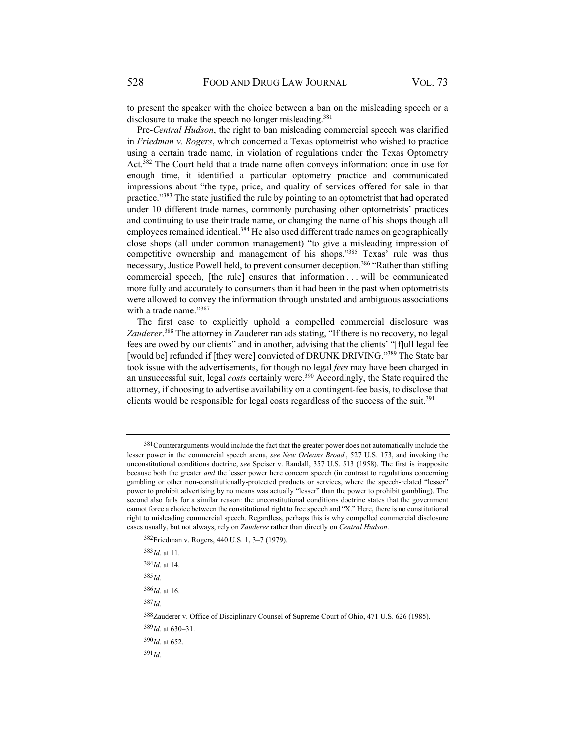to present the speaker with the choice between a ban on the misleading speech or a disclosure to make the speech no longer misleading.[381]

Pre-*Central Hudson*, the right to ban misleading commercial speech was clarified in *Friedman v. Rogers*, which concerned a Texas optometrist who wished to practice using a certain trade name, in violation of regulations under the Texas Optometry Act.[382] The Court held that a trade name often conveys information: once in use for enough time, it identified a particular optometry practice and communicated impressions about "the type, price, and quality of services offered for sale in that practice."[383] The state justified the rule by pointing to an optometrist that had operated under 10 different trade names, commonly purchasing other optometrists' practices and continuing to use their trade name, or changing the name of his shops though all employees remained identical.[384] He also used different trade names on geographically close shops (all under common management) "to give a misleading impression of competitive ownership and management of his shops."[385] Texas' rule was thus necessary, Justice Powell held, to prevent consumer deception.[386] "Rather than stifling commercial speech, [the rule] ensures that information . . . will be communicated more fully and accurately to consumers than it had been in the past when optometrists were allowed to convey the information through unstated and ambiguous associations with a trade name."[387]

The first case to explicitly uphold a compelled commercial disclosure was *Zauderer*.[388] The attorney in Zauderer ran ads stating, "If there is no recovery, no legal fees are owed by our clients" and in another, advising that the clients' "[f]ull legal fee [would be] refunded if [they were] convicted of DRUNK DRIVING."[389] The State bar took issue with the advertisements, for though no legal *fees* may have been charged in an unsuccessful suit, legal *costs* certainly were.[390] Accordingly, the State required the attorney, if choosing to advertise availability on a contingent-fee basis, to disclose that clients would be responsible for legal costs regardless of the success of the suit.[391]

---

[381] Counterarguments would include the fact that the greater power does not automatically include the lesser power in the commercial speech arena, *see New Orleans Broad.*, 527 U.S. 173, and invoking the unconstitutional conditions doctrine, *see* Speiser v. Randall, 357 U.S. 513 (1958). The first is inapposite because both the greater *and* the lesser power here concern speech (in contrast to regulations concerning gambling or other non-constitutionally-protected products or services, where the speech-related "lesser" power to prohibit advertising by no means was actually "lesser" than the power to prohibit gambling). The second also fails for a similar reason: the unconstitutional conditions doctrine states that the government cannot force a choice between the constitutional right to free speech and "X." Here, there is no constitutional right to misleading commercial speech. Regardless, perhaps this is why compelled commercial disclosure cases usually, but not always, rely on *Zauderer* rather than directly on *Central Hudson*.

[382] Friedman v. Rogers, 440 U.S. 1, 3–7 (1979).

[383] *Id.* at 11.

[384] *Id.* at 14.

[385] *Id.*

[386] *Id.* at 16.

[387] *Id.*

[388] Zauderer v. Office of Disciplinary Counsel of Supreme Court of Ohio, 471 U.S. 626 (1985).

[389] *Id.* at 630–31.

[390] *Id.* at 652.

[391] *Id.*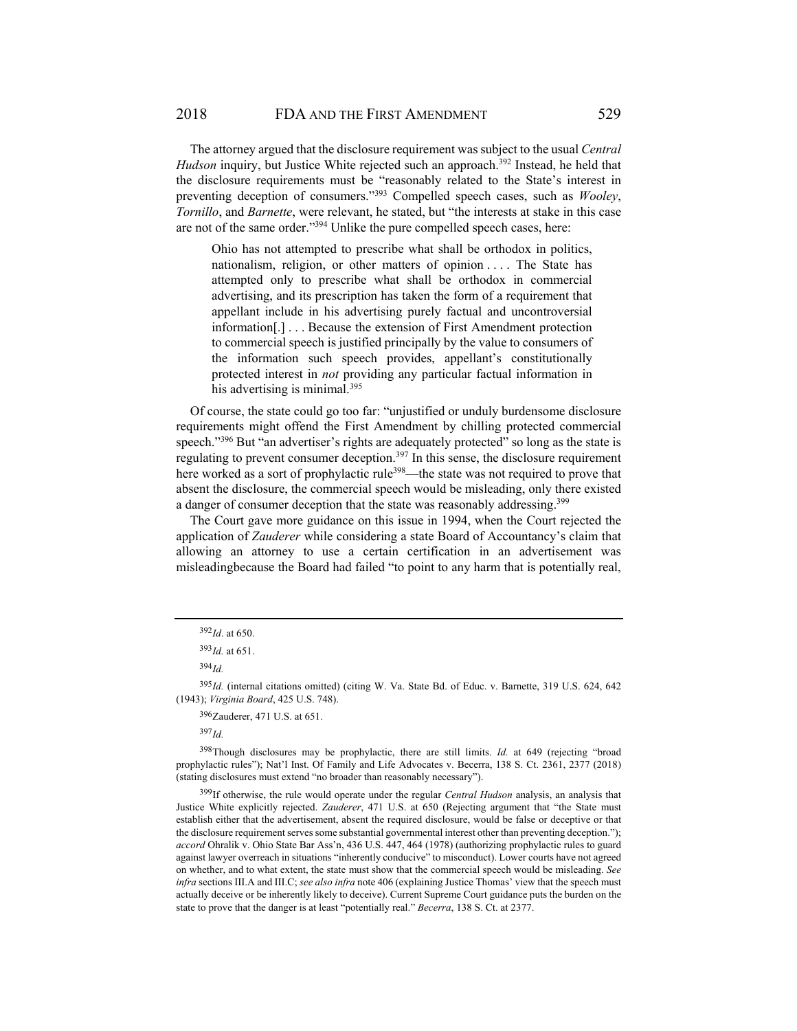The attorney argued that the disclosure requirement was subject to the usual *Central Hudson* inquiry, but Justice White rejected such an approach.[392] Instead, he held that the disclosure requirements must be "reasonably related to the State's interest in preventing deception of consumers."[393] Compelled speech cases, such as *Wooley*, *Tornillo*, and *Barnette*, were relevant, he stated, but "the interests at stake in this case are not of the same order."[394] Unlike the pure compelled speech cases, here:

> Ohio has not attempted to prescribe what shall be orthodox in politics, nationalism, religion, or other matters of opinion . . . . The State has attempted only to prescribe what shall be orthodox in commercial advertising, and its prescription has taken the form of a requirement that appellant include in his advertising purely factual and uncontroversial information[.] . . . Because the extension of First Amendment protection to commercial speech is justified principally by the value to consumers of the information such speech provides, appellant's constitutionally protected interest in *not* providing any particular factual information in his advertising is minimal.[395]

Of course, the state could go too far: "unjustified or unduly burdensome disclosure requirements might offend the First Amendment by chilling protected commercial speech."[396] But "an advertiser's rights are adequately protected" so long as the state is regulating to prevent consumer deception.[397] In this sense, the disclosure requirement here worked as a sort of prophylactic rule[398]—the state was not required to prove that absent the disclosure, the commercial speech would be misleading, only there existed a danger of consumer deception that the state was reasonably addressing.[399]

The Court gave more guidance on this issue in 1994, when the Court rejected the application of *Zauderer* while considering a state Board of Accountancy's claim that allowing an attorney to use a certain certification in an advertisement was misleadingbecause the Board had failed "to point to any harm that is potentially real,

---

[392] *Id*. at 650.

[393] *Id.* at 651.

[394] *Id.*

[395] *Id.* (internal citations omitted) (citing W. Va. State Bd. of Educ. v. Barnette, 319 U.S. 624, 642 (1943); *Virginia Board*, 425 U.S. 748).

[396] Zauderer, 471 U.S. at 651.

[397] *Id.*

[398] Though disclosures may be prophylactic, there are still limits. *Id.* at 649 (rejecting "broad prophylactic rules"); Nat'l Inst. Of Family and Life Advocates v. Becerra, 138 S. Ct. 2361, 2377 (2018) (stating disclosures must extend "no broader than reasonably necessary").

[399] If otherwise, the rule would operate under the regular *Central Hudson* analysis, an analysis that Justice White explicitly rejected. *Zauderer*, 471 U.S. at 650 (Rejecting argument that "the State must establish either that the advertisement, absent the required disclosure, would be false or deceptive or that the disclosure requirement serves some substantial governmental interest other than preventing deception."); *accord* Ohralik v. Ohio State Bar Ass'n, 436 U.S. 447, 464 (1978) (authorizing prophylactic rules to guard against lawyer overreach in situations "inherently conducive" to misconduct). Lower courts have not agreed on whether, and to what extent, the state must show that the commercial speech would be misleading. *See infra* sections III.A and III.C; *see also infra* note 406 (explaining Justice Thomas' view that the speech must actually deceive or be inherently likely to deceive). Current Supreme Court guidance puts the burden on the state to prove that the danger is at least "potentially real." *Becerra*, 138 S. Ct. at 2377.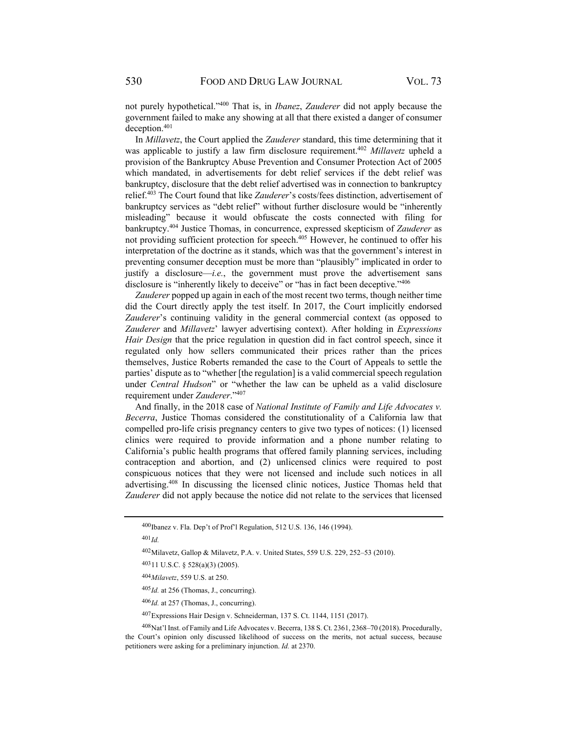not purely hypothetical."[400] That is, in *Ibanez*, *Zauderer* did not apply because the government failed to make any showing at all that there existed a danger of consumer deception.[401]

In *Millavetz*, the Court applied the *Zauderer* standard, this time determining that it was applicable to justify a law firm disclosure requirement.[402] *Millavetz* upheld a provision of the Bankruptcy Abuse Prevention and Consumer Protection Act of 2005 which mandated, in advertisements for debt relief services if the debt relief was bankruptcy, disclosure that the debt relief advertised was in connection to bankruptcy relief.[403] The Court found that like *Zauderer*'s costs/fees distinction, advertisement of bankruptcy services as "debt relief" without further disclosure would be "inherently misleading" because it would obfuscate the costs connected with filing for bankruptcy.[404] Justice Thomas, in concurrence, expressed skepticism of *Zauderer* as not providing sufficient protection for speech.[405] However, he continued to offer his interpretation of the doctrine as it stands, which was that the government's interest in preventing consumer deception must be more than "plausibly" implicated in order to justify a disclosure—*i.e.*, the government must prove the advertisement sans disclosure is "inherently likely to deceive" or "has in fact been deceptive."[406]

*Zauderer* popped up again in each of the most recent two terms, though neither time did the Court directly apply the test itself. In 2017, the Court implicitly endorsed *Zauderer*'s continuing validity in the general commercial context (as opposed to *Zauderer* and *Millavetz*' lawyer advertising context). After holding in *Expressions Hair Design* that the price regulation in question did in fact control speech, since it regulated only how sellers communicated their prices rather than the prices themselves, Justice Roberts remanded the case to the Court of Appeals to settle the parties' dispute as to "whether [the regulation] is a valid commercial speech regulation under *Central Hudson*" or "whether the law can be upheld as a valid disclosure requirement under *Zauderer*."[407]

And finally, in the 2018 case of *National Institute of Family and Life Advocates v. Becerra*, Justice Thomas considered the constitutionality of a California law that compelled pro-life crisis pregnancy centers to give two types of notices: (1) licensed clinics were required to provide information and a phone number relating to California's public health programs that offered family planning services, including contraception and abortion, and (2) unlicensed clinics were required to post conspicuous notices that they were not licensed and include such notices in all advertising.[408] In discussing the licensed clinic notices, Justice Thomas held that *Zauderer* did not apply because the notice did not relate to the services that licensed

---

[400] Ibanez v. Fla. Dep't of Prof'l Regulation, 512 U.S. 136, 146 (1994).

[401] *Id.*

[402] Milavetz, Gallop & Milavetz, P.A. v. United States, 559 U.S. 229, 252–53 (2010).

[403] 11 U.S.C. § 528(a)(3) (2005).

[404] *Milavetz*, 559 U.S. at 250.

[405] *Id.* at 256 (Thomas, J., concurring).

[406] *Id.* at 257 (Thomas, J., concurring).

[407] Expressions Hair Design v. Schneiderman, 137 S. Ct. 1144, 1151 (2017).

[408] Nat'l Inst. of Family and Life Advocates v. Becerra, 138 S. Ct. 2361, 2368–70 (2018). Procedurally, the Court's opinion only discussed likelihood of success on the merits, not actual success, because petitioners were asking for a preliminary injunction. *Id.* at 2370.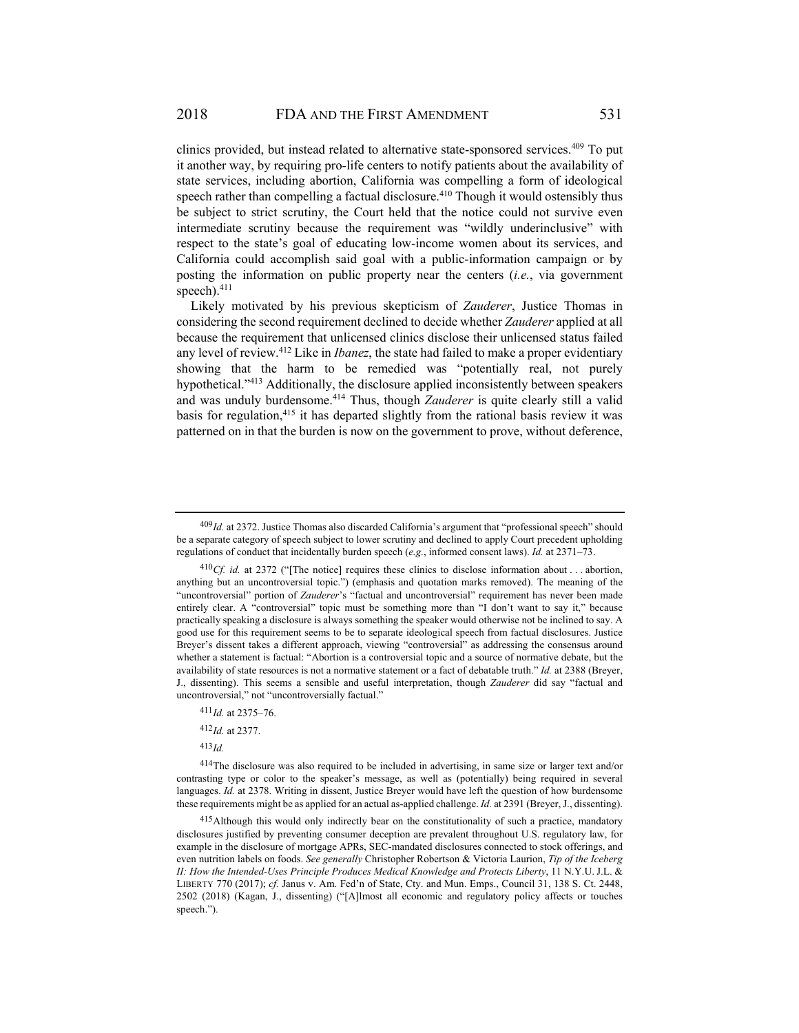clinics provided, but instead related to alternative state-sponsored services.[409] To put it another way, by requiring pro-life centers to notify patients about the availability of state services, including abortion, California was compelling a form of ideological speech rather than compelling a factual disclosure.[410] Though it would ostensibly thus be subject to strict scrutiny, the Court held that the notice could not survive even intermediate scrutiny because the requirement was "wildly underinclusive" with respect to the state's goal of educating low-income women about its services, and California could accomplish said goal with a public-information campaign or by posting the information on public property near the centers (*i.e.*, via government speech).[411]

Likely motivated by his previous skepticism of *Zauderer*, Justice Thomas in considering the second requirement declined to decide whether *Zauderer* applied at all because the requirement that unlicensed clinics disclose their unlicensed status failed any level of review.[412] Like in *Ibanez*, the state had failed to make a proper evidentiary showing that the harm to be remedied was "potentially real, not purely hypothetical."[413] Additionally, the disclosure applied inconsistently between speakers and was unduly burdensome.[414] Thus, though *Zauderer* is quite clearly still a valid basis for regulation,[415] it has departed slightly from the rational basis review it was patterned on in that the burden is now on the government to prove, without deference,

---

[409] *Id.* at 2372. Justice Thomas also discarded California's argument that "professional speech" should be a separate category of speech subject to lower scrutiny and declined to apply Court precedent upholding regulations of conduct that incidentally burden speech (*e.g.*, informed consent laws). *Id.* at 2371–73.

[410] *Cf. id.* at 2372 ("[The notice] requires these clinics to disclose information about . . . abortion, anything but an uncontroversial topic.") (emphasis and quotation marks removed). The meaning of the "uncontroversial" portion of *Zauderer*'s "factual and uncontroversial" requirement has never been made entirely clear. A "controversial" topic must be something more than "I don't want to say it," because practically speaking a disclosure is always something the speaker would otherwise not be inclined to say. A good use for this requirement seems to be to separate ideological speech from factual disclosures. Justice Breyer's dissent takes a different approach, viewing "controversial" as addressing the consensus around whether a statement is factual: "Abortion is a controversial topic and a source of normative debate, but the availability of state resources is not a normative statement or a fact of debatable truth." *Id.* at 2388 (Breyer, J., dissenting). This seems a sensible and useful interpretation, though *Zauderer* did say "factual and uncontroversial," not "uncontroversially factual."

[411] *Id.* at 2375–76.

[412] *Id.* at 2377.

[413] *Id.*

[414] The disclosure was also required to be included in advertising, in same size or larger text and/or contrasting type or color to the speaker's message, as well as (potentially) being required in several languages. *Id.* at 2378. Writing in dissent, Justice Breyer would have left the question of how burdensome these requirements might be as applied for an actual as-applied challenge. *Id.* at 2391 (Breyer, J., dissenting).

[415] Although this would only indirectly bear on the constitutionality of such a practice, mandatory disclosures justified by preventing consumer deception are prevalent throughout U.S. regulatory law, for example in the disclosure of mortgage APRs, SEC-mandated disclosures connected to stock offerings, and even nutrition labels on foods. *See generally* Christopher Robertson & Victoria Laurion, *Tip of the Iceberg II: How the Intended-Uses Principle Produces Medical Knowledge and Protects Liberty*, 11 N.Y.U. J.L. & LIBERTY 770 (2017); *cf.* Janus v. Am. Fed'n of State, Cty. and Mun. Emps., Council 31, 138 S. Ct. 2448, 2502 (2018) (Kagan, J., dissenting) ("[A]lmost all economic and regulatory policy affects or touches speech.").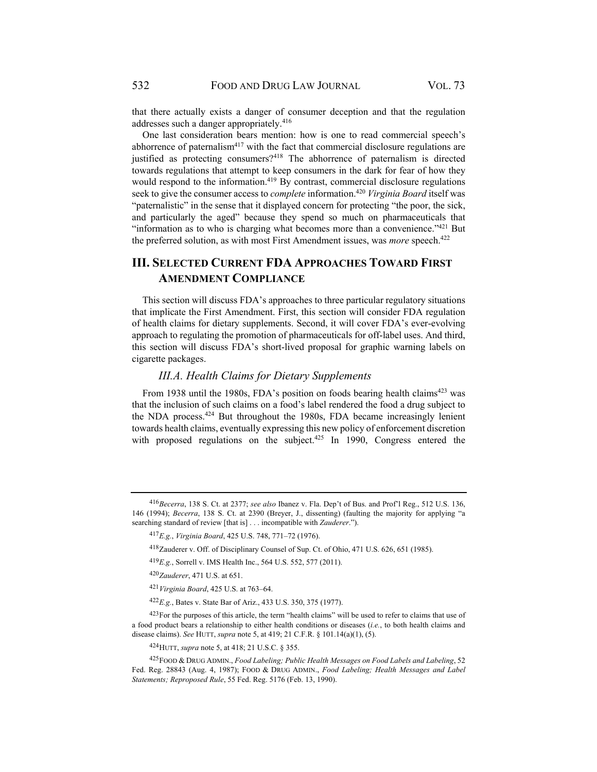that there actually exists a danger of consumer deception and that the regulation addresses such a danger appropriately.[416]

One last consideration bears mention: how is one to read commercial speech's abhorrence of paternalism[417] with the fact that commercial disclosure regulations are justified as protecting consumers?[418] The abhorrence of paternalism is directed towards regulations that attempt to keep consumers in the dark for fear of how they would respond to the information.[419] By contrast, commercial disclosure regulations seek to give the consumer access to *complete* information.[420] *Virginia Board* itself was "paternalistic" in the sense that it displayed concern for protecting "the poor, the sick, and particularly the aged" because they spend so much on pharmaceuticals that "information as to who is charging what becomes more than a convenience."[421] But the preferred solution, as with most First Amendment issues, was *more* speech.[422]

## III. Selected Current FDA Approaches Toward First Amendment Compliance

This section will discuss FDA's approaches to three particular regulatory situations that implicate the First Amendment. First, this section will consider FDA regulation of health claims for dietary supplements. Second, it will cover FDA's ever-evolving approach to regulating the promotion of pharmaceuticals for off-label uses. And third, this section will discuss FDA's short-lived proposal for graphic warning labels on cigarette packages.

### *III.A. Health Claims for Dietary Supplements*

From 1938 until the 1980s, FDA's position on foods bearing health claims[423] was that the inclusion of such claims on a food's label rendered the food a drug subject to the NDA process.[424] But throughout the 1980s, FDA became increasingly lenient towards health claims, eventually expressing this new policy of enforcement discretion with proposed regulations on the subject.[425] In 1990, Congress entered the

---

[416] *Becerra*, 138 S. Ct. at 2377; *see also* Ibanez v. Fla. Dep't of Bus. and Prof'l Reg., 512 U.S. 136, 146 (1994); *Becerra*, 138 S. Ct. at 2390 (Breyer, J., dissenting) (faulting the majority for applying "a searching standard of review [that is] . . . incompatible with *Zauderer*.").

[417] *E.g.*, *Virginia Board*, 425 U.S. 748, 771–72 (1976).

[418] Zauderer v. Off. of Disciplinary Counsel of Sup. Ct. of Ohio, 471 U.S. 626, 651 (1985).

[419] *E.g.*, Sorrell v. IMS Health Inc., 564 U.S. 552, 577 (2011).

[420] *Zauderer*, 471 U.S. at 651.

[421] *Virginia Board*, 425 U.S. at 763–64.

[422] *E.g.*, Bates v. State Bar of Ariz., 433 U.S. 350, 375 (1977).

[423] For the purposes of this article, the term "health claims" will be used to refer to claims that use of a food product bears a relationship to either health conditions or diseases (*i.e.*, to both health claims and disease claims). *See* HUTT, *supra* note 5, at 419; 21 C.F.R. § 101.14(a)(1), (5).

[424] HUTT, *supra* note 5, at 418; 21 U.S.C. § 355.

[425] FOOD & DRUG ADMIN., *Food Labeling; Public Health Messages on Food Labels and Labeling*, 52 Fed. Reg. 28843 (Aug. 4, 1987); FOOD & DRUG ADMIN., *Food Labeling; Health Messages and Label Statements; Reproposed Rule*, 55 Fed. Reg. 5176 (Feb. 13, 1990).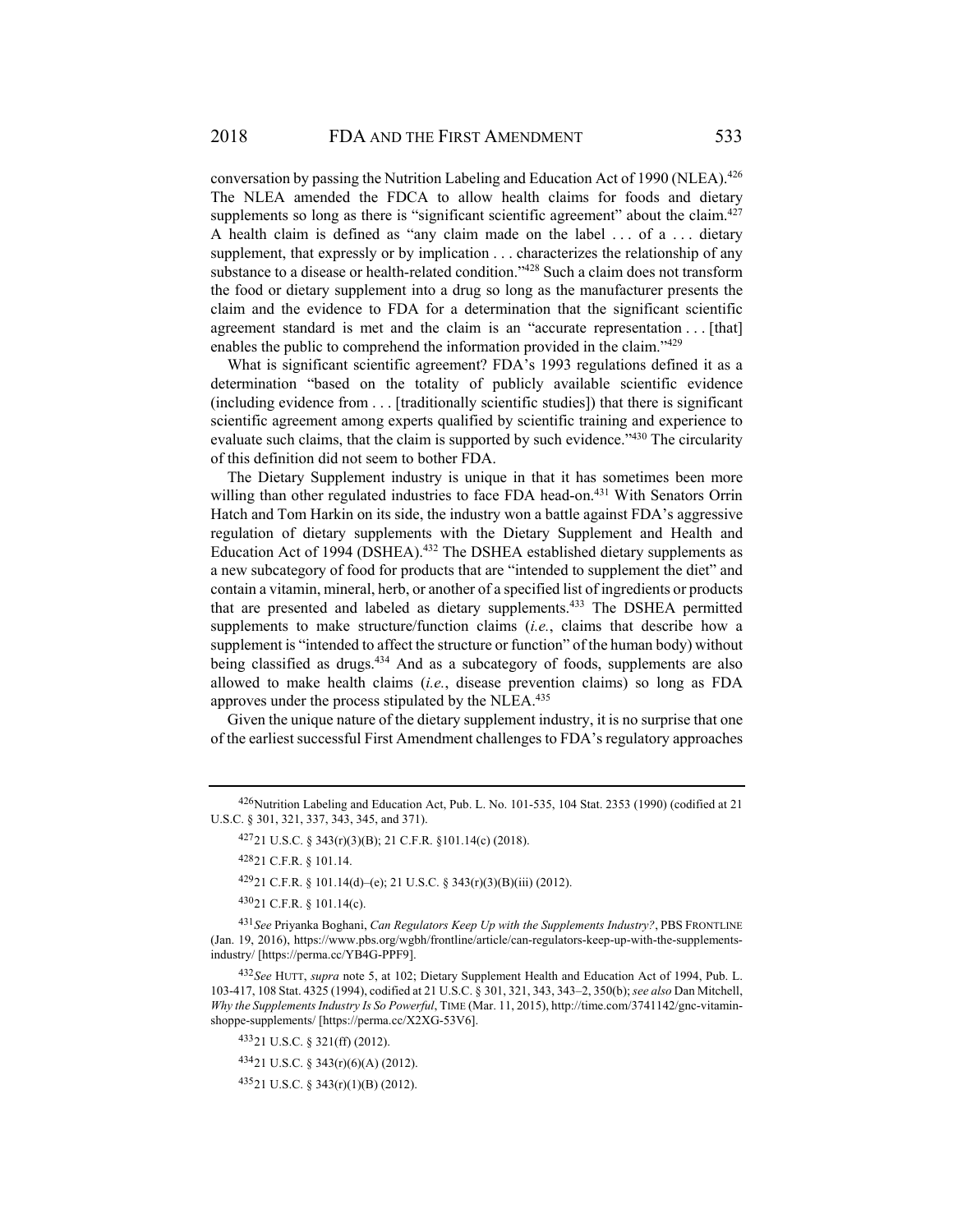conversation by passing the Nutrition Labeling and Education Act of 1990 (NLEA).[426] The NLEA amended the FDCA to allow health claims for foods and dietary supplements so long as there is "significant scientific agreement" about the claim.[427] A health claim is defined as "any claim made on the label . . . of a . . . dietary supplement, that expressly or by implication . . . characterizes the relationship of any substance to a disease or health-related condition."[428] Such a claim does not transform the food or dietary supplement into a drug so long as the manufacturer presents the claim and the evidence to FDA for a determination that the significant scientific agreement standard is met and the claim is an "accurate representation . . . [that] enables the public to comprehend the information provided in the claim."[429]

What is significant scientific agreement? FDA's 1993 regulations defined it as a determination "based on the totality of publicly available scientific evidence (including evidence from . . . [traditionally scientific studies]) that there is significant scientific agreement among experts qualified by scientific training and experience to evaluate such claims, that the claim is supported by such evidence."[430] The circularity of this definition did not seem to bother FDA.

The Dietary Supplement industry is unique in that it has sometimes been more willing than other regulated industries to face FDA head-on.[431] With Senators Orrin Hatch and Tom Harkin on its side, the industry won a battle against FDA's aggressive regulation of dietary supplements with the Dietary Supplement and Health and Education Act of 1994 (DSHEA).[432] The DSHEA established dietary supplements as a new subcategory of food for products that are "intended to supplement the diet" and contain a vitamin, mineral, herb, or another of a specified list of ingredients or products that are presented and labeled as dietary supplements.[433] The DSHEA permitted supplements to make structure/function claims (*i.e.*, claims that describe how a supplement is "intended to affect the structure or function" of the human body) without being classified as drugs.[434] And as a subcategory of foods, supplements are also allowed to make health claims (*i.e.*, disease prevention claims) so long as FDA approves under the process stipulated by the NLEA.[435]

Given the unique nature of the dietary supplement industry, it is no surprise that one of the earliest successful First Amendment challenges to FDA's regulatory approaches

---

[426] Nutrition Labeling and Education Act, Pub. L. No. 101-535, 104 Stat. 2353 (1990) (codified at 21 U.S.C. § 301, 321, 337, 343, 345, and 371).

[427] 21 U.S.C. § 343(r)(3)(B); 21 C.F.R. §101.14(c) (2018).

[428] 21 C.F.R. § 101.14.

[429] 21 C.F.R. § 101.14(d)–(e); 21 U.S.C. § 343(r)(3)(B)(iii) (2012).

[430] 21 C.F.R. § 101.14(c).

[431] *See* Priyanka Boghani, *Can Regulators Keep Up with the Supplements Industry?*, PBS FRONTLINE (Jan. 19, 2016), https://www.pbs.org/wgbh/frontline/article/can-regulators-keep-up-with-the-supplements-industry/ [https://perma.cc/YB4G-PPF9].

[432] *See* HUTT, *supra* note 5, at 102; Dietary Supplement Health and Education Act of 1994, Pub. L. 103-417, 108 Stat. 4325 (1994), codified at 21 U.S.C. § 301, 321, 343, 343–2, 350(b); *see also* Dan Mitchell, *Why the Supplements Industry Is So Powerful*, TIME (Mar. 11, 2015), http://time.com/3741142/gnc-vitamin-shoppe-supplements/ [https://perma.cc/X2XG-53V6].

[433] 21 U.S.C. § 321(ff) (2012).

[434] 21 U.S.C. § 343(r)(6)(A) (2012).

[435] 21 U.S.C. § 343(r)(1)(B) (2012).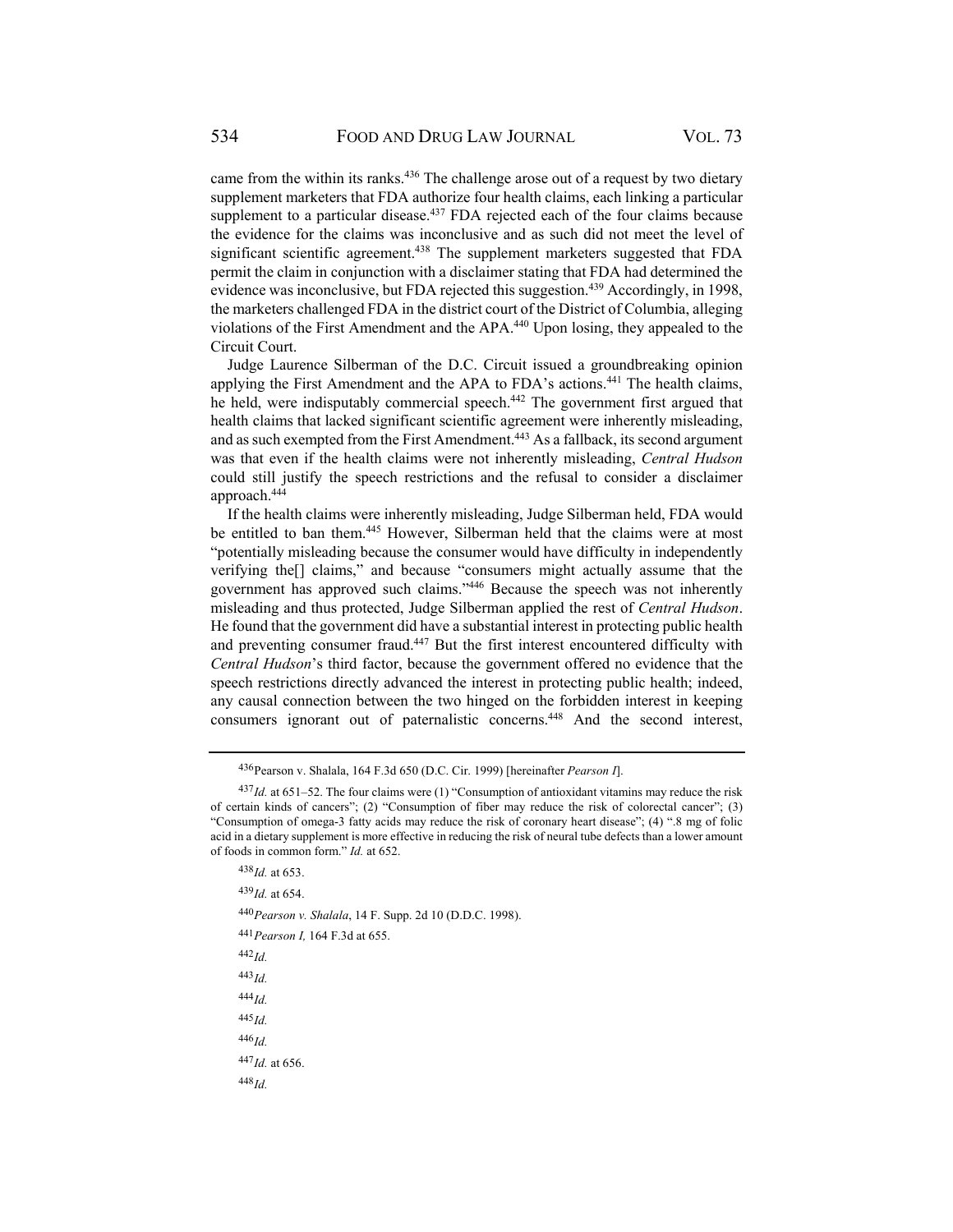came from the within its ranks.[436] The challenge arose out of a request by two dietary supplement marketers that FDA authorize four health claims, each linking a particular supplement to a particular disease.[437] FDA rejected each of the four claims because the evidence for the claims was inconclusive and as such did not meet the level of significant scientific agreement.[438] The supplement marketers suggested that FDA permit the claim in conjunction with a disclaimer stating that FDA had determined the evidence was inconclusive, but FDA rejected this suggestion.[439] Accordingly, in 1998, the marketers challenged FDA in the district court of the District of Columbia, alleging violations of the First Amendment and the APA.[440] Upon losing, they appealed to the Circuit Court.

Judge Laurence Silberman of the D.C. Circuit issued a groundbreaking opinion applying the First Amendment and the APA to FDA's actions.[441] The health claims, he held, were indisputably commercial speech.[442] The government first argued that health claims that lacked significant scientific agreement were inherently misleading, and as such exempted from the First Amendment.[443] As a fallback, its second argument was that even if the health claims were not inherently misleading, *Central Hudson* could still justify the speech restrictions and the refusal to consider a disclaimer approach.[444]

If the health claims were inherently misleading, Judge Silberman held, FDA would be entitled to ban them.[445] However, Silberman held that the claims were at most "potentially misleading because the consumer would have difficulty in independently verifying the[] claims," and because "consumers might actually assume that the government has approved such claims."[446] Because the speech was not inherently misleading and thus protected, Judge Silberman applied the rest of *Central Hudson*. He found that the government did have a substantial interest in protecting public health and preventing consumer fraud.[447] But the first interest encountered difficulty with *Central Hudson*'s third factor, because the government offered no evidence that the speech restrictions directly advanced the interest in protecting public health; indeed, any causal connection between the two hinged on the forbidden interest in keeping consumers ignorant out of paternalistic concerns.[448] And the second interest,

---

[436] Pearson v. Shalala, 164 F.3d 650 (D.C. Cir. 1999) [hereinafter *Pearson I*].

[437] *Id.* at 651–52. The four claims were (1) "Consumption of antioxidant vitamins may reduce the risk of certain kinds of cancers"; (2) "Consumption of fiber may reduce the risk of colorectal cancer"; (3) "Consumption of omega-3 fatty acids may reduce the risk of coronary heart disease"; (4) ".8 mg of folic acid in a dietary supplement is more effective in reducing the risk of neural tube defects than a lower amount of foods in common form." *Id.* at 652.

[438] *Id.* at 653.

[439] *Id.* at 654.

[440] *Pearson v. Shalala*, 14 F. Supp. 2d 10 (D.D.C. 1998).

[441] *Pearson I,* 164 F.3d at 655.

[442] *Id.*

[443] *Id.*

[444] *Id.*

[445] *Id.*

[446] *Id.*

[447] *Id.* at 656.

[448] *Id.*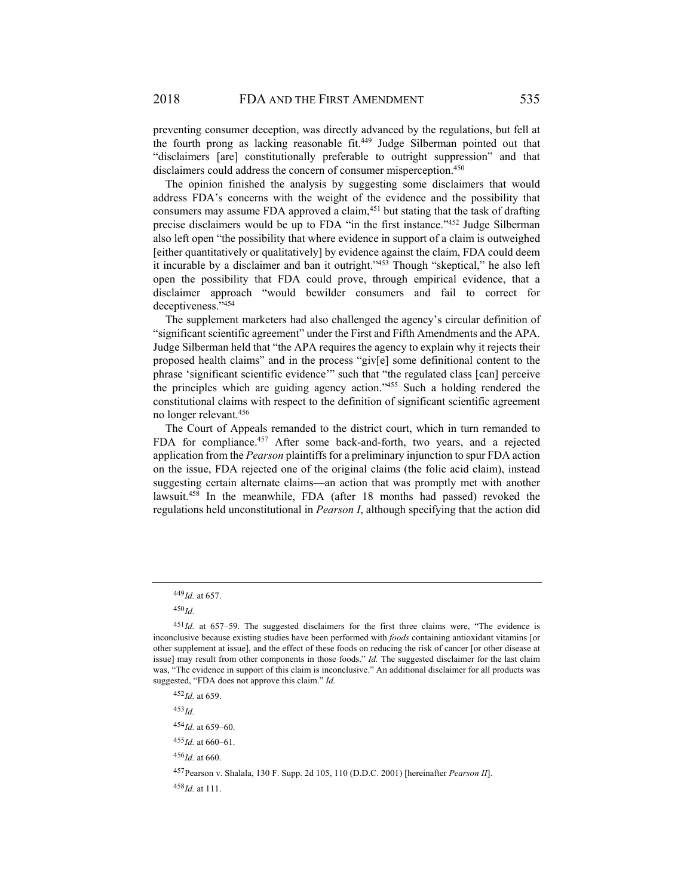preventing consumer deception, was directly advanced by the regulations, but fell at the fourth prong as lacking reasonable fit.[449] Judge Silberman pointed out that "disclaimers [are] constitutionally preferable to outright suppression" and that disclaimers could address the concern of consumer misperception.[450]

The opinion finished the analysis by suggesting some disclaimers that would address FDA's concerns with the weight of the evidence and the possibility that consumers may assume FDA approved a claim,[451] but stating that the task of drafting precise disclaimers would be up to FDA "in the first instance."[452] Judge Silberman also left open "the possibility that where evidence in support of a claim is outweighed [either quantitatively or qualitatively] by evidence against the claim, FDA could deem it incurable by a disclaimer and ban it outright."[453] Though "skeptical," he also left open the possibility that FDA could prove, through empirical evidence, that a disclaimer approach "would bewilder consumers and fail to correct for deceptiveness."[454]

The supplement marketers had also challenged the agency's circular definition of "significant scientific agreement" under the First and Fifth Amendments and the APA. Judge Silberman held that "the APA requires the agency to explain why it rejects their proposed health claims" and in the process "giv[e] some definitional content to the phrase 'significant scientific evidence'" such that "the regulated class [can] perceive the principles which are guiding agency action."[455] Such a holding rendered the constitutional claims with respect to the definition of significant scientific agreement no longer relevant.[456]

The Court of Appeals remanded to the district court, which in turn remanded to FDA for compliance.[457] After some back-and-forth, two years, and a rejected application from the *Pearson* plaintiffs for a preliminary injunction to spur FDA action on the issue, FDA rejected one of the original claims (the folic acid claim), instead suggesting certain alternate claims—an action that was promptly met with another lawsuit.[458] In the meanwhile, FDA (after 18 months had passed) revoked the regulations held unconstitutional in *Pearson I*, although specifying that the action did

---

[449] *Id.* at 657.

[450] *Id.*

[451] *Id.* at 657–59. The suggested disclaimers for the first three claims were, "The evidence is inconclusive because existing studies have been performed with *foods* containing antioxidant vitamins [or other supplement at issue], and the effect of these foods on reducing the risk of cancer [or other disease at issue] may result from other components in those foods." *Id.* The suggested disclaimer for the last claim was, "The evidence in support of this claim is inconclusive." An additional disclaimer for all products was suggested, "FDA does not approve this claim." *Id.*

[452] *Id.* at 659.

[453] *Id.*

[454] *Id.* at 659–60.

[455] *Id.* at 660–61.

[456] *Id.* at 660.

[457] Pearson v. Shalala, 130 F. Supp. 2d 105, 110 (D.D.C. 2001) [hereinafter *Pearson II*].

[458] *Id.* at 111.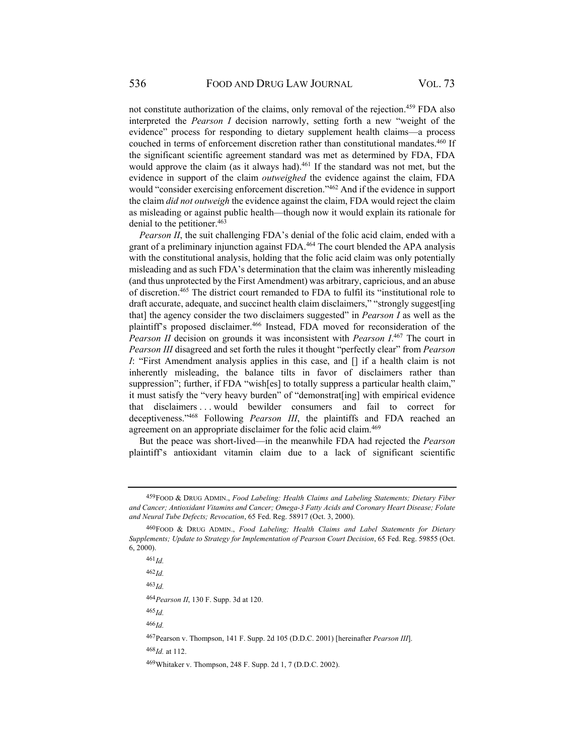not constitute authorization of the claims, only removal of the rejection.[459] FDA also interpreted the *Pearson I* decision narrowly, setting forth a new "weight of the evidence" process for responding to dietary supplement health claims—a process couched in terms of enforcement discretion rather than constitutional mandates.[460] If the significant scientific agreement standard was met as determined by FDA, FDA would approve the claim (as it always had).[461] If the standard was not met, but the evidence in support of the claim *outweighed* the evidence against the claim, FDA would "consider exercising enforcement discretion."[462] And if the evidence in support the claim *did not outweigh* the evidence against the claim, FDA would reject the claim as misleading or against public health—though now it would explain its rationale for denial to the petitioner.[463]

*Pearson II*, the suit challenging FDA's denial of the folic acid claim, ended with a grant of a preliminary injunction against FDA.[464] The court blended the APA analysis with the constitutional analysis, holding that the folic acid claim was only potentially misleading and as such FDA's determination that the claim was inherently misleading (and thus unprotected by the First Amendment) was arbitrary, capricious, and an abuse of discretion.[465] The district court remanded to FDA to fulfil its "institutional role to draft accurate, adequate, and succinct health claim disclaimers," "strongly suggest[ing that] the agency consider the two disclaimers suggested" in *Pearson I* as well as the plaintiff's proposed disclaimer.[466] Instead, FDA moved for reconsideration of the *Pearson II* decision on grounds it was inconsistent with *Pearson I*.[467] The court in *Pearson III* disagreed and set forth the rules it thought "perfectly clear" from *Pearson I*: "First Amendment analysis applies in this case, and [] if a health claim is not inherently misleading, the balance tilts in favor of disclaimers rather than suppression"; further, if FDA "wish[es] to totally suppress a particular health claim," it must satisfy the "very heavy burden" of "demonstrat[ing] with empirical evidence that disclaimers . . . would bewilder consumers and fail to correct for deceptiveness."[468] Following *Pearson III*, the plaintiffs and FDA reached an agreement on an appropriate disclaimer for the folic acid claim.[469]

But the peace was short-lived—in the meanwhile FDA had rejected the *Pearson* plaintiff's antioxidant vitamin claim due to a lack of significant scientific

---

[459] FOOD & DRUG ADMIN., *Food Labeling: Health Claims and Labeling Statements; Dietary Fiber and Cancer; Antioxidant Vitamins and Cancer; Omega-3 Fatty Acids and Coronary Heart Disease; Folate and Neural Tube Defects; Revocation*, 65 Fed. Reg. 58917 (Oct. 3, 2000).

[460] FOOD & DRUG ADMIN., *Food Labeling; Health Claims and Label Statements for Dietary Supplements; Update to Strategy for Implementation of Pearson Court Decision*, 65 Fed. Reg. 59855 (Oct. 6, 2000).

[461] *Id.*

[462] *Id.*

[463] *Id.*

[464] *Pearson II*, 130 F. Supp. 3d at 120.

[465] *Id.*

[466] *Id.*

[467] Pearson v. Thompson, 141 F. Supp. 2d 105 (D.D.C. 2001) [hereinafter *Pearson III*].

[468] *Id.* at 112.

[469] Whitaker v. Thompson, 248 F. Supp. 2d 1, 7 (D.D.C. 2002).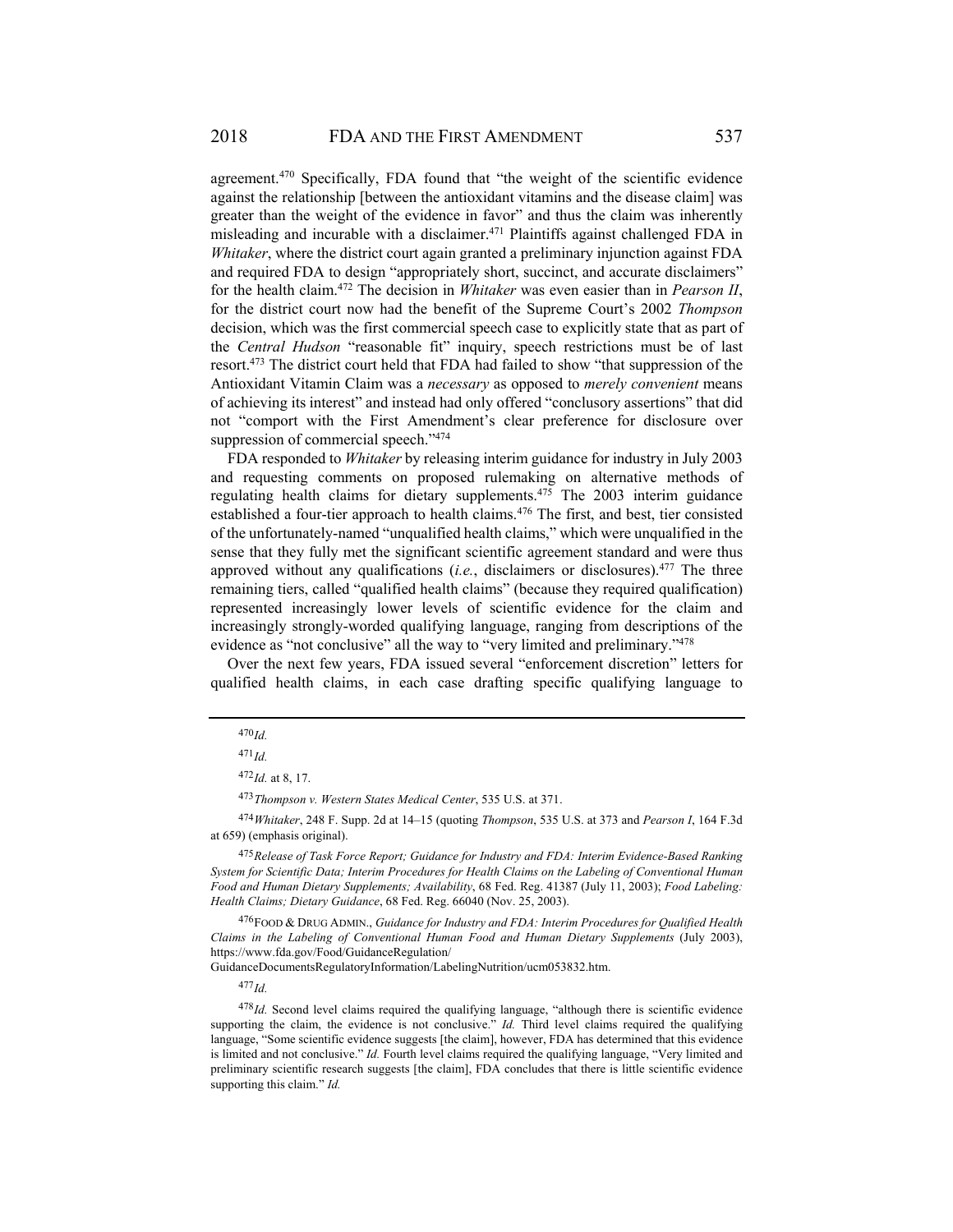agreement.[470] Specifically, FDA found that "the weight of the scientific evidence against the relationship [between the antioxidant vitamins and the disease claim] was greater than the weight of the evidence in favor" and thus the claim was inherently misleading and incurable with a disclaimer.[471] Plaintiffs against challenged FDA in *Whitaker*, where the district court again granted a preliminary injunction against FDA and required FDA to design "appropriately short, succinct, and accurate disclaimers" for the health claim.[472] The decision in *Whitaker* was even easier than in *Pearson II*, for the district court now had the benefit of the Supreme Court's 2002 *Thompson* decision, which was the first commercial speech case to explicitly state that as part of the *Central Hudson* "reasonable fit" inquiry, speech restrictions must be of last resort.[473] The district court held that FDA had failed to show "that suppression of the Antioxidant Vitamin Claim was a *necessary* as opposed to *merely convenient* means of achieving its interest" and instead had only offered "conclusory assertions" that did not "comport with the First Amendment's clear preference for disclosure over suppression of commercial speech."[474]

FDA responded to *Whitaker* by releasing interim guidance for industry in July 2003 and requesting comments on proposed rulemaking on alternative methods of regulating health claims for dietary supplements.[475] The 2003 interim guidance established a four-tier approach to health claims.[476] The first, and best, tier consisted of the unfortunately-named "unqualified health claims," which were unqualified in the sense that they fully met the significant scientific agreement standard and were thus approved without any qualifications (*i.e.*, disclaimers or disclosures).[477] The three remaining tiers, called "qualified health claims" (because they required qualification) represented increasingly lower levels of scientific evidence for the claim and increasingly strongly-worded qualifying language, ranging from descriptions of the evidence as "not conclusive" all the way to "very limited and preliminary."[478]

Over the next few years, FDA issued several "enforcement discretion" letters for qualified health claims, in each case drafting specific qualifying language to

---

[470] *Id.*

[471] *Id.*

[472] *Id.* at 8, 17.

[473] *Thompson v. Western States Medical Center*, 535 U.S. at 371.

[474] *Whitaker*, 248 F. Supp. 2d at 14–15 (quoting *Thompson*, 535 U.S. at 373 and *Pearson I*, 164 F.3d at 659) (emphasis original).

[475] *Release of Task Force Report; Guidance for Industry and FDA: Interim Evidence-Based Ranking System for Scientific Data; Interim Procedures for Health Claims on the Labeling of Conventional Human Food and Human Dietary Supplements; Availability*, 68 Fed. Reg. 41387 (July 11, 2003); *Food Labeling: Health Claims; Dietary Guidance*, 68 Fed. Reg. 66040 (Nov. 25, 2003).

[476] FOOD & DRUG ADMIN., *Guidance for Industry and FDA: Interim Procedures for Qualified Health Claims in the Labeling of Conventional Human Food and Human Dietary Supplements* (July 2003), https://www.fda.gov/Food/GuidanceRegulation/GuidanceDocumentsRegulatoryInformation/LabelingNutrition/ucm053832.htm.

[477] *Id.*

[478] *Id.* Second level claims required the qualifying language, "although there is scientific evidence supporting the claim, the evidence is not conclusive." *Id.* Third level claims required the qualifying language, "Some scientific evidence suggests [the claim], however, FDA has determined that this evidence is limited and not conclusive." *Id.* Fourth level claims required the qualifying language, "Very limited and preliminary scientific research suggests [the claim], FDA concludes that there is little scientific evidence supporting this claim." *Id.*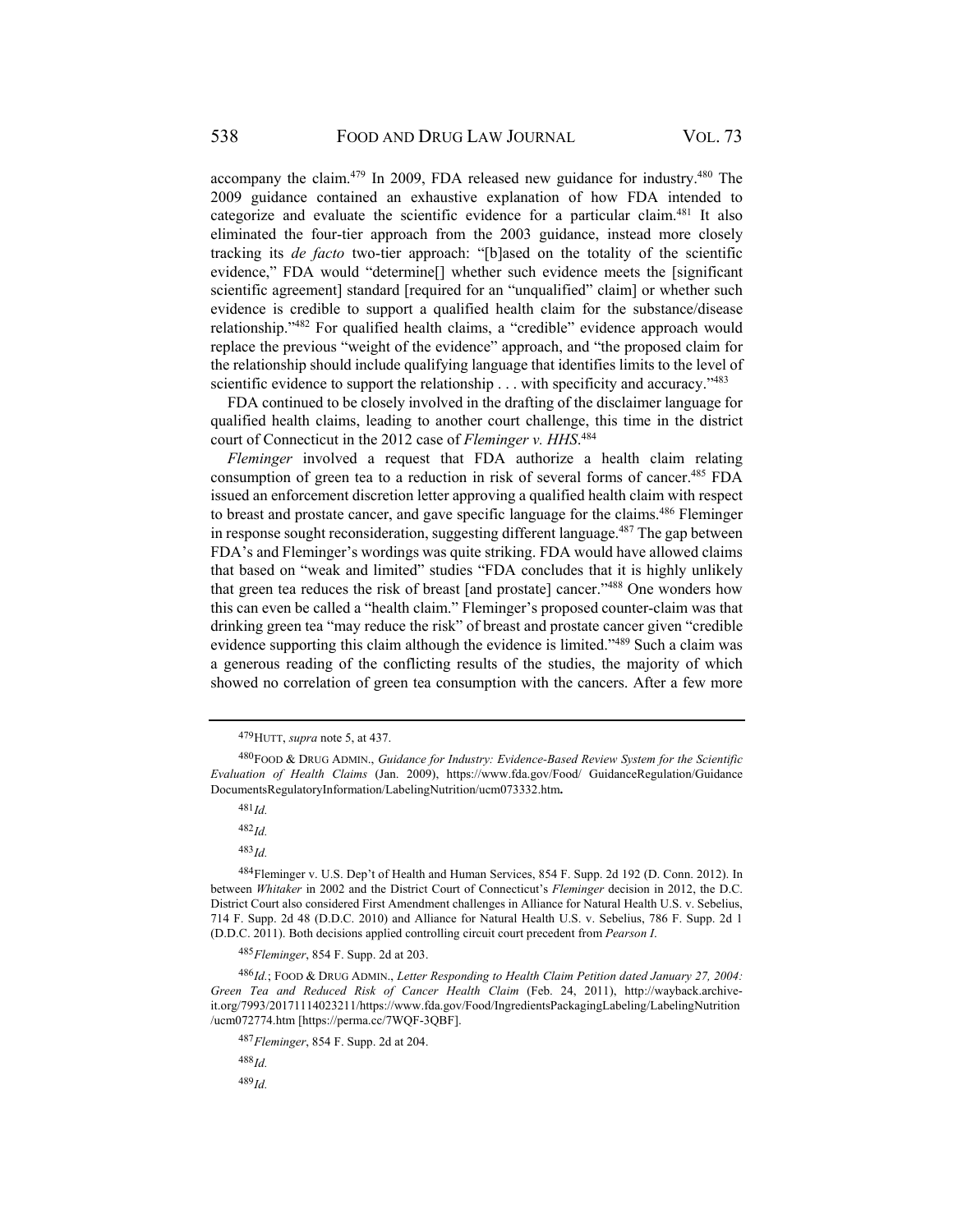accompany the claim.[479] In 2009, FDA released new guidance for industry.[480] The 2009 guidance contained an exhaustive explanation of how FDA intended to categorize and evaluate the scientific evidence for a particular claim.[481] It also eliminated the four-tier approach from the 2003 guidance, instead more closely tracking its *de facto* two-tier approach: "[b]ased on the totality of the scientific evidence," FDA would "determine[] whether such evidence meets the [significant scientific agreement] standard [required for an "unqualified" claim] or whether such evidence is credible to support a qualified health claim for the substance/disease relationship."[482] For qualified health claims, a "credible" evidence approach would replace the previous "weight of the evidence" approach, and "the proposed claim for the relationship should include qualifying language that identifies limits to the level of scientific evidence to support the relationship . . . with specificity and accuracy."[483]

FDA continued to be closely involved in the drafting of the disclaimer language for qualified health claims, leading to another court challenge, this time in the district court of Connecticut in the 2012 case of *Fleminger v. HHS*.[484]

*Fleminger* involved a request that FDA authorize a health claim relating consumption of green tea to a reduction in risk of several forms of cancer.[485] FDA issued an enforcement discretion letter approving a qualified health claim with respect to breast and prostate cancer, and gave specific language for the claims.[486] Fleminger in response sought reconsideration, suggesting different language.[487] The gap between FDA's and Fleminger's wordings was quite striking. FDA would have allowed claims that based on "weak and limited" studies "FDA concludes that it is highly unlikely that green tea reduces the risk of breast [and prostate] cancer."[488] One wonders how this can even be called a "health claim." Fleminger's proposed counter-claim was that drinking green tea "may reduce the risk" of breast and prostate cancer given "credible evidence supporting this claim although the evidence is limited."[489] Such a claim was a generous reading of the conflicting results of the studies, the majority of which showed no correlation of green tea consumption with the cancers. After a few more

---

[479] HUTT, *supra* note 5, at 437.

[480] FOOD & DRUG ADMIN., *Guidance for Industry: Evidence-Based Review System for the Scientific Evaluation of Health Claims* (Jan. 2009), https://www.fda.gov/Food/ GuidanceRegulation/Guidance DocumentsRegulatoryInformation/LabelingNutrition/ucm073332.htm**.**

[481] *Id.*

[482] *Id.*

[483] *Id.*

[484] Fleminger v. U.S. Dep't of Health and Human Services, 854 F. Supp. 2d 192 (D. Conn. 2012). In between *Whitaker* in 2002 and the District Court of Connecticut's *Fleminger* decision in 2012, the D.C. District Court also considered First Amendment challenges in Alliance for Natural Health U.S. v. Sebelius, 714 F. Supp. 2d 48 (D.D.C. 2010) and Alliance for Natural Health U.S. v. Sebelius, 786 F. Supp. 2d 1 (D.D.C. 2011). Both decisions applied controlling circuit court precedent from *Pearson I*.

[485] *Fleminger*, 854 F. Supp. 2d at 203.

[486] *Id.*; FOOD & DRUG ADMIN., *Letter Responding to Health Claim Petition dated January 27, 2004: Green Tea and Reduced Risk of Cancer Health Claim* (Feb. 24, 2011), http://wayback.archive-it.org/7993/20171114023211/https://www.fda.gov/Food/IngredientsPackagingLabeling/LabelingNutrition/ucm072774.htm [https://perma.cc/7WQF-3QBF].

[487] *Fleminger*, 854 F. Supp. 2d at 204.

[488] *Id.*

[489] *Id.*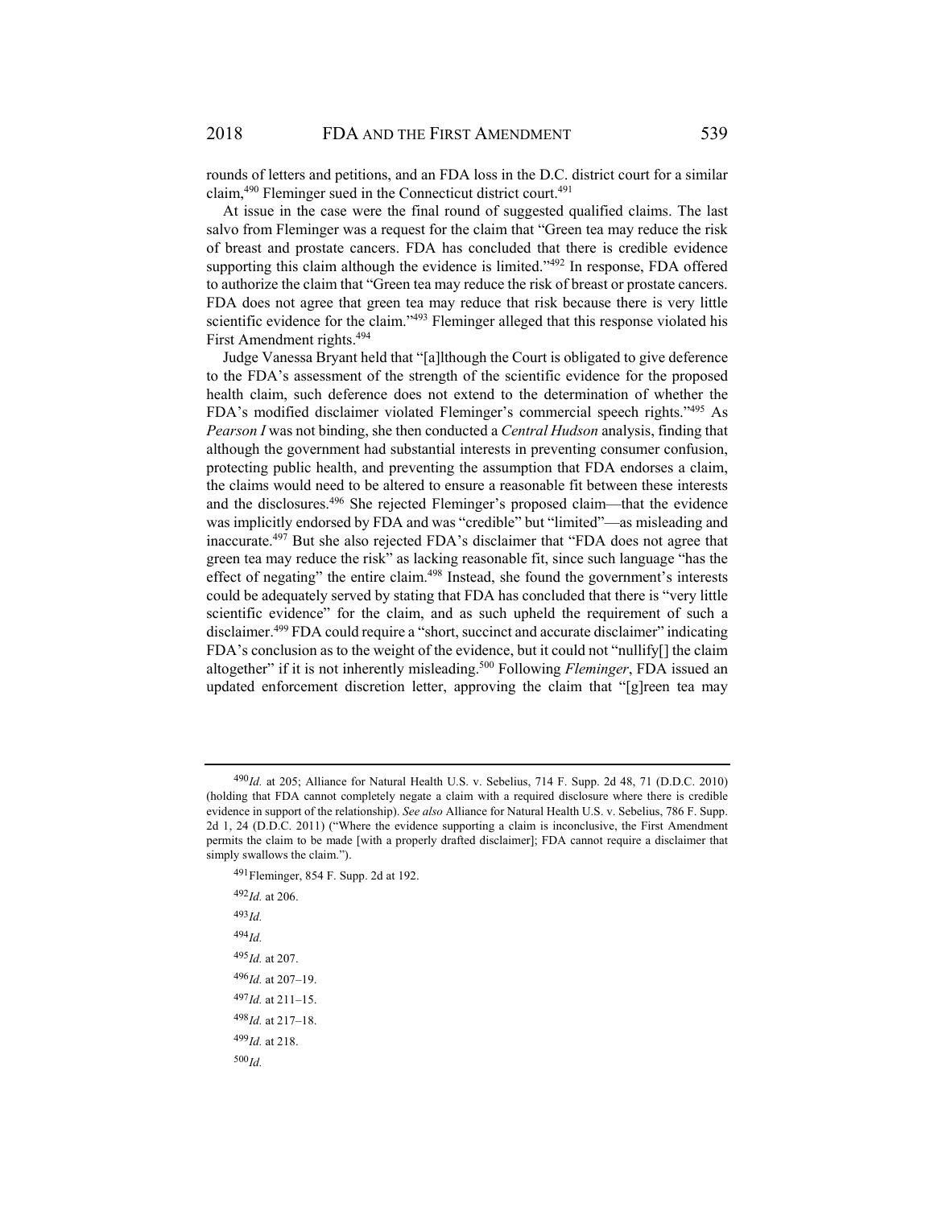rounds of letters and petitions, and an FDA loss in the D.C. district court for a similar claim,[490] Fleminger sued in the Connecticut district court.[491]

At issue in the case were the final round of suggested qualified claims. The last salvo from Fleminger was a request for the claim that "Green tea may reduce the risk of breast and prostate cancers. FDA has concluded that there is credible evidence supporting this claim although the evidence is limited."[492] In response, FDA offered to authorize the claim that "Green tea may reduce the risk of breast or prostate cancers. FDA does not agree that green tea may reduce that risk because there is very little scientific evidence for the claim."[493] Fleminger alleged that this response violated his First Amendment rights.[494]

Judge Vanessa Bryant held that "[a]lthough the Court is obligated to give deference to the FDA's assessment of the strength of the scientific evidence for the proposed health claim, such deference does not extend to the determination of whether the FDA's modified disclaimer violated Fleminger's commercial speech rights."[495] As *Pearson I* was not binding, she then conducted a *Central Hudson* analysis, finding that although the government had substantial interests in preventing consumer confusion, protecting public health, and preventing the assumption that FDA endorses a claim, the claims would need to be altered to ensure a reasonable fit between these interests and the disclosures.[496] She rejected Fleminger's proposed claim—that the evidence was implicitly endorsed by FDA and was "credible" but "limited"—as misleading and inaccurate.[497] But she also rejected FDA's disclaimer that "FDA does not agree that green tea may reduce the risk" as lacking reasonable fit, since such language "has the effect of negating" the entire claim.[498] Instead, she found the government's interests could be adequately served by stating that FDA has concluded that there is "very little scientific evidence" for the claim, and as such upheld the requirement of such a disclaimer.[499] FDA could require a "short, succinct and accurate disclaimer" indicating FDA's conclusion as to the weight of the evidence, but it could not "nullify[] the claim altogether" if it is not inherently misleading.[500] Following *Fleminger*, FDA issued an updated enforcement discretion letter, approving the claim that "[g]reen tea may

---

[490] *Id.* at 205; Alliance for Natural Health U.S. v. Sebelius, 714 F. Supp. 2d 48, 71 (D.D.C. 2010) (holding that FDA cannot completely negate a claim with a required disclosure where there is credible evidence in support of the relationship). *See also* Alliance for Natural Health U.S. v. Sebelius, 786 F. Supp. 2d 1, 24 (D.D.C. 2011) ("Where the evidence supporting a claim is inconclusive, the First Amendment permits the claim to be made [with a properly drafted disclaimer]; FDA cannot require a disclaimer that simply swallows the claim.").

[491] Fleminger, 854 F. Supp. 2d at 192.

[492] *Id.* at 206.

[493] *Id.*

[494] *Id.*

[495] *Id.* at 207.

[496] *Id.* at 207–19.

[497] *Id.* at 211–15.

[498] *Id.* at 217–18.

[499] *Id.* at 218.

[500] *Id.*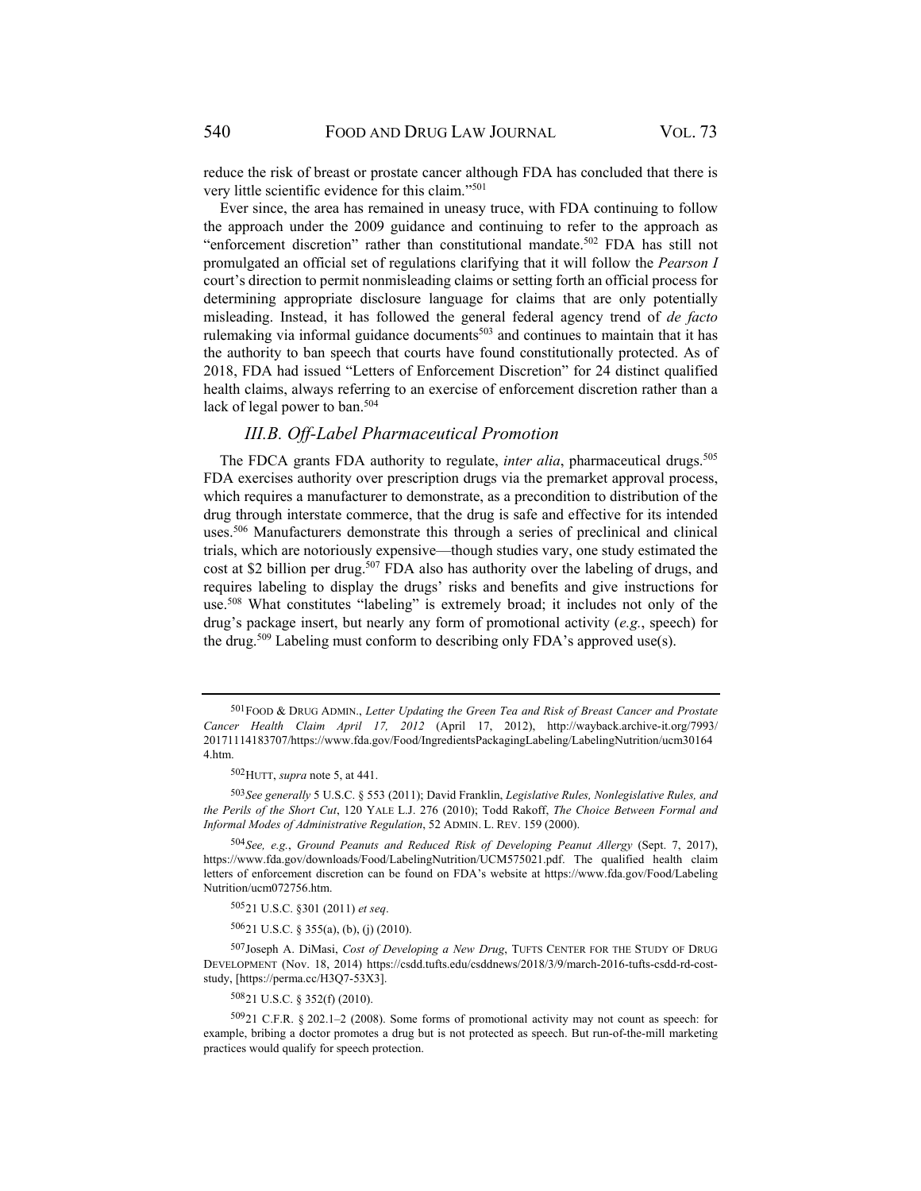reduce the risk of breast or prostate cancer although FDA has concluded that there is very little scientific evidence for this claim."[501]

Ever since, the area has remained in uneasy truce, with FDA continuing to follow the approach under the 2009 guidance and continuing to refer to the approach as "enforcement discretion" rather than constitutional mandate.[502] FDA has still not promulgated an official set of regulations clarifying that it will follow the *Pearson I* court's direction to permit nonmisleading claims or setting forth an official process for determining appropriate disclosure language for claims that are only potentially misleading. Instead, it has followed the general federal agency trend of *de facto* rulemaking via informal guidance documents[503] and continues to maintain that it has the authority to ban speech that courts have found constitutionally protected. As of 2018, FDA had issued "Letters of Enforcement Discretion" for 24 distinct qualified health claims, always referring to an exercise of enforcement discretion rather than a lack of legal power to ban.[504]

### *III.B. Off-Label Pharmaceutical Promotion*

The FDCA grants FDA authority to regulate, *inter alia*, pharmaceutical drugs.[505] FDA exercises authority over prescription drugs via the premarket approval process, which requires a manufacturer to demonstrate, as a precondition to distribution of the drug through interstate commerce, that the drug is safe and effective for its intended uses.[506] Manufacturers demonstrate this through a series of preclinical and clinical trials, which are notoriously expensive—though studies vary, one study estimated the cost at $2 billion per drug.[507] FDA also has authority over the labeling of drugs, and requires labeling to display the drugs' risks and benefits and give instructions for use.[508] What constitutes "labeling" is extremely broad; it includes not only of the drug's package insert, but nearly any form of promotional activity (*e.g.*, speech) for the drug.[509] Labeling must conform to describing only FDA's approved use(s).

---

[501] FOOD & DRUG ADMIN., *Letter Updating the Green Tea and Risk of Breast Cancer and Prostate Cancer Health Claim April 17, 2012* (April 17, 2012), http://wayback.archive-it.org/7993/20171114183707/https://www.fda.gov/Food/IngredientsPackagingLabeling/LabelingNutrition/ucm301644.htm.

[502] HUTT, *supra* note 5, at 441.

[503] *See generally* 5 U.S.C. § 553 (2011); David Franklin, *Legislative Rules, Nonlegislative Rules, and the Perils of the Short Cut*, 120 YALE L.J. 276 (2010); Todd Rakoff, *The Choice Between Formal and Informal Modes of Administrative Regulation*, 52 ADMIN. L. REV. 159 (2000).

[504] *See, e.g.*, *Ground Peanuts and Reduced Risk of Developing Peanut Allergy* (Sept. 7, 2017), https://www.fda.gov/downloads/Food/LabelingNutrition/UCM575021.pdf. The qualified health claim letters of enforcement discretion can be found on FDA's website at https://www.fda.gov/Food/LabelingNutrition/ucm072756.htm.

[505] 21 U.S.C. §301 (2011) *et seq*.

[506] 21 U.S.C. § 355(a), (b), (j) (2010).

[507] Joseph A. DiMasi, *Cost of Developing a New Drug*, TUFTS CENTER FOR THE STUDY OF DRUG DEVELOPMENT (Nov. 18, 2014) https://csdd.tufts.edu/csddnews/2018/3/9/march-2016-tufts-csdd-rd-cost-study, [https://perma.cc/H3Q7-53X3].

[508] 21 U.S.C. § 352(f) (2010).

[509] 21 C.F.R. § 202.1–2 (2008). Some forms of promotional activity may not count as speech: for example, bribing a doctor promotes a drug but is not protected as speech. But run-of-the-mill marketing practices would qualify for speech protection.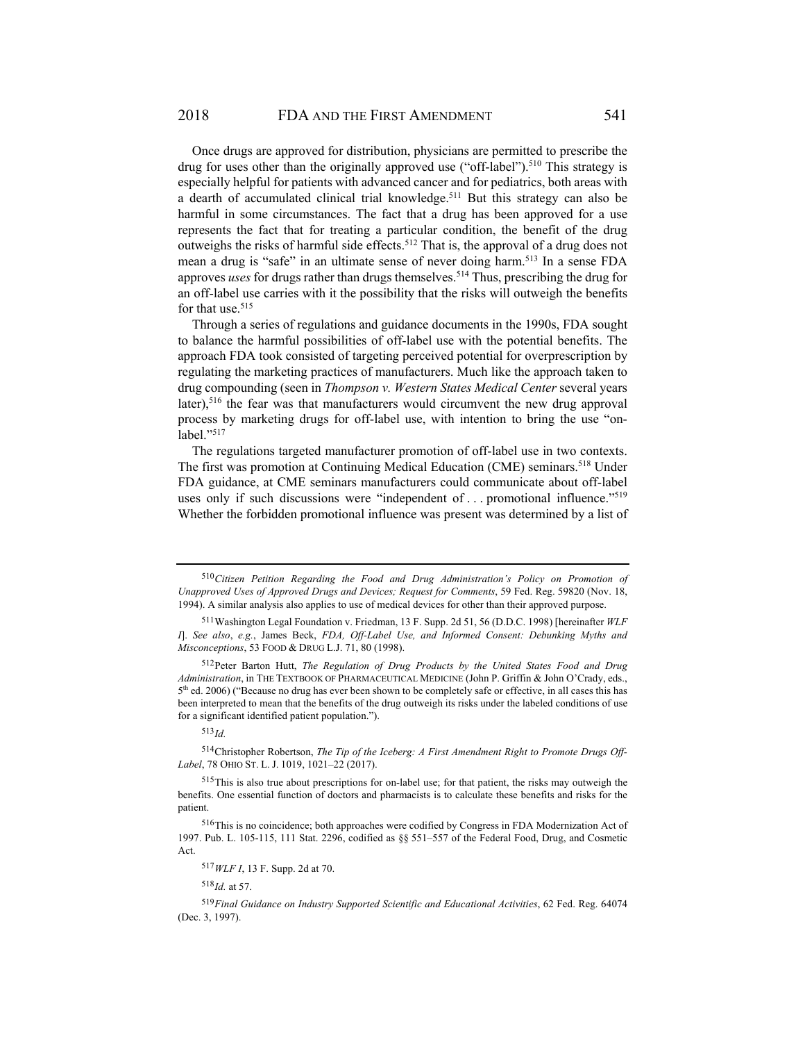Once drugs are approved for distribution, physicians are permitted to prescribe the drug for uses other than the originally approved use ("off-label").[510] This strategy is especially helpful for patients with advanced cancer and for pediatrics, both areas with a dearth of accumulated clinical trial knowledge.[511] But this strategy can also be harmful in some circumstances. The fact that a drug has been approved for a use represents the fact that for treating a particular condition, the benefit of the drug outweighs the risks of harmful side effects.[512] That is, the approval of a drug does not mean a drug is "safe" in an ultimate sense of never doing harm.[513] In a sense FDA approves *uses* for drugs rather than drugs themselves.[514] Thus, prescribing the drug for an off-label use carries with it the possibility that the risks will outweigh the benefits for that use.[515]

Through a series of regulations and guidance documents in the 1990s, FDA sought to balance the harmful possibilities of off-label use with the potential benefits. The approach FDA took consisted of targeting perceived potential for overprescription by regulating the marketing practices of manufacturers. Much like the approach taken to drug compounding (seen in *Thompson v. Western States Medical Center* several years later),[516] the fear was that manufacturers would circumvent the new drug approval process by marketing drugs for off-label use, with intention to bring the use "on-label."[517]

The regulations targeted manufacturer promotion of off-label use in two contexts. The first was promotion at Continuing Medical Education (CME) seminars.[518] Under FDA guidance, at CME seminars manufacturers could communicate about off-label uses only if such discussions were "independent of . . . promotional influence."[519] Whether the forbidden promotional influence was present was determined by a list of

---

[510] *Citizen Petition Regarding the Food and Drug Administration's Policy on Promotion of Unapproved Uses of Approved Drugs and Devices; Request for Comments*, 59 Fed. Reg. 59820 (Nov. 18, 1994). A similar analysis also applies to use of medical devices for other than their approved purpose.

[511] Washington Legal Foundation v. Friedman, 13 F. Supp. 2d 51, 56 (D.D.C. 1998) [hereinafter *WLF I*]. *See also*, *e.g.*, James Beck, *FDA, Off-Label Use, and Informed Consent: Debunking Myths and Misconceptions*, 53 FOOD & DRUG L.J. 71, 80 (1998).

[512] Peter Barton Hutt, *The Regulation of Drug Products by the United States Food and Drug Administration*, in THE TEXTBOOK OF PHARMACEUTICAL MEDICINE (John P. Griffin & John O'Crady, eds., 5th ed. 2006) ("Because no drug has ever been shown to be completely safe or effective, in all cases this has been interpreted to mean that the benefits of the drug outweigh its risks under the labeled conditions of use for a significant identified patient population.").

[513] *Id.*

[514] Christopher Robertson, *The Tip of the Iceberg: A First Amendment Right to Promote Drugs Off-Label*, 78 OHIO ST. L. J. 1019, 1021–22 (2017).

[515] This is also true about prescriptions for on-label use; for that patient, the risks may outweigh the benefits. One essential function of doctors and pharmacists is to calculate these benefits and risks for the patient.

[516] This is no coincidence; both approaches were codified by Congress in FDA Modernization Act of 1997. Pub. L. 105-115, 111 Stat. 2296, codified as §§ 551–557 of the Federal Food, Drug, and Cosmetic Act.

[517] *WLF I*, 13 F. Supp. 2d at 70.

[518] *Id.* at 57.

[519] *Final Guidance on Industry Supported Scientific and Educational Activities*, 62 Fed. Reg. 64074 (Dec. 3, 1997).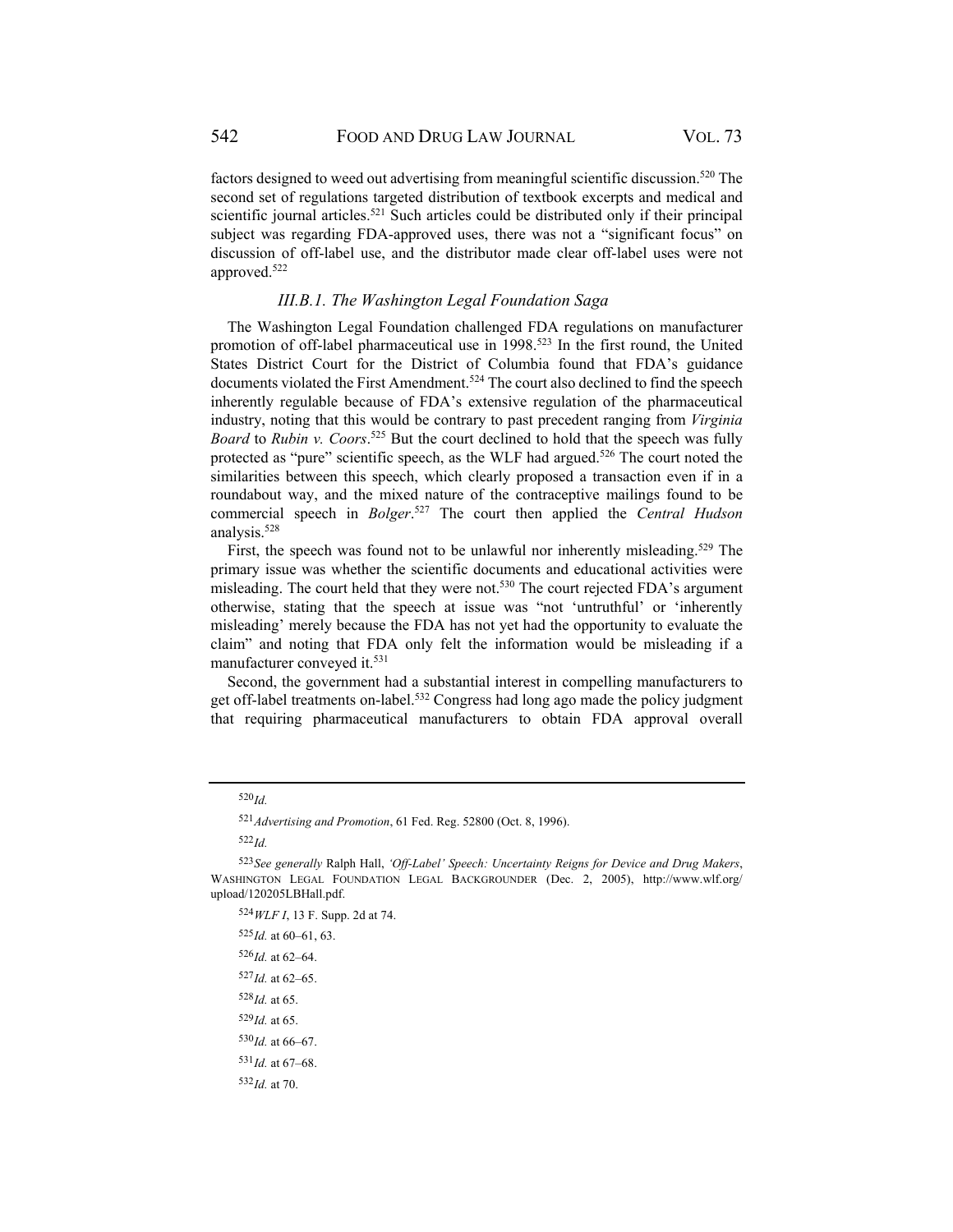factors designed to weed out advertising from meaningful scientific discussion.[520] The second set of regulations targeted distribution of textbook excerpts and medical and scientific journal articles.[521] Such articles could be distributed only if their principal subject was regarding FDA-approved uses, there was not a "significant focus" on discussion of off-label use, and the distributor made clear off-label uses were not approved.[522]

### *III.B.1. The Washington Legal Foundation Saga*

The Washington Legal Foundation challenged FDA regulations on manufacturer promotion of off-label pharmaceutical use in 1998.[523] In the first round, the United States District Court for the District of Columbia found that FDA's guidance documents violated the First Amendment.[524] The court also declined to find the speech inherently regulable because of FDA's extensive regulation of the pharmaceutical industry, noting that this would be contrary to past precedent ranging from *Virginia Board* to *Rubin v. Coors*.[525] But the court declined to hold that the speech was fully protected as "pure" scientific speech, as the WLF had argued.[526] The court noted the similarities between this speech, which clearly proposed a transaction even if in a roundabout way, and the mixed nature of the contraceptive mailings found to be commercial speech in *Bolger*.[527] The court then applied the *Central Hudson* analysis.[528]

First, the speech was found not to be unlawful nor inherently misleading.[529] The primary issue was whether the scientific documents and educational activities were misleading. The court held that they were not.[530] The court rejected FDA's argument otherwise, stating that the speech at issue was "not 'untruthful' or 'inherently misleading' merely because the FDA has not yet had the opportunity to evaluate the claim" and noting that FDA only felt the information would be misleading if a manufacturer conveyed it.[531]

Second, the government had a substantial interest in compelling manufacturers to get off-label treatments on-label.[532] Congress had long ago made the policy judgment that requiring pharmaceutical manufacturers to obtain FDA approval overall

---

[520] *Id.*

[521] *Advertising and Promotion*, 61 Fed. Reg. 52800 (Oct. 8, 1996).

[522] *Id.*

[523] *See generally* Ralph Hall, *'Off-Label' Speech: Uncertainty Reigns for Device and Drug Makers*, WASHINGTON LEGAL FOUNDATION LEGAL BACKGROUNDER (Dec. 2, 2005), http://www.wlf.org/upload/120205LBHall.pdf.

[524] *WLF I*, 13 F. Supp. 2d at 74.

[525] *Id.* at 60–61, 63.

[526] *Id.* at 62–64.

[527] *Id.* at 62–65.

[528] *Id.* at 65.

[529] *Id.* at 65.

[530] *Id.* at 66–67.

[531] *Id.* at 67–68.

[532] *Id.* at 70.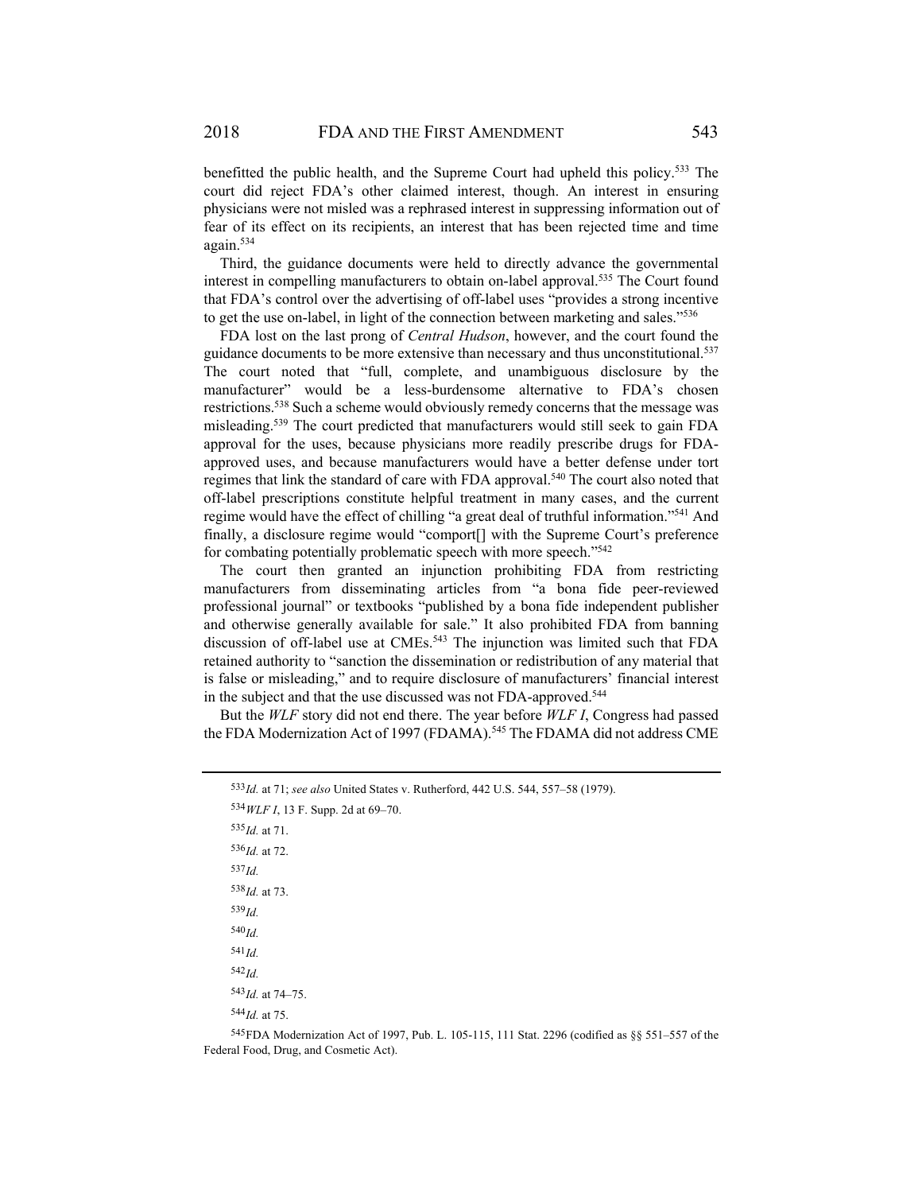benefitted the public health, and the Supreme Court had upheld this policy.[533] The court did reject FDA's other claimed interest, though. An interest in ensuring physicians were not misled was a rephrased interest in suppressing information out of fear of its effect on its recipients, an interest that has been rejected time and time again.[534]

Third, the guidance documents were held to directly advance the governmental interest in compelling manufacturers to obtain on-label approval.[535] The Court found that FDA's control over the advertising of off-label uses "provides a strong incentive to get the use on-label, in light of the connection between marketing and sales."[536]

FDA lost on the last prong of *Central Hudson*, however, and the court found the guidance documents to be more extensive than necessary and thus unconstitutional.[537] The court noted that "full, complete, and unambiguous disclosure by the manufacturer" would be a less-burdensome alternative to FDA's chosen restrictions.[538] Such a scheme would obviously remedy concerns that the message was misleading.[539] The court predicted that manufacturers would still seek to gain FDA approval for the uses, because physicians more readily prescribe drugs for FDA-approved uses, and because manufacturers would have a better defense under tort regimes that link the standard of care with FDA approval.[540] The court also noted that off-label prescriptions constitute helpful treatment in many cases, and the current regime would have the effect of chilling "a great deal of truthful information."[541] And finally, a disclosure regime would "comport[] with the Supreme Court's preference for combating potentially problematic speech with more speech."[542]

The court then granted an injunction prohibiting FDA from restricting manufacturers from disseminating articles from "a bona fide peer-reviewed professional journal" or textbooks "published by a bona fide independent publisher and otherwise generally available for sale." It also prohibited FDA from banning discussion of off-label use at CMEs.[543] The injunction was limited such that FDA retained authority to "sanction the dissemination or redistribution of any material that is false or misleading," and to require disclosure of manufacturers' financial interest in the subject and that the use discussed was not FDA-approved.[544]

But the *WLF* story did not end there. The year before *WLF I*, Congress had passed the FDA Modernization Act of 1997 (FDAMA).[545] The FDAMA did not address CME

---

[533] *Id.* at 71; *see also* United States v. Rutherford, 442 U.S. 544, 557–58 (1979).

[534] *WLF I*, 13 F. Supp. 2d at 69–70.

[535] *Id.* at 71.

[536] *Id.* at 72.

[537] *Id.*

[538] *Id.* at 73.

[539] *Id.*

[540] *Id.*

[541] *Id.*

[542] *Id.*

[543] *Id.* at 74–75.

[544] *Id.* at 75.

[545] FDA Modernization Act of 1997, Pub. L. 105-115, 111 Stat. 2296 (codified as §§ 551–557 of the Federal Food, Drug, and Cosmetic Act).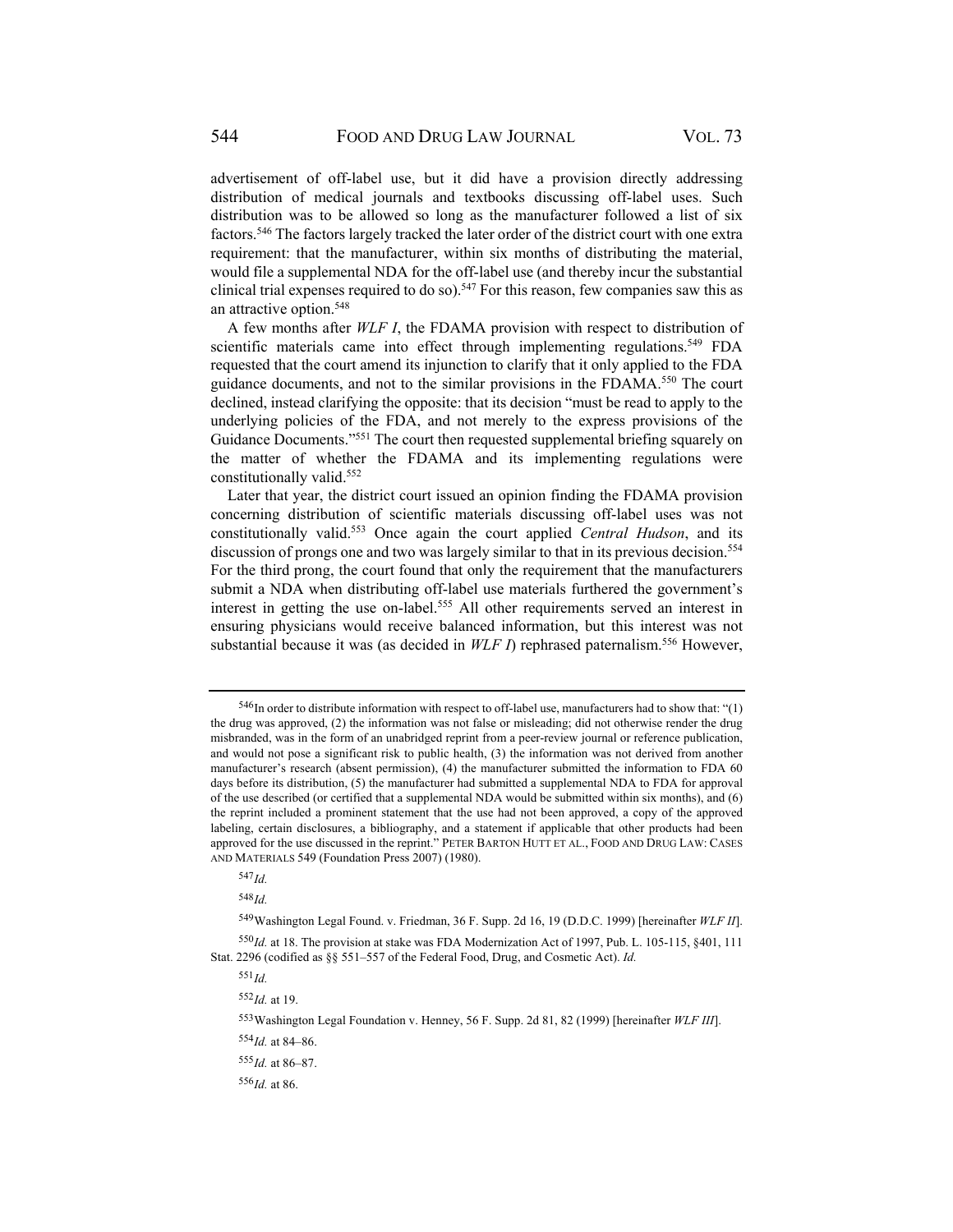advertisement of off-label use, but it did have a provision directly addressing distribution of medical journals and textbooks discussing off-label uses. Such distribution was to be allowed so long as the manufacturer followed a list of six factors.[546] The factors largely tracked the later order of the district court with one extra requirement: that the manufacturer, within six months of distributing the material, would file a supplemental NDA for the off-label use (and thereby incur the substantial clinical trial expenses required to do so).[547] For this reason, few companies saw this as an attractive option.[548]

A few months after *WLF I*, the FDAMA provision with respect to distribution of scientific materials came into effect through implementing regulations.[549] FDA requested that the court amend its injunction to clarify that it only applied to the FDA guidance documents, and not to the similar provisions in the FDAMA.[550] The court declined, instead clarifying the opposite: that its decision "must be read to apply to the underlying policies of the FDA, and not merely to the express provisions of the Guidance Documents."[551] The court then requested supplemental briefing squarely on the matter of whether the FDAMA and its implementing regulations were constitutionally valid.[552]

Later that year, the district court issued an opinion finding the FDAMA provision concerning distribution of scientific materials discussing off-label uses was not constitutionally valid.[553] Once again the court applied *Central Hudson*, and its discussion of prongs one and two was largely similar to that in its previous decision.[554] For the third prong, the court found that only the requirement that the manufacturers submit a NDA when distributing off-label use materials furthered the government's interest in getting the use on-label.[555] All other requirements served an interest in ensuring physicians would receive balanced information, but this interest was not substantial because it was (as decided in *WLF I*) rephrased paternalism.[556] However,

---

[546] In order to distribute information with respect to off-label use, manufacturers had to show that: "(1) the drug was approved, (2) the information was not false or misleading; did not otherwise render the drug misbranded, was in the form of an unabridged reprint from a peer-review journal or reference publication, and would not pose a significant risk to public health, (3) the information was not derived from another manufacturer's research (absent permission), (4) the manufacturer submitted the information to FDA 60 days before its distribution, (5) the manufacturer had submitted a supplemental NDA to FDA for approval of the use described (or certified that a supplemental NDA would be submitted within six months), and (6) the reprint included a prominent statement that the use had not been approved, a copy of the approved labeling, certain disclosures, a bibliography, and a statement if applicable that other products had been approved for the use discussed in the reprint." PETER BARTON HUTT ET AL., FOOD AND DRUG LAW: CASES AND MATERIALS 549 (Foundation Press 2007) (1980).

[547] *Id.*

[548] *Id.*

[549] Washington Legal Found. v. Friedman, 36 F. Supp. 2d 16, 19 (D.D.C. 1999) [hereinafter *WLF II*].

[550] *Id.* at 18. The provision at stake was FDA Modernization Act of 1997, Pub. L. 105-115, §401, 111 Stat. 2296 (codified as §§ 551–557 of the Federal Food, Drug, and Cosmetic Act). *Id.*

[551] *Id.*

[552] *Id.* at 19.

[553] Washington Legal Foundation v. Henney, 56 F. Supp. 2d 81, 82 (1999) [hereinafter *WLF III*].

[554] *Id.* at 84–86.

[555] *Id.* at 86–87.

[556] *Id.* at 86.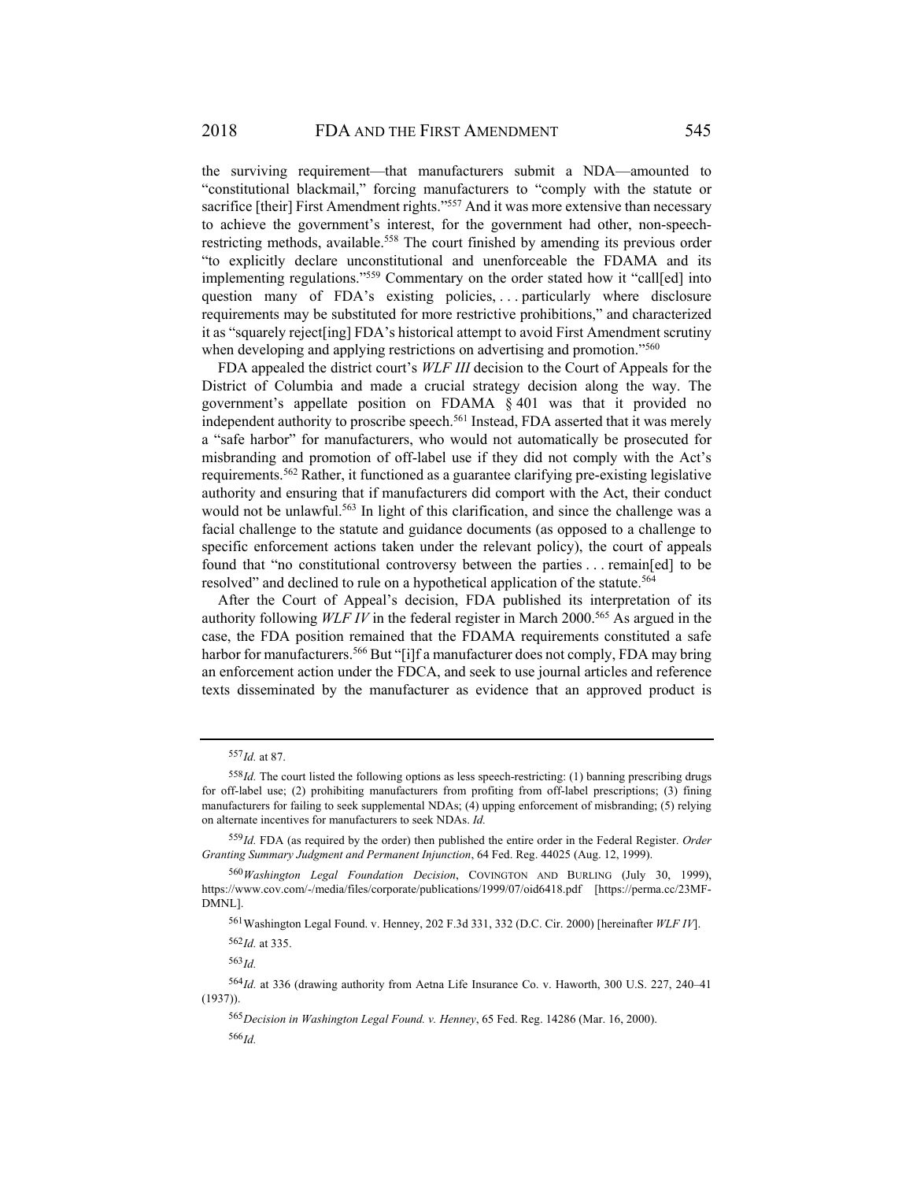the surviving requirement—that manufacturers submit a NDA—amounted to "constitutional blackmail," forcing manufacturers to "comply with the statute or sacrifice [their] First Amendment rights."[557] And it was more extensive than necessary to achieve the government's interest, for the government had other, non-speech-restricting methods, available.[558] The court finished by amending its previous order "to explicitly declare unconstitutional and unenforceable the FDAMA and its implementing regulations."[559] Commentary on the order stated how it "call[ed] into question many of FDA's existing policies, . . . particularly where disclosure requirements may be substituted for more restrictive prohibitions," and characterized it as "squarely reject[ing] FDA's historical attempt to avoid First Amendment scrutiny when developing and applying restrictions on advertising and promotion."[560]

FDA appealed the district court's *WLF III* decision to the Court of Appeals for the District of Columbia and made a crucial strategy decision along the way. The government's appellate position on FDAMA § 401 was that it provided no independent authority to proscribe speech.[561] Instead, FDA asserted that it was merely a "safe harbor" for manufacturers, who would not automatically be prosecuted for misbranding and promotion of off-label use if they did not comply with the Act's requirements.[562] Rather, it functioned as a guarantee clarifying pre-existing legislative authority and ensuring that if manufacturers did comport with the Act, their conduct would not be unlawful.[563] In light of this clarification, and since the challenge was a facial challenge to the statute and guidance documents (as opposed to a challenge to specific enforcement actions taken under the relevant policy), the court of appeals found that "no constitutional controversy between the parties . . . remain[ed] to be resolved" and declined to rule on a hypothetical application of the statute.[564]

After the Court of Appeal's decision, FDA published its interpretation of its authority following *WLF IV* in the federal register in March 2000.[565] As argued in the case, the FDA position remained that the FDAMA requirements constituted a safe harbor for manufacturers.[566] But "[i]f a manufacturer does not comply, FDA may bring an enforcement action under the FDCA, and seek to use journal articles and reference texts disseminated by the manufacturer as evidence that an approved product is

---

[557] *Id.* at 87.

[558] *Id.* The court listed the following options as less speech-restricting: (1) banning prescribing drugs for off-label use; (2) prohibiting manufacturers from profiting from off-label prescriptions; (3) fining manufacturers for failing to seek supplemental NDAs; (4) upping enforcement of misbranding; (5) relying on alternate incentives for manufacturers to seek NDAs. *Id.*

[559] *Id.* FDA (as required by the order) then published the entire order in the Federal Register. *Order Granting Summary Judgment and Permanent Injunction*, 64 Fed. Reg. 44025 (Aug. 12, 1999).

[560] *Washington Legal Foundation Decision*, COVINGTON AND BURLING (July 30, 1999), https://www.cov.com/-/media/files/corporate/publications/1999/07/oid6418.pdf [https://perma.cc/23MF-DMNL].

[561] Washington Legal Found. v. Henney, 202 F.3d 331, 332 (D.C. Cir. 2000) [hereinafter *WLF IV*].

[562] *Id.* at 335.

[563] *Id.*

[564] *Id.* at 336 (drawing authority from Aetna Life Insurance Co. v. Haworth, 300 U.S. 227, 240–41 (1937)).

[565] *Decision in Washington Legal Found. v. Henney*, 65 Fed. Reg. 14286 (Mar. 16, 2000).

[566] *Id.*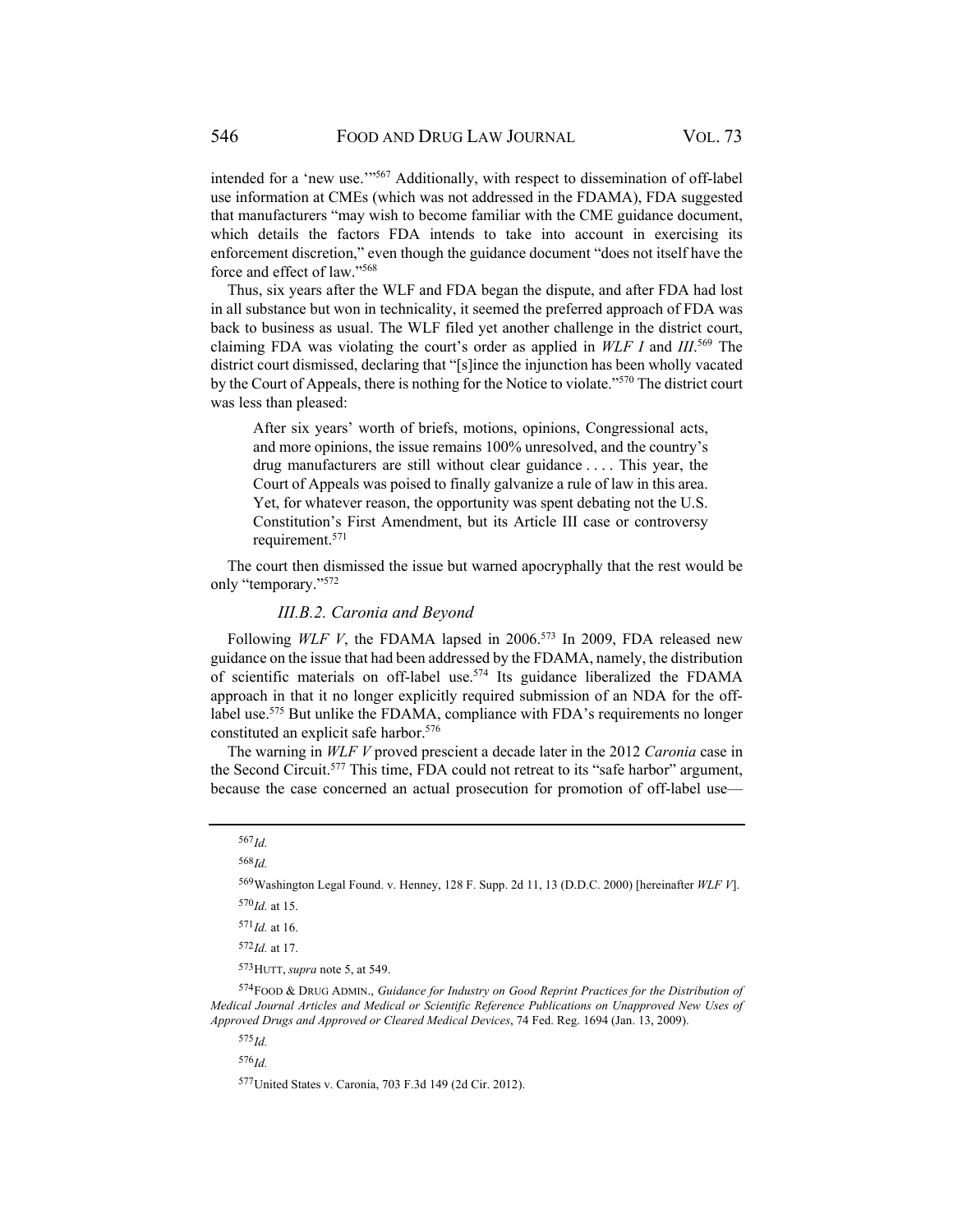intended for a 'new use.'"[567] Additionally, with respect to dissemination of off-label use information at CMEs (which was not addressed in the FDAMA), FDA suggested that manufacturers "may wish to become familiar with the CME guidance document, which details the factors FDA intends to take into account in exercising its enforcement discretion," even though the guidance document "does not itself have the force and effect of law."[568]

Thus, six years after the WLF and FDA began the dispute, and after FDA had lost in all substance but won in technicality, it seemed the preferred approach of FDA was back to business as usual. The WLF filed yet another challenge in the district court, claiming FDA was violating the court's order as applied in *WLF I* and *III*.[569] The district court dismissed, declaring that "[s]ince the injunction has been wholly vacated by the Court of Appeals, there is nothing for the Notice to violate."[570] The district court was less than pleased:

> After six years' worth of briefs, motions, opinions, Congressional acts, and more opinions, the issue remains 100% unresolved, and the country's drug manufacturers are still without clear guidance . . . . This year, the Court of Appeals was poised to finally galvanize a rule of law in this area. Yet, for whatever reason, the opportunity was spent debating not the U.S. Constitution's First Amendment, but its Article III case or controversy requirement.[571]

The court then dismissed the issue but warned apocryphally that the rest would be only "temporary."[572]

### *III.B.2. Caronia and Beyond*

Following *WLF V*, the FDAMA lapsed in 2006.[573] In 2009, FDA released new guidance on the issue that had been addressed by the FDAMA, namely, the distribution of scientific materials on off-label use.[574] Its guidance liberalized the FDAMA approach in that it no longer explicitly required submission of an NDA for the off-label use.[575] But unlike the FDAMA, compliance with FDA's requirements no longer constituted an explicit safe harbor.[576]

The warning in *WLF V* proved prescient a decade later in the 2012 *Caronia* case in the Second Circuit.[577] This time, FDA could not retreat to its "safe harbor" argument, because the case concerned an actual prosecution for promotion of off-label use—

---

[567] *Id.*

[568] *Id.*

[569] Washington Legal Found. v. Henney, 128 F. Supp. 2d 11, 13 (D.D.C. 2000) [hereinafter *WLF V*].

[570] *Id.* at 15.

[571] *Id.* at 16.

[572] *Id.* at 17.

[573] HUTT, *supra* note 5, at 549.

[574] FOOD & DRUG ADMIN., *Guidance for Industry on Good Reprint Practices for the Distribution of Medical Journal Articles and Medical or Scientific Reference Publications on Unapproved New Uses of Approved Drugs and Approved or Cleared Medical Devices*, 74 Fed. Reg. 1694 (Jan. 13, 2009).

[575] *Id.*

[576] *Id.*

[577] United States v. Caronia, 703 F.3d 149 (2d Cir. 2012).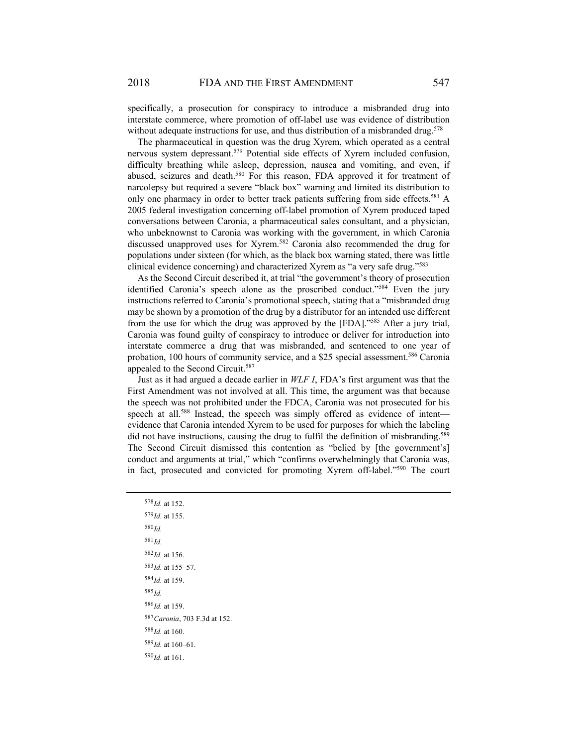specifically, a prosecution for conspiracy to introduce a misbranded drug into interstate commerce, where promotion of off-label use was evidence of distribution without adequate instructions for use, and thus distribution of a misbranded drug.[578]

The pharmaceutical in question was the drug Xyrem, which operated as a central nervous system depressant.[579] Potential side effects of Xyrem included confusion, difficulty breathing while asleep, depression, nausea and vomiting, and even, if abused, seizures and death.[580] For this reason, FDA approved it for treatment of narcolepsy but required a severe "black box" warning and limited its distribution to only one pharmacy in order to better track patients suffering from side effects.[581] A 2005 federal investigation concerning off-label promotion of Xyrem produced taped conversations between Caronia, a pharmaceutical sales consultant, and a physician, who unbeknownst to Caronia was working with the government, in which Caronia discussed unapproved uses for Xyrem.[582] Caronia also recommended the drug for populations under sixteen (for which, as the black box warning stated, there was little clinical evidence concerning) and characterized Xyrem as "a very safe drug."[583]

As the Second Circuit described it, at trial "the government's theory of prosecution identified Caronia's speech alone as the proscribed conduct."[584] Even the jury instructions referred to Caronia's promotional speech, stating that a "misbranded drug may be shown by a promotion of the drug by a distributor for an intended use different from the use for which the drug was approved by the [FDA]."[585] After a jury trial, Caronia was found guilty of conspiracy to introduce or deliver for introduction into interstate commerce a drug that was misbranded, and sentenced to one year of probation, 100 hours of community service, and a $25 special assessment.[586] Caronia appealed to the Second Circuit.[587]

Just as it had argued a decade earlier in *WLF I*, FDA's first argument was that the First Amendment was not involved at all. This time, the argument was that because the speech was not prohibited under the FDCA, Caronia was not prosecuted for his speech at all.[588] Instead, the speech was simply offered as evidence of intent—evidence that Caronia intended Xyrem to be used for purposes for which the labeling did not have instructions, causing the drug to fulfil the definition of misbranding.[589] The Second Circuit dismissed this contention as "belied by [the government's] conduct and arguments at trial," which "confirms overwhelmingly that Caronia was, in fact, prosecuted and convicted for promoting Xyrem off-label."[590] The court

---

[578] *Id.* at 152.

[579] *Id.* at 155.

[580] *Id.*

[581] *Id.*

[582] *Id.* at 156.

[583] *Id.* at 155–57.

[584] *Id.* at 159.

[585] *Id.*

[586] *Id.* at 159.

[587] *Caronia*, 703 F.3d at 152.

[588] *Id.* at 160.

[589] *Id.* at 160–61.

[590] *Id.* at 161.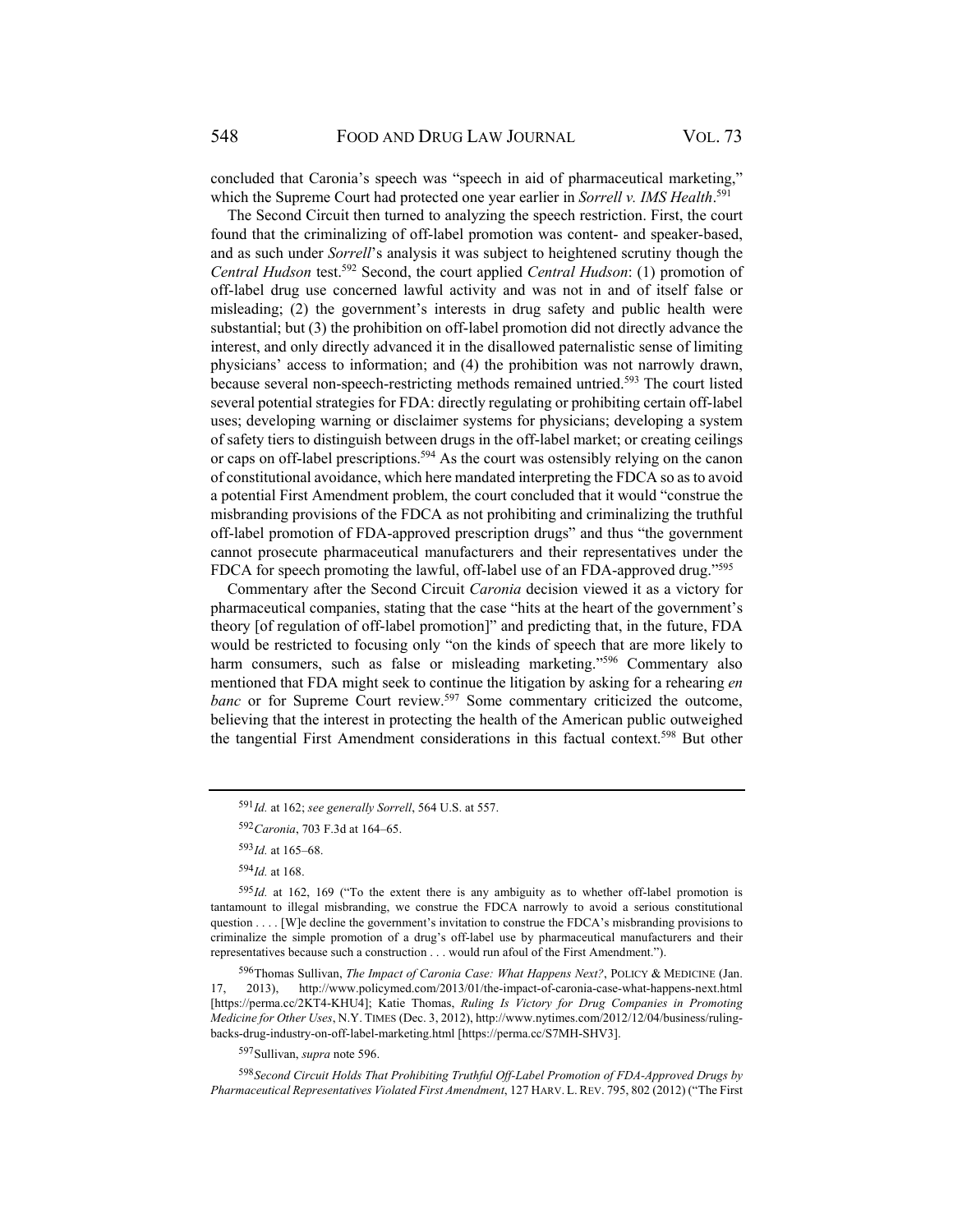concluded that Caronia's speech was "speech in aid of pharmaceutical marketing," which the Supreme Court had protected one year earlier in *Sorrell v. IMS Health*.[591]

The Second Circuit then turned to analyzing the speech restriction. First, the court found that the criminalizing of off-label promotion was content- and speaker-based, and as such under *Sorrell*'s analysis it was subject to heightened scrutiny though the *Central Hudson* test.[592] Second, the court applied *Central Hudson*: (1) promotion of off-label drug use concerned lawful activity and was not in and of itself false or misleading; (2) the government's interests in drug safety and public health were substantial; but (3) the prohibition on off-label promotion did not directly advance the interest, and only directly advanced it in the disallowed paternalistic sense of limiting physicians' access to information; and (4) the prohibition was not narrowly drawn, because several non-speech-restricting methods remained untried.[593] The court listed several potential strategies for FDA: directly regulating or prohibiting certain off-label uses; developing warning or disclaimer systems for physicians; developing a system of safety tiers to distinguish between drugs in the off-label market; or creating ceilings or caps on off-label prescriptions.[594] As the court was ostensibly relying on the canon of constitutional avoidance, which here mandated interpreting the FDCA so as to avoid a potential First Amendment problem, the court concluded that it would "construe the misbranding provisions of the FDCA as not prohibiting and criminalizing the truthful off-label promotion of FDA-approved prescription drugs" and thus "the government cannot prosecute pharmaceutical manufacturers and their representatives under the FDCA for speech promoting the lawful, off-label use of an FDA-approved drug."[595]

Commentary after the Second Circuit *Caronia* decision viewed it as a victory for pharmaceutical companies, stating that the case "hits at the heart of the government's theory [of regulation of off-label promotion]" and predicting that, in the future, FDA would be restricted to focusing only "on the kinds of speech that are more likely to harm consumers, such as false or misleading marketing."[596] Commentary also mentioned that FDA might seek to continue the litigation by asking for a rehearing *en banc* or for Supreme Court review.[597] Some commentary criticized the outcome, believing that the interest in protecting the health of the American public outweighed the tangential First Amendment considerations in this factual context.[598] But other

---

[591] *Id.* at 162; *see generally Sorrell*, 564 U.S. at 557.

[592] *Caronia*, 703 F.3d at 164–65.

[593] *Id.* at 165–68.

[594] *Id.* at 168.

[595] *Id.* at 162, 169 ("To the extent there is any ambiguity as to whether off-label promotion is tantamount to illegal misbranding, we construe the FDCA narrowly to avoid a serious constitutional question . . . . [W]e decline the government's invitation to construe the FDCA's misbranding provisions to criminalize the simple promotion of a drug's off-label use by pharmaceutical manufacturers and their representatives because such a construction . . . would run afoul of the First Amendment.").

[596] Thomas Sullivan, *The Impact of Caronia Case: What Happens Next?*, POLICY & MEDICINE (Jan. 17, 2013), http://www.policymed.com/2013/01/the-impact-of-caronia-case-what-happens-next.html [https://perma.cc/2KT4-KHU4]; Katie Thomas, *Ruling Is Victory for Drug Companies in Promoting Medicine for Other Uses*, N.Y. TIMES (Dec. 3, 2012), http://www.nytimes.com/2012/12/04/business/ruling-backs-drug-industry-on-off-label-marketing.html [https://perma.cc/S7MH-SHV3].

[597] Sullivan, *supra* note 596.

[598] *Second Circuit Holds That Prohibiting Truthful Off-Label Promotion of FDA-Approved Drugs by Pharmaceutical Representatives Violated First Amendment*, 127 HARV. L. REV. 795, 802 (2012) ("The First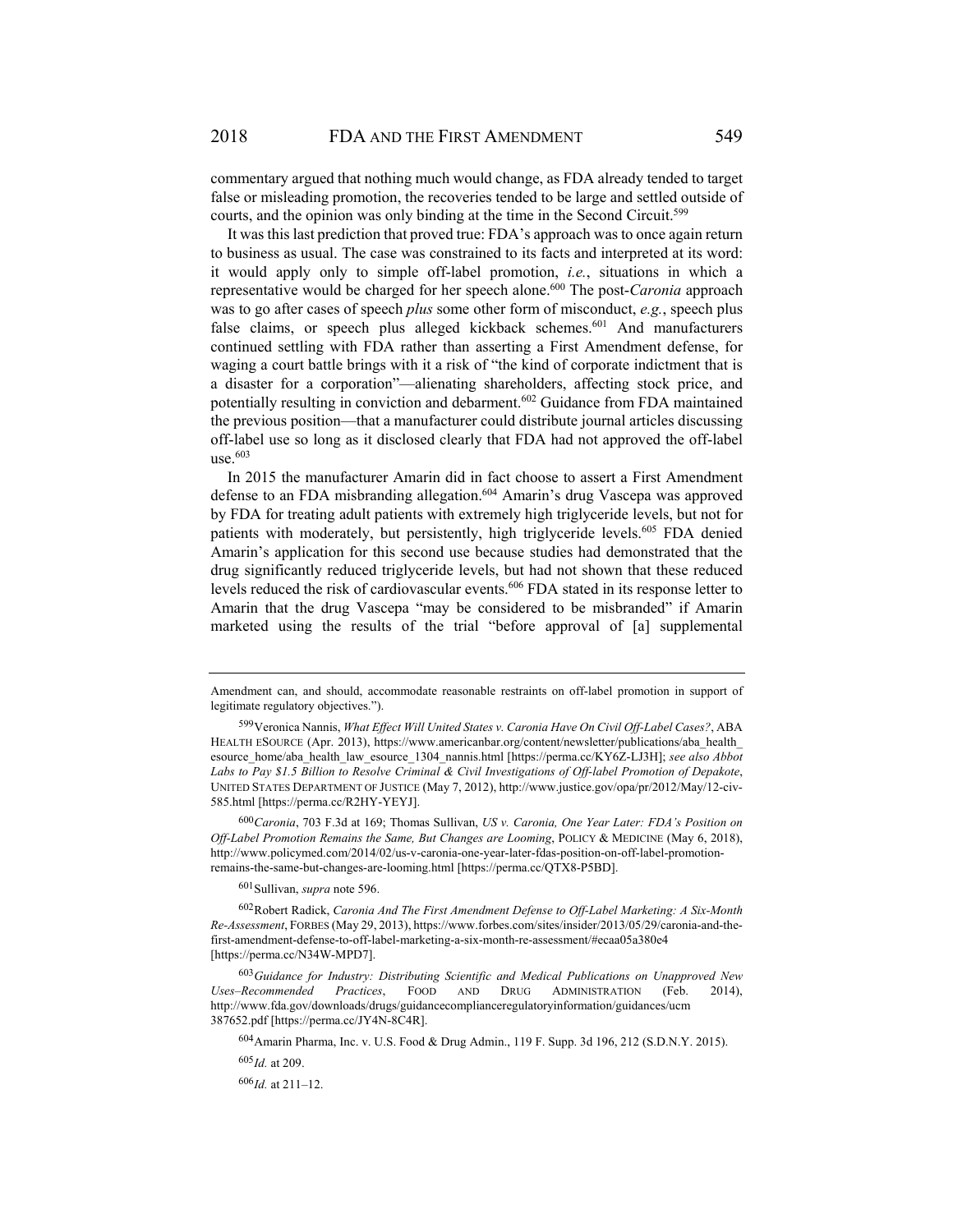commentary argued that nothing much would change, as FDA already tended to target false or misleading promotion, the recoveries tended to be large and settled outside of courts, and the opinion was only binding at the time in the Second Circuit.[599]

It was this last prediction that proved true: FDA's approach was to once again return to business as usual. The case was constrained to its facts and interpreted at its word: it would apply only to simple off-label promotion, *i.e.*, situations in which a representative would be charged for her speech alone.[600] The post-*Caronia* approach was to go after cases of speech *plus* some other form of misconduct, *e.g.*, speech plus false claims, or speech plus alleged kickback schemes.[601] And manufacturers continued settling with FDA rather than asserting a First Amendment defense, for waging a court battle brings with it a risk of "the kind of corporate indictment that is a disaster for a corporation"—alienating shareholders, affecting stock price, and potentially resulting in conviction and debarment.[602] Guidance from FDA maintained the previous position—that a manufacturer could distribute journal articles discussing off-label use so long as it disclosed clearly that FDA had not approved the off-label use.[603]

In 2015 the manufacturer Amarin did in fact choose to assert a First Amendment defense to an FDA misbranding allegation.[604] Amarin's drug Vascepa was approved by FDA for treating adult patients with extremely high triglyceride levels, but not for patients with moderately, but persistently, high triglyceride levels.[605] FDA denied Amarin's application for this second use because studies had demonstrated that the drug significantly reduced triglyceride levels, but had not shown that these reduced levels reduced the risk of cardiovascular events.[606] FDA stated in its response letter to Amarin that the drug Vascepa "may be considered to be misbranded" if Amarin marketed using the results of the trial "before approval of [a] supplemental

---

Amendment can, and should, accommodate reasonable restraints on off-label promotion in support of legitimate regulatory objectives.").

[599] Veronica Nannis, *What Effect Will United States v. Caronia Have On Civil Off-Label Cases?*, ABA HEALTH ESOURCE (Apr. 2013), https://www.americanbar.org/content/newsletter/publications/aba_health_esource_home/aba_health_law_esource_1304_nannis.html [https://perma.cc/KY6Z-LJ3H]; *see also Abbot Labs to Pay $1.5 Billion to Resolve Criminal & Civil Investigations of Off-label Promotion of Depakote*, UNITED STATES DEPARTMENT OF JUSTICE (May 7, 2012), http://www.justice.gov/opa/pr/2012/May/12-civ-585.html [https://perma.cc/R2HY-YEYJ].

[600] *Caronia*, 703 F.3d at 169; Thomas Sullivan, *US v. Caronia, One Year Later: FDA's Position on Off-Label Promotion Remains the Same, But Changes are Looming*, POLICY & MEDICINE (May 6, 2018), http://www.policymed.com/2014/02/us-v-caronia-one-year-later-fdas-position-on-off-label-promotion-remains-the-same-but-changes-are-looming.html [https://perma.cc/QTX8-P5BD].

[601] Sullivan, *supra* note 596.

[602] Robert Radick, *Caronia And The First Amendment Defense to Off-Label Marketing: A Six-Month Re-Assessment*, FORBES (May 29, 2013), https://www.forbes.com/sites/insider/2013/05/29/caronia-and-the-first-amendment-defense-to-off-label-marketing-a-six-month-re-assessment/#ecaa05a380e4 [https://perma.cc/N34W-MPD7].

[603] *Guidance for Industry: Distributing Scientific and Medical Publications on Unapproved New Uses–Recommended Practices*, FOOD AND DRUG ADMINISTRATION (Feb. 2014), http://www.fda.gov/downloads/drugs/guidancecomplianceregulatoryinformation/guidances/ucm387652.pdf [https://perma.cc/JY4N-8C4R].

[604] Amarin Pharma, Inc. v. U.S. Food & Drug Admin., 119 F. Supp. 3d 196, 212 (S.D.N.Y. 2015).

[605] *Id.* at 209.

[606] *Id.* at 211–12.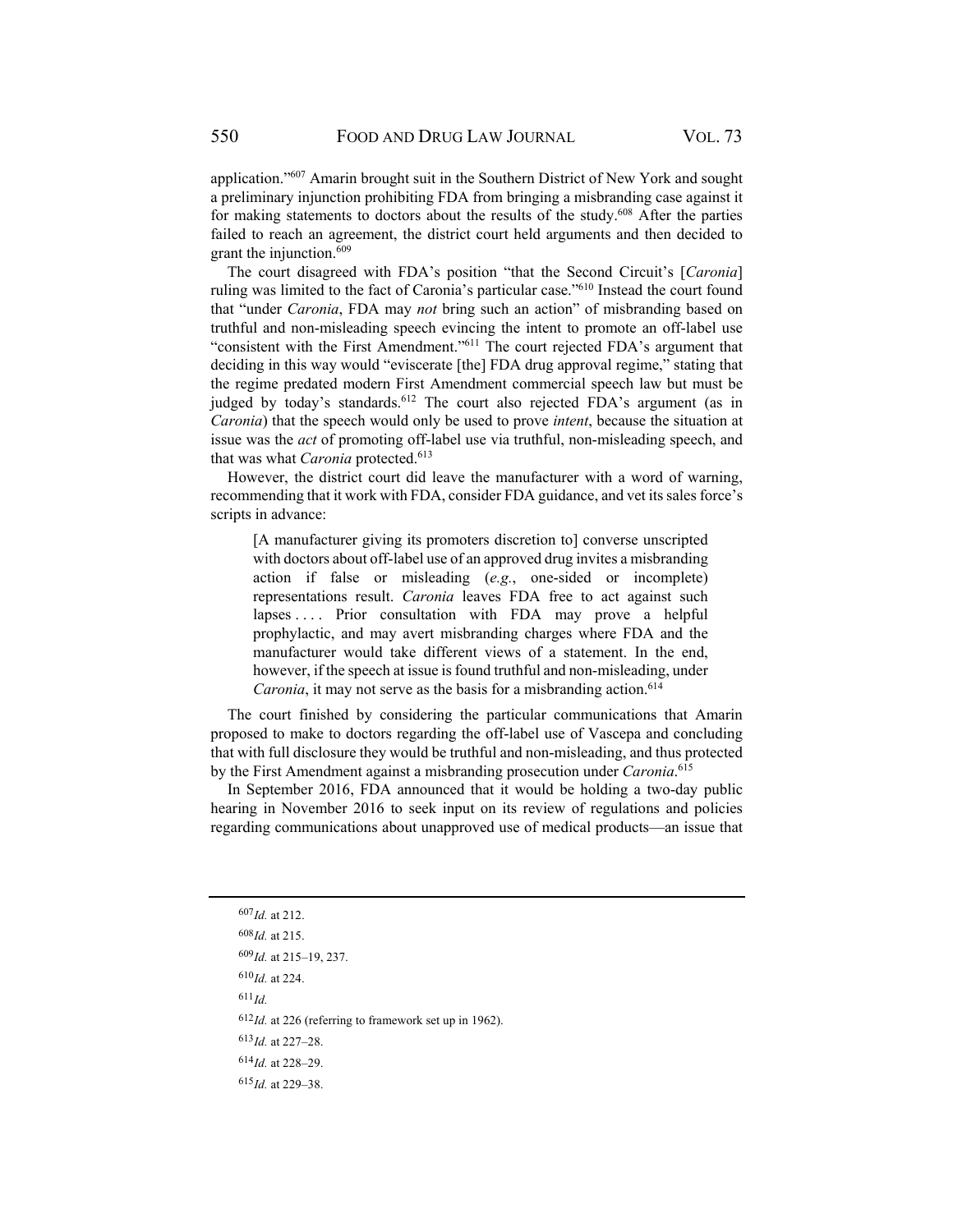application."[607] Amarin brought suit in the Southern District of New York and sought a preliminary injunction prohibiting FDA from bringing a misbranding case against it for making statements to doctors about the results of the study.[608] After the parties failed to reach an agreement, the district court held arguments and then decided to grant the injunction.[609]

The court disagreed with FDA's position "that the Second Circuit's [*Caronia*] ruling was limited to the fact of Caronia's particular case."[610] Instead the court found that "under *Caronia*, FDA may *not* bring such an action" of misbranding based on truthful and non-misleading speech evincing the intent to promote an off-label use "consistent with the First Amendment."[611] The court rejected FDA's argument that deciding in this way would "eviscerate [the] FDA drug approval regime," stating that the regime predated modern First Amendment commercial speech law but must be judged by today's standards.[612] The court also rejected FDA's argument (as in *Caronia*) that the speech would only be used to prove *intent*, because the situation at issue was the *act* of promoting off-label use via truthful, non-misleading speech, and that was what *Caronia* protected.[613]

However, the district court did leave the manufacturer with a word of warning, recommending that it work with FDA, consider FDA guidance, and vet its sales force's scripts in advance:

> [A manufacturer giving its promoters discretion to] converse unscripted with doctors about off-label use of an approved drug invites a misbranding action if false or misleading (*e.g.*, one-sided or incomplete) representations result. *Caronia* leaves FDA free to act against such lapses . . . . Prior consultation with FDA may prove a helpful prophylactic, and may avert misbranding charges where FDA and the manufacturer would take different views of a statement. In the end, however, if the speech at issue is found truthful and non-misleading, under *Caronia*, it may not serve as the basis for a misbranding action.[614]

The court finished by considering the particular communications that Amarin proposed to make to doctors regarding the off-label use of Vascepa and concluding that with full disclosure they would be truthful and non-misleading, and thus protected by the First Amendment against a misbranding prosecution under *Caronia*.[615]

In September 2016, FDA announced that it would be holding a two-day public hearing in November 2016 to seek input on its review of regulations and policies regarding communications about unapproved use of medical products—an issue that

---

[607] *Id.* at 212.

[608] *Id.* at 215.

[609] *Id.* at 215–19, 237.

[610] *Id.* at 224.

[611] *Id.*

[612] *Id.* at 226 (referring to framework set up in 1962).

[613] *Id.* at 227–28.

[614] *Id.* at 228–29.

[615] *Id.* at 229–38.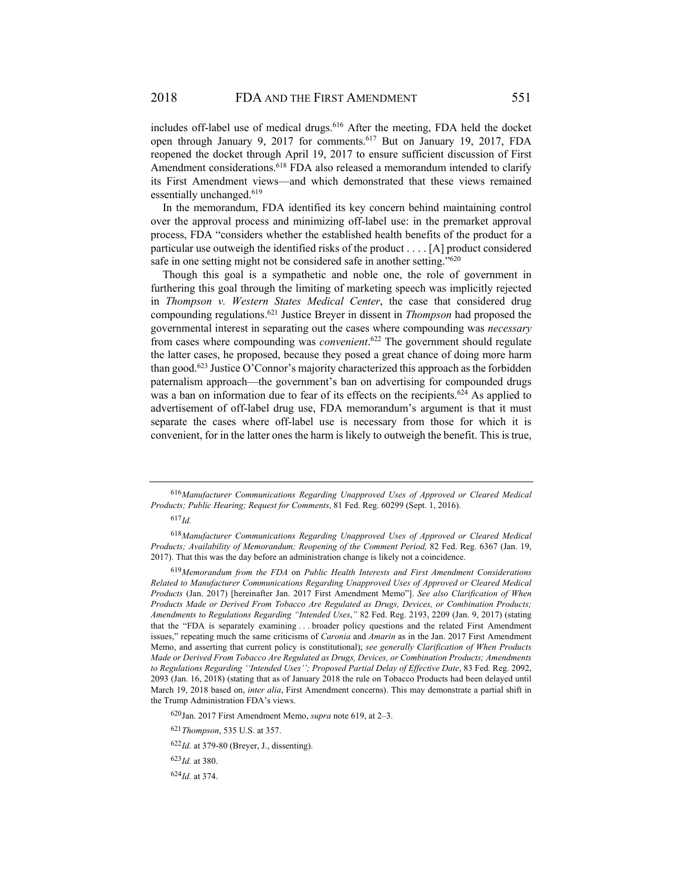includes off-label use of medical drugs.[616] After the meeting, FDA held the docket open through January 9, 2017 for comments.[617] But on January 19, 2017, FDA reopened the docket through April 19, 2017 to ensure sufficient discussion of First Amendment considerations.[618] FDA also released a memorandum intended to clarify its First Amendment views—and which demonstrated that these views remained essentially unchanged.[619]

In the memorandum, FDA identified its key concern behind maintaining control over the approval process and minimizing off-label use: in the premarket approval process, FDA "considers whether the established health benefits of the product for a particular use outweigh the identified risks of the product . . . . [A] product considered safe in one setting might not be considered safe in another setting."[620]

Though this goal is a sympathetic and noble one, the role of government in furthering this goal through the limiting of marketing speech was implicitly rejected in *Thompson v. Western States Medical Center*, the case that considered drug compounding regulations.[621] Justice Breyer in dissent in *Thompson* had proposed the governmental interest in separating out the cases where compounding was *necessary* from cases where compounding was *convenient*.[622] The government should regulate the latter cases, he proposed, because they posed a great chance of doing more harm than good.[623] Justice O'Connor's majority characterized this approach as the forbidden paternalism approach—the government's ban on advertising for compounded drugs was a ban on information due to fear of its effects on the recipients.[624] As applied to advertisement of off-label drug use, FDA memorandum's argument is that it must separate the cases where off-label use is necessary from those for which it is convenient, for in the latter ones the harm is likely to outweigh the benefit. This is true,

---

[616] *Manufacturer Communications Regarding Unapproved Uses of Approved or Cleared Medical Products; Public Hearing; Request for Comments*, 81 Fed. Reg. 60299 (Sept. 1, 2016).

[617] *Id.*

[618] *Manufacturer Communications Regarding Unapproved Uses of Approved or Cleared Medical Products; Availability of Memorandum; Reopening of the Comment Period,* 82 Fed. Reg. 6367 (Jan. 19, 2017). That this was the day before an administration change is likely not a coincidence.

[619] *Memorandum from the FDA* on *Public Health Interests and First Amendment Considerations Related to Manufacturer Communications Regarding Unapproved Uses of Approved or Cleared Medical Products* (Jan. 2017) [hereinafter Jan. 2017 First Amendment Memo"]. *See also Clarification of When Products Made or Derived From Tobacco Are Regulated as Drugs, Devices, or Combination Products; Amendments to Regulations Regarding "Intended Uses*,*"* 82 Fed. Reg. 2193, 2209 (Jan. 9, 2017) (stating that the "FDA is separately examining . . . broader policy questions and the related First Amendment issues," repeating much the same criticisms of *Caronia* and *Amarin* as in the Jan. 2017 First Amendment Memo, and asserting that current policy is constitutional); *see generally Clarification of When Products Made or Derived From Tobacco Are Regulated as Drugs, Devices, or Combination Products; Amendments to Regulations Regarding ''Intended Uses''; Proposed Partial Delay of Effective Date*, 83 Fed. Reg. 2092, 2093 (Jan. 16, 2018) (stating that as of January 2018 the rule on Tobacco Products had been delayed until March 19, 2018 based on, *inter alia*, First Amendment concerns). This may demonstrate a partial shift in the Trump Administration FDA's views.

[620] Jan. 2017 First Amendment Memo, *supra* note 619, at 2–3.

[621] *Thompson*, 535 U.S. at 357.

[622] *Id.* at 379-80 (Breyer, J., dissenting).

[623] *Id.* at 380.

[624] *Id.* at 374.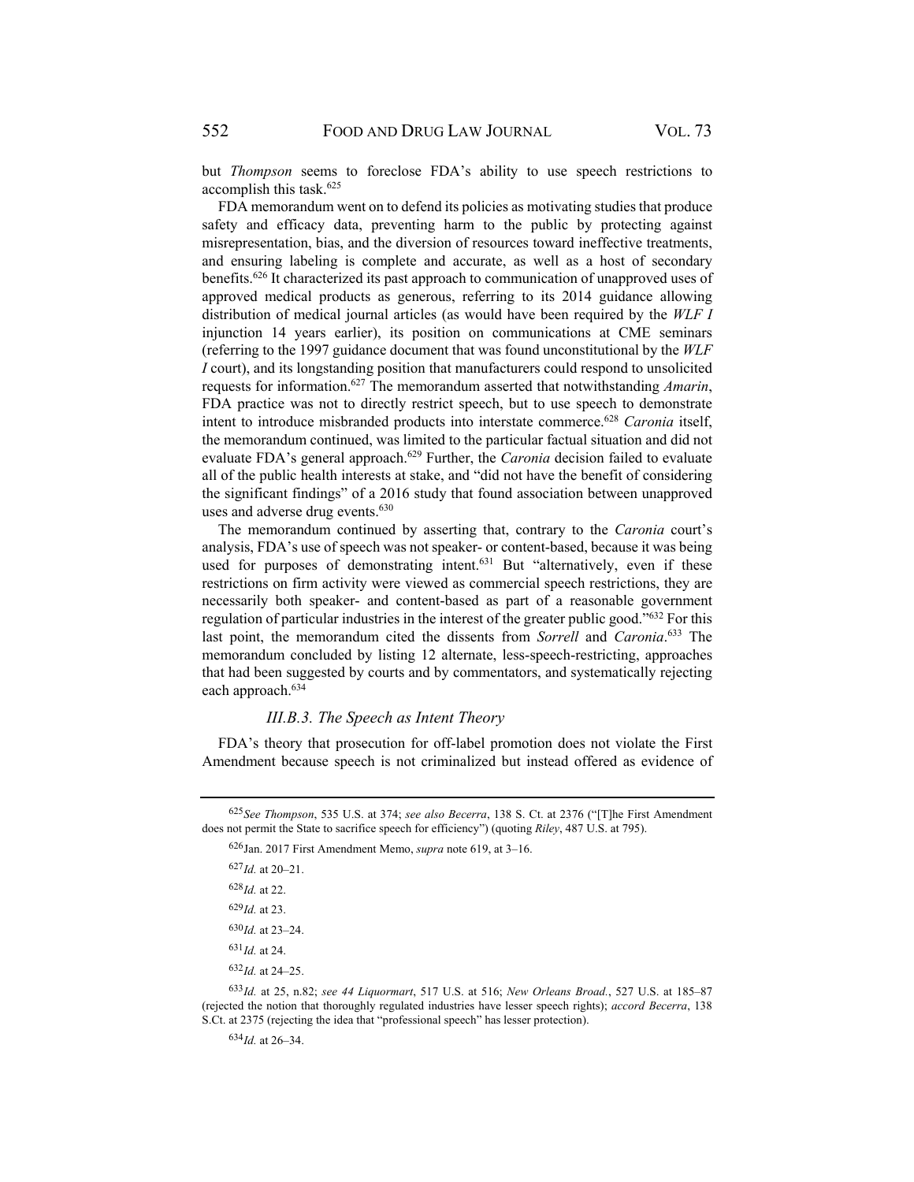but *Thompson* seems to foreclose FDA's ability to use speech restrictions to accomplish this task.[625]

FDA memorandum went on to defend its policies as motivating studies that produce safety and efficacy data, preventing harm to the public by protecting against misrepresentation, bias, and the diversion of resources toward ineffective treatments, and ensuring labeling is complete and accurate, as well as a host of secondary benefits.[626] It characterized its past approach to communication of unapproved uses of approved medical products as generous, referring to its 2014 guidance allowing distribution of medical journal articles (as would have been required by the *WLF I* injunction 14 years earlier), its position on communications at CME seminars (referring to the 1997 guidance document that was found unconstitutional by the *WLF I* court), and its longstanding position that manufacturers could respond to unsolicited requests for information.[627] The memorandum asserted that notwithstanding *Amarin*, FDA practice was not to directly restrict speech, but to use speech to demonstrate intent to introduce misbranded products into interstate commerce.[628] *Caronia* itself, the memorandum continued, was limited to the particular factual situation and did not evaluate FDA's general approach.[629] Further, the *Caronia* decision failed to evaluate all of the public health interests at stake, and "did not have the benefit of considering the significant findings" of a 2016 study that found association between unapproved uses and adverse drug events.[630]

The memorandum continued by asserting that, contrary to the *Caronia* court's analysis, FDA's use of speech was not speaker- or content-based, because it was being used for purposes of demonstrating intent.[631] But "alternatively, even if these restrictions on firm activity were viewed as commercial speech restrictions, they are necessarily both speaker- and content-based as part of a reasonable government regulation of particular industries in the interest of the greater public good."[632] For this last point, the memorandum cited the dissents from *Sorrell* and *Caronia*.[633] The memorandum concluded by listing 12 alternate, less-speech-restricting, approaches that had been suggested by courts and by commentators, and systematically rejecting each approach.[634]

### *III.B.3. The Speech as Intent Theory*

FDA's theory that prosecution for off-label promotion does not violate the First Amendment because speech is not criminalized but instead offered as evidence of

---

[625] *See Thompson*, 535 U.S. at 374; *see also Becerra*, 138 S. Ct. at 2376 ("[T]he First Amendment does not permit the State to sacrifice speech for efficiency") (quoting *Riley*, 487 U.S. at 795).

[626] Jan. 2017 First Amendment Memo, *supra* note 619, at 3–16.

[627] *Id.* at 20–21.

[628] *Id.* at 22.

[629] *Id.* at 23.

[630] *Id.* at 23–24.

[631] *Id.* at 24.

[632] *Id.* at 24–25.

[633] *Id.* at 25, n.82; *see 44 Liquormart*, 517 U.S. at 516; *New Orleans Broad.*, 527 U.S. at 185–87 (rejected the notion that thoroughly regulated industries have lesser speech rights); *accord Becerra*, 138 S.Ct. at 2375 (rejecting the idea that "professional speech" has lesser protection).

[634] *Id.* at 26–34.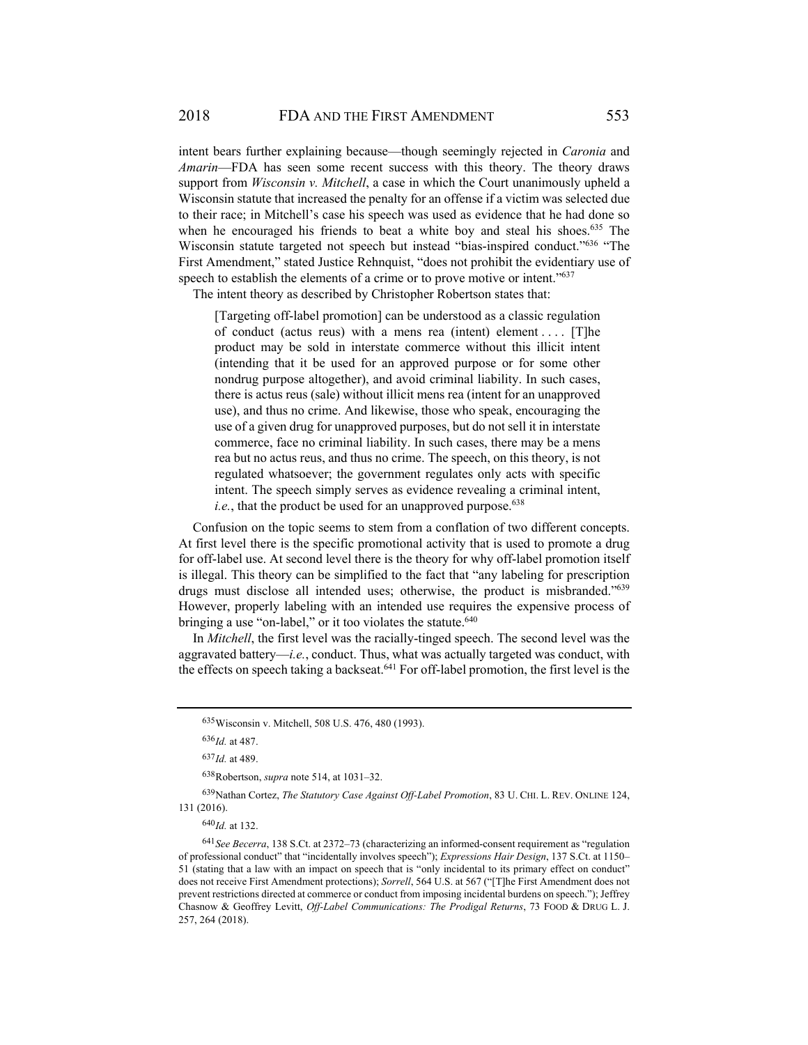intent bears further explaining because—though seemingly rejected in *Caronia* and *Amarin*—FDA has seen some recent success with this theory. The theory draws support from *Wisconsin v. Mitchell*, a case in which the Court unanimously upheld a Wisconsin statute that increased the penalty for an offense if a victim was selected due to their race; in Mitchell's case his speech was used as evidence that he had done so when he encouraged his friends to beat a white boy and steal his shoes.[635] The Wisconsin statute targeted not speech but instead "bias-inspired conduct."[636] "The First Amendment," stated Justice Rehnquist, "does not prohibit the evidentiary use of speech to establish the elements of a crime or to prove motive or intent."[637]

The intent theory as described by Christopher Robertson states that:

> [Targeting off-label promotion] can be understood as a classic regulation of conduct (actus reus) with a mens rea (intent) element . . . . [T]he product may be sold in interstate commerce without this illicit intent (intending that it be used for an approved purpose or for some other nondrug purpose altogether), and avoid criminal liability. In such cases, there is actus reus (sale) without illicit mens rea (intent for an unapproved use), and thus no crime. And likewise, those who speak, encouraging the use of a given drug for unapproved purposes, but do not sell it in interstate commerce, face no criminal liability. In such cases, there may be a mens rea but no actus reus, and thus no crime. The speech, on this theory, is not regulated whatsoever; the government regulates only acts with specific intent. The speech simply serves as evidence revealing a criminal intent, *i.e.*, that the product be used for an unapproved purpose.[638]

Confusion on the topic seems to stem from a conflation of two different concepts. At first level there is the specific promotional activity that is used to promote a drug for off-label use. At second level there is the theory for why off-label promotion itself is illegal. This theory can be simplified to the fact that "any labeling for prescription drugs must disclose all intended uses; otherwise, the product is misbranded."[639] However, properly labeling with an intended use requires the expensive process of bringing a use "on-label," or it too violates the statute.[640]

In *Mitchell*, the first level was the racially-tinged speech. The second level was the aggravated battery—*i.e.*, conduct. Thus, what was actually targeted was conduct, with the effects on speech taking a backseat.[641] For off-label promotion, the first level is the

---

[635] Wisconsin v. Mitchell, 508 U.S. 476, 480 (1993).

[636] *Id.* at 487.

[637] *Id.* at 489.

[638] Robertson, *supra* note 514, at 1031–32.

[639] Nathan Cortez, *The Statutory Case Against Off-Label Promotion*, 83 U. CHI. L. REV. ONLINE 124, 131 (2016).

[640] *Id.* at 132.

[641] *See Becerra*, 138 S.Ct. at 2372–73 (characterizing an informed-consent requirement as "regulation of professional conduct" that "incidentally involves speech"); *Expressions Hair Design*, 137 S.Ct. at 1150–51 (stating that a law with an impact on speech that is "only incidental to its primary effect on conduct" does not receive First Amendment protections); *Sorrell*, 564 U.S. at 567 ("[T]he First Amendment does not prevent restrictions directed at commerce or conduct from imposing incidental burdens on speech."); Jeffrey Chasnow & Geoffrey Levitt, *Off-Label Communications: The Prodigal Returns*, 73 FOOD & DRUG L. J. 257, 264 (2018).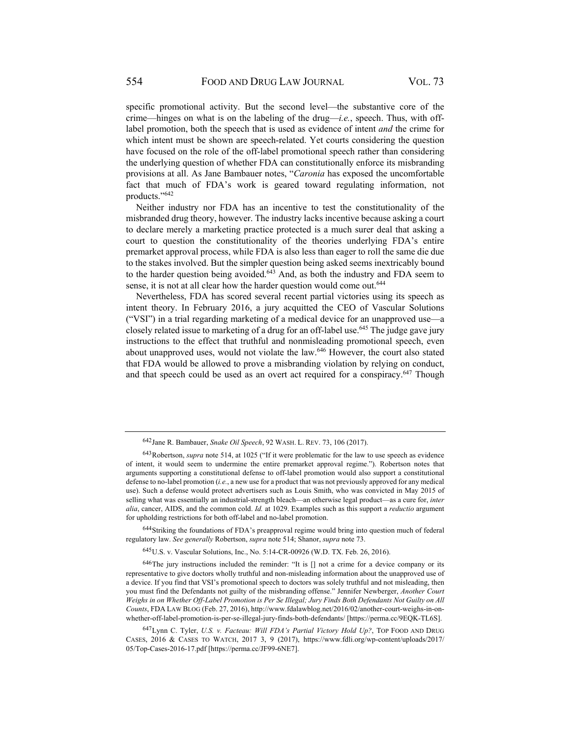specific promotional activity. But the second level—the substantive core of the crime—hinges on what is on the labeling of the drug—*i.e.*, speech. Thus, with off-label promotion, both the speech that is used as evidence of intent *and* the crime for which intent must be shown are speech-related. Yet courts considering the question have focused on the role of the off-label promotional speech rather than considering the underlying question of whether FDA can constitutionally enforce its misbranding provisions at all. As Jane Bambauer notes, "*Caronia* has exposed the uncomfortable fact that much of FDA's work is geared toward regulating information, not products."[642]

Neither industry nor FDA has an incentive to test the constitutionality of the misbranded drug theory, however. The industry lacks incentive because asking a court to declare merely a marketing practice protected is a much surer deal that asking a court to question the constitutionality of the theories underlying FDA's entire premarket approval process, while FDA is also less than eager to roll the same die due to the stakes involved. But the simpler question being asked seems inextricably bound to the harder question being avoided.[643] And, as both the industry and FDA seem to sense, it is not at all clear how the harder question would come out.[644]

Nevertheless, FDA has scored several recent partial victories using its speech as intent theory. In February 2016, a jury acquitted the CEO of Vascular Solutions ("VSI") in a trial regarding marketing of a medical device for an unapproved use—a closely related issue to marketing of a drug for an off-label use.[645] The judge gave jury instructions to the effect that truthful and nonmisleading promotional speech, even about unapproved uses, would not violate the law.[646] However, the court also stated that FDA would be allowed to prove a misbranding violation by relying on conduct, and that speech could be used as an overt act required for a conspiracy.[647] Though

---

[642] Jane R. Bambauer, *Snake Oil Speech*, 92 WASH. L. REV. 73, 106 (2017).

[643] Robertson, *supra* note 514, at 1025 ("If it were problematic for the law to use speech as evidence of intent, it would seem to undermine the entire premarket approval regime."). Robertson notes that arguments supporting a constitutional defense to off-label promotion would also support a constitutional defense to no-label promotion (*i.e.*, a new use for a product that was not previously approved for any medical use). Such a defense would protect advertisers such as Louis Smith, who was convicted in May 2015 of selling what was essentially an industrial-strength bleach—an otherwise legal product—as a cure for, *inter alia*, cancer, AIDS, and the common cold. *Id.* at 1029. Examples such as this support a *reductio* argument for upholding restrictions for both off-label and no-label promotion.

[644] Striking the foundations of FDA's preapproval regime would bring into question much of federal regulatory law. *See generally* Robertson, *supra* note 514; Shanor, *supra* note 73.

[645] U.S. v. Vascular Solutions, Inc., No. 5:14-CR-00926 (W.D. TX. Feb. 26, 2016).

[646] The jury instructions included the reminder: "It is [] not a crime for a device company or its representative to give doctors wholly truthful and non-misleading information about the unapproved use of a device. If you find that VSI's promotional speech to doctors was solely truthful and not misleading, then you must find the Defendants not guilty of the misbranding offense." Jennifer Newberger, *Another Court Weighs in on Whether Off-Label Promotion is Per Se Illegal; Jury Finds Both Defendants Not Guilty on All Counts*, FDA LAW BLOG (Feb. 27, 2016), http://www.fdalawblog.net/2016/02/another-court-weighs-in-on-whether-off-label-promotion-is-per-se-illegal-jury-finds-both-defendants/ [https://perma.cc/9EQK-TL6S].

[647] Lynn C. Tyler, *U.S. v. Facteau: Will FDA's Partial Victory Hold Up?*, TOP FOOD AND DRUG CASES, 2016 & CASES TO WATCH, 2017 3, 9 (2017), https://www.fdli.org/wp-content/uploads/2017/05/Top-Cases-2016-17.pdf [https://perma.cc/JF99-6NE7].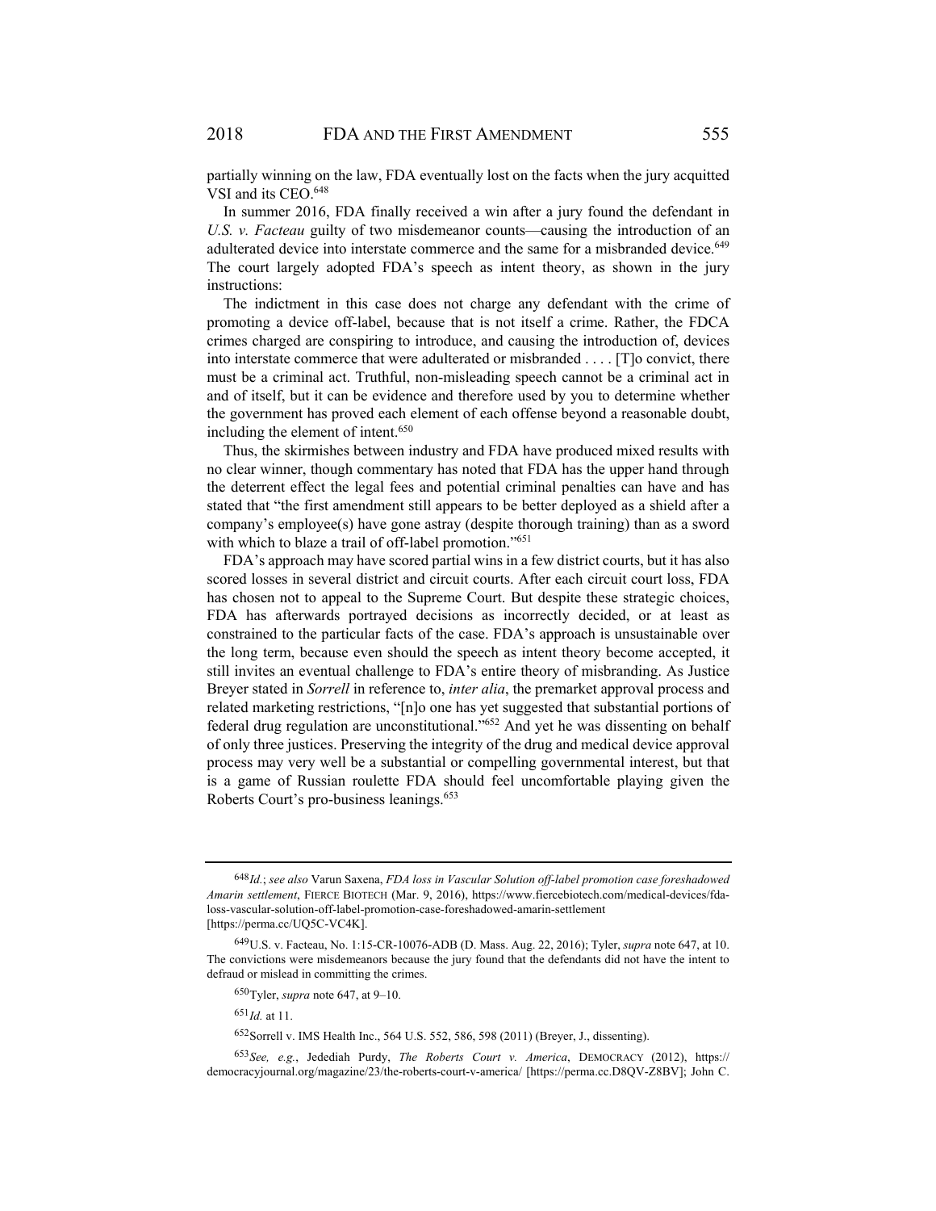partially winning on the law, FDA eventually lost on the facts when the jury acquitted VSI and its CEO.[648]

In summer 2016, FDA finally received a win after a jury found the defendant in *U.S. v. Facteau* guilty of two misdemeanor counts—causing the introduction of an adulterated device into interstate commerce and the same for a misbranded device.[649] The court largely adopted FDA's speech as intent theory, as shown in the jury instructions:

> The indictment in this case does not charge any defendant with the crime of promoting a device off-label, because that is not itself a crime. Rather, the FDCA crimes charged are conspiring to introduce, and causing the introduction of, devices into interstate commerce that were adulterated or misbranded . . . . [T]o convict, there must be a criminal act. Truthful, non-misleading speech cannot be a criminal act in and of itself, but it can be evidence and therefore used by you to determine whether the government has proved each element of each offense beyond a reasonable doubt, including the element of intent.[650]

Thus, the skirmishes between industry and FDA have produced mixed results with no clear winner, though commentary has noted that FDA has the upper hand through the deterrent effect the legal fees and potential criminal penalties can have and has stated that "the first amendment still appears to be better deployed as a shield after a company's employee(s) have gone astray (despite thorough training) than as a sword with which to blaze a trail of off-label promotion."[651]

FDA's approach may have scored partial wins in a few district courts, but it has also scored losses in several district and circuit courts. After each circuit court loss, FDA has chosen not to appeal to the Supreme Court. But despite these strategic choices, FDA has afterwards portrayed decisions as incorrectly decided, or at least as constrained to the particular facts of the case. FDA's approach is unsustainable over the long term, because even should the speech as intent theory become accepted, it still invites an eventual challenge to FDA's entire theory of misbranding. As Justice Breyer stated in *Sorrell* in reference to, *inter alia*, the premarket approval process and related marketing restrictions, "[n]o one has yet suggested that substantial portions of federal drug regulation are unconstitutional."[652] And yet he was dissenting on behalf of only three justices. Preserving the integrity of the drug and medical device approval process may very well be a substantial or compelling governmental interest, but that is a game of Russian roulette FDA should feel uncomfortable playing given the Roberts Court's pro-business leanings.[653]

---

[648] *Id.*; *see also* Varun Saxena, *FDA loss in Vascular Solution off-label promotion case foreshadowed Amarin settlement*, FIERCE BIOTECH (Mar. 9, 2016), https://www.fiercebiotech.com/medical-devices/fda-loss-vascular-solution-off-label-promotion-case-foreshadowed-amarin-settlement [https://perma.cc/UQ5C-VC4K].

[649] U.S. v. Facteau, No. 1:15-CR-10076-ADB (D. Mass. Aug. 22, 2016); Tyler, *supra* note 647, at 10. The convictions were misdemeanors because the jury found that the defendants did not have the intent to defraud or mislead in committing the crimes.

[650] Tyler, *supra* note 647, at 9–10.

[651] *Id.* at 11.

[652] Sorrell v. IMS Health Inc., 564 U.S. 552, 586, 598 (2011) (Breyer, J., dissenting).

[653] *See, e.g.*, Jedediah Purdy, *The Roberts Court v. America*, DEMOCRACY (2012), https://democracyjournal.org/magazine/23/the-roberts-court-v-america/ [https://perma.cc.D8QV-Z8BV]; John C.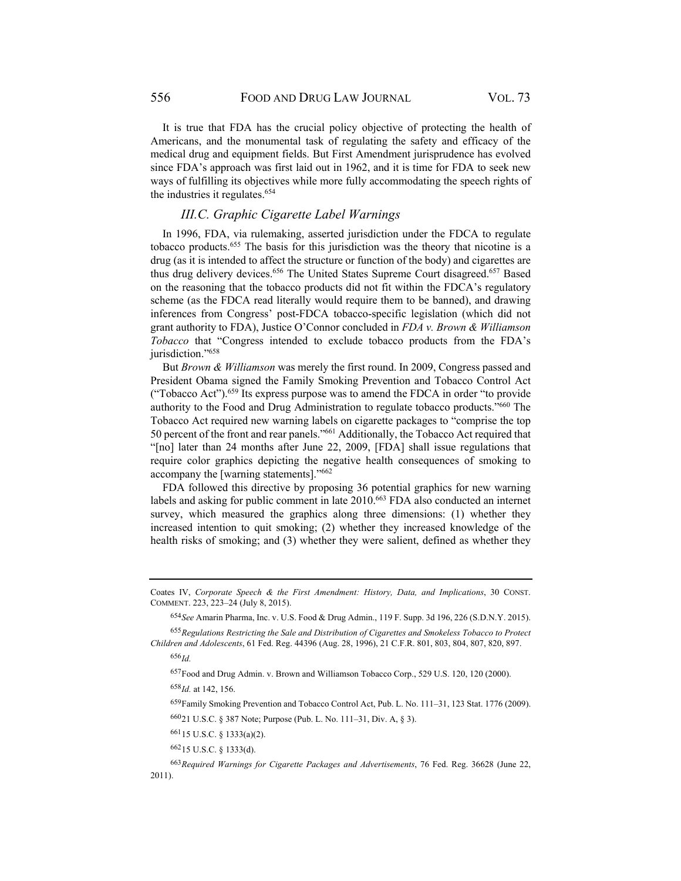It is true that FDA has the crucial policy objective of protecting the health of Americans, and the monumental task of regulating the safety and efficacy of the medical drug and equipment fields. But First Amendment jurisprudence has evolved since FDA's approach was first laid out in 1962, and it is time for FDA to seek new ways of fulfilling its objectives while more fully accommodating the speech rights of the industries it regulates.[654]

### *III.C. Graphic Cigarette Label Warnings*

In 1996, FDA, via rulemaking, asserted jurisdiction under the FDCA to regulate tobacco products.[655] The basis for this jurisdiction was the theory that nicotine is a drug (as it is intended to affect the structure or function of the body) and cigarettes are thus drug delivery devices.[656] The United States Supreme Court disagreed.[657] Based on the reasoning that the tobacco products did not fit within the FDCA's regulatory scheme (as the FDCA read literally would require them to be banned), and drawing inferences from Congress' post-FDCA tobacco-specific legislation (which did not grant authority to FDA), Justice O'Connor concluded in *FDA v. Brown & Williamson Tobacco* that "Congress intended to exclude tobacco products from the FDA's jurisdiction."[658]

But *Brown & Williamson* was merely the first round. In 2009, Congress passed and President Obama signed the Family Smoking Prevention and Tobacco Control Act ("Tobacco Act").[659] Its express purpose was to amend the FDCA in order "to provide authority to the Food and Drug Administration to regulate tobacco products."[660] The Tobacco Act required new warning labels on cigarette packages to "comprise the top 50 percent of the front and rear panels."[661] Additionally, the Tobacco Act required that "[no] later than 24 months after June 22, 2009, [FDA] shall issue regulations that require color graphics depicting the negative health consequences of smoking to accompany the [warning statements]."[662]

FDA followed this directive by proposing 36 potential graphics for new warning labels and asking for public comment in late 2010.[663] FDA also conducted an internet survey, which measured the graphics along three dimensions: (1) whether they increased intention to quit smoking; (2) whether they increased knowledge of the health risks of smoking; and (3) whether they were salient, defined as whether they

---

Coates IV, *Corporate Speech & the First Amendment: History, Data, and Implications*, 30 CONST. COMMENT. 223, 223–24 (July 8, 2015).

[654] *See* Amarin Pharma, Inc. v. U.S. Food & Drug Admin., 119 F. Supp. 3d 196, 226 (S.D.N.Y. 2015).

[655] *Regulations Restricting the Sale and Distribution of Cigarettes and Smokeless Tobacco to Protect Children and Adolescents*, 61 Fed. Reg. 44396 (Aug. 28, 1996), 21 C.F.R. 801, 803, 804, 807, 820, 897.

[656] *Id.*

[657] Food and Drug Admin. v. Brown and Williamson Tobacco Corp., 529 U.S. 120, 120 (2000).

[658] *Id.* at 142, 156.

[659] Family Smoking Prevention and Tobacco Control Act, Pub. L. No. 111–31, 123 Stat. 1776 (2009).

[660] 21 U.S.C. § 387 Note; Purpose (Pub. L. No. 111–31, Div. A, § 3).

[661] 15 U.S.C. § 1333(a)(2).

[662] 15 U.S.C. § 1333(d).

[663] *Required Warnings for Cigarette Packages and Advertisements*, 76 Fed. Reg. 36628 (June 22, 2011).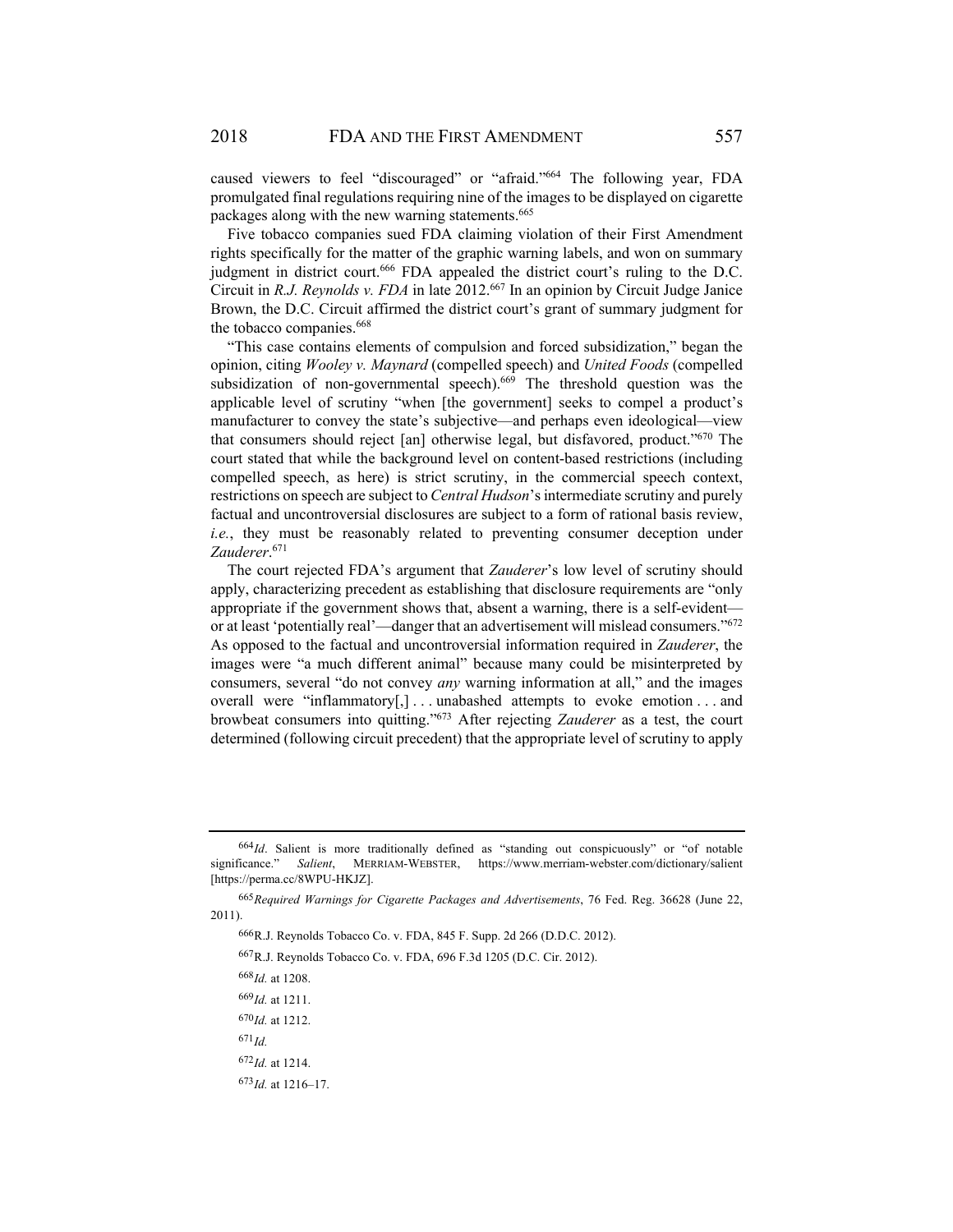caused viewers to feel "discouraged" or "afraid."[664] The following year, FDA promulgated final regulations requiring nine of the images to be displayed on cigarette packages along with the new warning statements.[665]

Five tobacco companies sued FDA claiming violation of their First Amendment rights specifically for the matter of the graphic warning labels, and won on summary judgment in district court.[666] FDA appealed the district court's ruling to the D.C. Circuit in *R.J. Reynolds v. FDA* in late 2012.[667] In an opinion by Circuit Judge Janice Brown, the D.C. Circuit affirmed the district court's grant of summary judgment for the tobacco companies.[668]

"This case contains elements of compulsion and forced subsidization," began the opinion, citing *Wooley v. Maynard* (compelled speech) and *United Foods* (compelled subsidization of non-governmental speech).[669] The threshold question was the applicable level of scrutiny "when [the government] seeks to compel a product's manufacturer to convey the state's subjective—and perhaps even ideological—view that consumers should reject [an] otherwise legal, but disfavored, product."[670] The court stated that while the background level on content-based restrictions (including compelled speech, as here) is strict scrutiny, in the commercial speech context, restrictions on speech are subject to *Central Hudson*'s intermediate scrutiny and purely factual and uncontroversial disclosures are subject to a form of rational basis review, *i.e.*, they must be reasonably related to preventing consumer deception under *Zauderer*.[671]

The court rejected FDA's argument that *Zauderer*'s low level of scrutiny should apply, characterizing precedent as establishing that disclosure requirements are "only appropriate if the government shows that, absent a warning, there is a self-evident—or at least 'potentially real'—danger that an advertisement will mislead consumers."[672] As opposed to the factual and uncontroversial information required in *Zauderer*, the images were "a much different animal" because many could be misinterpreted by consumers, several "do not convey *any* warning information at all," and the images overall were "inflammatory[,] . . . unabashed attempts to evoke emotion . . . and browbeat consumers into quitting."[673] After rejecting *Zauderer* as a test, the court determined (following circuit precedent) that the appropriate level of scrutiny to apply

---

[664] *Id.* Salient is more traditionally defined as "standing out conspicuously" or "of notable significance." *Salient*, MERRIAM-WEBSTER, https://www.merriam-webster.com/dictionary/salient [https://perma.cc/8WPU-HKJZ].

[665] *Required Warnings for Cigarette Packages and Advertisements*, 76 Fed. Reg. 36628 (June 22, 2011).

[666] R.J. Reynolds Tobacco Co. v. FDA, 845 F. Supp. 2d 266 (D.D.C. 2012).

[667] R.J. Reynolds Tobacco Co. v. FDA, 696 F.3d 1205 (D.C. Cir. 2012).

[668] *Id.* at 1208.

[669] *Id.* at 1211.

[670] *Id.* at 1212.

[671] *Id.*

[672] *Id.* at 1214.

[673] *Id.* at 1216–17.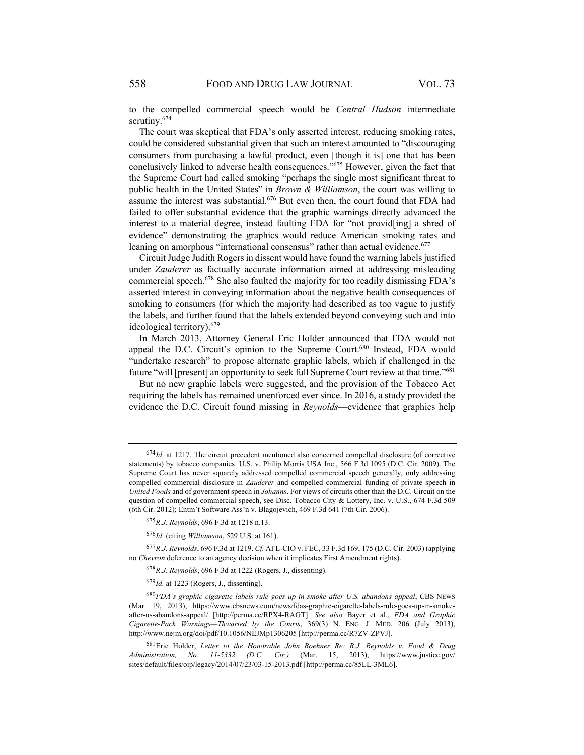to the compelled commercial speech would be *Central Hudson* intermediate scrutiny.[674]

The court was skeptical that FDA's only asserted interest, reducing smoking rates, could be considered substantial given that such an interest amounted to "discouraging consumers from purchasing a lawful product, even [though it is] one that has been conclusively linked to adverse health consequences."[675] However, given the fact that the Supreme Court had called smoking "perhaps the single most significant threat to public health in the United States" in *Brown & Williamson*, the court was willing to assume the interest was substantial.[676] But even then, the court found that FDA had failed to offer substantial evidence that the graphic warnings directly advanced the interest to a material degree, instead faulting FDA for "not provid[ing] a shred of evidence" demonstrating the graphics would reduce American smoking rates and leaning on amorphous "international consensus" rather than actual evidence.[677]

Circuit Judge Judith Rogers in dissent would have found the warning labels justified under *Zauderer* as factually accurate information aimed at addressing misleading commercial speech.[678] She also faulted the majority for too readily dismissing FDA's asserted interest in conveying information about the negative health consequences of smoking to consumers (for which the majority had described as too vague to justify the labels, and further found that the labels extended beyond conveying such and into ideological territory).[679]

In March 2013, Attorney General Eric Holder announced that FDA would not appeal the D.C. Circuit's opinion to the Supreme Court.[680] Instead, FDA would "undertake research" to propose alternate graphic labels, which if challenged in the future "will [present] an opportunity to seek full Supreme Court review at that time."[681]

But no new graphic labels were suggested, and the provision of the Tobacco Act requiring the labels has remained unenforced ever since. In 2016, a study provided the evidence the D.C. Circuit found missing in *Reynolds*—evidence that graphics help

---

[674] *Id.* at 1217. The circuit precedent mentioned also concerned compelled disclosure (of corrective statements) by tobacco companies. U.S. v. Philip Morris USA Inc., 566 F.3d 1095 (D.C. Cir. 2009). The Supreme Court has never squarely addressed compelled commercial speech generally, only addressing compelled commercial disclosure in *Zauderer* and compelled commercial funding of private speech in *United Foods* and of government speech in *Johanns*. For views of circuits other than the D.C. Circuit on the question of compelled commercial speech, see Disc. Tobacco City & Lottery, Inc. v. U.S., 674 F.3d 509 (6th Cir. 2012); Entm't Software Ass'n v. Blagojevich, 469 F.3d 641 (7th Cir. 2006).

[675] *R.J. Reynolds*, 696 F.3d at 1218 n.13.

[676] *Id.* (citing *Williamson*, 529 U.S. at 161).

[677] *R.J. Reynolds*, 696 F.3d at 1219. *Cf.* AFL-CIO v. FEC, 33 F.3d 169, 175 (D.C. Cir. 2003) (applying no *Chevron* deference to an agency decision when it implicates First Amendment rights).

[678] *R.J. Reynolds*, 696 F.3d at 1222 (Rogers, J., dissenting).

[679] *Id.* at 1223 (Rogers, J., dissenting).

[680] *FDA's graphic cigarette labels rule goes up in smoke after U.S. abandons appeal*, CBS NEWS (Mar. 19, 2013), https://www.cbsnews.com/news/fdas-graphic-cigarette-labels-rule-goes-up-in-smoke-after-us-abandons-appeal/ [http://perma.cc/RPX4-RAGT]. *See also* Bayer et al., *FDA and Graphic Cigarette-Pack Warnings—Thwarted by the Courts*, 369(3) N. ENG. J. MED. 206 (July 2013), http://www.nejm.org/doi/pdf/10.1056/NEJMp1306205 [http://perma.cc/R7ZV-ZPVJ].

[681] Eric Holder, *Letter to the Honorable John Boehner Re: R.J. Reynolds v. Food & Drug Administration, No. 11-5332 (D.C. Cir.)* (Mar. 15, 2013), https://www.justice.gov/sites/default/files/oip/legacy/2014/07/23/03-15-2013.pdf [http://perma.cc/85LL-3ML6].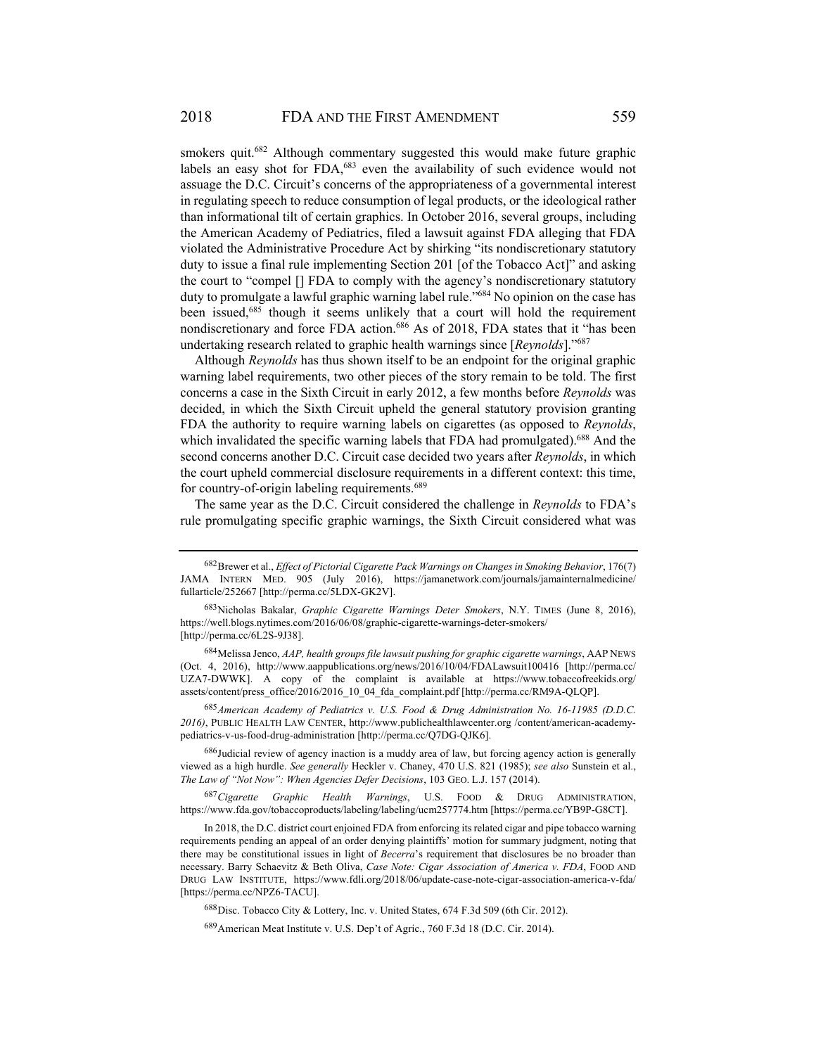smokers quit.[682] Although commentary suggested this would make future graphic labels an easy shot for FDA,[683] even the availability of such evidence would not assuage the D.C. Circuit's concerns of the appropriateness of a governmental interest in regulating speech to reduce consumption of legal products, or the ideological rather than informational tilt of certain graphics. In October 2016, several groups, including the American Academy of Pediatrics, filed a lawsuit against FDA alleging that FDA violated the Administrative Procedure Act by shirking "its nondiscretionary statutory duty to issue a final rule implementing Section 201 [of the Tobacco Act]" and asking the court to "compel [] FDA to comply with the agency's nondiscretionary statutory duty to promulgate a lawful graphic warning label rule."[684] No opinion on the case has been issued,[685] though it seems unlikely that a court will hold the requirement nondiscretionary and force FDA action.[686] As of 2018, FDA states that it "has been undertaking research related to graphic health warnings since [*Reynolds*]."[687]

Although *Reynolds* has thus shown itself to be an endpoint for the original graphic warning label requirements, two other pieces of the story remain to be told. The first concerns a case in the Sixth Circuit in early 2012, a few months before *Reynolds* was decided, in which the Sixth Circuit upheld the general statutory provision granting FDA the authority to require warning labels on cigarettes (as opposed to *Reynolds*, which invalidated the specific warning labels that FDA had promulgated).[688] And the second concerns another D.C. Circuit case decided two years after *Reynolds*, in which the court upheld commercial disclosure requirements in a different context: this time, for country-of-origin labeling requirements.[689]

The same year as the D.C. Circuit considered the challenge in *Reynolds* to FDA's rule promulgating specific graphic warnings, the Sixth Circuit considered what was

---

682 Brewer et al., *Effect of Pictorial Cigarette Pack Warnings on Changes in Smoking Behavior*, 176(7) JAMA INTERN MED. 905 (July 2016), https://jamanetwork.com/journals/jamainternalmedicine/fullarticle/252667 [http://perma.cc/5LDX-GK2V].

683 Nicholas Bakalar, *Graphic Cigarette Warnings Deter Smokers*, N.Y. TIMES (June 8, 2016), https://well.blogs.nytimes.com/2016/06/08/graphic-cigarette-warnings-deter-smokers/ [http://perma.cc/6L2S-9J38].

684 Melissa Jenco, *AAP, health groups file lawsuit pushing for graphic cigarette warnings*, AAP NEWS (Oct. 4, 2016), http://www.aappublications.org/news/2016/10/04/FDALawsuit100416 [http://perma.cc/UZA7-DWWK]. A copy of the complaint is available at https://www.tobaccofreekids.org/assets/content/press_office/2016/2016_10_04_fda_complaint.pdf [http://perma.cc/RM9A-QLQP].

685 *American Academy of Pediatrics v. U.S. Food & Drug Administration No. 16-11985 (D.D.C. 2016)*, PUBLIC HEALTH LAW CENTER, http://www.publichealthlawcenter.org /content/american-academy-pediatrics-v-us-food-drug-administration [http://perma.cc/Q7DG-QJK6].

686 Judicial review of agency inaction is a muddy area of law, but forcing agency action is generally viewed as a high hurdle. *See generally* Heckler v. Chaney, 470 U.S. 821 (1985); *see also* Sunstein et al., *The Law of "Not Now": When Agencies Defer Decisions*, 103 GEO. L.J. 157 (2014).

687 *Cigarette Graphic Health Warnings*, U.S. FOOD & DRUG ADMINISTRATION, https://www.fda.gov/tobaccoproducts/labeling/labeling/ucm257774.htm [https://perma.cc/YB9P-G8CT].

In 2018, the D.C. district court enjoined FDA from enforcing its related cigar and pipe tobacco warning requirements pending an appeal of an order denying plaintiffs' motion for summary judgment, noting that there may be constitutional issues in light of *Becerra*'s requirement that disclosures be no broader than necessary. Barry Schaevitz & Beth Oliva, *Case Note: Cigar Association of America v. FDA*, FOOD AND DRUG LAW INSTITUTE, https://www.fdli.org/2018/06/update-case-note-cigar-association-america-v-fda/ [https://perma.cc/NPZ6-TACU].

688 Disc. Tobacco City & Lottery, Inc. v. United States, 674 F.3d 509 (6th Cir. 2012).

689 American Meat Institute v. U.S. Dep't of Agric., 760 F.3d 18 (D.C. Cir. 2014).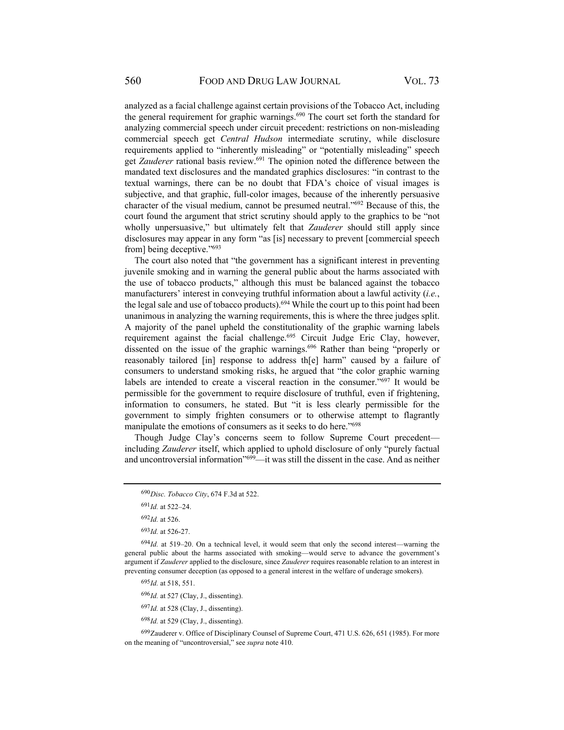analyzed as a facial challenge against certain provisions of the Tobacco Act, including the general requirement for graphic warnings.[690] The court set forth the standard for analyzing commercial speech under circuit precedent: restrictions on non-misleading commercial speech get *Central Hudson* intermediate scrutiny, while disclosure requirements applied to "inherently misleading" or "potentially misleading" speech get *Zauderer* rational basis review.[691] The opinion noted the difference between the mandated text disclosures and the mandated graphics disclosures: "in contrast to the textual warnings, there can be no doubt that FDA's choice of visual images is subjective, and that graphic, full-color images, because of the inherently persuasive character of the visual medium, cannot be presumed neutral."[692] Because of this, the court found the argument that strict scrutiny should apply to the graphics to be "not wholly unpersuasive," but ultimately felt that *Zauderer* should still apply since disclosures may appear in any form "as [is] necessary to prevent [commercial speech from] being deceptive."[693]

The court also noted that "the government has a significant interest in preventing juvenile smoking and in warning the general public about the harms associated with the use of tobacco products," although this must be balanced against the tobacco manufacturers' interest in conveying truthful information about a lawful activity (*i.e.*, the legal sale and use of tobacco products).[694] While the court up to this point had been unanimous in analyzing the warning requirements, this is where the three judges split. A majority of the panel upheld the constitutionality of the graphic warning labels requirement against the facial challenge.[695] Circuit Judge Eric Clay, however, dissented on the issue of the graphic warnings.[696] Rather than being "properly or reasonably tailored [in] response to address th[e] harm" caused by a failure of consumers to understand smoking risks, he argued that "the color graphic warning labels are intended to create a visceral reaction in the consumer."[697] It would be permissible for the government to require disclosure of truthful, even if frightening, information to consumers, he stated. But "it is less clearly permissible for the government to simply frighten consumers or to otherwise attempt to flagrantly manipulate the emotions of consumers as it seeks to do here."[698]

Though Judge Clay's concerns seem to follow Supreme Court precedent—including *Zauderer* itself, which applied to uphold disclosure of only "purely factual and uncontroversial information"[699]—it was still the dissent in the case. And as neither

---

[690] *Disc. Tobacco City*, 674 F.3d at 522.

[691] *Id.* at 522–24.

[692] *Id.* at 526.

[693] *Id.* at 526-27.

[694] *Id.* at 519–20. On a technical level, it would seem that only the second interest—warning the general public about the harms associated with smoking—would serve to advance the government's argument if *Zauderer* applied to the disclosure, since *Zauderer* requires reasonable relation to an interest in preventing consumer deception (as opposed to a general interest in the welfare of underage smokers).

[695] *Id.* at 518, 551.

[696] *Id.* at 527 (Clay, J., dissenting).

[697] *Id.* at 528 (Clay, J., dissenting).

[698] *Id.* at 529 (Clay, J., dissenting).

[699] Zauderer v. Office of Disciplinary Counsel of Supreme Court, 471 U.S. 626, 651 (1985). For more on the meaning of "uncontroversial," see *supra* note 410.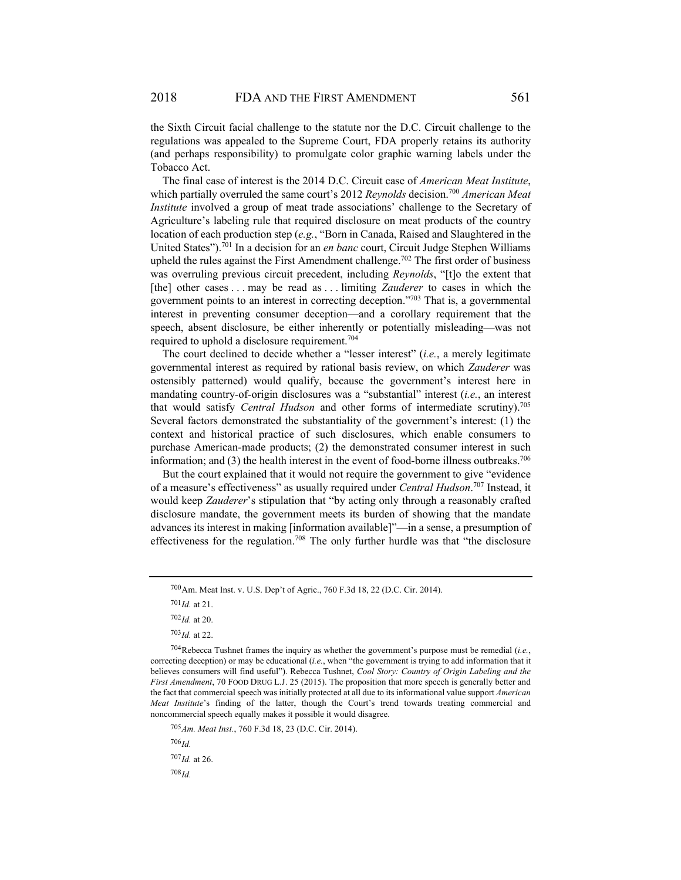the Sixth Circuit facial challenge to the statute nor the D.C. Circuit challenge to the regulations was appealed to the Supreme Court, FDA properly retains its authority (and perhaps responsibility) to promulgate color graphic warning labels under the Tobacco Act.

The final case of interest is the 2014 D.C. Circuit case of *American Meat Institute*, which partially overruled the same court's 2012 *Reynolds* decision.[700] *American Meat Institute* involved a group of meat trade associations' challenge to the Secretary of Agriculture's labeling rule that required disclosure on meat products of the country location of each production step (*e.g.*, "Born in Canada, Raised and Slaughtered in the United States").[701] In a decision for an *en banc* court, Circuit Judge Stephen Williams upheld the rules against the First Amendment challenge.[702] The first order of business was overruling previous circuit precedent, including *Reynolds*, "[t]o the extent that [the] other cases . . . may be read as . . . limiting *Zauderer* to cases in which the government points to an interest in correcting deception."[703] That is, a governmental interest in preventing consumer deception—and a corollary requirement that the speech, absent disclosure, be either inherently or potentially misleading—was not required to uphold a disclosure requirement.[704]

The court declined to decide whether a "lesser interest" (*i.e.*, a merely legitimate governmental interest as required by rational basis review, on which *Zauderer* was ostensibly patterned) would qualify, because the government's interest here in mandating country-of-origin disclosures was a "substantial" interest (*i.e.*, an interest that would satisfy *Central Hudson* and other forms of intermediate scrutiny).[705] Several factors demonstrated the substantiality of the government's interest: (1) the context and historical practice of such disclosures, which enable consumers to purchase American-made products; (2) the demonstrated consumer interest in such information; and (3) the health interest in the event of food-borne illness outbreaks.[706]

But the court explained that it would not require the government to give "evidence of a measure's effectiveness" as usually required under *Central Hudson*.[707] Instead, it would keep *Zauderer*'s stipulation that "by acting only through a reasonably crafted disclosure mandate, the government meets its burden of showing that the mandate advances its interest in making [information available]"—in a sense, a presumption of effectiveness for the regulation.[708] The only further hurdle was that "the disclosure

---

[700] Am. Meat Inst. v. U.S. Dep't of Agric., 760 F.3d 18, 22 (D.C. Cir. 2014).

[701] *Id.* at 21.

[702] *Id.* at 20.

[703] *Id.* at 22.

[704] Rebecca Tushnet frames the inquiry as whether the government's purpose must be remedial (*i.e.*, correcting deception) or may be educational (*i.e.*, when "the government is trying to add information that it believes consumers will find useful"). Rebecca Tushnet, *Cool Story: Country of Origin Labeling and the First Amendment*, 70 FOOD DRUG L.J. 25 (2015). The proposition that more speech is generally better and the fact that commercial speech was initially protected at all due to its informational value support *American Meat Institute*'s finding of the latter, though the Court's trend towards treating commercial and noncommercial speech equally makes it possible it would disagree.

[705] *Am. Meat Inst.*, 760 F.3d 18, 23 (D.C. Cir. 2014).

[706] *Id.*

[707] *Id.* at 26.

[708] *Id.*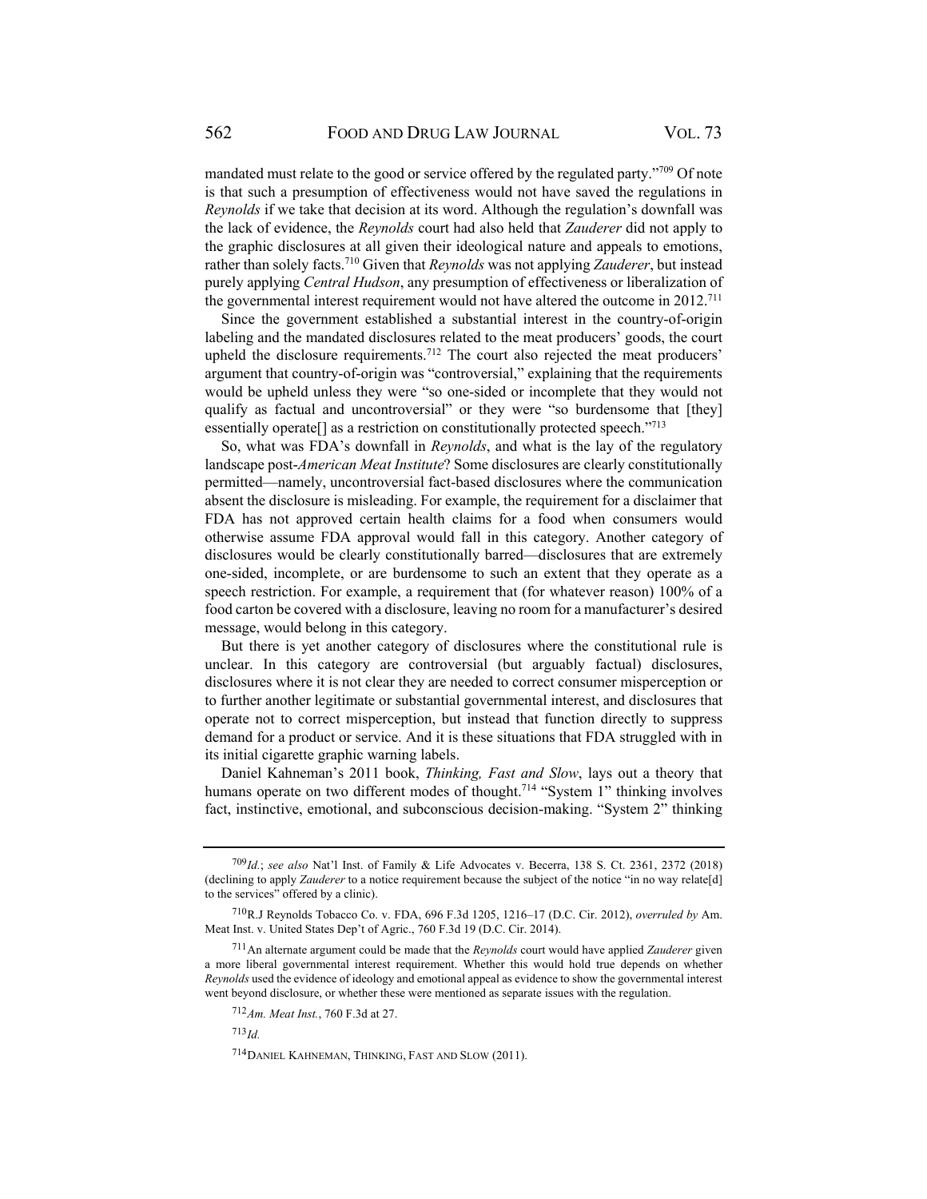mandated must relate to the good or service offered by the regulated party."[709] Of note is that such a presumption of effectiveness would not have saved the regulations in *Reynolds* if we take that decision at its word. Although the regulation's downfall was the lack of evidence, the *Reynolds* court had also held that *Zauderer* did not apply to the graphic disclosures at all given their ideological nature and appeals to emotions, rather than solely facts.[710] Given that *Reynolds* was not applying *Zauderer*, but instead purely applying *Central Hudson*, any presumption of effectiveness or liberalization of the governmental interest requirement would not have altered the outcome in 2012.[711]

Since the government established a substantial interest in the country-of-origin labeling and the mandated disclosures related to the meat producers' goods, the court upheld the disclosure requirements.[712] The court also rejected the meat producers' argument that country-of-origin was "controversial," explaining that the requirements would be upheld unless they were "so one-sided or incomplete that they would not qualify as factual and uncontroversial" or they were "so burdensome that [they] essentially operate[] as a restriction on constitutionally protected speech."[713]

So, what was FDA's downfall in *Reynolds*, and what is the lay of the regulatory landscape post-*American Meat Institute*? Some disclosures are clearly constitutionally permitted—namely, uncontroversial fact-based disclosures where the communication absent the disclosure is misleading. For example, the requirement for a disclaimer that FDA has not approved certain health claims for a food when consumers would otherwise assume FDA approval would fall in this category. Another category of disclosures would be clearly constitutionally barred—disclosures that are extremely one-sided, incomplete, or are burdensome to such an extent that they operate as a speech restriction. For example, a requirement that (for whatever reason) 100% of a food carton be covered with a disclosure, leaving no room for a manufacturer's desired message, would belong in this category.

But there is yet another category of disclosures where the constitutional rule is unclear. In this category are controversial (but arguably factual) disclosures, disclosures where it is not clear they are needed to correct consumer misperception or to further another legitimate or substantial governmental interest, and disclosures that operate not to correct misperception, but instead that function directly to suppress demand for a product or service. And it is these situations that FDA struggled with in its initial cigarette graphic warning labels.

Daniel Kahneman's 2011 book, *Thinking, Fast and Slow*, lays out a theory that humans operate on two different modes of thought.[714] "System 1" thinking involves fact, instinctive, emotional, and subconscious decision-making. "System 2" thinking

---

[709] *Id.*; *see also* Nat'l Inst. of Family & Life Advocates v. Becerra, 138 S. Ct. 2361, 2372 (2018) (declining to apply *Zauderer* to a notice requirement because the subject of the notice "in no way relate[d] to the services" offered by a clinic).

[710] R.J Reynolds Tobacco Co. v. FDA, 696 F.3d 1205, 1216–17 (D.C. Cir. 2012), *overruled by* Am. Meat Inst. v. United States Dep't of Agric., 760 F.3d 19 (D.C. Cir. 2014).

[711] An alternate argument could be made that the *Reynolds* court would have applied *Zauderer* given a more liberal governmental interest requirement. Whether this would hold true depends on whether *Reynolds* used the evidence of ideology and emotional appeal as evidence to show the governmental interest went beyond disclosure, or whether these were mentioned as separate issues with the regulation.

[712] *Am. Meat Inst.*, 760 F.3d at 27.

[713] *Id.*

[714] DANIEL KAHNEMAN, THINKING, FAST AND SLOW (2011).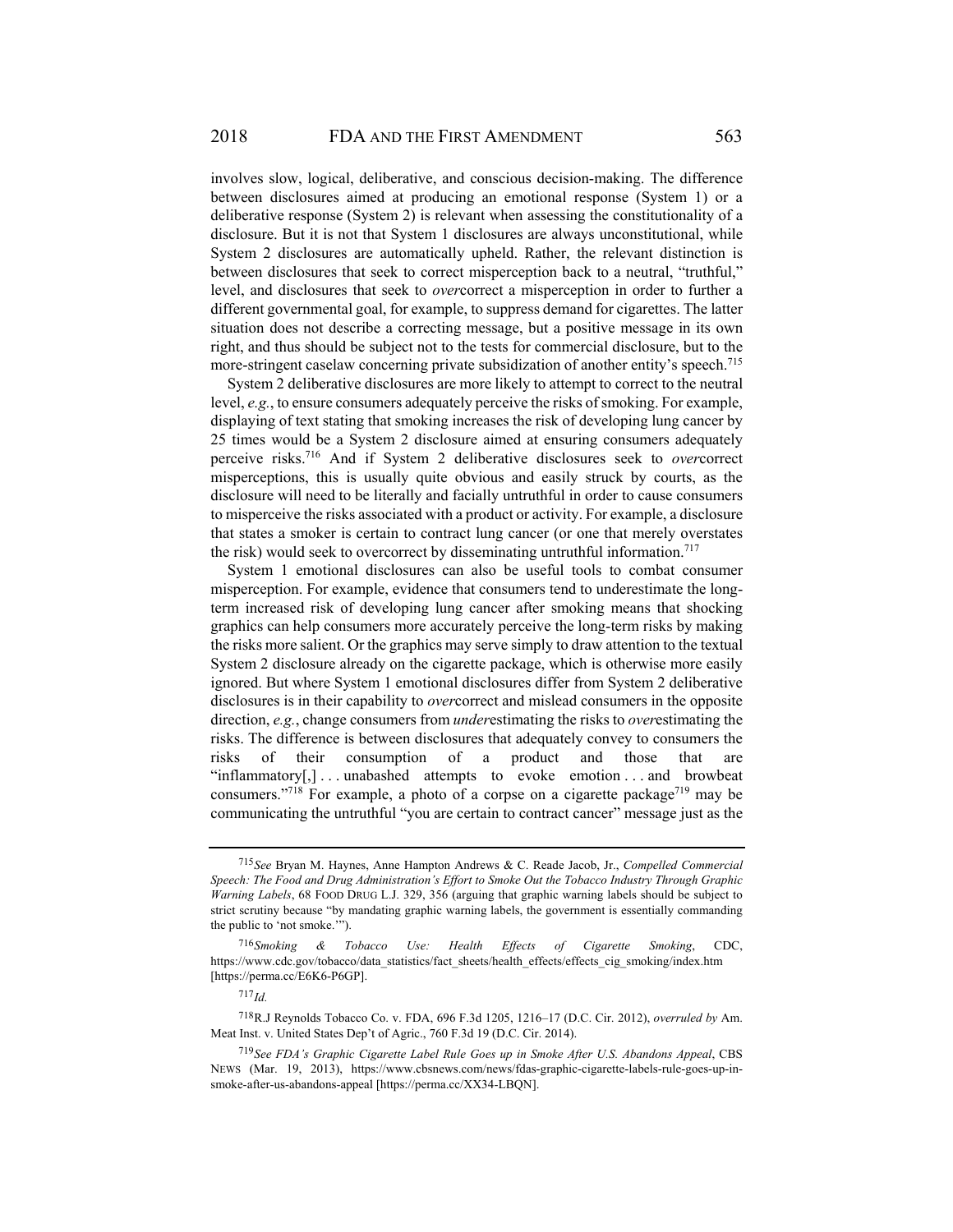involves slow, logical, deliberative, and conscious decision-making. The difference between disclosures aimed at producing an emotional response (System 1) or a deliberative response (System 2) is relevant when assessing the constitutionality of a disclosure. But it is not that System 1 disclosures are always unconstitutional, while System 2 disclosures are automatically upheld. Rather, the relevant distinction is between disclosures that seek to correct misperception back to a neutral, "truthful," level, and disclosures that seek to *over*correct a misperception in order to further a different governmental goal, for example, to suppress demand for cigarettes. The latter situation does not describe a correcting message, but a positive message in its own right, and thus should be subject not to the tests for commercial disclosure, but to the more-stringent caselaw concerning private subsidization of another entity's speech.[715]

System 2 deliberative disclosures are more likely to attempt to correct to the neutral level, *e.g.*, to ensure consumers adequately perceive the risks of smoking. For example, displaying of text stating that smoking increases the risk of developing lung cancer by 25 times would be a System 2 disclosure aimed at ensuring consumers adequately perceive risks.[716] And if System 2 deliberative disclosures seek to *over*correct misperceptions, this is usually quite obvious and easily struck by courts, as the disclosure will need to be literally and facially untruthful in order to cause consumers to misperceive the risks associated with a product or activity. For example, a disclosure that states a smoker is certain to contract lung cancer (or one that merely overstates the risk) would seek to overcorrect by disseminating untruthful information.[717]

System 1 emotional disclosures can also be useful tools to combat consumer misperception. For example, evidence that consumers tend to underestimate the long-term increased risk of developing lung cancer after smoking means that shocking graphics can help consumers more accurately perceive the long-term risks by making the risks more salient. Or the graphics may serve simply to draw attention to the textual System 2 disclosure already on the cigarette package, which is otherwise more easily ignored. But where System 1 emotional disclosures differ from System 2 deliberative disclosures is in their capability to *over*correct and mislead consumers in the opposite direction, *e.g.*, change consumers from *under*estimating the risks to *over*estimating the risks. The difference is between disclosures that adequately convey to consumers the risks of their consumption of a product and those that are "inflammatory[,] . . . unabashed attempts to evoke emotion . . . and browbeat consumers."[718] For example, a photo of a corpse on a cigarette package[719] may be communicating the untruthful "you are certain to contract cancer" message just as the

---

[715] *See* Bryan M. Haynes, Anne Hampton Andrews & C. Reade Jacob, Jr., *Compelled Commercial Speech: The Food and Drug Administration's Effort to Smoke Out the Tobacco Industry Through Graphic Warning Labels*, 68 FOOD DRUG L.J. 329, 356 (arguing that graphic warning labels should be subject to strict scrutiny because "by mandating graphic warning labels, the government is essentially commanding the public to 'not smoke.'").

[716] *Smoking & Tobacco Use: Health Effects of Cigarette Smoking*, CDC, https://www.cdc.gov/tobacco/data_statistics/fact_sheets/health_effects/effects_cig_smoking/index.htm [https://perma.cc/E6K6-P6GP].

[717] *Id.*

[718] R.J Reynolds Tobacco Co. v. FDA, 696 F.3d 1205, 1216–17 (D.C. Cir. 2012), *overruled by* Am. Meat Inst. v. United States Dep't of Agric., 760 F.3d 19 (D.C. Cir. 2014).

[719] *See FDA's Graphic Cigarette Label Rule Goes up in Smoke After U.S. Abandons Appeal*, CBS NEWS (Mar. 19, 2013), https://www.cbsnews.com/news/fdas-graphic-cigarette-labels-rule-goes-up-in-smoke-after-us-abandons-appeal [https://perma.cc/XX34-LBQN].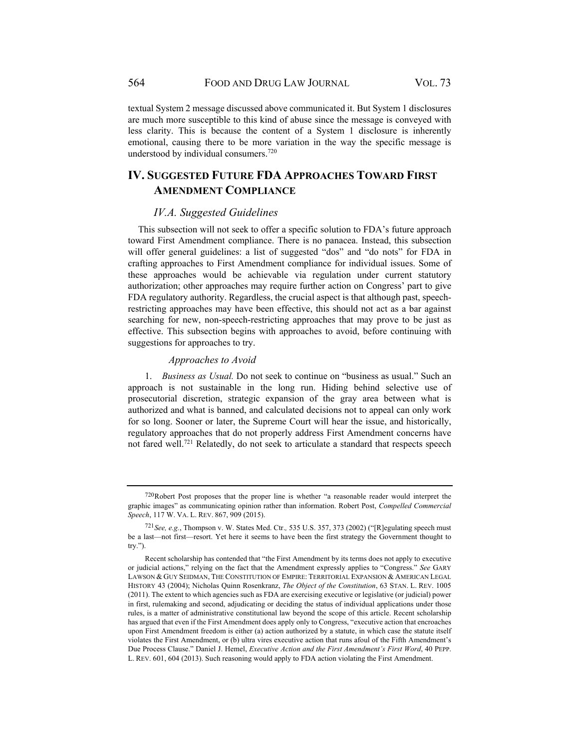textual System 2 message discussed above communicated it. But System 1 disclosures are much more susceptible to this kind of abuse since the message is conveyed with less clarity. This is because the content of a System 1 disclosure is inherently emotional, causing there to be more variation in the way the specific message is understood by individual consumers.[720]

## IV. SUGGESTED FUTURE FDA APPROACHES TOWARD FIRST AMENDMENT COMPLIANCE

### *IV.A. Suggested Guidelines*

This subsection will not seek to offer a specific solution to FDA's future approach toward First Amendment compliance. There is no panacea. Instead, this subsection will offer general guidelines: a list of suggested "dos" and "do nots" for FDA in crafting approaches to First Amendment compliance for individual issues. Some of these approaches would be achievable via regulation under current statutory authorization; other approaches may require further action on Congress' part to give FDA regulatory authority. Regardless, the crucial aspect is that although past, speech-restricting approaches may have been effective, this should not act as a bar against searching for new, non-speech-restricting approaches that may prove to be just as effective. This subsection begins with approaches to avoid, before continuing with suggestions for approaches to try.

#### *Approaches to Avoid*

1. *Business as Usual.* Do not seek to continue on "business as usual." Such an approach is not sustainable in the long run. Hiding behind selective use of prosecutorial discretion, strategic expansion of the gray area between what is authorized and what is banned, and calculated decisions not to appeal can only work for so long. Sooner or later, the Supreme Court will hear the issue, and historically, regulatory approaches that do not properly address First Amendment concerns have not fared well.[721] Relatedly, do not seek to articulate a standard that respects speech

---

[720] Robert Post proposes that the proper line is whether "a reasonable reader would interpret the graphic images" as communicating opinion rather than information. Robert Post, *Compelled Commercial Speech*, 117 W. VA. L. REV. 867, 909 (2015).

[721] *See, e.g.*, Thompson v. W. States Med. Ctr., 535 U.S. 357, 373 (2002) ("[R]egulating speech must be a last—not first—resort. Yet here it seems to have been the first strategy the Government thought to try.").

Recent scholarship has contended that "the First Amendment by its terms does not apply to executive or judicial actions," relying on the fact that the Amendment expressly applies to "Congress." *See* GARY LAWSON & GUY SEIDMAN, THE CONSTITUTION OF EMPIRE: TERRITORIAL EXPANSION & AMERICAN LEGAL HISTORY 43 (2004); Nicholas Quinn Rosenkranz, *The Object of the Constitution*, 63 STAN. L. REV. 1005 (2011). The extent to which agencies such as FDA are exercising executive or legislative (or judicial) power in first, rulemaking and second, adjudicating or deciding the status of individual applications under those rules, is a matter of administrative constitutional law beyond the scope of this article. Recent scholarship has argued that even if the First Amendment does apply only to Congress, "executive action that encroaches upon First Amendment freedom is either (a) action authorized by a statute, in which case the statute itself violates the First Amendment, or (b) ultra vires executive action that runs afoul of the Fifth Amendment's Due Process Clause." Daniel J. Hemel, *Executive Action and the First Amendment's First Word*, 40 PEPP. L. REV. 601, 604 (2013). Such reasoning would apply to FDA action violating the First Amendment.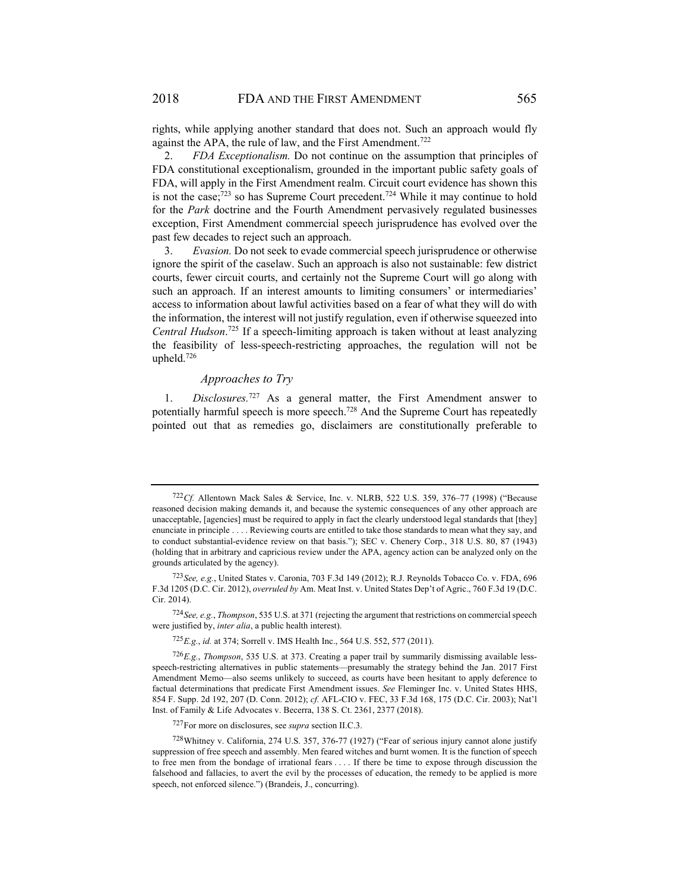rights, while applying another standard that does not. Such an approach would fly against the APA, the rule of law, and the First Amendment.[722]

2. *FDA Exceptionalism.* Do not continue on the assumption that principles of FDA constitutional exceptionalism, grounded in the important public safety goals of FDA, will apply in the First Amendment realm. Circuit court evidence has shown this is not the case;[723] so has Supreme Court precedent.[724] While it may continue to hold for the *Park* doctrine and the Fourth Amendment pervasively regulated businesses exception, First Amendment commercial speech jurisprudence has evolved over the past few decades to reject such an approach.

3. *Evasion.* Do not seek to evade commercial speech jurisprudence or otherwise ignore the spirit of the caselaw. Such an approach is also not sustainable: few district courts, fewer circuit courts, and certainly not the Supreme Court will go along with such an approach. If an interest amounts to limiting consumers' or intermediaries' access to information about lawful activities based on a fear of what they will do with the information, the interest will not justify regulation, even if otherwise squeezed into *Central Hudson*.[725] If a speech-limiting approach is taken without at least analyzing the feasibility of less-speech-restricting approaches, the regulation will not be upheld.[726]

*Approaches to Try*

1. *Disclosures.*[727] As a general matter, the First Amendment answer to potentially harmful speech is more speech.[728] And the Supreme Court has repeatedly pointed out that as remedies go, disclaimers are constitutionally preferable to

---

[722] *Cf.* Allentown Mack Sales & Service, Inc. v. NLRB, 522 U.S. 359, 376–77 (1998) ("Because reasoned decision making demands it, and because the systemic consequences of any other approach are unacceptable, [agencies] must be required to apply in fact the clearly understood legal standards that [they] enunciate in principle . . . . Reviewing courts are entitled to take those standards to mean what they say, and to conduct substantial-evidence review on that basis."); SEC v. Chenery Corp., 318 U.S. 80, 87 (1943) (holding that in arbitrary and capricious review under the APA, agency action can be analyzed only on the grounds articulated by the agency).

[723] *See, e.g.*, United States v. Caronia, 703 F.3d 149 (2012); R.J. Reynolds Tobacco Co. v. FDA, 696 F.3d 1205 (D.C. Cir. 2012), *overruled by* Am. Meat Inst. v. United States Dep't of Agric., 760 F.3d 19 (D.C. Cir. 2014).

[724] *See, e.g.*, *Thompson*, 535 U.S. at 371 (rejecting the argument that restrictions on commercial speech were justified by, *inter alia*, a public health interest).

[725] *E.g.*, *id.* at 374; Sorrell v. IMS Health Inc., 564 U.S. 552, 577 (2011).

[726] *E.g.*, *Thompson*, 535 U.S. at 373. Creating a paper trail by summarily dismissing available less-speech-restricting alternatives in public statements—presumably the strategy behind the Jan. 2017 First Amendment Memo—also seems unlikely to succeed, as courts have been hesitant to apply deference to factual determinations that predicate First Amendment issues. *See* Fleminger Inc. v. United States HHS, 854 F. Supp. 2d 192, 207 (D. Conn. 2012); *cf.* AFL-CIO v. FEC, 33 F.3d 168, 175 (D.C. Cir. 2003); Nat'l Inst. of Family & Life Advocates v. Becerra, 138 S. Ct. 2361, 2377 (2018).

[727] For more on disclosures, see *supra* section II.C.3.

[728] Whitney v. California, 274 U.S. 357, 376-77 (1927) ("Fear of serious injury cannot alone justify suppression of free speech and assembly. Men feared witches and burnt women. It is the function of speech to free men from the bondage of irrational fears . . . . If there be time to expose through discussion the falsehood and fallacies, to avert the evil by the processes of education, the remedy to be applied is more speech, not enforced silence.") (Brandeis, J., concurring).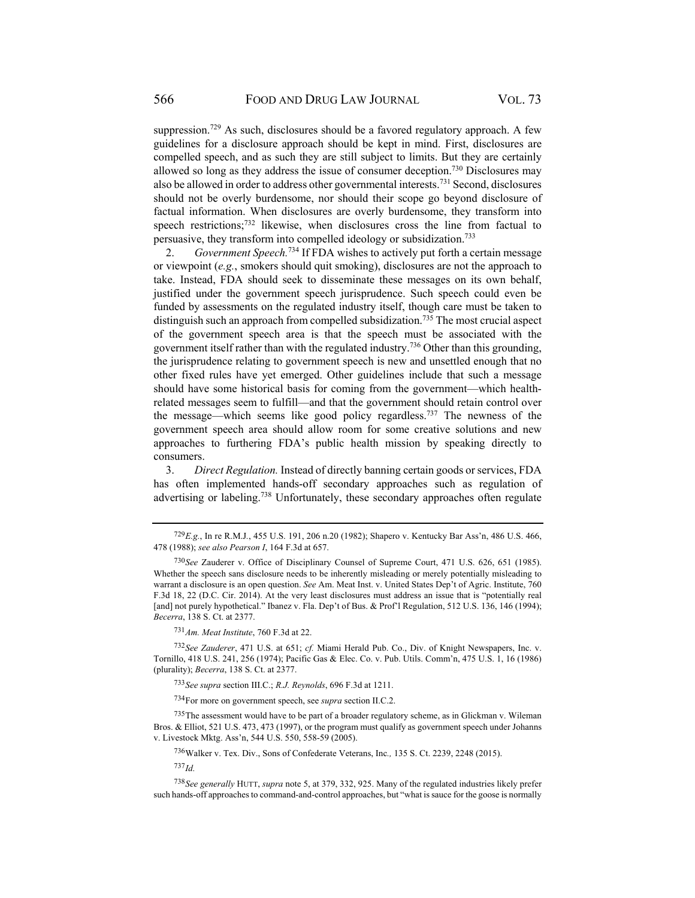suppression.[729] As such, disclosures should be a favored regulatory approach. A few guidelines for a disclosure approach should be kept in mind. First, disclosures are compelled speech, and as such they are still subject to limits. But they are certainly allowed so long as they address the issue of consumer deception.[730] Disclosures may also be allowed in order to address other governmental interests.[731] Second, disclosures should not be overly burdensome, nor should their scope go beyond disclosure of factual information. When disclosures are overly burdensome, they transform into speech restrictions;[732] likewise, when disclosures cross the line from factual to persuasive, they transform into compelled ideology or subsidization.[733]

2. *Government Speech.*[734] If FDA wishes to actively put forth a certain message or viewpoint (*e.g.*, smokers should quit smoking), disclosures are not the approach to take. Instead, FDA should seek to disseminate these messages on its own behalf, justified under the government speech jurisprudence. Such speech could even be funded by assessments on the regulated industry itself, though care must be taken to distinguish such an approach from compelled subsidization.[735] The most crucial aspect of the government speech area is that the speech must be associated with the government itself rather than with the regulated industry.[736] Other than this grounding, the jurisprudence relating to government speech is new and unsettled enough that no other fixed rules have yet emerged. Other guidelines include that such a message should have some historical basis for coming from the government—which health-related messages seem to fulfill—and that the government should retain control over the message—which seems like good policy regardless.[737] The newness of the government speech area should allow room for some creative solutions and new approaches to furthering FDA's public health mission by speaking directly to consumers.

3. *Direct Regulation.* Instead of directly banning certain goods or services, FDA has often implemented hands-off secondary approaches such as regulation of advertising or labeling.[738] Unfortunately, these secondary approaches often regulate

---

[729] *E.g.*, In re R.M.J., 455 U.S. 191, 206 n.20 (1982); Shapero v. Kentucky Bar Ass'n, 486 U.S. 466, 478 (1988); *see also Pearson I*, 164 F.3d at 657.

[730] *See* Zauderer v. Office of Disciplinary Counsel of Supreme Court, 471 U.S. 626, 651 (1985). Whether the speech sans disclosure needs to be inherently misleading or merely potentially misleading to warrant a disclosure is an open question. *See* Am. Meat Inst. v. United States Dep't of Agric. Institute, 760 F.3d 18, 22 (D.C. Cir. 2014). At the very least disclosures must address an issue that is "potentially real [and] not purely hypothetical." Ibanez v. Fla. Dep't of Bus. & Prof'l Regulation, 512 U.S. 136, 146 (1994); *Becerra*, 138 S. Ct. at 2377.

[731] *Am. Meat Institute*, 760 F.3d at 22.

[732] *See Zauderer*, 471 U.S. at 651; *cf.* Miami Herald Pub. Co., Div. of Knight Newspapers, Inc. v. Tornillo, 418 U.S. 241, 256 (1974); Pacific Gas & Elec. Co. v. Pub. Utils. Comm'n, 475 U.S. 1, 16 (1986) (plurality); *Becerra*, 138 S. Ct. at 2377.

[733] *See supra* section III.C.; *R.J. Reynolds*, 696 F.3d at 1211.

[734] For more on government speech, see *supra* section II.C.2.

[735] The assessment would have to be part of a broader regulatory scheme, as in Glickman v. Wileman Bros. & Elliot, 521 U.S. 473, 473 (1997), or the program must qualify as government speech under Johanns v. Livestock Mktg. Ass'n, 544 U.S. 550, 558-59 (2005).

[736] Walker v. Tex. Div., Sons of Confederate Veterans, Inc*.,* 135 S. Ct. 2239, 2248 (2015).

[737] *Id.*

[738] *See generally* HUTT, *supra* note 5, at 379, 332, 925. Many of the regulated industries likely prefer such hands-off approaches to command-and-control approaches, but "what is sauce for the goose is normally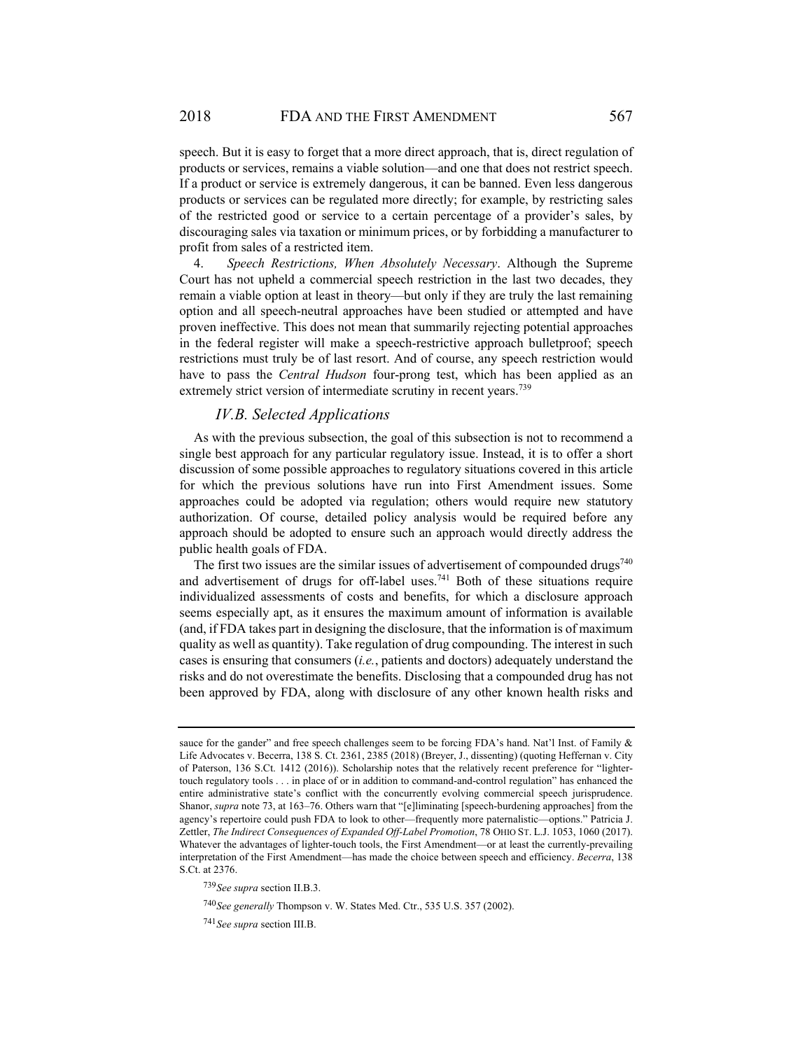speech. But it is easy to forget that a more direct approach, that is, direct regulation of products or services, remains a viable solution—and one that does not restrict speech. If a product or service is extremely dangerous, it can be banned. Even less dangerous products or services can be regulated more directly; for example, by restricting sales of the restricted good or service to a certain percentage of a provider's sales, by discouraging sales via taxation or minimum prices, or by forbidding a manufacturer to profit from sales of a restricted item.

4. *Speech Restrictions, When Absolutely Necessary*. Although the Supreme Court has not upheld a commercial speech restriction in the last two decades, they remain a viable option at least in theory—but only if they are truly the last remaining option and all speech-neutral approaches have been studied or attempted and have proven ineffective. This does not mean that summarily rejecting potential approaches in the federal register will make a speech-restrictive approach bulletproof; speech restrictions must truly be of last resort. And of course, any speech restriction would have to pass the *Central Hudson* four-prong test, which has been applied as an extremely strict version of intermediate scrutiny in recent years.[739]

### *IV.B. Selected Applications*

As with the previous subsection, the goal of this subsection is not to recommend a single best approach for any particular regulatory issue. Instead, it is to offer a short discussion of some possible approaches to regulatory situations covered in this article for which the previous solutions have run into First Amendment issues. Some approaches could be adopted via regulation; others would require new statutory authorization. Of course, detailed policy analysis would be required before any approach should be adopted to ensure such an approach would directly address the public health goals of FDA.

The first two issues are the similar issues of advertisement of compounded drugs[740] and advertisement of drugs for off-label uses.[741] Both of these situations require individualized assessments of costs and benefits, for which a disclosure approach seems especially apt, as it ensures the maximum amount of information is available (and, if FDA takes part in designing the disclosure, that the information is of maximum quality as well as quantity). Take regulation of drug compounding. The interest in such cases is ensuring that consumers (*i.e.*, patients and doctors) adequately understand the risks and do not overestimate the benefits. Disclosing that a compounded drug has not been approved by FDA, along with disclosure of any other known health risks and

---

sauce for the gander" and free speech challenges seem to be forcing FDA's hand. Nat'l Inst. of Family & Life Advocates v. Becerra, 138 S. Ct. 2361, 2385 (2018) (Breyer, J., dissenting) (quoting Heffernan v. City of Paterson, 136 S.Ct. 1412 (2016)). Scholarship notes that the relatively recent preference for "lighter-touch regulatory tools . . . in place of or in addition to command-and-control regulation" has enhanced the entire administrative state's conflict with the concurrently evolving commercial speech jurisprudence. Shanor, *supra* note 73, at 163–76. Others warn that "[e]liminating [speech-burdening approaches] from the agency's repertoire could push FDA to look to other—frequently more paternalistic—options." Patricia J. Zettler, *The Indirect Consequences of Expanded Off-Label Promotion*, 78 OHIO ST. L.J. 1053, 1060 (2017). Whatever the advantages of lighter-touch tools, the First Amendment—or at least the currently-prevailing interpretation of the First Amendment—has made the choice between speech and efficiency. *Becerra*, 138 S.Ct. at 2376.

[739] *See supra* section II.B.3.

[740] *See generally* Thompson v. W. States Med. Ctr., 535 U.S. 357 (2002).

[741] *See supra* section III.B.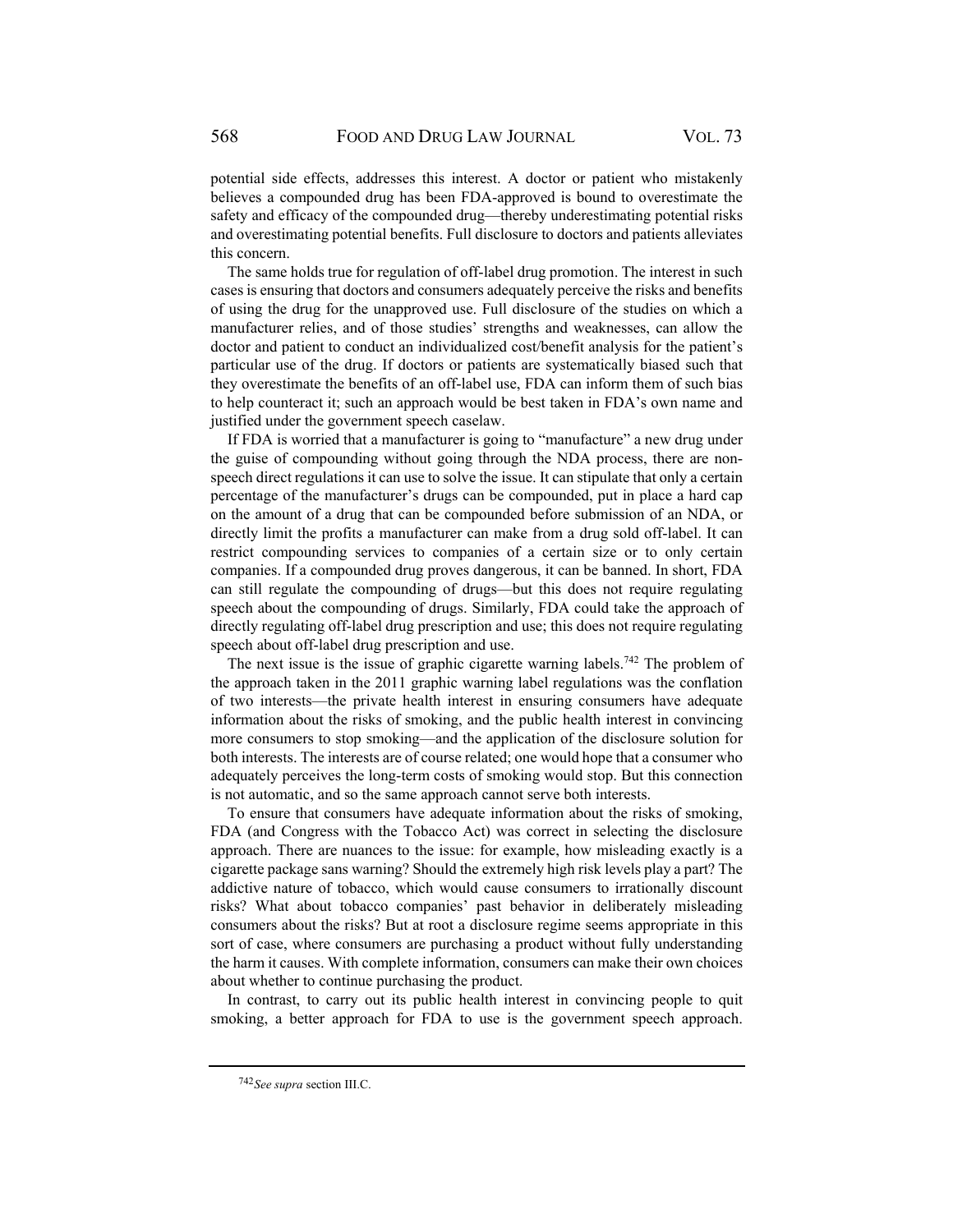potential side effects, addresses this interest. A doctor or patient who mistakenly believes a compounded drug has been FDA-approved is bound to overestimate the safety and efficacy of the compounded drug—thereby underestimating potential risks and overestimating potential benefits. Full disclosure to doctors and patients alleviates this concern.

The same holds true for regulation of off-label drug promotion. The interest in such cases is ensuring that doctors and consumers adequately perceive the risks and benefits of using the drug for the unapproved use. Full disclosure of the studies on which a manufacturer relies, and of those studies' strengths and weaknesses, can allow the doctor and patient to conduct an individualized cost/benefit analysis for the patient's particular use of the drug. If doctors or patients are systematically biased such that they overestimate the benefits of an off-label use, FDA can inform them of such bias to help counteract it; such an approach would be best taken in FDA's own name and justified under the government speech caselaw.

If FDA is worried that a manufacturer is going to "manufacture" a new drug under the guise of compounding without going through the NDA process, there are non-speech direct regulations it can use to solve the issue. It can stipulate that only a certain percentage of the manufacturer's drugs can be compounded, put in place a hard cap on the amount of a drug that can be compounded before submission of an NDA, or directly limit the profits a manufacturer can make from a drug sold off-label. It can restrict compounding services to companies of a certain size or to only certain companies. If a compounded drug proves dangerous, it can be banned. In short, FDA can still regulate the compounding of drugs—but this does not require regulating speech about the compounding of drugs. Similarly, FDA could take the approach of directly regulating off-label drug prescription and use; this does not require regulating speech about off-label drug prescription and use.

The next issue is the issue of graphic cigarette warning labels.[742] The problem of the approach taken in the 2011 graphic warning label regulations was the conflation of two interests—the private health interest in ensuring consumers have adequate information about the risks of smoking, and the public health interest in convincing more consumers to stop smoking—and the application of the disclosure solution for both interests. The interests are of course related; one would hope that a consumer who adequately perceives the long-term costs of smoking would stop. But this connection is not automatic, and so the same approach cannot serve both interests.

To ensure that consumers have adequate information about the risks of smoking, FDA (and Congress with the Tobacco Act) was correct in selecting the disclosure approach. There are nuances to the issue: for example, how misleading exactly is a cigarette package sans warning? Should the extremely high risk levels play a part? The addictive nature of tobacco, which would cause consumers to irrationally discount risks? What about tobacco companies' past behavior in deliberately misleading consumers about the risks? But at root a disclosure regime seems appropriate in this sort of case, where consumers are purchasing a product without fully understanding the harm it causes. With complete information, consumers can make their own choices about whether to continue purchasing the product.

In contrast, to carry out its public health interest in convincing people to quit smoking, a better approach for FDA to use is the government speech approach.

---

742 *See supra* section III.C.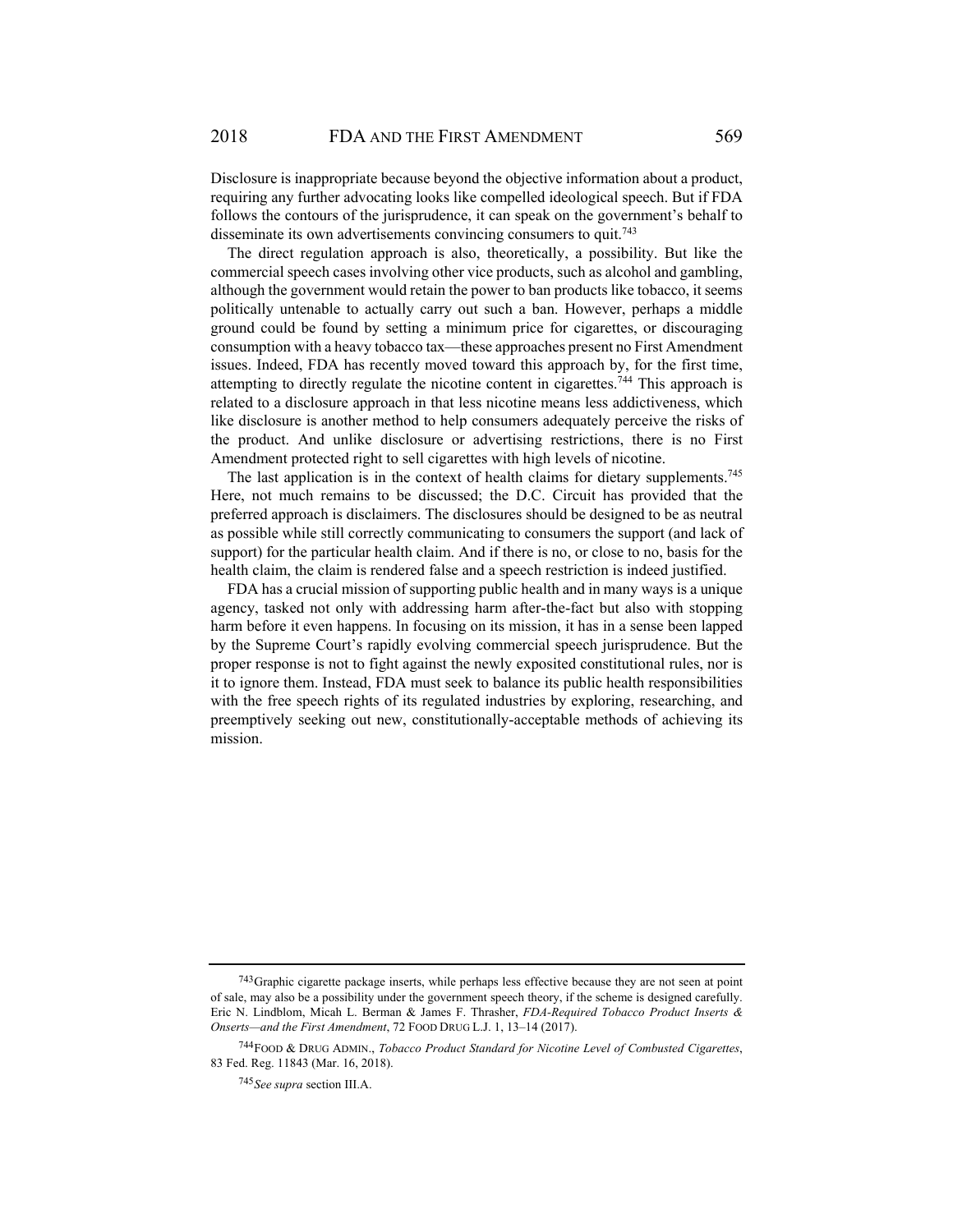Disclosure is inappropriate because beyond the objective information about a product, requiring any further advocating looks like compelled ideological speech. But if FDA follows the contours of the jurisprudence, it can speak on the government's behalf to disseminate its own advertisements convincing consumers to quit.[743]

The direct regulation approach is also, theoretically, a possibility. But like the commercial speech cases involving other vice products, such as alcohol and gambling, although the government would retain the power to ban products like tobacco, it seems politically untenable to actually carry out such a ban. However, perhaps a middle ground could be found by setting a minimum price for cigarettes, or discouraging consumption with a heavy tobacco tax—these approaches present no First Amendment issues. Indeed, FDA has recently moved toward this approach by, for the first time, attempting to directly regulate the nicotine content in cigarettes.[744] This approach is related to a disclosure approach in that less nicotine means less addictiveness, which like disclosure is another method to help consumers adequately perceive the risks of the product. And unlike disclosure or advertising restrictions, there is no First Amendment protected right to sell cigarettes with high levels of nicotine.

The last application is in the context of health claims for dietary supplements.[745] Here, not much remains to be discussed; the D.C. Circuit has provided that the preferred approach is disclaimers. The disclosures should be designed to be as neutral as possible while still correctly communicating to consumers the support (and lack of support) for the particular health claim. And if there is no, or close to no, basis for the health claim, the claim is rendered false and a speech restriction is indeed justified.

FDA has a crucial mission of supporting public health and in many ways is a unique agency, tasked not only with addressing harm after-the-fact but also with stopping harm before it even happens. In focusing on its mission, it has in a sense been lapped by the Supreme Court's rapidly evolving commercial speech jurisprudence. But the proper response is not to fight against the newly exposited constitutional rules, nor is it to ignore them. Instead, FDA must seek to balance its public health responsibilities with the free speech rights of its regulated industries by exploring, researching, and preemptively seeking out new, constitutionally-acceptable methods of achieving its mission.

---

[743] Graphic cigarette package inserts, while perhaps less effective because they are not seen at point of sale, may also be a possibility under the government speech theory, if the scheme is designed carefully. Eric N. Lindblom, Micah L. Berman & James F. Thrasher, *FDA-Required Tobacco Product Inserts & Onserts—and the First Amendment*, 72 FOOD DRUG L.J. 1, 13–14 (2017).

[744] FOOD & DRUG ADMIN., *Tobacco Product Standard for Nicotine Level of Combusted Cigarettes*, 83 Fed. Reg. 11843 (Mar. 16, 2018).

[745] *See supra* section III.A.